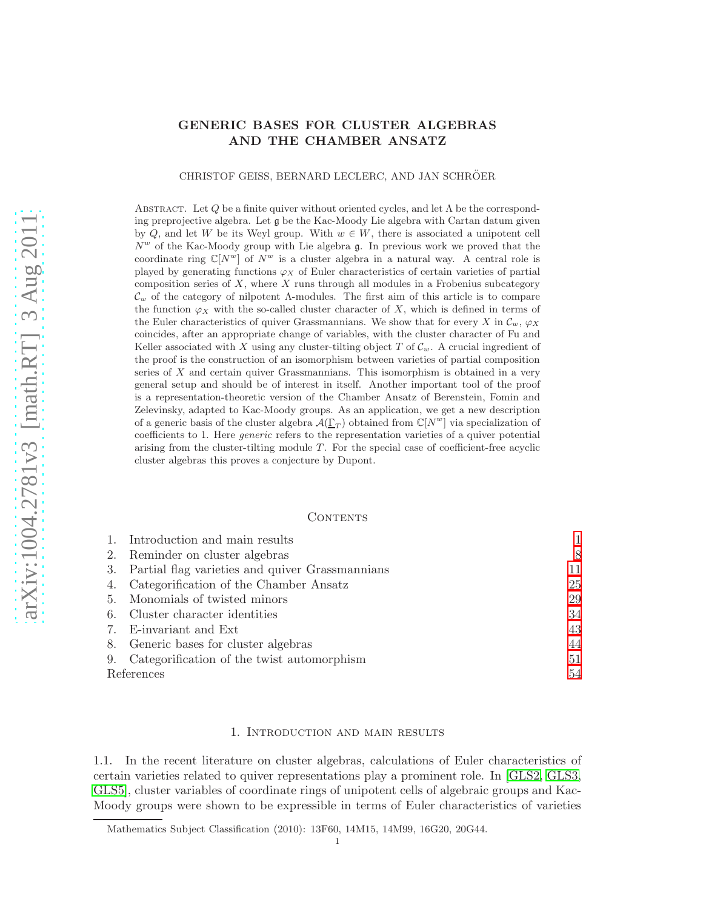# GENERIC BASES FOR CLUSTER ALGEBRAS AND THE CHAMBER ANSATZ

CHRISTOF GEISS, BERNARD LECLERC, AND JAN SCHRÖER

Abstract. Let $Q$ be a finite quiver without oriented cycles, and let $\Lambda$ be the corresponding preprojective algebra. Let $\mathfrak{g}$ be the Kac-Moody Lie algebra with Cartan datum given by $Q$, and let $W$ be its Weyl group. With $w \in W$, there is associated a unipotent cell $N^w$ of the Kac-Moody group with Lie algebra $\mathfrak{g}$. In previous work we proved that the coordinate ring $\mathbb{C}[N^w]$ of $N^w$ is a cluster algebra in a natural way. A central role is played by generating functions $\varphi_X$ of Euler characteristics of certain varieties of partial composition series of $X$, where $X$ runs through all modules in a Frobenius subcategory $\mathcal{C}_w$ of the category of nilpotent $\Lambda$-modules. The first aim of this article is to compare the function $\varphi_X$ with the so-called cluster character of $X$, which is defined in terms of the Euler characteristics of quiver Grassmannians. We show that for every $X$ in $\mathcal{C}_w$, $\varphi_X$ coincides, after an appropriate change of variables, with the cluster character of Fu and Keller associated with $X$ using any cluster-tilting object $T$ of $\mathcal{C}_w$. A crucial ingredient of the proof is the construction of an isomorphism between varieties of partial composition series of $X$ and certain quiver Grassmannians. This isomorphism is obtained in a very general setup and should be of interest in itself. Another important tool of the proof is a representation-theoretic version of the Chamber Ansatz of Berenstein, Fomin and Zelevinsky, adapted to Kac-Moody groups. As an application, we get a new description of a generic basis of the cluster algebra $\mathcal{A}(\underline{\Gamma}_T)$ obtained from $\mathbb{C}[N^w]$ via specialization of coefficients to 1. Here *generic* refers to the representation varieties of a quiver potential arising from the cluster-tilting module $T$. For the special case of coefficient-free acyclic cluster algebras this proves a conjecture by Dupont.

## Contents

1. Introduction and main results 1
2. Reminder on cluster algebras 8
3. Partial flag varieties and quiver Grassmannians 11
4. Categorification of the Chamber Ansatz 25
5. Monomials of twisted minors 29
6. Cluster character identities 34
7. E-invariant and Ext 43
8. Generic bases for cluster algebras 44
9. Categorification of the twist automorphism 51

References 54

## 1. Introduction and main results

1.1. In the recent literature on cluster algebras, calculations of Euler characteristics of certain varieties related to quiver representations play a prominent role. In [GLS2, GLS3, GLS5], cluster variables of coordinate rings of unipotent cells of algebraic groups and Kac-Moody groups were shown to be expressible in terms of Euler characteristics of varieties

Mathematics Subject Classification (2010): 13F60, 14M15, 14M99, 16G20, 20G44.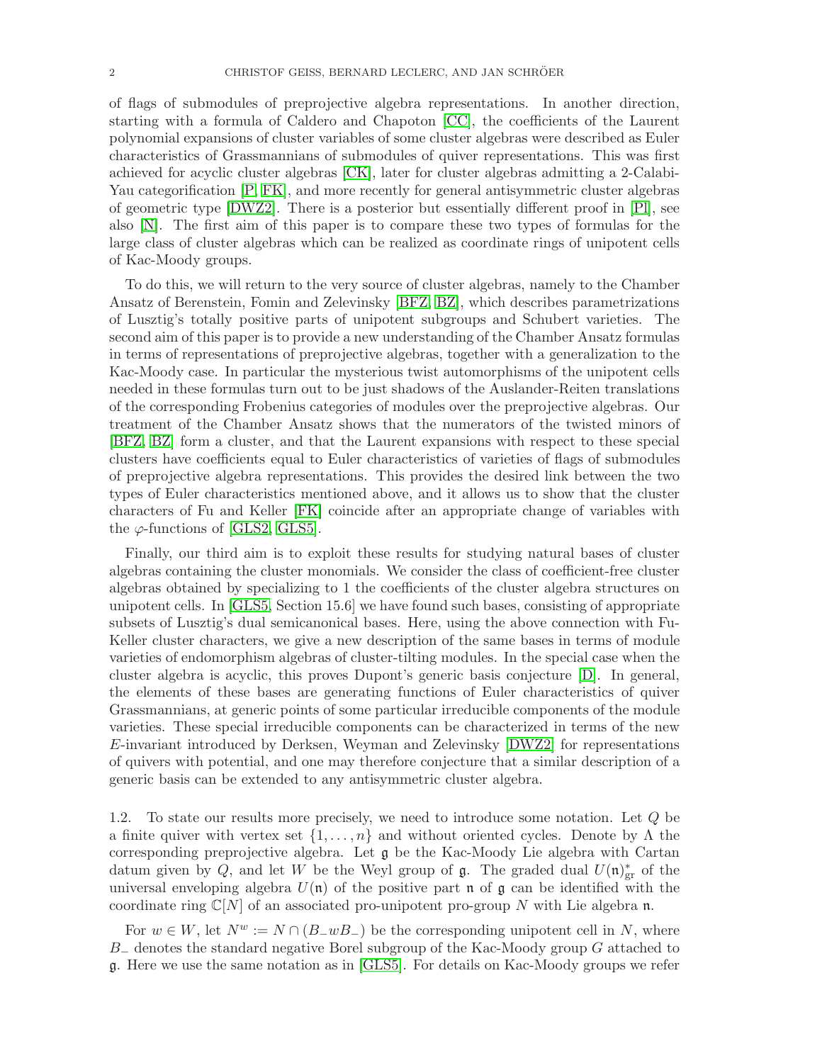of flags of submodules of preprojective algebra representations. In another direction, starting with a formula of Caldero and Chapoton [CC], the coefficients of the Laurent polynomial expansions of cluster variables of some cluster algebras were described as Euler characteristics of Grassmannians of submodules of quiver representations. This was first achieved for acyclic cluster algebras [CK], later for cluster algebras admitting a 2-Calabi-Yau categorification [P, FK], and more recently for general antisymmetric cluster algebras of geometric type [DWZ2]. There is a posterior but essentially different proof in [Pl], see also [N]. The first aim of this paper is to compare these two types of formulas for the large class of cluster algebras which can be realized as coordinate rings of unipotent cells of Kac-Moody groups.

To do this, we will return to the very source of cluster algebras, namely to the Chamber Ansatz of Berenstein, Fomin and Zelevinsky [BFZ, BZ], which describes parametrizations of Lusztig's totally positive parts of unipotent subgroups and Schubert varieties. The second aim of this paper is to provide a new understanding of the Chamber Ansatz formulas in terms of representations of preprojective algebras, together with a generalization to the Kac-Moody case. In particular the mysterious twist automorphisms of the unipotent cells needed in these formulas turn out to be just shadows of the Auslander-Reiten translations of the corresponding Frobenius categories of modules over the preprojective algebras. Our treatment of the Chamber Ansatz shows that the numerators of the twisted minors of [BFZ, BZ] form a cluster, and that the Laurent expansions with respect to these special clusters have coefficients equal to Euler characteristics of varieties of flags of submodules of preprojective algebra representations. This provides the desired link between the two types of Euler characteristics mentioned above, and it allows us to show that the cluster characters of Fu and Keller [FK] coincide after an appropriate change of variables with the $\varphi$-functions of [GLS2, GLS5].

Finally, our third aim is to exploit these results for studying natural bases of cluster algebras containing the cluster monomials. We consider the class of coefficient-free cluster algebras obtained by specializing to 1 the coefficients of the cluster algebra structures on unipotent cells. In [GLS5, Section 15.6] we have found such bases, consisting of appropriate subsets of Lusztig's dual semicanonical bases. Here, using the above connection with Fu-Keller cluster characters, we give a new description of the same bases in terms of module varieties of endomorphism algebras of cluster-tilting modules. In the special case when the cluster algebra is acyclic, this proves Dupont's generic basis conjecture [D]. In general, the elements of these bases are generating functions of Euler characteristics of quiver Grassmannians, at generic points of some particular irreducible components of the module varieties. These special irreducible components can be characterized in terms of the new $E$-invariant introduced by Derksen, Weyman and Zelevinsky [DWZ2] for representations of quivers with potential, and one may therefore conjecture that a similar description of a generic basis can be extended to any antisymmetric cluster algebra.

1.2. To state our results more precisely, we need to introduce some notation. Let $Q$ be a finite quiver with vertex set $\{1, \ldots, n\}$ and without oriented cycles. Denote by $\Lambda$ the corresponding preprojective algebra. Let $\mathfrak{g}$ be the Kac-Moody Lie algebra with Cartan datum given by $Q$, and let $W$ be the Weyl group of $\mathfrak{g}$. The graded dual $U(\mathfrak{n})^*_{\rm gr}$ of the universal enveloping algebra $U(\mathfrak{n})$ of the positive part $\mathfrak{n}$ of $\mathfrak{g}$ can be identified with the coordinate ring $\mathbb{C}[N]$ of an associated pro-unipotent pro-group $N$ with Lie algebra $\mathfrak{n}$.

For $w \in W$, let $N^w := N \cap (B_- w B_-)$ be the corresponding unipotent cell in $N$, where $B_-$ denotes the standard negative Borel subgroup of the Kac-Moody group $G$ attached to $\mathfrak{g}$. Here we use the same notation as in [GLS5]. For details on Kac-Moody groups we refer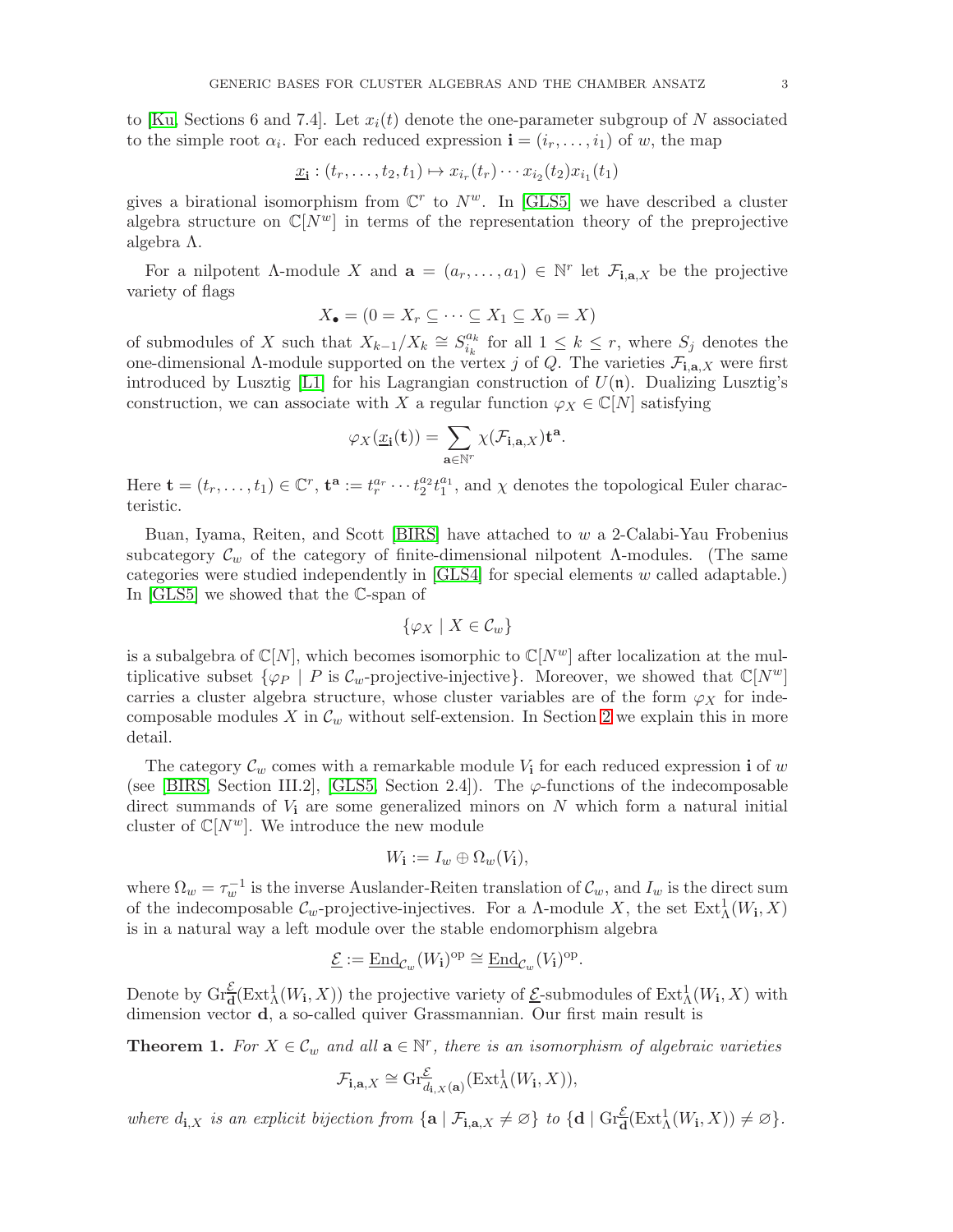to [Ku, Sections 6 and 7.4]. Let $x_i(t)$ denote the one-parameter subgroup of $N$ associated to the simple root $\alpha_i$. For each reduced expression $\mathbf{i} = (i_r, \ldots, i_1)$ of $w$, the map

$$\underline{x}_{\mathbf{i}} : (t_r, \ldots, t_2, t_1) \mapsto x_{i_r}(t_r) \cdots x_{i_2}(t_2) x_{i_1}(t_1)$$

gives a birational isomorphism from $\mathbb{C}^r$ to $N^w$. In [GLS5] we have described a cluster algebra structure on $\mathbb{C}[N^w]$ in terms of the representation theory of the preprojective algebra $\Lambda$.

For a nilpotent $\Lambda$-module $X$ and $\mathbf{a} = (a_r, \ldots, a_1) \in \mathbb{N}^r$ let $\mathcal{F}_{\mathbf{i},\mathbf{a},X}$ be the projective variety of flags

$$X_\bullet = (0 = X_r \subseteq \cdots \subseteq X_1 \subseteq X_0 = X)$$

of submodules of $X$ such that $X_{k-1}/X_k \cong S_{i_k}^{a_k}$ for all $1 \leq k \leq r$, where $S_j$ denotes the one-dimensional $\Lambda$-module supported on the vertex $j$ of $Q$. The varieties $\mathcal{F}_{\mathbf{i},\mathbf{a},X}$ were first introduced by Lusztig [L1] for his Lagrangian construction of $U(\mathfrak{n})$. Dualizing Lusztig's construction, we can associate with $X$ a regular function $\varphi_X \in \mathbb{C}[N]$ satisfying

$$\varphi_X(\underline{x}_{\mathbf{i}}(\mathbf{t})) = \sum_{\mathbf{a} \in \mathbb{N}^r} \chi(\mathcal{F}_{\mathbf{i},\mathbf{a},X}) \mathbf{t}^{\mathbf{a}}.$$

Here $\mathbf{t} = (t_r, \ldots, t_1) \in \mathbb{C}^r$, $\mathbf{t}^{\mathbf{a}} := t_r^{a_r} \cdots t_2^{a_2} t_1^{a_1}$, and $\chi$ denotes the topological Euler characteristic.

Buan, Iyama, Reiten, and Scott [BIRS] have attached to $w$ a 2-Calabi-Yau Frobenius subcategory $\mathcal{C}_w$ of the category of finite-dimensional nilpotent $\Lambda$-modules. (The same categories were studied independently in [GLS4] for special elements $w$ called adaptable.) In [GLS5] we showed that the $\mathbb{C}$-span of

$$\{\varphi_X \mid X \in \mathcal{C}_w\}$$

is a subalgebra of $\mathbb{C}[N]$, which becomes isomorphic to $\mathbb{C}[N^w]$ after localization at the multiplicative subset $\{\varphi_P \mid P \text{ is } \mathcal{C}_w\text{-projective-injective}\}$. Moreover, we showed that $\mathbb{C}[N^w]$ carries a cluster algebra structure, whose cluster variables are of the form $\varphi_X$ for indecomposable modules $X$ in $\mathcal{C}_w$ without self-extension. In Section 2 we explain this in more detail.

The category $\mathcal{C}_w$ comes with a remarkable module $V_{\mathbf{i}}$ for each reduced expression $\mathbf{i}$ of $w$ (see [BIRS, Section III.2], [GLS5, Section 2.4]). The $\varphi$-functions of the indecomposable direct summands of $V_{\mathbf{i}}$ are some generalized minors on $N$ which form a natural initial cluster of $\mathbb{C}[N^w]$. We introduce the new module

$$W_{\mathbf{i}} := I_w \oplus \Omega_w(V_{\mathbf{i}}),$$

where $\Omega_w = \tau_w^{-1}$ is the inverse Auslander-Reiten translation of $\mathcal{C}_w$, and $I_w$ is the direct sum of the indecomposable $\mathcal{C}_w$-projective-injectives. For a $\Lambda$-module $X$, the set $\operatorname{Ext}^1_\Lambda(W_{\mathbf{i}}, X)$ is in a natural way a left module over the stable endomorphism algebra

$$\underline{\mathcal{E}} := \underline{\operatorname{End}}_{\mathcal{C}_w}(W_{\mathbf{i}})^{\mathrm{op}} \cong \underline{\operatorname{End}}_{\mathcal{C}_w}(V_{\mathbf{i}})^{\mathrm{op}}.$$

Denote by $\operatorname{Gr}^{\underline{\mathcal{E}}}_{\mathbf{d}}(\operatorname{Ext}^1_\Lambda(W_{\mathbf{i}}, X))$ the projective variety of $\underline{\mathcal{E}}$-submodules of $\operatorname{Ext}^1_\Lambda(W_{\mathbf{i}}, X)$ with dimension vector $\mathbf{d}$, a so-called quiver Grassmannian. Our first main result is

**Theorem 1.** *For $X \in \mathcal{C}_w$ and all $\mathbf{a} \in \mathbb{N}^r$, there is an isomorphism of algebraic varieties*

$$\mathcal{F}_{\mathbf{i},\mathbf{a},X} \cong \operatorname{Gr}^{\underline{\mathcal{E}}}_{d_{\mathbf{i},X}(\mathbf{a})}(\operatorname{Ext}^1_\Lambda(W_{\mathbf{i}}, X)),$$

*where $d_{\mathbf{i},X}$ is an explicit bijection from $\{\mathbf{a} \mid \mathcal{F}_{\mathbf{i},\mathbf{a},X} \neq \varnothing\}$ to $\{\mathbf{d} \mid \operatorname{Gr}^{\underline{\mathcal{E}}}_{\mathbf{d}}(\operatorname{Ext}^1_\Lambda(W_{\mathbf{i}}, X)) \neq \varnothing\}$.*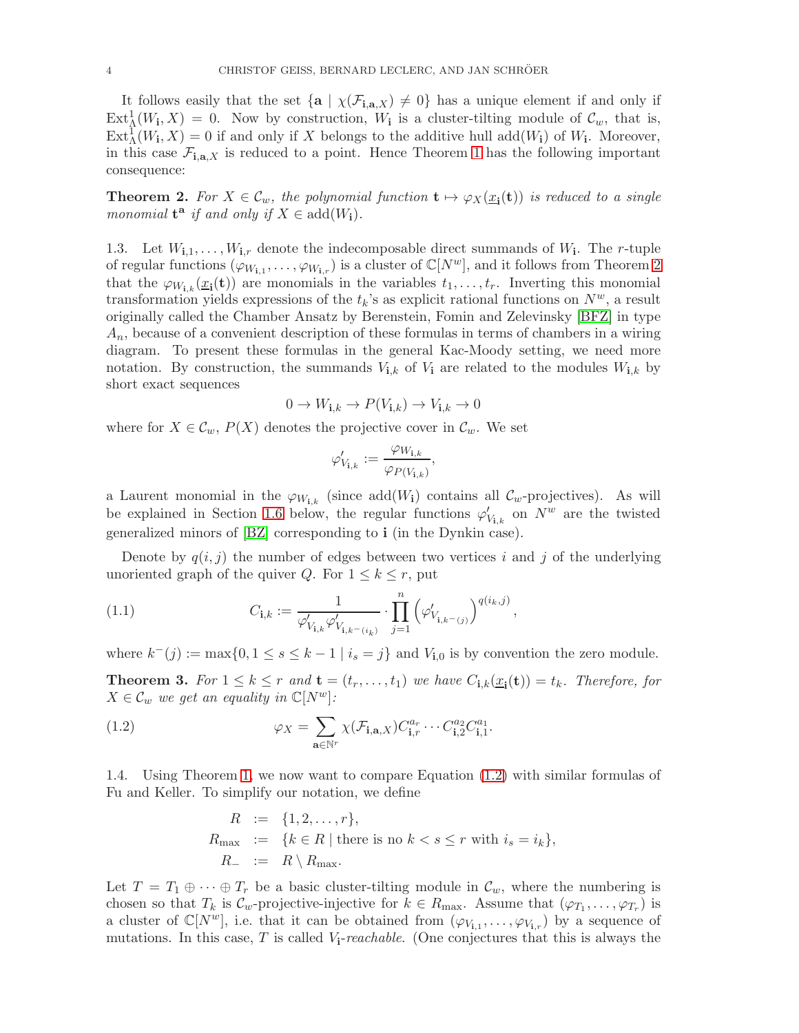It follows easily that the set $\{\mathbf{a} \mid \chi(\mathcal{F}_{\mathbf{i},\mathbf{a},X}) \neq 0\}$ has a unique element if and only if $\mathrm{Ext}^1_\Lambda(W_\mathbf{i}, X) = 0$. Now by construction, $W_\mathbf{i}$ is a cluster-tilting module of $\mathcal{C}_w$, that is, $\mathrm{Ext}^1_\Lambda(W_\mathbf{i}, X) = 0$ if and only if $X$ belongs to the additive hull $\mathrm{add}(W_\mathbf{i})$ of $W_\mathbf{i}$. Moreover, in this case $\mathcal{F}_{\mathbf{i},\mathbf{a},X}$ is reduced to a point. Hence Theorem 1 has the following important consequence:

**Theorem 2.** *For $X \in \mathcal{C}_w$, the polynomial function $\mathbf{t} \mapsto \varphi_X(\underline{x}_\mathbf{i}(\mathbf{t}))$ is reduced to a single monomial $\mathbf{t}^\mathbf{a}$ if and only if $X \in \mathrm{add}(W_\mathbf{i})$.*

1.3. Let $W_{\mathbf{i},1}, \dots, W_{\mathbf{i},r}$ denote the indecomposable direct summands of $W_\mathbf{i}$. The $r$-tuple of regular functions $(\varphi_{W_{\mathbf{i},1}}, \dots, \varphi_{W_{\mathbf{i},r}})$ is a cluster of $\mathbb{C}[N^w]$, and it follows from Theorem 2 that the $\varphi_{W_{\mathbf{i},k}}(\underline{x}_\mathbf{i}(\mathbf{t}))$ are monomials in the variables $t_1, \dots, t_r$. Inverting this monomial transformation yields expressions of the $t_k$'s as explicit rational functions on $N^w$, a result originally called the Chamber Ansatz by Berenstein, Fomin and Zelevinsky [BFZ] in type $A_n$, because of a convenient description of these formulas in terms of chambers in a wiring diagram. To present these formulas in the general Kac-Moody setting, we need more notation. By construction, the summands $V_{\mathbf{i},k}$ of $V_\mathbf{i}$ are related to the modules $W_{\mathbf{i},k}$ by short exact sequences

$$0 \to W_{\mathbf{i},k} \to P(V_{\mathbf{i},k}) \to V_{\mathbf{i},k} \to 0$$

where for $X \in \mathcal{C}_w$, $P(X)$ denotes the projective cover in $\mathcal{C}_w$. We set

$$\varphi'_{V_{\mathbf{i},k}} := \frac{\varphi_{W_{\mathbf{i},k}}}{\varphi_{P(V_{\mathbf{i},k})}},$$

a Laurent monomial in the $\varphi_{W_{\mathbf{i},k}}$ (since $\mathrm{add}(W_\mathbf{i})$ contains all $\mathcal{C}_w$-projectives). As will be explained in Section 1.6 below, the regular functions $\varphi'_{V_{\mathbf{i},k}}$ on $N^w$ are the twisted generalized minors of [BZ] corresponding to $\mathbf{i}$ (in the Dynkin case).

Denote by $q(i,j)$ the number of edges between two vertices $i$ and $j$ of the underlying unoriented graph of the quiver $Q$. For $1 \leq k \leq r$, put

$$C_{\mathbf{i},k} := \frac{1}{\varphi'_{V_{\mathbf{i},k}} \varphi'_{V_{\mathbf{i},k^-(i_k)}}} \cdot \prod_{j=1}^{n} \left(\varphi'_{V_{\mathbf{i},k^-(j)}}\right)^{q(i_k,j)}, \tag{1.1}$$

where $k^-(j) := \max\{0, 1 \leq s \leq k-1 \mid i_s = j\}$ and $V_{\mathbf{i},0}$ is by convention the zero module.

**Theorem 3.** *For $1 \leq k \leq r$ and $\mathbf{t} = (t_r, \dots, t_1)$ we have $C_{\mathbf{i},k}(\underline{x}_\mathbf{i}(\mathbf{t})) = t_k$. Therefore, for $X \in \mathcal{C}_w$ we get an equality in $\mathbb{C}[N^w]$:*

$$\varphi_X = \sum_{\mathbf{a} \in \mathbb{N}^r} \chi(\mathcal{F}_{\mathbf{i},\mathbf{a},X}) C_{\mathbf{i},r}^{a_r} \cdots C_{\mathbf{i},2}^{a_2} C_{\mathbf{i},1}^{a_1}. \tag{1.2}$$

1.4. Using Theorem 1, we now want to compare Equation (1.2) with similar formulas of Fu and Keller. To simplify our notation, we define

$$\begin{aligned} R &:= \{1, 2, \dots, r\}, \\ R_{\max} &:= \{k \in R \mid \text{there is no } k < s \leq r \text{ with } i_s = i_k\}, \\ R_- &:= R \setminus R_{\max}. \end{aligned}$$

Let $T = T_1 \oplus \cdots \oplus T_r$ be a basic cluster-tilting module in $\mathcal{C}_w$, where the numbering is chosen so that $T_k$ is $\mathcal{C}_w$-projective-injective for $k \in R_{\max}$. Assume that $(\varphi_{T_1}, \dots, \varphi_{T_r})$ is a cluster of $\mathbb{C}[N^w]$, i.e. that it can be obtained from $(\varphi_{V_{\mathbf{i},1}}, \dots, \varphi_{V_{\mathbf{i},r}})$ by a sequence of mutations. In this case, $T$ is called $V_\mathbf{i}$-*reachable*. (One conjectures that this is always the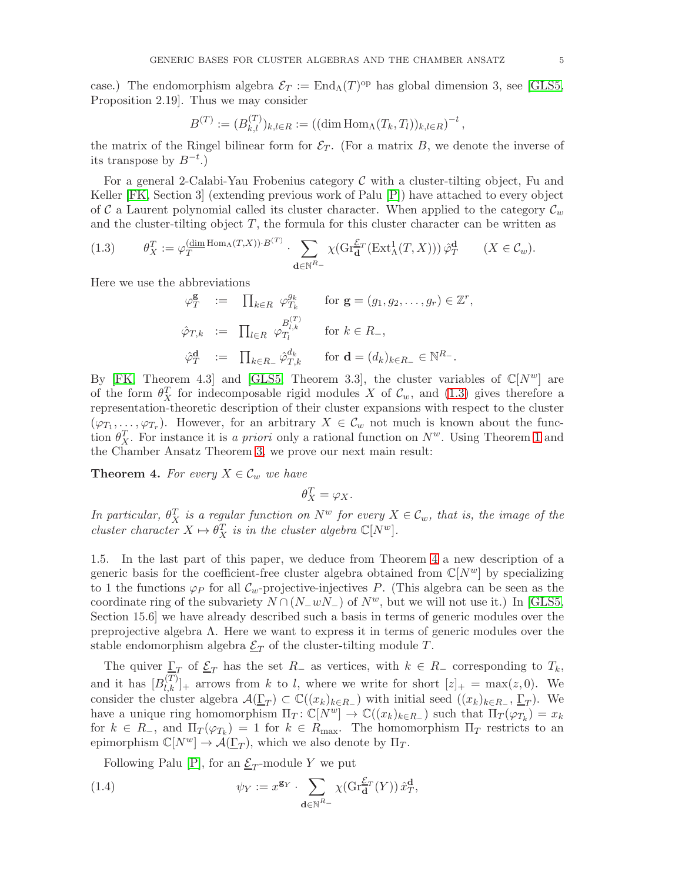case.) The endomorphism algebra $\mathcal{E}_T := \operatorname{End}_\Lambda(T)^{\mathrm{op}}$ has global dimension 3, see [GLS5, Proposition 2.19]. Thus we may consider

$$B^{(T)} := (B^{(T)}_{k,l})_{k,l\in R} := ((\dim \operatorname{Hom}_\Lambda(T_k, T_l))_{k,l\in R})^{-t},$$

the matrix of the Ringel bilinear form for $\mathcal{E}_T$. (For a matrix $B$, we denote the inverse of its transpose by $B^{-t}$.)

For a general 2-Calabi-Yau Frobenius category $\mathcal{C}$ with a cluster-tilting object, Fu and Keller [FK, Section 3] (extending previous work of Palu [P]) have attached to every object of $\mathcal{C}$ a Laurent polynomial called its cluster character. When applied to the category $\mathcal{C}_w$ and the cluster-tilting object $T$, the formula for this cluster character can be written as

$$\theta^T_X := \varphi_T^{(\underline{\dim} \operatorname{Hom}_\Lambda(T,X))\cdot B^{(T)}} \cdot \sum_{\mathbf{d}\in\mathbb{N}^{R_-}} \chi(\operatorname{Gr}^{\mathcal{E}_T}_{\mathbf{d}}(\operatorname{Ext}^1_\Lambda(T,X)))\,\hat{\varphi}^{\mathbf{d}}_T \qquad (X\in\mathcal{C}_w). \tag{1.3}$$

Here we use the abbreviations

$$\begin{aligned}
\varphi^{\mathbf{g}}_T &:= \prod_{k\in R} \varphi_{T_k}^{g_k} && \text{for } \mathbf{g}=(g_1,g_2,\ldots,g_r)\in\mathbb{Z}^r,\\
\hat{\varphi}_{T,k} &:= \prod_{l\in R} \varphi_{T_l}^{B^{(T)}_{l,k}} && \text{for } k\in R_-,\\
\hat{\varphi}^{\mathbf{d}}_T &:= \prod_{k\in R_-} \hat{\varphi}^{d_k}_{T,k} && \text{for } \mathbf{d}=(d_k)_{k\in R_-}\in\mathbb{N}^{R_-}.
\end{aligned}$$

By [FK, Theorem 4.3] and [GLS5, Theorem 3.3], the cluster variables of $\mathbb{C}[N^w]$ are of the form $\theta^T_X$ for indecomposable rigid modules $X$ of $\mathcal{C}_w$, and (1.3) gives therefore a representation-theoretic description of their cluster expansions with respect to the cluster $(\varphi_{T_1},\ldots,\varphi_{T_r})$. However, for an arbitrary $X\in\mathcal{C}_w$ not much is known about the function $\theta^T_X$. For instance it is *a priori* only a rational function on $N^w$. Using Theorem 1 and the Chamber Ansatz Theorem 3, we prove our next main result:

**Theorem 4.** *For every $X\in\mathcal{C}_w$ we have*

$$\theta^T_X = \varphi_X.$$

*In particular, $\theta^T_X$ is a regular function on $N^w$ for every $X\in\mathcal{C}_w$, that is, the image of the cluster character $X\mapsto\theta^T_X$ is in the cluster algebra $\mathbb{C}[N^w]$.*

1.5. In the last part of this paper, we deduce from Theorem 4 a new description of a generic basis for the coefficient-free cluster algebra obtained from $\mathbb{C}[N^w]$ by specializing to 1 the functions $\varphi_P$ for all $\mathcal{C}_w$-projective-injectives $P$. (This algebra can be seen as the coordinate ring of the subvariety $N\cap(N_-wN_-)$ of $N^w$, but we will not use it.) In [GLS5, Section 15.6] we have already described such a basis in terms of generic modules over the preprojective algebra $\Lambda$. Here we want to express it in terms of generic modules over the stable endomorphism algebra $\underline{\mathcal{E}}_T$ of the cluster-tilting module $T$.

The quiver $\underline{\Gamma}_T$ of $\underline{\mathcal{E}}_T$ has the set $R_-$ as vertices, with $k\in R_-$ corresponding to $T_k$, and it has $[B^{(T)}_{l,k}]_+$ arrows from $k$ to $l$, where we write for short $[z]_+ = \max(z,0)$. We consider the cluster algebra $\mathcal{A}(\underline{\Gamma}_T)\subset\mathbb{C}((x_k)_{k\in R_-})$ with initial seed $((x_k)_{k\in R_-},\underline{\Gamma}_T)$. We have a unique ring homomorphism $\Pi_T\colon\mathbb{C}[N^w]\to\mathbb{C}((x_k)_{k\in R_-})$ such that $\Pi_T(\varphi_{T_k}) = x_k$ for $k\in R_-$, and $\Pi_T(\varphi_{T_k}) = 1$ for $k\in R_{\max}$. The homomorphism $\Pi_T$ restricts to an epimorphism $\mathbb{C}[N^w]\to\mathcal{A}(\underline{\Gamma}_T)$, which we also denote by $\Pi_T$.

Following Palu [P], for an $\underline{\mathcal{E}}_T$-module $Y$ we put

$$\psi_Y := x^{\mathbf{g}_Y}\cdot\sum_{\mathbf{d}\in\mathbb{N}^{R_-}} \chi(\operatorname{Gr}^{\underline{\mathcal{E}}_T}_{\mathbf{d}}(Y))\,\hat{x}^{\mathbf{d}}_T, \tag{1.4}$$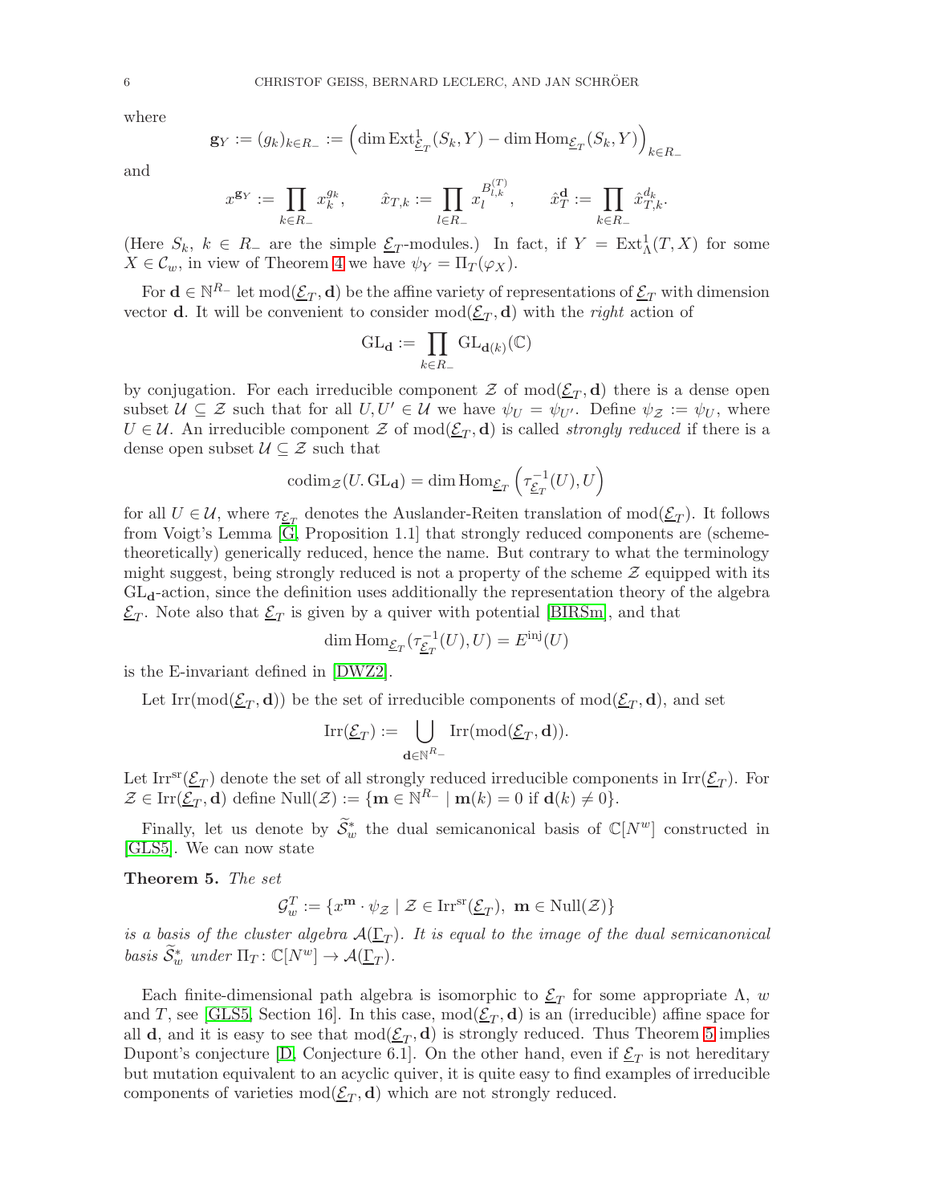where

$$\mathbf{g}_Y := (g_k)_{k\in R_-} := \left(\dim \operatorname{Ext}^1_{\underline{\mathcal{E}}_T}(S_k, Y) - \dim \operatorname{Hom}_{\underline{\mathcal{E}}_T}(S_k, Y)\right)_{k\in R_-}$$

and

$$x^{\mathbf{g}_Y} := \prod_{k\in R_-} x_k^{g_k}, \qquad \hat{x}_{T,k} := \prod_{l\in R_-} x_l^{B_{l,k}^{(T)}}, \qquad \hat{x}_T^{\mathbf{d}} := \prod_{k\in R_-} \hat{x}_{T,k}^{d_k}.$$

(Here $S_k$, $k \in R_-$ are the simple $\underline{\mathcal{E}}_T$-modules.) In fact, if $Y = \operatorname{Ext}^1_\Lambda(T, X)$ for some $X \in \mathcal{C}_w$, in view of Theorem 4 we have $\psi_Y = \Pi_T(\varphi_X)$.

For $\mathbf{d} \in \mathbb{N}^{R_-}$ let $\operatorname{mod}(\underline{\mathcal{E}}_T, \mathbf{d})$ be the affine variety of representations of $\underline{\mathcal{E}}_T$ with dimension vector $\mathbf{d}$. It will be convenient to consider $\operatorname{mod}(\underline{\mathcal{E}}_T, \mathbf{d})$ with the *right* action of

$$\operatorname{GL}_{\mathbf{d}} := \prod_{k\in R_-} \operatorname{GL}_{\mathbf{d}(k)}(\mathbb{C})$$

by conjugation. For each irreducible component $\mathcal{Z}$ of $\operatorname{mod}(\underline{\mathcal{E}}_T, \mathbf{d})$ there is a dense open subset $\mathcal{U} \subseteq \mathcal{Z}$ such that for all $U, U' \in \mathcal{U}$ we have $\psi_U = \psi_{U'}$. Define $\psi_{\mathcal{Z}} := \psi_U$, where $U \in \mathcal{U}$. An irreducible component $\mathcal{Z}$ of $\operatorname{mod}(\underline{\mathcal{E}}_T, \mathbf{d})$ is called *strongly reduced* if there is a dense open subset $\mathcal{U} \subseteq \mathcal{Z}$ such that

$$\operatorname{codim}_{\mathcal{Z}}(U.\operatorname{GL}_{\mathbf{d}}) = \dim \operatorname{Hom}_{\underline{\mathcal{E}}_T}\left(\tau^{-1}_{\underline{\mathcal{E}}_T}(U), U\right)$$

for all $U \in \mathcal{U}$, where $\tau_{\underline{\mathcal{E}}_T}$ denotes the Auslander-Reiten translation of $\operatorname{mod}(\underline{\mathcal{E}}_T)$. It follows from Voigt's Lemma [G, Proposition 1.1] that strongly reduced components are (scheme-theoretically) generically reduced, hence the name. But contrary to what the terminology might suggest, being strongly reduced is not a property of the scheme $\mathcal{Z}$ equipped with its $\operatorname{GL}_{\mathbf{d}}$-action, since the definition uses additionally the representation theory of the algebra $\underline{\mathcal{E}}_T$. Note also that $\underline{\mathcal{E}}_T$ is given by a quiver with potential [BIRSm], and that

$$\dim \operatorname{Hom}_{\underline{\mathcal{E}}_T}(\tau^{-1}_{\underline{\mathcal{E}}_T}(U), U) = E^{\mathrm{inj}}(U)$$

is the E-invariant defined in [DWZ2].

Let $\operatorname{Irr}(\operatorname{mod}(\underline{\mathcal{E}}_T, \mathbf{d}))$ be the set of irreducible components of $\operatorname{mod}(\underline{\mathcal{E}}_T, \mathbf{d})$, and set

$$\operatorname{Irr}(\underline{\mathcal{E}}_T) := \bigcup_{\mathbf{d}\in\mathbb{N}^{R_-}} \operatorname{Irr}(\operatorname{mod}(\underline{\mathcal{E}}_T, \mathbf{d})).$$

Let $\operatorname{Irr}^{\mathrm{sr}}(\underline{\mathcal{E}}_T)$ denote the set of all strongly reduced irreducible components in $\operatorname{Irr}(\underline{\mathcal{E}}_T)$. For $\mathcal{Z} \in \operatorname{Irr}(\underline{\mathcal{E}}_T, \mathbf{d})$ define $\operatorname{Null}(\mathcal{Z}) := \{\mathbf{m} \in \mathbb{N}^{R_-} \mid \mathbf{m}(k) = 0 \text{ if } \mathbf{d}(k) \neq 0\}$.

Finally, let us denote by $\widetilde{\mathcal{S}}^*_w$ the dual semicanonical basis of $\mathbb{C}[N^w]$ constructed in [GLS5]. We can now state

**Theorem 5.** *The set*

$$\mathcal{G}^T_w := \{x^{\mathbf{m}} \cdot \psi_{\mathcal{Z}} \mid \mathcal{Z} \in \operatorname{Irr}^{\mathrm{sr}}(\underline{\mathcal{E}}_T),\ \mathbf{m} \in \operatorname{Null}(\mathcal{Z})\}$$

*is a basis of the cluster algebra $\mathcal{A}(\underline{\Gamma}_T)$. It is equal to the image of the dual semicanonical basis $\widetilde{\mathcal{S}}^*_w$ under $\Pi_T\colon \mathbb{C}[N^w] \to \mathcal{A}(\underline{\Gamma}_T)$.*

Each finite-dimensional path algebra is isomorphic to $\underline{\mathcal{E}}_T$ for some appropriate $\Lambda$, $w$ and $T$, see [GLS5, Section 16]. In this case, $\operatorname{mod}(\underline{\mathcal{E}}_T, \mathbf{d})$ is an (irreducible) affine space for all $\mathbf{d}$, and it is easy to see that $\operatorname{mod}(\underline{\mathcal{E}}_T, \mathbf{d})$ is strongly reduced. Thus Theorem 5 implies Dupont's conjecture [D, Conjecture 6.1]. On the other hand, even if $\underline{\mathcal{E}}_T$ is not hereditary but mutation equivalent to an acyclic quiver, it is quite easy to find examples of irreducible components of varieties $\operatorname{mod}(\underline{\mathcal{E}}_T, \mathbf{d})$ which are not strongly reduced.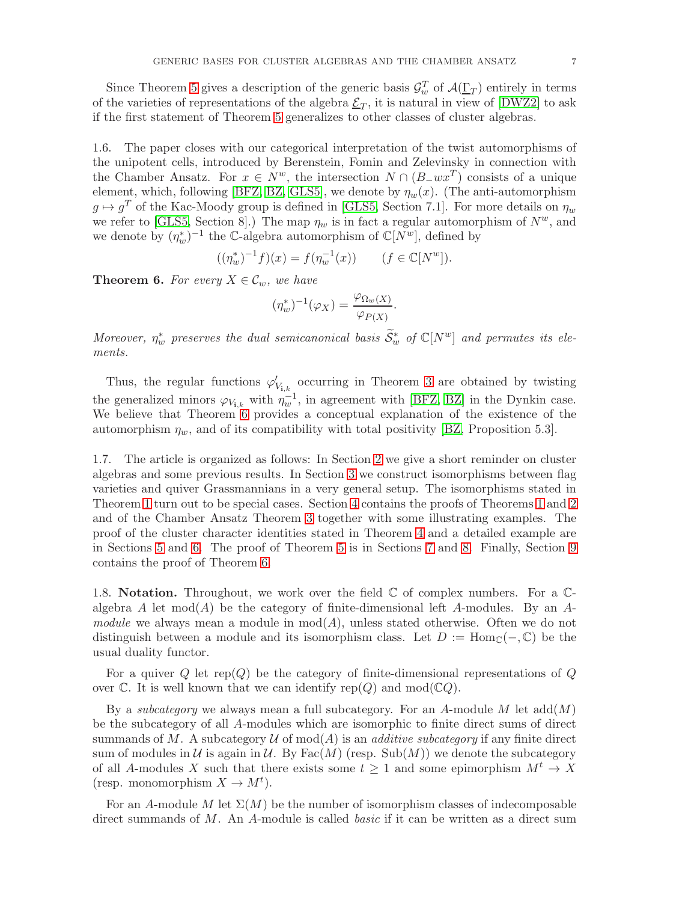Since Theorem 5 gives a description of the generic basis $\mathcal{G}_w^T$ of $\mathcal{A}(\underline{\Gamma}_T)$ entirely in terms of the varieties of representations of the algebra $\underline{\mathcal{E}}_T$, it is natural in view of [DWZ2] to ask if the first statement of Theorem 5 generalizes to other classes of cluster algebras.

1.6. The paper closes with our categorical interpretation of the twist automorphisms of the unipotent cells, introduced by Berenstein, Fomin and Zelevinsky in connection with the Chamber Ansatz. For $x \in N^w$, the intersection $N \cap (B_- w x^T)$ consists of a unique element, which, following [BFZ, BZ, GLS5], we denote by $\eta_w(x)$. (The anti-automorphism $g \mapsto g^T$ of the Kac-Moody group is defined in [GLS5, Section 7.1]. For more details on $\eta_w$ we refer to [GLS5, Section 8].) The map $\eta_w$ is in fact a regular automorphism of $N^w$, and we denote by $(\eta_w^*)^{-1}$ the $\mathbb{C}$-algebra automorphism of $\mathbb{C}[N^w]$, defined by

$$((\eta_w^*)^{-1} f)(x) = f(\eta_w^{-1}(x)) \qquad (f \in \mathbb{C}[N^w]).$$

**Theorem 6.** *For every $X \in \mathcal{C}_w$, we have*

$$(\eta_w^*)^{-1}(\varphi_X) = \frac{\varphi_{\Omega_w(X)}}{\varphi_{P(X)}}.$$

*Moreover, $\eta_w^*$ preserves the dual semicanonical basis $\widetilde{\mathcal{S}}_w^*$ of $\mathbb{C}[N^w]$ and permutes its elements.*

Thus, the regular functions $\varphi'_{V_{\mathbf{i},k}}$ occurring in Theorem 3 are obtained by twisting the generalized minors $\varphi_{V_{\mathbf{i},k}}$ with $\eta_w^{-1}$, in agreement with [BFZ, BZ] in the Dynkin case. We believe that Theorem 6 provides a conceptual explanation of the existence of the automorphism $\eta_w$, and of its compatibility with total positivity [BZ, Proposition 5.3].

1.7. The article is organized as follows: In Section 2 we give a short reminder on cluster algebras and some previous results. In Section 3 we construct isomorphisms between flag varieties and quiver Grassmannians in a very general setup. The isomorphisms stated in Theorem 1 turn out to be special cases. Section 4 contains the proofs of Theorems 1 and 2 and of the Chamber Ansatz Theorem 3 together with some illustrating examples. The proof of the cluster character identities stated in Theorem 4 and a detailed example are in Sections 5 and 6. The proof of Theorem 5 is in Sections 7 and 8. Finally, Section 9 contains the proof of Theorem 6.

1.8. **Notation.** Throughout, we work over the field $\mathbb{C}$ of complex numbers. For a $\mathbb{C}$-algebra $A$ let $\mathrm{mod}(A)$ be the category of finite-dimensional left $A$-modules. By an *$A$-module* we always mean a module in $\mathrm{mod}(A)$, unless stated otherwise. Often we do not distinguish between a module and its isomorphism class. Let $D := \mathrm{Hom}_{\mathbb{C}}(-, \mathbb{C})$ be the usual duality functor.

For a quiver $Q$ let $\mathrm{rep}(Q)$ be the category of finite-dimensional representations of $Q$ over $\mathbb{C}$. It is well known that we can identify $\mathrm{rep}(Q)$ and $\mathrm{mod}(\mathbb{C}Q)$.

By a *subcategory* we always mean a full subcategory. For an $A$-module $M$ let $\mathrm{add}(M)$ be the subcategory of all $A$-modules which are isomorphic to finite direct sums of direct summands of $M$. A subcategory $\mathcal{U}$ of $\mathrm{mod}(A)$ is an *additive subcategory* if any finite direct sum of modules in $\mathcal{U}$ is again in $\mathcal{U}$. By $\mathrm{Fac}(M)$ (resp. $\mathrm{Sub}(M)$) we denote the subcategory of all $A$-modules $X$ such that there exists some $t \geq 1$ and some epimorphism $M^t \to X$ (resp. monomorphism $X \to M^t$).

For an $A$-module $M$ let $\Sigma(M)$ be the number of isomorphism classes of indecomposable direct summands of $M$. An $A$-module is called *basic* if it can be written as a direct sum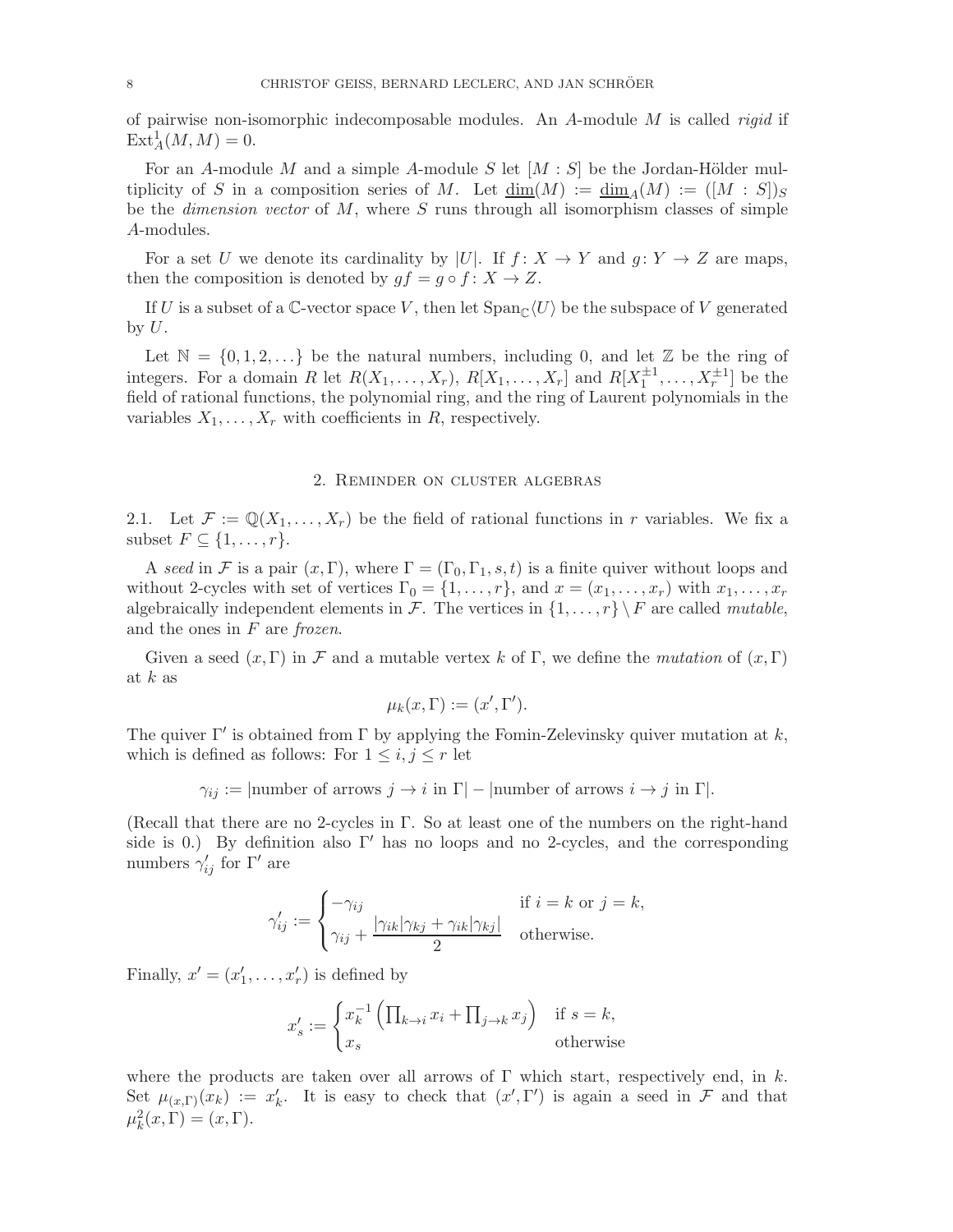of pairwise non-isomorphic indecomposable modules. An $A$-module $M$ is called *rigid* if $\mathrm{Ext}^1_A(M,M) = 0$.

For an $A$-module $M$ and a simple $A$-module $S$ let $[M : S]$ be the Jordan-Hölder multiplicity of $S$ in a composition series of $M$. Let $\underline{\dim}(M) := \underline{\dim}_A(M) := ([M : S])_S$ be the *dimension vector* of $M$, where $S$ runs through all isomorphism classes of simple $A$-modules.

For a set $U$ we denote its cardinality by $|U|$. If $f\colon X \to Y$ and $g\colon Y \to Z$ are maps, then the composition is denoted by $gf = g \circ f \colon X \to Z$.

If $U$ is a subset of a $\mathbb{C}$-vector space $V$, then let $\mathrm{Span}_{\mathbb{C}}\langle U \rangle$ be the subspace of $V$ generated by $U$.

Let $\mathbb{N} = \{0, 1, 2, \ldots\}$ be the natural numbers, including 0, and let $\mathbb{Z}$ be the ring of integers. For a domain $R$ let $R(X_1, \ldots, X_r)$, $R[X_1, \ldots, X_r]$ and $R[X_1^{\pm 1}, \ldots, X_r^{\pm 1}]$ be the field of rational functions, the polynomial ring, and the ring of Laurent polynomials in the variables $X_1, \ldots, X_r$ with coefficients in $R$, respectively.

## 2. Reminder on cluster algebras

2.1. Let $\mathcal{F} := \mathbb{Q}(X_1, \ldots, X_r)$ be the field of rational functions in $r$ variables. We fix a subset $F \subseteq \{1, \ldots, r\}$.

A *seed* in $\mathcal{F}$ is a pair $(x, \Gamma)$, where $\Gamma = (\Gamma_0, \Gamma_1, s, t)$ is a finite quiver without loops and without 2-cycles with set of vertices $\Gamma_0 = \{1, \ldots, r\}$, and $x = (x_1, \ldots, x_r)$ with $x_1, \ldots, x_r$ algebraically independent elements in $\mathcal{F}$. The vertices in $\{1, \ldots, r\} \setminus F$ are called *mutable*, and the ones in $F$ are *frozen*.

Given a seed $(x, \Gamma)$ in $\mathcal{F}$ and a mutable vertex $k$ of $\Gamma$, we define the *mutation* of $(x, \Gamma)$ at $k$ as

$$\mu_k(x, \Gamma) := (x', \Gamma').$$

The quiver $\Gamma'$ is obtained from $\Gamma$ by applying the Fomin-Zelevinsky quiver mutation at $k$, which is defined as follows: For $1 \leq i, j \leq r$ let

$$\gamma_{ij} := |\text{number of arrows } j \to i \text{ in } \Gamma| - |\text{number of arrows } i \to j \text{ in } \Gamma|.$$

(Recall that there are no 2-cycles in $\Gamma$. So at least one of the numbers on the right-hand side is 0.) By definition also $\Gamma'$ has no loops and no 2-cycles, and the corresponding numbers $\gamma'_{ij}$ for $\Gamma'$ are

$$\gamma'_{ij} := \begin{cases} -\gamma_{ij} & \text{if } i = k \text{ or } j = k, \\ \gamma_{ij} + \dfrac{|\gamma_{ik}|\gamma_{kj} + \gamma_{ik}|\gamma_{kj}|}{2} & \text{otherwise.} \end{cases}$$

Finally, $x' = (x'_1, \ldots, x'_r)$ is defined by

$$x'_s := \begin{cases} x_k^{-1} \left( \prod_{k \to i} x_i + \prod_{j \to k} x_j \right) & \text{if } s = k, \\ x_s & \text{otherwise} \end{cases}$$

where the products are taken over all arrows of $\Gamma$ which start, respectively end, in $k$. Set $\mu_{(x,\Gamma)}(x_k) := x'_k$. It is easy to check that $(x', \Gamma')$ is again a seed in $\mathcal{F}$ and that $\mu_k^2(x, \Gamma) = (x, \Gamma)$.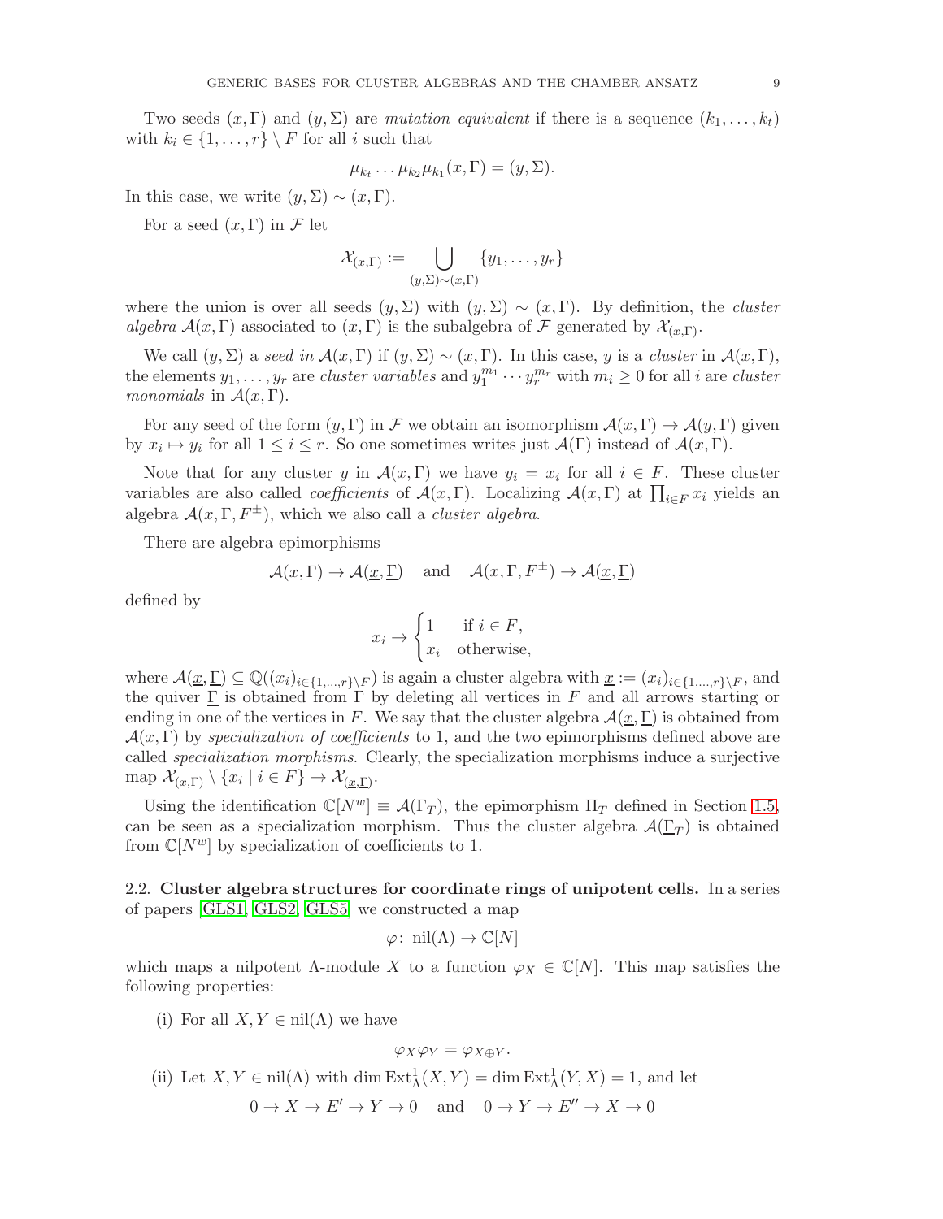Two seeds $(x, \Gamma)$ and $(y, \Sigma)$ are *mutation equivalent* if there is a sequence $(k_1, \ldots, k_t)$ with $k_i \in \{1, \ldots, r\} \setminus F$ for all $i$ such that

$$\mu_{k_t} \ldots \mu_{k_2} \mu_{k_1}(x, \Gamma) = (y, \Sigma).$$

In this case, we write $(y, \Sigma) \sim (x, \Gamma)$.

For a seed $(x, \Gamma)$ in $\mathcal{F}$ let

$$\mathcal{X}_{(x,\Gamma)} := \bigcup_{(y,\Sigma)\sim(x,\Gamma)} \{y_1, \ldots, y_r\}$$

where the union is over all seeds $(y, \Sigma)$ with $(y, \Sigma) \sim (x, \Gamma)$. By definition, the *cluster algebra* $\mathcal{A}(x, \Gamma)$ associated to $(x, \Gamma)$ is the subalgebra of $\mathcal{F}$ generated by $\mathcal{X}_{(x,\Gamma)}$.

We call $(y, \Sigma)$ a *seed in* $\mathcal{A}(x, \Gamma)$ if $(y, \Sigma) \sim (x, \Gamma)$. In this case, $y$ is a *cluster* in $\mathcal{A}(x, \Gamma)$, the elements $y_1, \ldots, y_r$ are *cluster variables* and $y_1^{m_1} \cdots y_r^{m_r}$ with $m_i \geq 0$ for all $i$ are *cluster monomials* in $\mathcal{A}(x, \Gamma)$.

For any seed of the form $(y, \Gamma)$ in $\mathcal{F}$ we obtain an isomorphism $\mathcal{A}(x, \Gamma) \to \mathcal{A}(y, \Gamma)$ given by $x_i \mapsto y_i$ for all $1 \leq i \leq r$. So one sometimes writes just $\mathcal{A}(\Gamma)$ instead of $\mathcal{A}(x, \Gamma)$.

Note that for any cluster $y$ in $\mathcal{A}(x, \Gamma)$ we have $y_i = x_i$ for all $i \in F$. These cluster variables are also called *coefficients* of $\mathcal{A}(x, \Gamma)$. Localizing $\mathcal{A}(x, \Gamma)$ at $\prod_{i \in F} x_i$ yields an algebra $\mathcal{A}(x, \Gamma, F^{\pm})$, which we also call a *cluster algebra*.

There are algebra epimorphisms

$$\mathcal{A}(x, \Gamma) \to \mathcal{A}(\underline{x}, \underline{\Gamma}) \quad \text{and} \quad \mathcal{A}(x, \Gamma, F^{\pm}) \to \mathcal{A}(\underline{x}, \underline{\Gamma})$$

defined by

$$x_i \to \begin{cases} 1 & \text{if } i \in F, \\ x_i & \text{otherwise,} \end{cases}$$

where $\mathcal{A}(\underline{x}, \underline{\Gamma}) \subseteq \mathbb{Q}((x_i)_{i \in \{1,\ldots,r\} \setminus F})$ is again a cluster algebra with $\underline{x} := (x_i)_{i \in \{1,\ldots,r\} \setminus F}$, and the quiver $\underline{\Gamma}$ is obtained from $\Gamma$ by deleting all vertices in $F$ and all arrows starting or ending in one of the vertices in $F$. We say that the cluster algebra $\mathcal{A}(\underline{x}, \underline{\Gamma})$ is obtained from $\mathcal{A}(x, \Gamma)$ by *specialization of coefficients* to 1, and the two epimorphisms defined above are called *specialization morphisms*. Clearly, the specialization morphisms induce a surjective map $\mathcal{X}_{(x,\Gamma)} \setminus \{x_i \mid i \in F\} \to \mathcal{X}_{(\underline{x},\underline{\Gamma})}$.

Using the identification $\mathbb{C}[N^w] \equiv \mathcal{A}(\Gamma_T)$, the epimorphism $\Pi_T$ defined in Section 1.5, can be seen as a specialization morphism. Thus the cluster algebra $\mathcal{A}(\underline{\Gamma}_T)$ is obtained from $\mathbb{C}[N^w]$ by specialization of coefficients to 1.

**2.2. Cluster algebra structures for coordinate rings of unipotent cells.** In a series of papers [GLS1, GLS2, GLS5] we constructed a map

$$\varphi\colon \operatorname{nil}(\Lambda) \to \mathbb{C}[N]$$

which maps a nilpotent $\Lambda$-module $X$ to a function $\varphi_X \in \mathbb{C}[N]$. This map satisfies the following properties:

(i) For all $X, Y \in \operatorname{nil}(\Lambda)$ we have

$$\varphi_X \varphi_Y = \varphi_{X \oplus Y}.$$

(ii) Let $X, Y \in \operatorname{nil}(\Lambda)$ with $\dim \operatorname{Ext}^1_\Lambda(X, Y) = \dim \operatorname{Ext}^1_\Lambda(Y, X) = 1$, and let

$$0 \to X \to E' \to Y \to 0 \quad \text{and} \quad 0 \to Y \to E'' \to X \to 0$$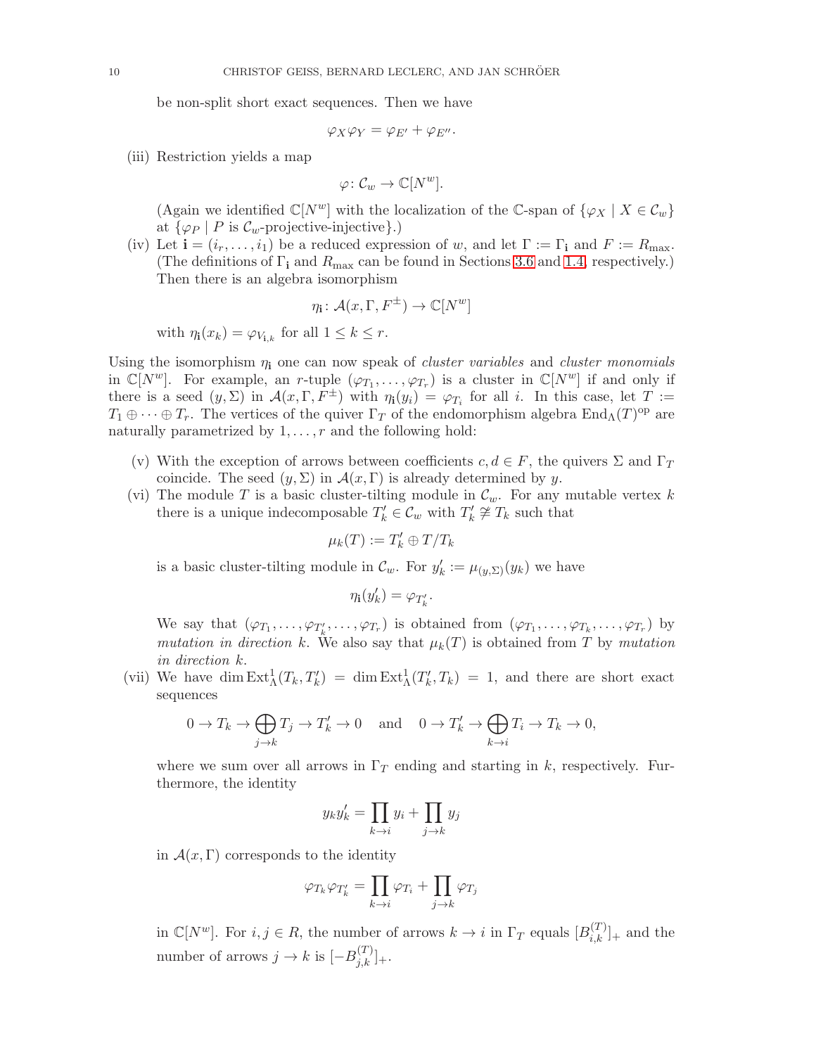be non-split short exact sequences. Then we have

$$\varphi_X \varphi_Y = \varphi_{E'} + \varphi_{E''}.$$

(iii) Restriction yields a map

$$\varphi\colon \mathcal{C}_w \to \mathbb{C}[N^w].$$

(Again we identified $\mathbb{C}[N^w]$ with the localization of the $\mathbb{C}$-span of $\{\varphi_X \mid X \in \mathcal{C}_w\}$ at $\{\varphi_P \mid P \text{ is } \mathcal{C}_w\text{-projective-injective}\}$.)

(iv) Let $\mathbf{i} = (i_r, \dots, i_1)$ be a reduced expression of $w$, and let $\Gamma := \Gamma_{\mathbf{i}}$ and $F := R_{\max}$. (The definitions of $\Gamma_{\mathbf{i}}$ and $R_{\max}$ can be found in Sections 3.6 and 1.4, respectively.) Then there is an algebra isomorphism

$$\eta_{\mathbf{i}}\colon \mathcal{A}(x, \Gamma, F^{\pm}) \to \mathbb{C}[N^w]$$

with $\eta_{\mathbf{i}}(x_k) = \varphi_{V_{\mathbf{i},k}}$ for all $1 \le k \le r$.

Using the isomorphism $\eta_{\mathbf{i}}$ one can now speak of *cluster variables* and *cluster monomials* in $\mathbb{C}[N^w]$. For example, an $r$-tuple $(\varphi_{T_1}, \dots, \varphi_{T_r})$ is a cluster in $\mathbb{C}[N^w]$ if and only if there is a seed $(y, \Sigma)$ in $\mathcal{A}(x, \Gamma, F^{\pm})$ with $\eta_{\mathbf{i}}(y_i) = \varphi_{T_i}$ for all $i$. In this case, let $T := T_1 \oplus \cdots \oplus T_r$. The vertices of the quiver $\Gamma_T$ of the endomorphism algebra $\mathrm{End}_\Lambda(T)^{\mathrm{op}}$ are naturally parametrized by $1, \dots, r$ and the following hold:

(v) With the exception of arrows between coefficients $c, d \in F$, the quivers $\Sigma$ and $\Gamma_T$ coincide. The seed $(y, \Sigma)$ in $\mathcal{A}(x, \Gamma)$ is already determined by $y$.

(vi) The module $T$ is a basic cluster-tilting module in $\mathcal{C}_w$. For any mutable vertex $k$ there is a unique indecomposable $T_k' \in \mathcal{C}_w$ with $T_k' \not\cong T_k$ such that

$$\mu_k(T) := T_k' \oplus T/T_k$$

is a basic cluster-tilting module in $\mathcal{C}_w$. For $y_k' := \mu_{(y,\Sigma)}(y_k)$ we have

$$\eta_{\mathbf{i}}(y_k') = \varphi_{T_k'}.$$

We say that $(\varphi_{T_1}, \dots, \varphi_{T_k'}, \dots, \varphi_{T_r})$ is obtained from $(\varphi_{T_1}, \dots, \varphi_{T_k}, \dots, \varphi_{T_r})$ by *mutation in direction* $k$. We also say that $\mu_k(T)$ is obtained from $T$ by *mutation in direction* $k$.

(vii) We have $\dim \mathrm{Ext}^1_\Lambda(T_k, T_k') = \dim \mathrm{Ext}^1_\Lambda(T_k', T_k) = 1$, and there are short exact sequences

$$0 \to T_k \to \bigoplus_{j \to k} T_j \to T_k' \to 0 \quad \text{and} \quad 0 \to T_k' \to \bigoplus_{k \to i} T_i \to T_k \to 0,$$

where we sum over all arrows in $\Gamma_T$ ending and starting in $k$, respectively. Furthermore, the identity

$$y_k y_k' = \prod_{k \to i} y_i + \prod_{j \to k} y_j$$

in $\mathcal{A}(x, \Gamma)$ corresponds to the identity

$$\varphi_{T_k} \varphi_{T_k'} = \prod_{k \to i} \varphi_{T_i} + \prod_{j \to k} \varphi_{T_j}$$

in $\mathbb{C}[N^w]$. For $i, j \in R$, the number of arrows $k \to i$ in $\Gamma_T$ equals $[B^{(T)}_{i,k}]_+$ and the number of arrows $j \to k$ is $[-B^{(T)}_{j,k}]_+$.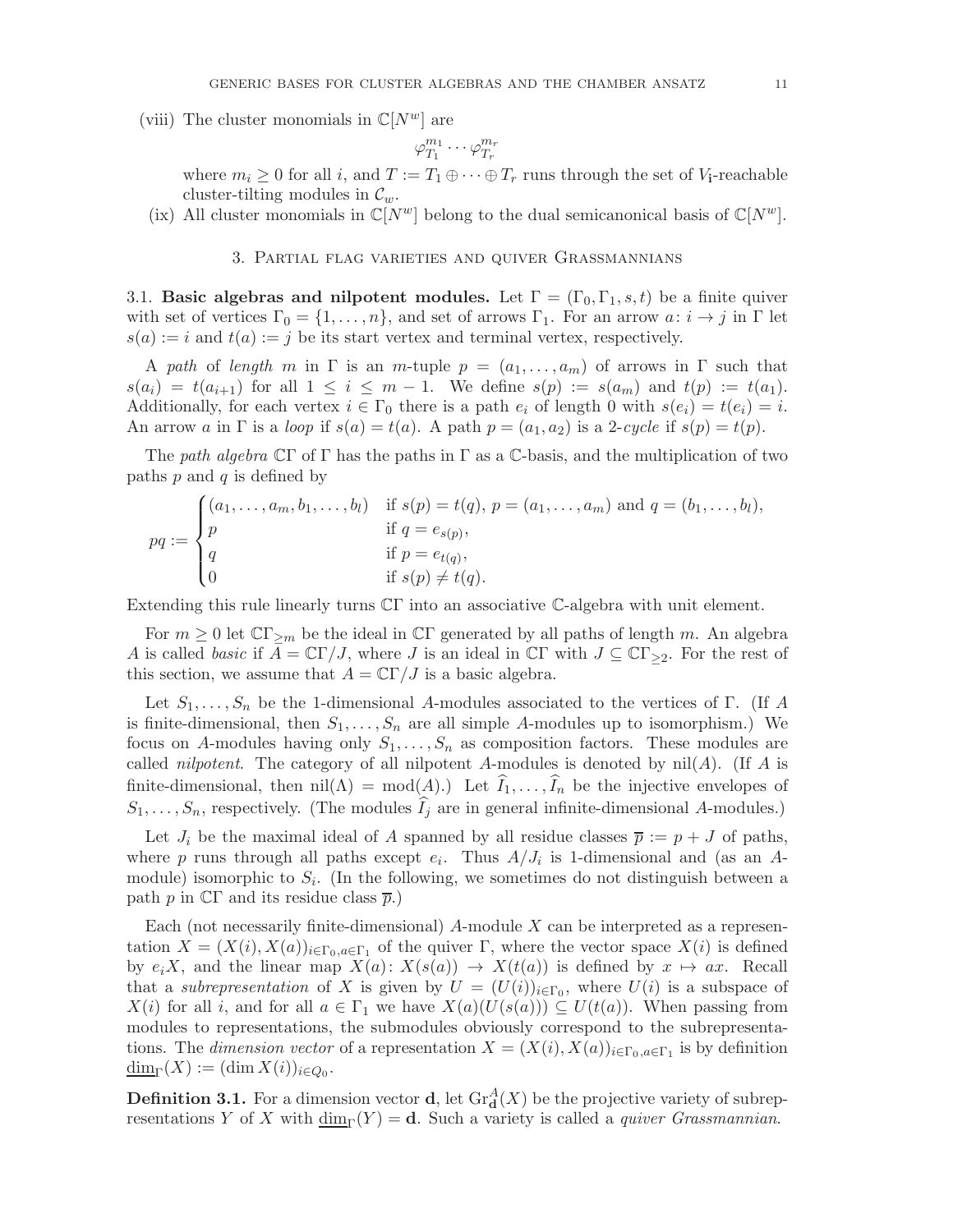(viii) The cluster monomials in $\mathbb{C}[N^w]$ are

$$\varphi_{T_1}^{m_1} \cdots \varphi_{T_r}^{m_r}$$

where $m_i \geq 0$ for all $i$, and $T := T_1 \oplus \cdots \oplus T_r$ runs through the set of $V_{\mathbf{i}}$-reachable cluster-tilting modules in $\mathcal{C}_w$.

(ix) All cluster monomials in $\mathbb{C}[N^w]$ belong to the dual semicanonical basis of $\mathbb{C}[N^w]$.

## 3. Partial flag varieties and quiver Grassmannians

**3.1. Basic algebras and nilpotent modules.** Let $\Gamma = (\Gamma_0, \Gamma_1, s, t)$ be a finite quiver with set of vertices $\Gamma_0 = \{1, \ldots, n\}$, and set of arrows $\Gamma_1$. For an arrow $a\colon i \to j$ in $\Gamma$ let $s(a) := i$ and $t(a) := j$ be its start vertex and terminal vertex, respectively.

A *path* of *length* $m$ in $\Gamma$ is an $m$-tuple $p = (a_1, \ldots, a_m)$ of arrows in $\Gamma$ such that $s(a_i) = t(a_{i+1})$ for all $1 \leq i \leq m-1$. We define $s(p) := s(a_m)$ and $t(p) := t(a_1)$. Additionally, for each vertex $i \in \Gamma_0$ there is a path $e_i$ of length 0 with $s(e_i) = t(e_i) = i$. An arrow $a$ in $\Gamma$ is a *loop* if $s(a) = t(a)$. A path $p = (a_1, a_2)$ is a *2-cycle* if $s(p) = t(p)$.

The *path algebra* $\mathbb{C}\Gamma$ of $\Gamma$ has the paths in $\Gamma$ as a $\mathbb{C}$-basis, and the multiplication of two paths $p$ and $q$ is defined by

$$pq := \begin{cases} (a_1, \ldots, a_m, b_1, \ldots, b_l) & \text{if } s(p) = t(q),\ p = (a_1, \ldots, a_m) \text{ and } q = (b_1, \ldots, b_l), \\ p & \text{if } q = e_{s(p)}, \\ q & \text{if } p = e_{t(q)}, \\ 0 & \text{if } s(p) \neq t(q). \end{cases}$$

Extending this rule linearly turns $\mathbb{C}\Gamma$ into an associative $\mathbb{C}$-algebra with unit element.

For $m \geq 0$ let $\mathbb{C}\Gamma_{\geq m}$ be the ideal in $\mathbb{C}\Gamma$ generated by all paths of length $m$. An algebra $A$ is called *basic* if $A = \mathbb{C}\Gamma/J$, where $J$ is an ideal in $\mathbb{C}\Gamma$ with $J \subseteq \mathbb{C}\Gamma_{\geq 2}$. For the rest of this section, we assume that $A = \mathbb{C}\Gamma/J$ is a basic algebra.

Let $S_1, \ldots, S_n$ be the 1-dimensional $A$-modules associated to the vertices of $\Gamma$. (If $A$ is finite-dimensional, then $S_1, \ldots, S_n$ are all simple $A$-modules up to isomorphism.) We focus on $A$-modules having only $S_1, \ldots, S_n$ as composition factors. These modules are called *nilpotent*. The category of all nilpotent $A$-modules is denoted by $\mathrm{nil}(A)$. (If $A$ is finite-dimensional, then $\mathrm{nil}(\Lambda) = \mathrm{mod}(A)$.) Let $\widehat{I}_1, \ldots, \widehat{I}_n$ be the injective envelopes of $S_1, \ldots, S_n$, respectively. (The modules $\widehat{I}_j$ are in general infinite-dimensional $A$-modules.)

Let $J_i$ be the maximal ideal of $A$ spanned by all residue classes $\overline{p} := p + J$ of paths, where $p$ runs through all paths except $e_i$. Thus $A/J_i$ is 1-dimensional and (as an $A$-module) isomorphic to $S_i$. (In the following, we sometimes do not distinguish between a path $p$ in $\mathbb{C}\Gamma$ and its residue class $\overline{p}$.)

Each (not necessarily finite-dimensional) $A$-module $X$ can be interpreted as a representation $X = (X(i), X(a))_{i \in \Gamma_0, a \in \Gamma_1}$ of the quiver $\Gamma$, where the vector space $X(i)$ is defined by $e_i X$, and the linear map $X(a)\colon X(s(a)) \to X(t(a))$ is defined by $x \mapsto ax$. Recall that a *subrepresentation* of $X$ is given by $U = (U(i))_{i \in \Gamma_0}$, where $U(i)$ is a subspace of $X(i)$ for all $i$, and for all $a \in \Gamma_1$ we have $X(a)(U(s(a))) \subseteq U(t(a))$. When passing from modules to representations, the submodules obviously correspond to the subrepresentations. The *dimension vector* of a representation $X = (X(i), X(a))_{i \in \Gamma_0, a \in \Gamma_1}$ is by definition $\underline{\dim}_\Gamma(X) := (\dim X(i))_{i \in Q_0}$.

**Definition 3.1.** For a dimension vector $\mathbf{d}$, let $\mathrm{Gr}_{\mathbf{d}}^A(X)$ be the projective variety of subrepresentations $Y$ of $X$ with $\underline{\dim}_\Gamma(Y) = \mathbf{d}$. Such a variety is called a *quiver Grassmannian*.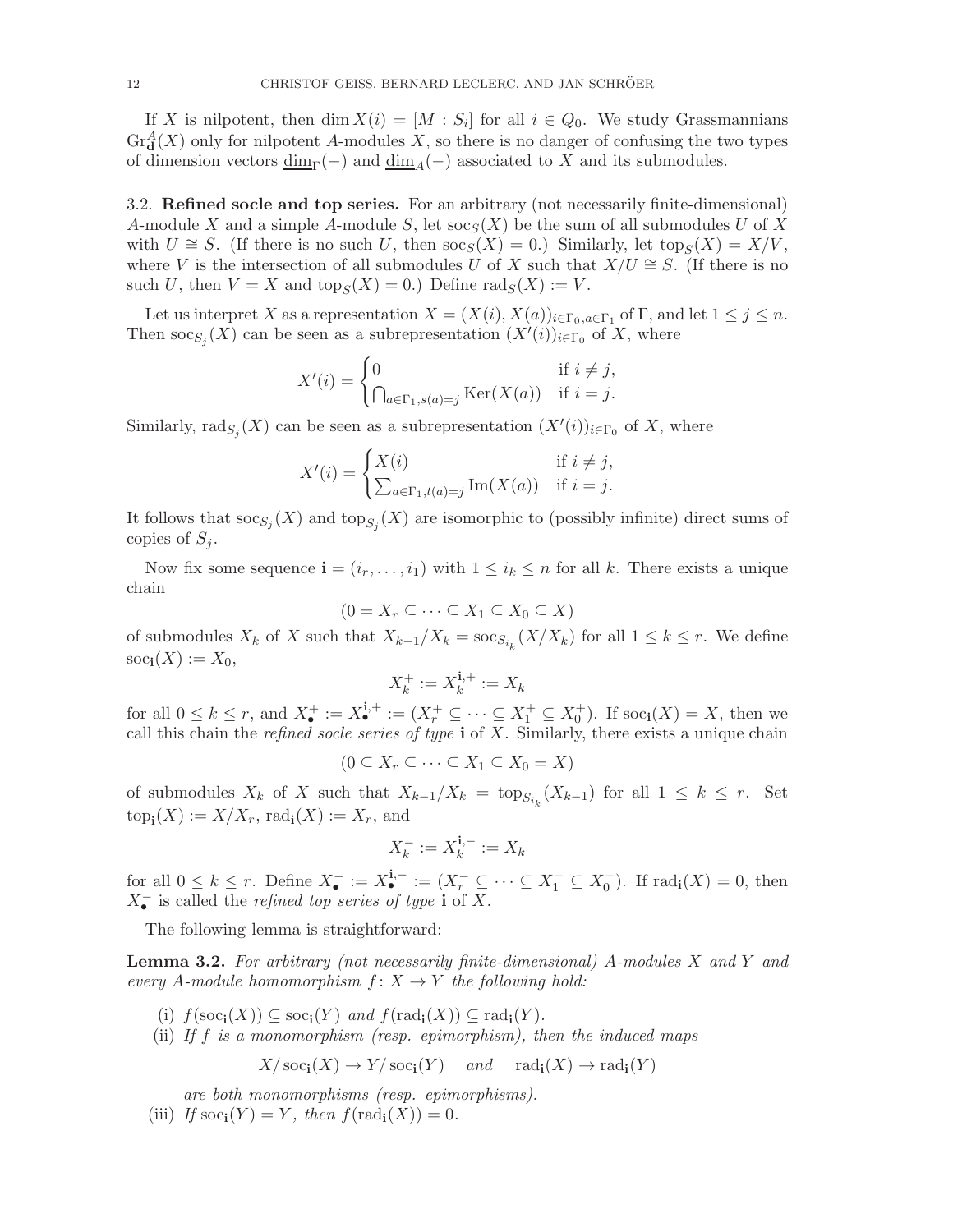If $X$ is nilpotent, then $\dim X(i) = [M : S_i]$ for all $i \in Q_0$. We study Grassmannians $\mathrm{Gr}_{\mathbf{d}}^A(X)$ only for nilpotent $A$-modules $X$, so there is no danger of confusing the two types of dimension vectors $\underline{\dim}_\Gamma(-)$ and $\underline{\dim}_A(-)$ associated to $X$ and its submodules.

### 3.2. Refined socle and top series.

For an arbitrary (not necessarily finite-dimensional) $A$-module $X$ and a simple $A$-module $S$, let $\mathrm{soc}_S(X)$ be the sum of all submodules $U$ of $X$ with $U \cong S$. (If there is no such $U$, then $\mathrm{soc}_S(X) = 0$.) Similarly, let $\mathrm{top}_S(X) = X/V$, where $V$ is the intersection of all submodules $U$ of $X$ such that $X/U \cong S$. (If there is no such $U$, then $V = X$ and $\mathrm{top}_S(X) = 0$.) Define $\mathrm{rad}_S(X) := V$.

Let us interpret $X$ as a representation $X = (X(i), X(a))_{i\in\Gamma_0, a\in\Gamma_1}$ of $\Gamma$, and let $1 \le j \le n$. Then $\mathrm{soc}_{S_j}(X)$ can be seen as a subrepresentation $(X'(i))_{i\in\Gamma_0}$ of $X$, where

$$X'(i) = \begin{cases} 0 & \text{if } i \neq j,\\ \bigcap_{a\in\Gamma_1, s(a)=j} \mathrm{Ker}(X(a)) & \text{if } i = j.\end{cases}$$

Similarly, $\mathrm{rad}_{S_j}(X)$ can be seen as a subrepresentation $(X'(i))_{i\in\Gamma_0}$ of $X$, where

$$X'(i) = \begin{cases} X(i) & \text{if } i \neq j,\\ \sum_{a\in\Gamma_1, t(a)=j} \mathrm{Im}(X(a)) & \text{if } i = j.\end{cases}$$

It follows that $\mathrm{soc}_{S_j}(X)$ and $\mathrm{top}_{S_j}(X)$ are isomorphic to (possibly infinite) direct sums of copies of $S_j$.

Now fix some sequence $\mathbf{i} = (i_r, \dots, i_1)$ with $1 \le i_k \le n$ for all $k$. There exists a unique chain

$$(0 = X_r \subseteq \cdots \subseteq X_1 \subseteq X_0 \subseteq X)$$

of submodules $X_k$ of $X$ such that $X_{k-1}/X_k = \mathrm{soc}_{S_{i_k}}(X/X_k)$ for all $1 \le k \le r$. We define $\mathrm{soc}_{\mathbf{i}}(X) := X_0$,

$$X_k^+ := X_k^{\mathbf{i},+} := X_k$$

for all $0 \le k \le r$, and $X_\bullet^+ := X_\bullet^{\mathbf{i},+} := (X_r^+ \subseteq \cdots \subseteq X_1^+ \subseteq X_0^+)$. If $\mathrm{soc}_{\mathbf{i}}(X) = X$, then we call this chain the *refined socle series of type* $\mathbf{i}$ of $X$. Similarly, there exists a unique chain

$$(0 \subseteq X_r \subseteq \cdots \subseteq X_1 \subseteq X_0 = X)$$

of submodules $X_k$ of $X$ such that $X_{k-1}/X_k = \mathrm{top}_{S_{i_k}}(X_{k-1})$ for all $1 \le k \le r$. Set $\mathrm{top}_{\mathbf{i}}(X) := X/X_r$, $\mathrm{rad}_{\mathbf{i}}(X) := X_r$, and

$$X_k^- := X_k^{\mathbf{i},-} := X_k$$

for all $0 \le k \le r$. Define $X_\bullet^- := X_\bullet^{\mathbf{i},-} := (X_r^- \subseteq \cdots \subseteq X_1^- \subseteq X_0^-)$. If $\mathrm{rad}_{\mathbf{i}}(X) = 0$, then $X_\bullet^-$ is called the *refined top series of type* $\mathbf{i}$ of $X$.

The following lemma is straightforward:

**Lemma 3.2.** *For arbitrary (not necessarily finite-dimensional) $A$-modules $X$ and $Y$ and every $A$-module homomorphism $f\colon X \to Y$ the following hold:*

- (i) $f(\mathrm{soc}_{\mathbf{i}}(X)) \subseteq \mathrm{soc}_{\mathbf{i}}(Y)$ *and* $f(\mathrm{rad}_{\mathbf{i}}(X)) \subseteq \mathrm{rad}_{\mathbf{i}}(Y)$.
- (ii) *If $f$ is a monomorphism (resp. epimorphism), then the induced maps*

$$X/\mathrm{soc}_{\mathbf{i}}(X) \to Y/\mathrm{soc}_{\mathbf{i}}(Y) \quad \textit{and} \quad \mathrm{rad}_{\mathbf{i}}(X) \to \mathrm{rad}_{\mathbf{i}}(Y)$$

*are both monomorphisms (resp. epimorphisms).*

- (iii) *If* $\mathrm{soc}_{\mathbf{i}}(Y) = Y$, *then* $f(\mathrm{rad}_{\mathbf{i}}(X)) = 0$.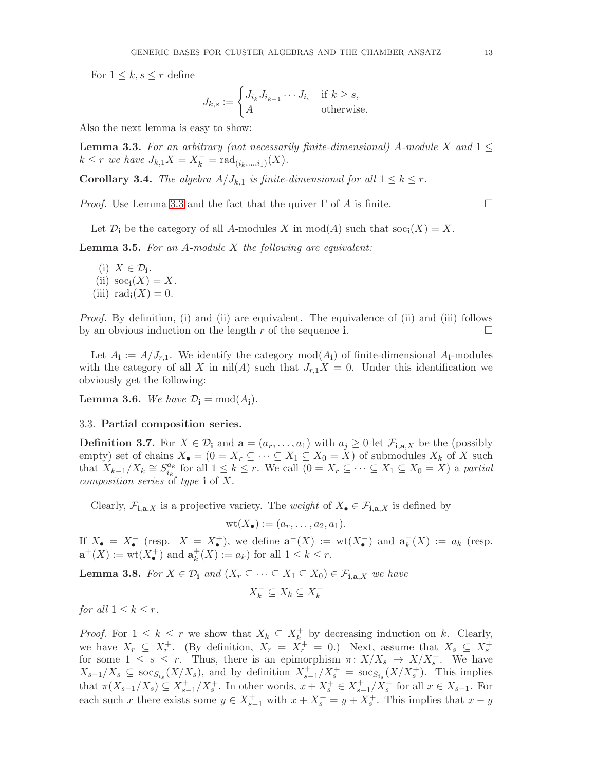For $1 \leq k, s \leq r$ define

$$J_{k,s} := \begin{cases} J_{i_k} J_{i_{k-1}} \cdots J_{i_s} & \text{if } k \geq s, \\ A & \text{otherwise.} \end{cases}$$

Also the next lemma is easy to show:

**Lemma 3.3.** *For an arbitrary (not necessarily finite-dimensional) $A$-module $X$ and $1 \leq k \leq r$ we have $J_{k,1}X = X_k^- = \operatorname{rad}_{(i_k,\dots,i_1)}(X)$.*

**Corollary 3.4.** *The algebra $A/J_{k,1}$ is finite-dimensional for all $1 \leq k \leq r$.*

*Proof.* Use Lemma 3.3 and the fact that the quiver $\Gamma$ of $A$ is finite. $\square$

Let $\mathcal{D}_{\mathbf{i}}$ be the category of all $A$-modules $X$ in $\operatorname{mod}(A)$ such that $\operatorname{soc}_{\mathbf{i}}(X) = X$.

**Lemma 3.5.** *For an $A$-module $X$ the following are equivalent:*

(i) $X \in \mathcal{D}_{\mathbf{i}}$.
(ii) $\operatorname{soc}_{\mathbf{i}}(X) = X$.
(iii) $\operatorname{rad}_{\mathbf{i}}(X) = 0$.

*Proof.* By definition, (i) and (ii) are equivalent. The equivalence of (ii) and (iii) follows by an obvious induction on the length $r$ of the sequence $\mathbf{i}$. $\square$

Let $A_{\mathbf{i}} := A/J_{r,1}$. We identify the category $\operatorname{mod}(A_{\mathbf{i}})$ of finite-dimensional $A_{\mathbf{i}}$-modules with the category of all $X$ in $\operatorname{nil}(A)$ such that $J_{r,1}X = 0$. Under this identification we obviously get the following:

**Lemma 3.6.** *We have $\mathcal{D}_{\mathbf{i}} = \operatorname{mod}(A_{\mathbf{i}})$.*

### 3.3. Partial composition series.

**Definition 3.7.** For $X \in \mathcal{D}_{\mathbf{i}}$ and $\mathbf{a} = (a_r, \dots, a_1)$ with $a_j \geq 0$ let $\mathcal{F}_{\mathbf{i},\mathbf{a},X}$ be the (possibly empty) set of chains $X_\bullet = (0 = X_r \subseteq \cdots \subseteq X_1 \subseteq X_0 = X)$ of submodules $X_k$ of $X$ such that $X_{k-1}/X_k \cong S_{i_k}^{a_k}$ for all $1 \leq k \leq r$. We call $(0 = X_r \subseteq \cdots \subseteq X_1 \subseteq X_0 = X)$ a *partial composition series* of *type* $\mathbf{i}$ of $X$.

Clearly, $\mathcal{F}_{\mathbf{i},\mathbf{a},X}$ is a projective variety. The *weight* of $X_\bullet \in \mathcal{F}_{\mathbf{i},\mathbf{a},X}$ is defined by

$$\operatorname{wt}(X_\bullet) := (a_r, \dots, a_2, a_1).$$

If $X_\bullet = X_\bullet^-$ (resp. $X = X_\bullet^+$), we define $\mathbf{a}^-(X) := \operatorname{wt}(X_\bullet^-)$ and $\mathbf{a}_k^-(X) := a_k$ (resp. $\mathbf{a}^+(X) := \operatorname{wt}(X_\bullet^+)$ and $\mathbf{a}_k^+(X) := a_k$) for all $1 \leq k \leq r$.

**Lemma 3.8.** *For $X \in \mathcal{D}_{\mathbf{i}}$ and $(X_r \subseteq \cdots \subseteq X_1 \subseteq X_0) \in \mathcal{F}_{\mathbf{i},\mathbf{a},X}$ we have*

$$X_k^- \subseteq X_k \subseteq X_k^+$$

*for all $1 \leq k \leq r$.*

*Proof.* For $1 \leq k \leq r$ we show that $X_k \subseteq X_k^+$ by decreasing induction on $k$. Clearly, we have $X_r \subseteq X_r^+$. (By definition, $X_r = X_r^+ = 0$.) Next, assume that $X_s \subseteq X_s^+$ for some $1 \leq s \leq r$. Thus, there is an epimorphism $\pi\colon X/X_s \to X/X_s^+$. We have $X_{s-1}/X_s \subseteq \operatorname{soc}_{S_{i_s}}(X/X_s)$, and by definition $X_{s-1}^+/X_s^+ = \operatorname{soc}_{S_{i_s}}(X/X_s^+)$. This implies that $\pi(X_{s-1}/X_s) \subseteq X_{s-1}^+/X_s^+$. In other words, $x + X_s^+ \in X_{s-1}^+/X_s^+$ for all $x \in X_{s-1}$. For each such $x$ there exists some $y \in X_{s-1}^+$ with $x + X_s^+ = y + X_s^+$. This implies that $x - y$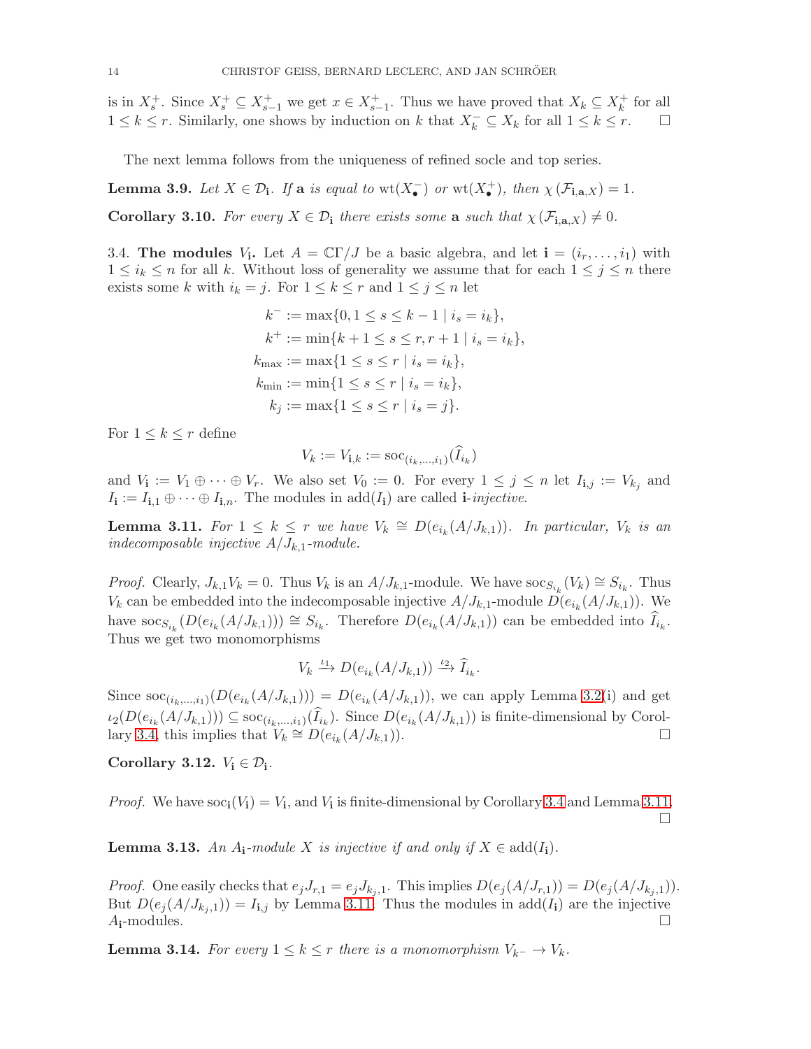is in $X_s^+$. Since $X_s^+ \subseteq X_{s-1}^+$ we get $x \in X_{s-1}^+$. Thus we have proved that $X_k \subseteq X_k^+$ for all $1 \le k \le r$. Similarly, one shows by induction on $k$ that $X_k^- \subseteq X_k$ for all $1 \le k \le r$. □

The next lemma follows from the uniqueness of refined socle and top series.

**Lemma 3.9.** *Let $X \in \mathcal{D}_{\mathbf{i}}$. If $\mathbf{a}$ is equal to $\mathrm{wt}(X_\bullet^-)$ or $\mathrm{wt}(X_\bullet^+)$, then $\chi(\mathcal{F}_{\mathbf{i},\mathbf{a},X}) = 1$.*

**Corollary 3.10.** *For every $X \in \mathcal{D}_{\mathbf{i}}$ there exists some $\mathbf{a}$ such that $\chi(\mathcal{F}_{\mathbf{i},\mathbf{a},X}) \neq 0$.*

3.4. **The modules $V_{\mathbf{i}}$.** Let $A = \mathbb{C}\Gamma/J$ be a basic algebra, and let $\mathbf{i} = (i_r, \ldots, i_1)$ with $1 \le i_k \le n$ for all $k$. Without loss of generality we assume that for each $1 \le j \le n$ there exists some $k$ with $i_k = j$. For $1 \le k \le r$ and $1 \le j \le n$ let

$$
\begin{aligned}
k^- &:= \max\{0, 1 \le s \le k-1 \mid i_s = i_k\},\\
k^+ &:= \min\{k+1 \le s \le r, r+1 \mid i_s = i_k\},\\
k_{\max} &:= \max\{1 \le s \le r \mid i_s = i_k\},\\
k_{\min} &:= \min\{1 \le s \le r \mid i_s = i_k\},\\
k_j &:= \max\{1 \le s \le r \mid i_s = j\}.
\end{aligned}
$$

For $1 \le k \le r$ define

$$V_k := V_{\mathbf{i},k} := \mathrm{soc}_{(i_k,\ldots,i_1)}(\widehat{I}_{i_k})$$

and $V_{\mathbf{i}} := V_1 \oplus \cdots \oplus V_r$. We also set $V_0 := 0$. For every $1 \le j \le n$ let $I_{\mathbf{i},j} := V_{k_j}$ and $I_{\mathbf{i}} := I_{\mathbf{i},1} \oplus \cdots \oplus I_{\mathbf{i},n}$. The modules in $\mathrm{add}(I_{\mathbf{i}})$ are called $\mathbf{i}$*-injective*.

**Lemma 3.11.** *For $1 \le k \le r$ we have $V_k \cong D(e_{i_k}(A/J_{k,1}))$. In particular, $V_k$ is an indecomposable injective $A/J_{k,1}$-module.*

*Proof.* Clearly, $J_{k,1}V_k = 0$. Thus $V_k$ is an $A/J_{k,1}$-module. We have $\mathrm{soc}_{S_{i_k}}(V_k) \cong S_{i_k}$. Thus $V_k$ can be embedded into the indecomposable injective $A/J_{k,1}$-module $D(e_{i_k}(A/J_{k,1}))$. We have $\mathrm{soc}_{S_{i_k}}(D(e_{i_k}(A/J_{k,1}))) \cong S_{i_k}$. Therefore $D(e_{i_k}(A/J_{k,1}))$ can be embedded into $\widehat{I}_{i_k}$. Thus we get two monomorphisms

$$V_k \xrightarrow{\iota_1} D(e_{i_k}(A/J_{k,1})) \xrightarrow{\iota_2} \widehat{I}_{i_k}.$$

Since $\mathrm{soc}_{(i_k,\ldots,i_1)}(D(e_{i_k}(A/J_{k,1}))) = D(e_{i_k}(A/J_{k,1}))$, we can apply Lemma 3.2(i) and get $\iota_2(D(e_{i_k}(A/J_{k,1}))) \subseteq \mathrm{soc}_{(i_k,\ldots,i_1)}(\widehat{I}_{i_k})$. Since $D(e_{i_k}(A/J_{k,1}))$ is finite-dimensional by Corollary 3.4, this implies that $V_k \cong D(e_{i_k}(A/J_{k,1}))$. □

**Corollary 3.12.** *$V_{\mathbf{i}} \in \mathcal{D}_{\mathbf{i}}$.*

*Proof.* We have $\mathrm{soc}_{\mathbf{i}}(V_{\mathbf{i}}) = V_{\mathbf{i}}$, and $V_{\mathbf{i}}$ is finite-dimensional by Corollary 3.4 and Lemma 3.11. □

**Lemma 3.13.** *An $A_{\mathbf{i}}$-module $X$ is injective if and only if $X \in \mathrm{add}(I_{\mathbf{i}})$.*

*Proof.* One easily checks that $e_jJ_{r,1} = e_jJ_{k_j,1}$. This implies $D(e_j(A/J_{r,1})) = D(e_j(A/J_{k_j,1}))$. But $D(e_j(A/J_{k_j,1})) = I_{\mathbf{i},j}$ by Lemma 3.11. Thus the modules in $\mathrm{add}(I_{\mathbf{i}})$ are the injective $A_{\mathbf{i}}$-modules. □

**Lemma 3.14.** *For every $1 \le k \le r$ there is a monomorphism $V_{k^-} \to V_k$.*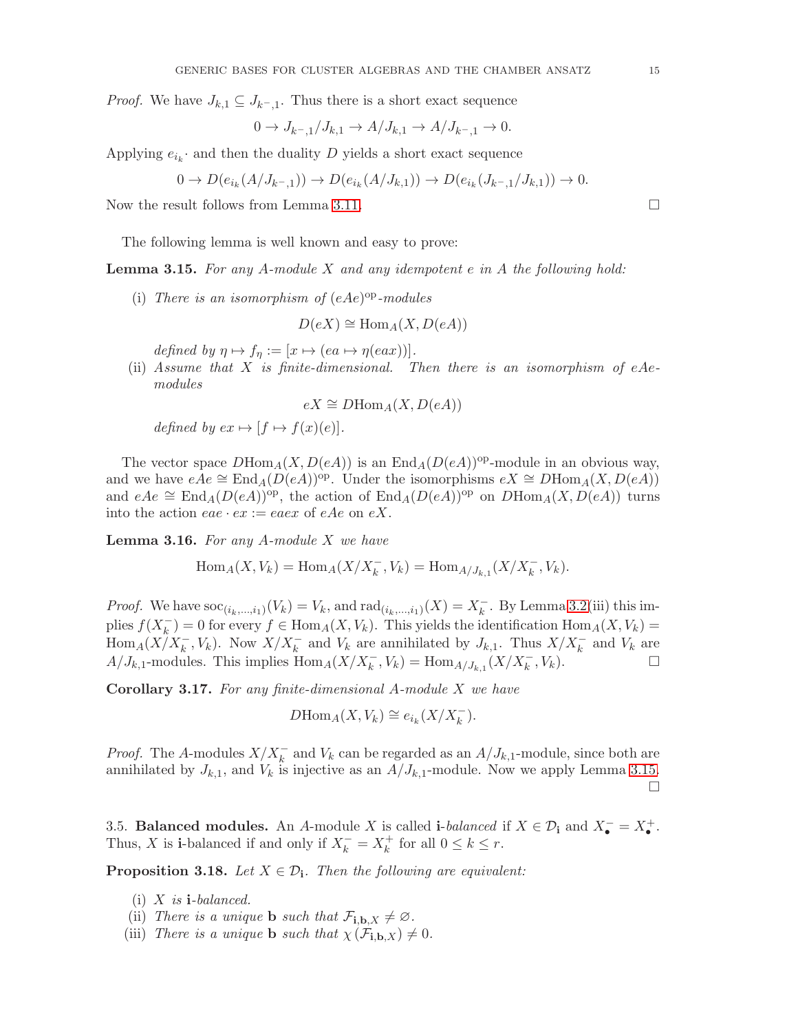*Proof.* We have $J_{k,1} \subseteq J_{k^-,1}$. Thus there is a short exact sequence

$$0 \to J_{k^-,1}/J_{k,1} \to A/J_{k,1} \to A/J_{k^-,1} \to 0.$$

Applying $e_{i_k}\cdot$ and then the duality $D$ yields a short exact sequence

$$0 \to D(e_{i_k}(A/J_{k^-,1})) \to D(e_{i_k}(A/J_{k,1})) \to D(e_{i_k}(J_{k^-,1}/J_{k,1})) \to 0.$$

Now the result follows from Lemma 3.11. □

The following lemma is well known and easy to prove:

**Lemma 3.15.** *For any $A$-module $X$ and any idempotent $e$ in $A$ the following hold:*

(i) *There is an isomorphism of $(eAe)^{\mathrm{op}}$-modules*

$$D(eX) \cong \mathrm{Hom}_A(X, D(eA))$$

*defined by $\eta \mapsto f_\eta := [x \mapsto (ea \mapsto \eta(eax))]$.*

(ii) *Assume that $X$ is finite-dimensional. Then there is an isomorphism of $eAe$-modules*

$$eX \cong D\mathrm{Hom}_A(X, D(eA))$$

*defined by $ex \mapsto [f \mapsto f(x)(e)]$.*

The vector space $D\mathrm{Hom}_A(X, D(eA))$ is an $\mathrm{End}_A(D(eA))^{\mathrm{op}}$-module in an obvious way, and we have $eAe \cong \mathrm{End}_A(D(eA))^{\mathrm{op}}$. Under the isomorphisms $eX \cong D\mathrm{Hom}_A(X, D(eA))$ and $eAe \cong \mathrm{End}_A(D(eA))^{\mathrm{op}}$, the action of $\mathrm{End}_A(D(eA))^{\mathrm{op}}$ on $D\mathrm{Hom}_A(X, D(eA))$ turns into the action $eae \cdot ex := eaex$ of $eAe$ on $eX$.

**Lemma 3.16.** *For any $A$-module $X$ we have*

$$\mathrm{Hom}_A(X, V_k) = \mathrm{Hom}_A(X/X_k^-, V_k) = \mathrm{Hom}_{A/J_{k,1}}(X/X_k^-, V_k).$$

*Proof.* We have $\mathrm{soc}_{(i_k,\ldots,i_1)}(V_k) = V_k$, and $\mathrm{rad}_{(i_k,\ldots,i_1)}(X) = X_k^-$. By Lemma 3.2(iii) this implies $f(X_k^-) = 0$ for every $f \in \mathrm{Hom}_A(X, V_k)$. This yields the identification $\mathrm{Hom}_A(X, V_k) = \mathrm{Hom}_A(X/X_k^-, V_k)$. Now $X/X_k^-$ and $V_k$ are annihilated by $J_{k,1}$. Thus $X/X_k^-$ and $V_k$ are $A/J_{k,1}$-modules. This implies $\mathrm{Hom}_A(X/X_k^-, V_k) = \mathrm{Hom}_{A/J_{k,1}}(X/X_k^-, V_k)$. □

**Corollary 3.17.** *For any finite-dimensional $A$-module $X$ we have*

$$D\mathrm{Hom}_A(X, V_k) \cong e_{i_k}(X/X_k^-).$$

*Proof.* The $A$-modules $X/X_k^-$ and $V_k$ can be regarded as an $A/J_{k,1}$-module, since both are annihilated by $J_{k,1}$, and $V_k$ is injective as an $A/J_{k,1}$-module. Now we apply Lemma 3.15. □

3.5. **Balanced modules.** An $A$-module $X$ is called $\mathbf{i}$-*balanced* if $X \in \mathcal{D}_{\mathbf{i}}$ and $X_\bullet^- = X_\bullet^+$. Thus, $X$ is $\mathbf{i}$-balanced if and only if $X_k^- = X_k^+$ for all $0 \le k \le r$.

**Proposition 3.18.** *Let $X \in \mathcal{D}_{\mathbf{i}}$. Then the following are equivalent:*

(i) *$X$ is $\mathbf{i}$-balanced.*
(ii) *There is a unique $\mathbf{b}$ such that $\mathcal{F}_{\mathbf{i},\mathbf{b},X} \neq \varnothing$.*
(iii) *There is a unique $\mathbf{b}$ such that $\chi(\mathcal{F}_{\mathbf{i},\mathbf{b},X}) \neq 0$.*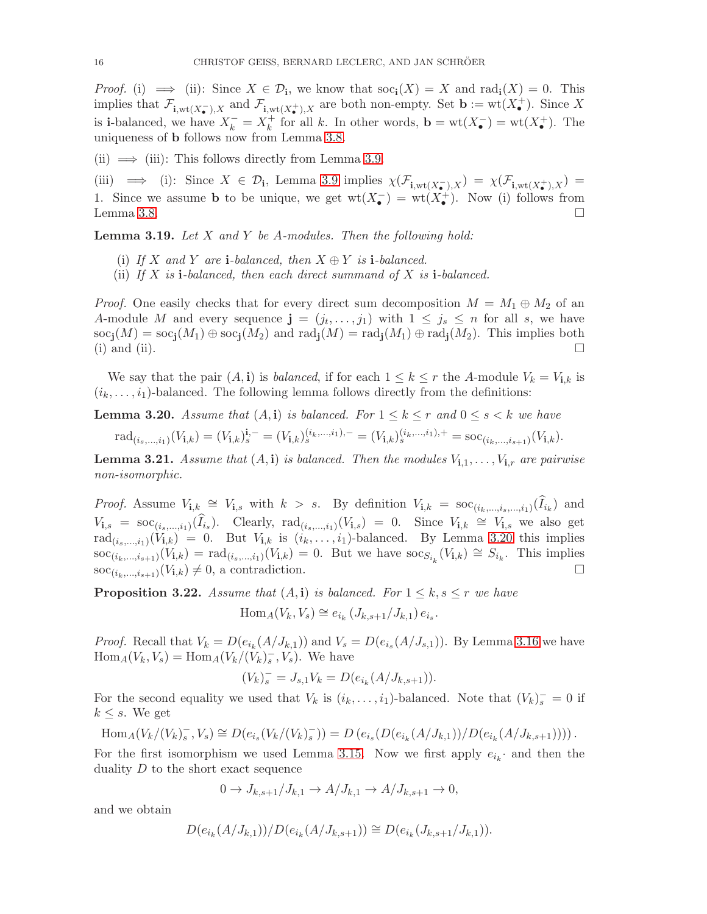*Proof.* (i) $\implies$ (ii): Since $X \in \mathcal{D}_{\mathbf{i}}$, we know that $\mathrm{soc}_{\mathbf{i}}(X) = X$ and $\mathrm{rad}_{\mathbf{i}}(X) = 0$. This implies that $\mathcal{F}_{\mathbf{i},\mathrm{wt}(X_\bullet^-),X}$ and $\mathcal{F}_{\mathbf{i},\mathrm{wt}(X_\bullet^+),X}$ are both non-empty. Set $\mathbf{b} := \mathrm{wt}(X_\bullet^+)$. Since $X$ is $\mathbf{i}$-balanced, we have $X_k^- = X_k^+$ for all $k$. In other words, $\mathbf{b} = \mathrm{wt}(X_\bullet^-) = \mathrm{wt}(X_\bullet^+)$. The uniqueness of $\mathbf{b}$ follows now from Lemma 3.8.

(ii) $\implies$ (iii): This follows directly from Lemma 3.9.

(iii) $\implies$ (i): Since $X \in \mathcal{D}_{\mathbf{i}}$, Lemma 3.9 implies $\chi(\mathcal{F}_{\mathbf{i},\mathrm{wt}(X_\bullet^-),X}) = \chi(\mathcal{F}_{\mathbf{i},\mathrm{wt}(X_\bullet^+),X}) = 1$. Since we assume $\mathbf{b}$ to be unique, we get $\mathrm{wt}(X_\bullet^-) = \mathrm{wt}(X_\bullet^+)$. Now (i) follows from Lemma 3.8. $\square$

**Lemma 3.19.** *Let $X$ and $Y$ be $A$-modules. Then the following hold:*

(i) *If $X$ and $Y$ are $\mathbf{i}$-balanced, then $X \oplus Y$ is $\mathbf{i}$-balanced.*
(ii) *If $X$ is $\mathbf{i}$-balanced, then each direct summand of $X$ is $\mathbf{i}$-balanced.*

*Proof.* One easily checks that for every direct sum decomposition $M = M_1 \oplus M_2$ of an $A$-module $M$ and every sequence $\mathbf{j} = (j_t, \ldots, j_1)$ with $1 \le j_s \le n$ for all $s$, we have $\mathrm{soc}_{\mathbf{j}}(M) = \mathrm{soc}_{\mathbf{j}}(M_1) \oplus \mathrm{soc}_{\mathbf{j}}(M_2)$ and $\mathrm{rad}_{\mathbf{j}}(M) = \mathrm{rad}_{\mathbf{j}}(M_1) \oplus \mathrm{rad}_{\mathbf{j}}(M_2)$. This implies both (i) and (ii). $\square$

We say that the pair $(A, \mathbf{i})$ is *balanced*, if for each $1 \le k \le r$ the $A$-module $V_k = V_{\mathbf{i},k}$ is $(i_k, \ldots, i_1)$-balanced. The following lemma follows directly from the definitions:

**Lemma 3.20.** *Assume that $(A, \mathbf{i})$ is balanced. For $1 \le k \le r$ and $0 \le s < k$ we have*

$$\mathrm{rad}_{(i_s,\ldots,i_1)}(V_{\mathbf{i},k}) = (V_{\mathbf{i},k})_s^{\mathbf{i},-} = (V_{\mathbf{i},k})_s^{(i_k,\ldots,i_1),-} = (V_{\mathbf{i},k})_s^{(i_k,\ldots,i_1),+} = \mathrm{soc}_{(i_k,\ldots,i_{s+1})}(V_{\mathbf{i},k}).$$

**Lemma 3.21.** *Assume that $(A, \mathbf{i})$ is balanced. Then the modules $V_{\mathbf{i},1}, \ldots, V_{\mathbf{i},r}$ are pairwise non-isomorphic.*

*Proof.* Assume $V_{\mathbf{i},k} \cong V_{\mathbf{i},s}$ with $k > s$. By definition $V_{\mathbf{i},k} = \mathrm{soc}_{(i_k,\ldots,i_s,\ldots,i_1)}(\widehat{I}_{i_k})$ and $V_{\mathbf{i},s} = \mathrm{soc}_{(i_s,\ldots,i_1)}(\widehat{I}_{i_s})$. Clearly, $\mathrm{rad}_{(i_s,\ldots,i_1)}(V_{\mathbf{i},s}) = 0$. Since $V_{\mathbf{i},k} \cong V_{\mathbf{i},s}$ we also get $\mathrm{rad}_{(i_s,\ldots,i_1)}(V_{\mathbf{i},k}) = 0$. But $V_{\mathbf{i},k}$ is $(i_k, \ldots, i_1)$-balanced. By Lemma 3.20 this implies $\mathrm{soc}_{(i_k,\ldots,i_{s+1})}(V_{\mathbf{i},k}) = \mathrm{rad}_{(i_s,\ldots,i_1)}(V_{\mathbf{i},k}) = 0$. But we have $\mathrm{soc}_{S_{i_k}}(V_{\mathbf{i},k}) \cong S_{i_k}$. This implies $\mathrm{soc}_{(i_k,\ldots,i_{s+1})}(V_{\mathbf{i},k}) \neq 0$, a contradiction. $\square$

**Proposition 3.22.** *Assume that $(A, \mathbf{i})$ is balanced. For $1 \le k, s \le r$ we have*

$$\mathrm{Hom}_A(V_k, V_s) \cong e_{i_k}\,(J_{k,s+1}/J_{k,1})\,e_{i_s}.$$

*Proof.* Recall that $V_k = D(e_{i_k}(A/J_{k,1}))$ and $V_s = D(e_{i_s}(A/J_{s,1}))$. By Lemma 3.16 we have $\mathrm{Hom}_A(V_k, V_s) = \mathrm{Hom}_A(V_k/(V_k)_s^-, V_s)$. We have

$$(V_k)_s^- = J_{s,1}V_k = D(e_{i_k}(A/J_{k,s+1})).$$

For the second equality we used that $V_k$ is $(i_k, \ldots, i_1)$-balanced. Note that $(V_k)_s^- = 0$ if $k \le s$. We get

$$\mathrm{Hom}_A(V_k/(V_k)_s^-, V_s) \cong D(e_{i_s}(V_k/(V_k)_s^-)) = D\left(e_{i_s}(D(e_{i_k}(A/J_{k,1}))/D(e_{i_k}(A/J_{k,s+1})))\right).$$

For the first isomorphism we used Lemma 3.15. Now we first apply $e_{i_k}\cdot$ and then the duality $D$ to the short exact sequence

$$0 \to J_{k,s+1}/J_{k,1} \to A/J_{k,1} \to A/J_{k,s+1} \to 0,$$

and we obtain

$$D(e_{i_k}(A/J_{k,1}))/D(e_{i_k}(A/J_{k,s+1})) \cong D(e_{i_k}(J_{k,s+1}/J_{k,1})).$$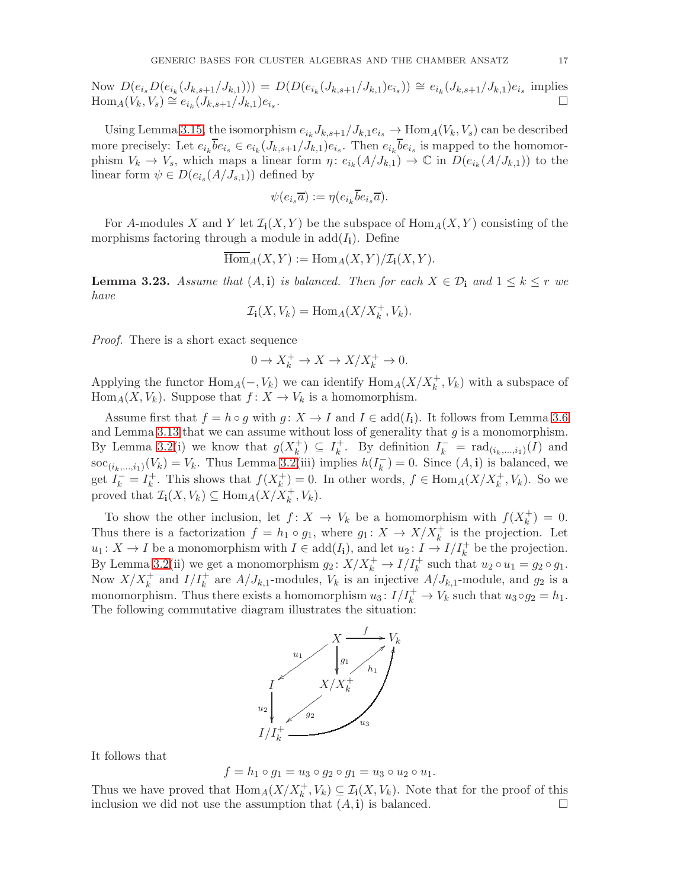Now $D(e_{i_s} D(e_{i_k}(J_{k,s+1}/J_{k,1}))) = D(D(e_{i_k}(J_{k,s+1}/J_{k,1})e_{i_s})) \cong e_{i_k}(J_{k,s+1}/J_{k,1})e_{i_s}$ implies $\mathrm{Hom}_A(V_k, V_s) \cong e_{i_k}(J_{k,s+1}/J_{k,1})e_{i_s}$. □

Using Lemma 3.15, the isomorphism $e_{i_k}J_{k,s+1}/J_{k,1}e_{i_s} \to \mathrm{Hom}_A(V_k, V_s)$ can be described more precisely: Let $e_{i_k}\overline{b}e_{i_s} \in e_{i_k}(J_{k,s+1}/J_{k,1})e_{i_s}$. Then $e_{i_k}\overline{b}e_{i_s}$ is mapped to the homomorphism $V_k \to V_s$, which maps a linear form $\eta\colon e_{i_k}(A/J_{k,1}) \to \mathbb{C}$ in $D(e_{i_k}(A/J_{k,1}))$ to the linear form $\psi \in D(e_{i_s}(A/J_{s,1}))$ defined by

$$\psi(e_{i_s}\overline{a}) := \eta(e_{i_k}\overline{b}e_{i_s}\overline{a}).$$

For $A$-modules $X$ and $Y$ let $\mathcal{I}_{\mathbf{i}}(X,Y)$ be the subspace of $\mathrm{Hom}_A(X,Y)$ consisting of the morphisms factoring through a module in $\mathrm{add}(I_{\mathbf{i}})$. Define

$$\overline{\mathrm{Hom}}_A(X,Y) := \mathrm{Hom}_A(X,Y)/\mathcal{I}_{\mathbf{i}}(X,Y).$$

**Lemma 3.23.** *Assume that $(A,\mathbf{i})$ is balanced. Then for each $X \in \mathcal{D}_{\mathbf{i}}$ and $1 \le k \le r$ we have*

$$\mathcal{I}_{\mathbf{i}}(X, V_k) = \mathrm{Hom}_A(X/X_k^+, V_k).$$

*Proof.* There is a short exact sequence

$$0 \to X_k^+ \to X \to X/X_k^+ \to 0.$$

Applying the functor $\mathrm{Hom}_A(-,V_k)$ we can identify $\mathrm{Hom}_A(X/X_k^+, V_k)$ with a subspace of $\mathrm{Hom}_A(X, V_k)$. Suppose that $f\colon X \to V_k$ is a homomorphism.

Assume first that $f = h \circ g$ with $g\colon X \to I$ and $I \in \mathrm{add}(I_{\mathbf{i}})$. It follows from Lemma 3.6 and Lemma 3.13 that we can assume without loss of generality that $g$ is a monomorphism. By Lemma 3.2(i) we know that $g(X_k^+) \subseteq I_k^+$. By definition $I_k^- = \mathrm{rad}_{(i_k,\dots,i_1)}(I)$ and $\mathrm{soc}_{(i_k,\dots,i_1)}(V_k) = V_k$. Thus Lemma 3.2(iii) implies $h(I_k^-) = 0$. Since $(A,\mathbf{i})$ is balanced, we get $I_k^- = I_k^+$. This shows that $f(X_k^+) = 0$. In other words, $f \in \mathrm{Hom}_A(X/X_k^+, V_k)$. So we proved that $\mathcal{I}_{\mathbf{i}}(X,V_k) \subseteq \mathrm{Hom}_A(X/X_k^+, V_k)$.

To show the other inclusion, let $f\colon X \to V_k$ be a homomorphism with $f(X_k^+) = 0$. Thus there is a factorization $f = h_1 \circ g_1$, where $g_1\colon X \to X/X_k^+$ is the projection. Let $u_1\colon X \to I$ be a monomorphism with $I \in \mathrm{add}(I_{\mathbf{i}})$, and let $u_2\colon I \to I/I_k^+$ be the projection. By Lemma 3.2(ii) we get a monomorphism $g_2\colon X/X_k^+ \to I/I_k^+$ such that $u_2 \circ u_1 = g_2 \circ g_1$. Now $X/X_k^+$ and $I/I_k^+$ are $A/J_{k,1}$-modules, $V_k$ is an injective $A/J_{k,1}$-module, and $g_2$ is a monomorphism. Thus there exists a homomorphism $u_3\colon I/I_k^+ \to V_k$ such that $u_3 \circ g_2 = h_1$. The following commutative diagram illustrates the situation:

$$\begin{array}{ccccc}
 & & X & \xrightarrow{f} & V_k \\
 & \swarrow^{u_1} & \downarrow^{g_1} & \nearrow_{h_1} & \\
I & & X/X_k^+ & & \\
\downarrow^{u_2} & \swarrow^{g_2} & & & \\
I/I_k^+ & & \xrightarrow{u_3} & & V_k
\end{array}$$

It follows that

$$f = h_1 \circ g_1 = u_3 \circ g_2 \circ g_1 = u_3 \circ u_2 \circ u_1.$$

Thus we have proved that $\mathrm{Hom}_A(X/X_k^+, V_k) \subseteq \mathcal{I}_{\mathbf{i}}(X, V_k)$. Note that for the proof of this inclusion we did not use the assumption that $(A,\mathbf{i})$ is balanced. □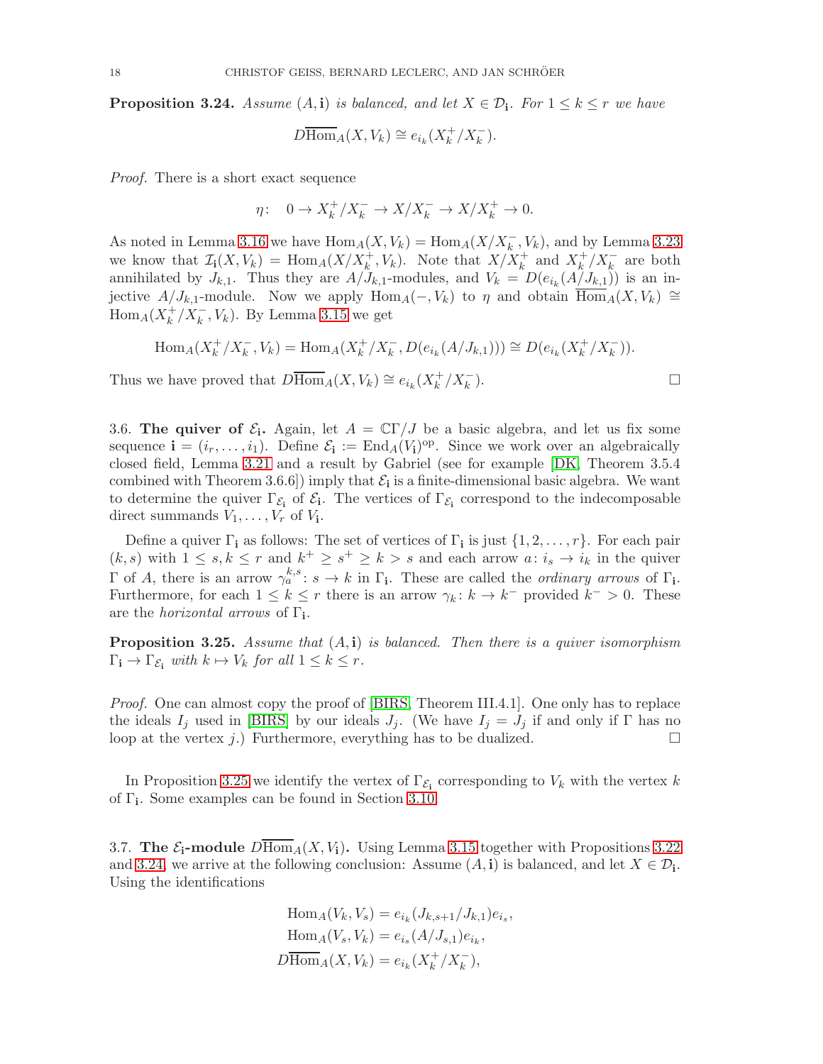**Proposition 3.24.** *Assume $(A, \mathbf{i})$ is balanced, and let $X \in \mathcal{D}_{\mathbf{i}}$. For $1 \le k \le r$ we have*

$$D\overline{\mathrm{Hom}}_A(X, V_k) \cong e_{i_k}(X_k^+/X_k^-).$$

*Proof.* There is a short exact sequence

$$\eta\colon \quad 0 \to X_k^+/X_k^- \to X/X_k^- \to X/X_k^+ \to 0.$$

As noted in Lemma 3.16 we have $\mathrm{Hom}_A(X, V_k) = \mathrm{Hom}_A(X/X_k^-, V_k)$, and by Lemma 3.23 we know that $\mathcal{I}_{\mathbf{i}}(X, V_k) = \mathrm{Hom}_A(X/X_k^+, V_k)$. Note that $X/X_k^+$ and $X_k^+/X_k^-$ are both annihilated by $J_{k,1}$. Thus they are $A/J_{k,1}$-modules, and $V_k = D(e_{i_k}(A/J_{k,1}))$ is an injective $A/J_{k,1}$-module. Now we apply $\mathrm{Hom}_A(-, V_k)$ to $\eta$ and obtain $\overline{\mathrm{Hom}}_A(X, V_k) \cong \mathrm{Hom}_A(X_k^+/X_k^-, V_k)$. By Lemma 3.15 we get

$$\mathrm{Hom}_A(X_k^+/X_k^-, V_k) = \mathrm{Hom}_A(X_k^+/X_k^-, D(e_{i_k}(A/J_{k,1}))) \cong D(e_{i_k}(X_k^+/X_k^-)).$$

Thus we have proved that $D\overline{\mathrm{Hom}}_A(X, V_k) \cong e_{i_k}(X_k^+/X_k^-)$. □

3.6. **The quiver of $\mathcal{E}_{\mathbf{i}}$.** Again, let $A = \mathbb{C}\Gamma/J$ be a basic algebra, and let us fix some sequence $\mathbf{i} = (i_r, \dots, i_1)$. Define $\mathcal{E}_{\mathbf{i}} := \mathrm{End}_A(V_{\mathbf{i}})^{\mathrm{op}}$. Since we work over an algebraically closed field, Lemma 3.21 and a result by Gabriel (see for example [DK, Theorem 3.5.4 combined with Theorem 3.6.6]) imply that $\mathcal{E}_{\mathbf{i}}$ is a finite-dimensional basic algebra. We want to determine the quiver $\Gamma_{\mathcal{E}_{\mathbf{i}}}$ of $\mathcal{E}_{\mathbf{i}}$. The vertices of $\Gamma_{\mathcal{E}_{\mathbf{i}}}$ correspond to the indecomposable direct summands $V_1, \dots, V_r$ of $V_{\mathbf{i}}$.

Define a quiver $\Gamma_{\mathbf{i}}$ as follows: The set of vertices of $\Gamma_{\mathbf{i}}$ is just $\{1, 2, \dots, r\}$. For each pair $(k, s)$ with $1 \le s, k \le r$ and $k^+ \ge s^+ \ge k > s$ and each arrow $a\colon i_s \to i_k$ in the quiver $\Gamma$ of $A$, there is an arrow $\gamma_a^{k,s}\colon s \to k$ in $\Gamma_{\mathbf{i}}$. These are called the *ordinary arrows* of $\Gamma_{\mathbf{i}}$. Furthermore, for each $1 \le k \le r$ there is an arrow $\gamma_k\colon k \to k^-$ provided $k^- > 0$. These are the *horizontal arrows* of $\Gamma_{\mathbf{i}}$.

**Proposition 3.25.** *Assume that $(A, \mathbf{i})$ is balanced. Then there is a quiver isomorphism $\Gamma_{\mathbf{i}} \to \Gamma_{\mathcal{E}_{\mathbf{i}}}$ with $k \mapsto V_k$ for all $1 \le k \le r$.*

*Proof.* One can almost copy the proof of [BIRS, Theorem III.4.1]. One only has to replace the ideals $I_j$ used in [BIRS] by our ideals $J_j$. (We have $I_j = J_j$ if and only if $\Gamma$ has no loop at the vertex $j$.) Furthermore, everything has to be dualized. □

In Proposition 3.25 we identify the vertex of $\Gamma_{\mathcal{E}_{\mathbf{i}}}$ corresponding to $V_k$ with the vertex $k$ of $\Gamma_{\mathbf{i}}$. Some examples can be found in Section 3.10.

3.7. **The $\mathcal{E}_{\mathbf{i}}$-module $D\overline{\mathrm{Hom}}_A(X, V_{\mathbf{i}})$.** Using Lemma 3.15 together with Propositions 3.22 and 3.24, we arrive at the following conclusion: Assume $(A, \mathbf{i})$ is balanced, and let $X \in \mathcal{D}_{\mathbf{i}}$. Using the identifications

$$\begin{aligned}
\mathrm{Hom}_A(V_k, V_s) &= e_{i_k}(J_{k,s+1}/J_{k,1})e_{i_s},\\
\mathrm{Hom}_A(V_s, V_k) &= e_{i_s}(A/J_{s,1})e_{i_k},\\
D\overline{\mathrm{Hom}}_A(X, V_k) &= e_{i_k}(X_k^+/X_k^-),
\end{aligned}$$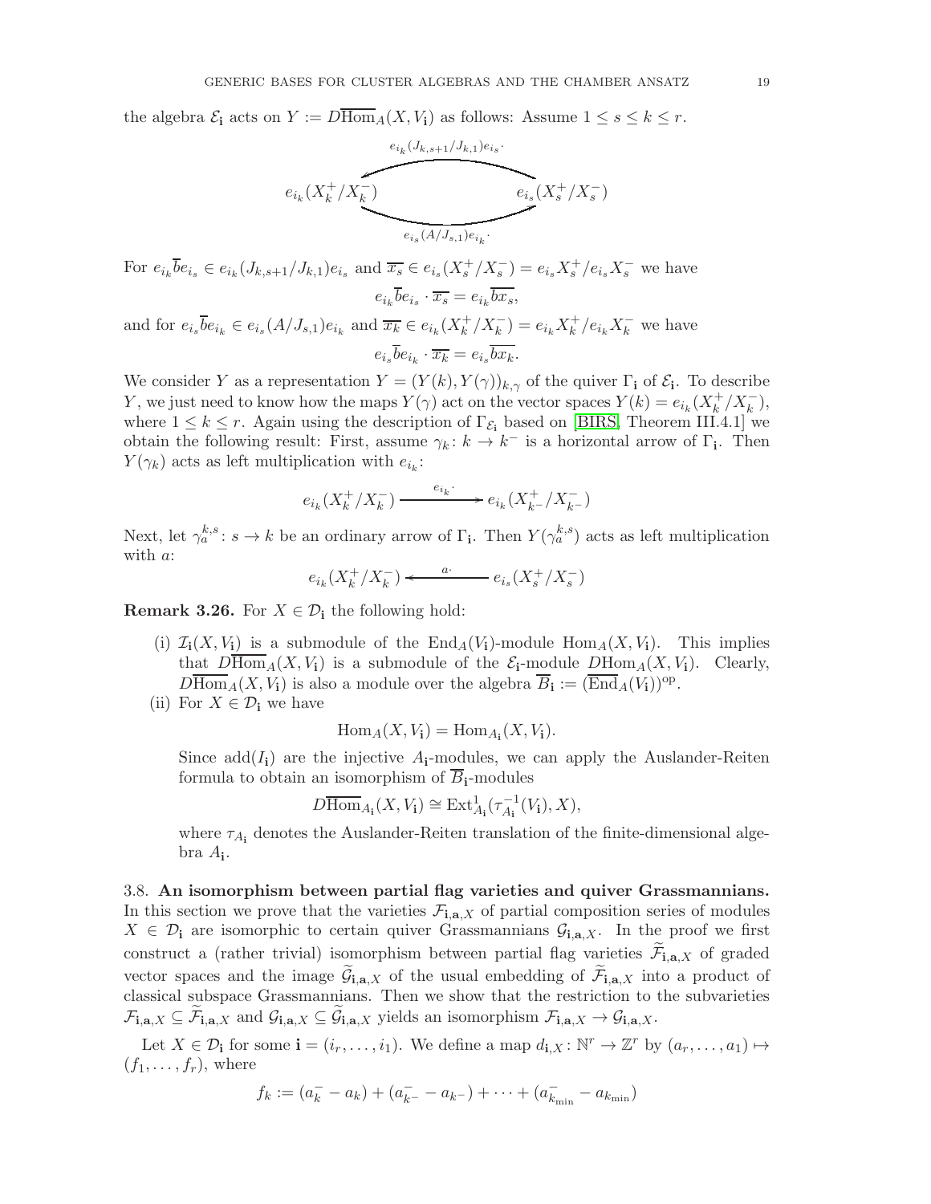the algebra $\mathcal{E}_{\mathbf{i}}$ acts on $Y := D\overline{\mathrm{Hom}}_A(X, V_{\mathbf{i}})$ as follows: Assume $1 \leq s \leq k \leq r$.

$$
\xymatrix{
e_{i_k}(X_k^+/X_k^-) \ar@/_1pc/[rr]_{e_{i_s}(A/J_{s,1})e_{i_k}\cdot} & & e_{i_s}(X_s^+/X_s^-) \ar@/_1pc/[ll]_{e_{i_k}(J_{k,s+1}/J_{k,1})e_{i_s}\cdot}
}
$$

For $e_{i_k}\overline{b}e_{i_s} \in e_{i_k}(J_{k,s+1}/J_{k,1})e_{i_s}$ and $\overline{x_s} \in e_{i_s}(X_s^+/X_s^-) = e_{i_s}X_s^+/e_{i_s}X_s^-$ we have

$$
e_{i_k}\overline{b}e_{i_s} \cdot \overline{x_s} = e_{i_k}\overline{bx_s},
$$

and for $e_{i_s}\overline{b}e_{i_k} \in e_{i_s}(A/J_{s,1})e_{i_k}$ and $\overline{x_k} \in e_{i_k}(X_k^+/X_k^-) = e_{i_k}X_k^+/e_{i_k}X_k^-$ we have

$$
e_{i_s}\overline{b}e_{i_k} \cdot \overline{x_k} = e_{i_s}\overline{bx_k}.
$$

We consider $Y$ as a representation $Y = (Y(k), Y(\gamma))_{k,\gamma}$ of the quiver $\Gamma_{\mathbf{i}}$ of $\mathcal{E}_{\mathbf{i}}$. To describe $Y$, we just need to know how the maps $Y(\gamma)$ act on the vector spaces $Y(k) = e_{i_k}(X_k^+/X_k^-)$, where $1 \leq k \leq r$. Again using the description of $\Gamma_{\mathcal{E}_{\mathbf{i}}}$ based on [BIRS, Theorem III.4.1] we obtain the following result: First, assume $\gamma_k\colon k \to k^-$ is a horizontal arrow of $\Gamma_{\mathbf{i}}$. Then $Y(\gamma_k)$ acts as left multiplication with $e_{i_k}$:

$$
e_{i_k}(X_k^+/X_k^-) \xrightarrow{e_{i_k}\cdot} e_{i_k}(X_{k^-}^+/X_{k^-}^-)
$$

Next, let $\gamma_a^{k,s}\colon s \to k$ be an ordinary arrow of $\Gamma_{\mathbf{i}}$. Then $Y(\gamma_a^{k,s})$ acts as left multiplication with $a$:

$$
e_{i_k}(X_k^+/X_k^-) \xleftarrow{a\cdot} e_{i_s}(X_s^+/X_s^-)
$$

**Remark 3.26.** For $X \in \mathcal{D}_{\mathbf{i}}$ the following hold:

(i) $\mathcal{I}_{\mathbf{i}}(X, V_{\mathbf{i}})$ is a submodule of the $\mathrm{End}_A(V_{\mathbf{i}})$-module $\mathrm{Hom}_A(X, V_{\mathbf{i}})$. This implies that $D\overline{\mathrm{Hom}}_A(X, V_{\mathbf{i}})$ is a submodule of the $\mathcal{E}_{\mathbf{i}}$-module $D\mathrm{Hom}_A(X, V_{\mathbf{i}})$. Clearly, $D\overline{\mathrm{Hom}}_A(X, V_{\mathbf{i}})$ is also a module over the algebra $\overline{B}_{\mathbf{i}} := (\overline{\mathrm{End}}_A(V_{\mathbf{i}}))^{\mathrm{op}}$.

(ii) For $X \in \mathcal{D}_{\mathbf{i}}$ we have

$$
\mathrm{Hom}_A(X, V_{\mathbf{i}}) = \mathrm{Hom}_{A_{\mathbf{i}}}(X, V_{\mathbf{i}}).
$$

Since $\mathrm{add}(I_{\mathbf{i}})$ are the injective $A_{\mathbf{i}}$-modules, we can apply the Auslander-Reiten formula to obtain an isomorphism of $\overline{B}_{\mathbf{i}}$-modules

$$
D\overline{\mathrm{Hom}}_{A_{\mathbf{i}}}(X, V_{\mathbf{i}}) \cong \mathrm{Ext}^1_{A_{\mathbf{i}}}(\tau_{A_{\mathbf{i}}}^{-1}(V_{\mathbf{i}}), X),
$$

where $\tau_{A_{\mathbf{i}}}$ denotes the Auslander-Reiten translation of the finite-dimensional algebra $A_{\mathbf{i}}$.

## 3.8. An isomorphism between partial flag varieties and quiver Grassmannians.

In this section we prove that the varieties $\mathcal{F}_{\mathbf{i},\mathbf{a},X}$ of partial composition series of modules $X \in \mathcal{D}_{\mathbf{i}}$ are isomorphic to certain quiver Grassmannians $\mathcal{G}_{\mathbf{i},\mathbf{a},X}$. In the proof we first construct a (rather trivial) isomorphism between partial flag varieties $\widetilde{\mathcal{F}}_{\mathbf{i},\mathbf{a},X}$ of graded vector spaces and the image $\widetilde{\mathcal{G}}_{\mathbf{i},\mathbf{a},X}$ of the usual embedding of $\widetilde{\mathcal{F}}_{\mathbf{i},\mathbf{a},X}$ into a product of classical subspace Grassmannians. Then we show that the restriction to the subvarieties $\mathcal{F}_{\mathbf{i},\mathbf{a},X} \subseteq \widetilde{\mathcal{F}}_{\mathbf{i},\mathbf{a},X}$ and $\mathcal{G}_{\mathbf{i},\mathbf{a},X} \subseteq \widetilde{\mathcal{G}}_{\mathbf{i},\mathbf{a},X}$ yields an isomorphism $\mathcal{F}_{\mathbf{i},\mathbf{a},X} \to \mathcal{G}_{\mathbf{i},\mathbf{a},X}$.

Let $X \in \mathcal{D}_{\mathbf{i}}$ for some $\mathbf{i} = (i_r, \ldots, i_1)$. We define a map $d_{\mathbf{i},X}\colon \mathbb{N}^r \to \mathbb{Z}^r$ by $(a_r, \ldots, a_1) \mapsto (f_1, \ldots, f_r)$, where

$$
f_k := (a_k^- - a_k) + (a_{k^-}^- - a_{k^-}) + \cdots + (a_{k_{\min}}^- - a_{k_{\min}})
$$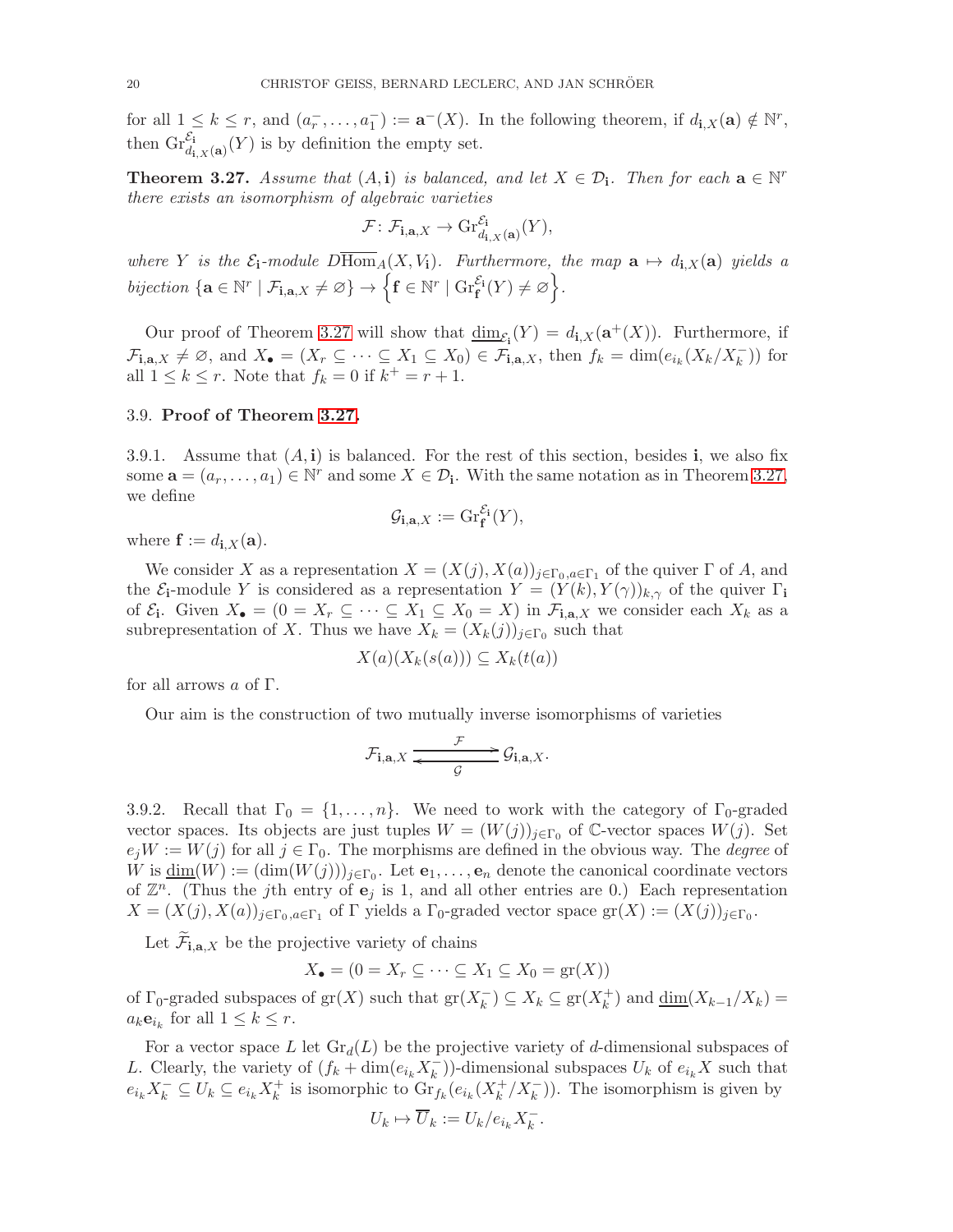for all $1 \leq k \leq r$, and $(a_r^-, \dots, a_1^-) := \mathbf{a}^-(X)$. In the following theorem, if $d_{\mathbf{i},X}(\mathbf{a}) \notin \mathbb{N}^r$, then $\mathrm{Gr}^{\mathcal{E}_\mathbf{i}}_{d_{\mathbf{i},X}(\mathbf{a})}(Y)$ is by definition the empty set.

**Theorem 3.27.** *Assume that $(A, \mathbf{i})$ is balanced, and let $X \in \mathcal{D}_\mathbf{i}$. Then for each $\mathbf{a} \in \mathbb{N}^r$ there exists an isomorphism of algebraic varieties*

$$\mathcal{F} \colon \mathcal{F}_{\mathbf{i},\mathbf{a},X} \to \mathrm{Gr}^{\mathcal{E}_\mathbf{i}}_{d_{\mathbf{i},X}(\mathbf{a})}(Y),$$

*where $Y$ is the $\mathcal{E}_\mathbf{i}$-module $D\overline{\mathrm{Hom}}_A(X, V_\mathbf{i})$. Furthermore, the map $\mathbf{a} \mapsto d_{\mathbf{i},X}(\mathbf{a})$ yields a bijection $\{\mathbf{a} \in \mathbb{N}^r \mid \mathcal{F}_{\mathbf{i},\mathbf{a},X} \neq \varnothing\} \to \left\{\mathbf{f} \in \mathbb{N}^r \mid \mathrm{Gr}^{\mathcal{E}_\mathbf{i}}_\mathbf{f}(Y) \neq \varnothing\right\}$.*

Our proof of Theorem 3.27 will show that $\underline{\dim}_{\mathcal{E}_\mathbf{i}}(Y) = d_{\mathbf{i},X}(\mathbf{a}^+(X))$. Furthermore, if $\mathcal{F}_{\mathbf{i},\mathbf{a},X} \neq \varnothing$, and $X_\bullet = (X_r \subseteq \dots \subseteq X_1 \subseteq X_0) \in \mathcal{F}_{\mathbf{i},\mathbf{a},X}$, then $f_k = \dim(e_{i_k}(X_k/X_k^-))$ for all $1 \leq k \leq r$. Note that $f_k = 0$ if $k^+ = r+1$.

### 3.9. **Proof of Theorem 3.27.**

3.9.1. Assume that $(A, \mathbf{i})$ is balanced. For the rest of this section, besides $\mathbf{i}$, we also fix some $\mathbf{a} = (a_r, \dots, a_1) \in \mathbb{N}^r$ and some $X \in \mathcal{D}_\mathbf{i}$. With the same notation as in Theorem 3.27, we define

$$\mathcal{G}_{\mathbf{i},\mathbf{a},X} := \mathrm{Gr}^{\mathcal{E}_\mathbf{i}}_\mathbf{f}(Y),$$

where $\mathbf{f} := d_{\mathbf{i},X}(\mathbf{a})$.

We consider $X$ as a representation $X = (X(j), X(a))_{j \in \Gamma_0, a \in \Gamma_1}$ of the quiver $\Gamma$ of $A$, and the $\mathcal{E}_\mathbf{i}$-module $Y$ is considered as a representation $Y = (Y(k), Y(\gamma))_{k,\gamma}$ of the quiver $\Gamma_\mathbf{i}$ of $\mathcal{E}_\mathbf{i}$. Given $X_\bullet = (0 = X_r \subseteq \dots \subseteq X_1 \subseteq X_0 = X)$ in $\mathcal{F}_{\mathbf{i},\mathbf{a},X}$ we consider each $X_k$ as a subrepresentation of $X$. Thus we have $X_k = (X_k(j))_{j \in \Gamma_0}$ such that

$$X(a)(X_k(s(a))) \subseteq X_k(t(a))$$

for all arrows $a$ of $\Gamma$.

Our aim is the construction of two mutually inverse isomorphisms of varieties

$$\mathcal{F}_{\mathbf{i},\mathbf{a},X} \underset{\mathcal{G}}{\overset{\mathcal{F}}{\rightleftarrows}} \mathcal{G}_{\mathbf{i},\mathbf{a},X}.$$

3.9.2. Recall that $\Gamma_0 = \{1, \dots, n\}$. We need to work with the category of $\Gamma_0$-graded vector spaces. Its objects are just tuples $W = (W(j))_{j \in \Gamma_0}$ of $\mathbb{C}$-vector spaces $W(j)$. Set $e_j W := W(j)$ for all $j \in \Gamma_0$. The morphisms are defined in the obvious way. The *degree* of $W$ is $\underline{\dim}(W) := (\dim(W(j)))_{j \in \Gamma_0}$. Let $\mathbf{e}_1, \dots, \mathbf{e}_n$ denote the canonical coordinate vectors of $\mathbb{Z}^n$. (Thus the $j$th entry of $\mathbf{e}_j$ is 1, and all other entries are 0.) Each representation $X = (X(j), X(a))_{j \in \Gamma_0, a \in \Gamma_1}$ of $\Gamma$ yields a $\Gamma_0$-graded vector space $\mathrm{gr}(X) := (X(j))_{j \in \Gamma_0}$.

Let $\widetilde{\mathcal{F}}_{\mathbf{i},\mathbf{a},X}$ be the projective variety of chains

$$X_\bullet = (0 = X_r \subseteq \dots \subseteq X_1 \subseteq X_0 = \mathrm{gr}(X))$$

of $\Gamma_0$-graded subspaces of $\mathrm{gr}(X)$ such that $\mathrm{gr}(X_k^-) \subseteq X_k \subseteq \mathrm{gr}(X_k^+)$ and $\underline{\dim}(X_{k-1}/X_k) = a_k \mathbf{e}_{i_k}$ for all $1 \leq k \leq r$.

For a vector space $L$ let $\mathrm{Gr}_d(L)$ be the projective variety of $d$-dimensional subspaces of $L$. Clearly, the variety of $(f_k + \dim(e_{i_k} X_k^-))$-dimensional subspaces $U_k$ of $e_{i_k} X$ such that $e_{i_k} X_k^- \subseteq U_k \subseteq e_{i_k} X_k^+$ is isomorphic to $\mathrm{Gr}_{f_k}(e_{i_k}(X_k^+/X_k^-))$. The isomorphism is given by

$$U_k \mapsto \overline{U}_k := U_k / e_{i_k} X_k^-.$$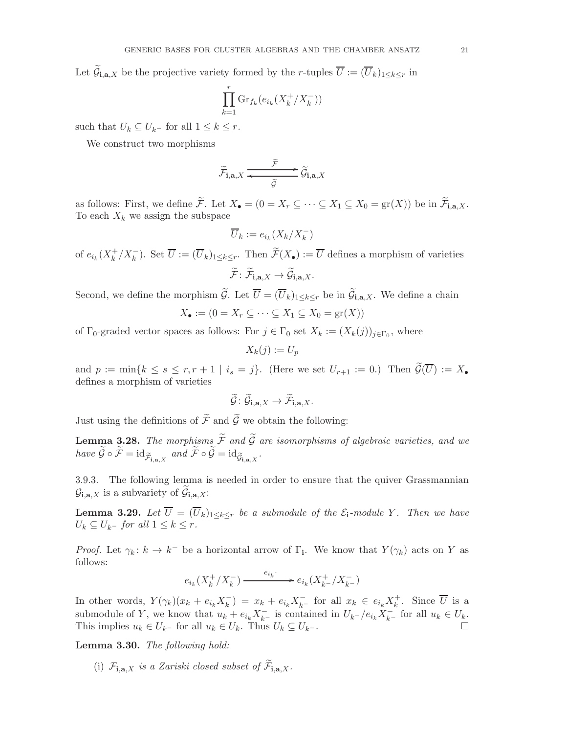Let $\widetilde{\mathcal{G}}_{\mathbf{i},\mathbf{a},X}$ be the projective variety formed by the $r$-tuples $\overline{U} := (\overline{U}_k)_{1 \le k \le r}$ in

$$\prod_{k=1}^{r} \mathrm{Gr}_{f_k}(e_{i_k}(X_k^+/X_k^-))$$

such that $U_k \subseteq U_{k^-}$ for all $1 \le k \le r$.

We construct two morphisms

$$\widetilde{\mathcal{F}}_{\mathbf{i},\mathbf{a},X} \underset{\widetilde{\mathcal{G}}}{\overset{\widetilde{\mathcal{F}}}{\rightleftarrows}} \widetilde{\mathcal{G}}_{\mathbf{i},\mathbf{a},X}$$

as follows: First, we define $\widetilde{\mathcal{F}}$. Let $X_\bullet = (0 = X_r \subseteq \cdots \subseteq X_1 \subseteq X_0 = \mathrm{gr}(X))$ be in $\widetilde{\mathcal{F}}_{\mathbf{i},\mathbf{a},X}$. To each $X_k$ we assign the subspace

$$\overline{U}_k := e_{i_k}(X_k/X_k^-)$$

of $e_{i_k}(X_k^+/X_k^-)$. Set $\overline{U} := (\overline{U}_k)_{1 \le k \le r}$. Then $\widetilde{\mathcal{F}}(X_\bullet) := \overline{U}$ defines a morphism of varieties

$$\widetilde{\mathcal{F}} \colon \widetilde{\mathcal{F}}_{\mathbf{i},\mathbf{a},X} \to \widetilde{\mathcal{G}}_{\mathbf{i},\mathbf{a},X}.$$

Second, we define the morphism $\widetilde{\mathcal{G}}$. Let $\overline{U} = (\overline{U}_k)_{1 \le k \le r}$ be in $\widetilde{\mathcal{G}}_{\mathbf{i},\mathbf{a},X}$. We define a chain

$$X_\bullet := (0 = X_r \subseteq \cdots \subseteq X_1 \subseteq X_0 = \mathrm{gr}(X))$$

of $\Gamma_0$-graded vector spaces as follows: For $j \in \Gamma_0$ set $X_k := (X_k(j))_{j \in \Gamma_0}$, where

$$X_k(j) := U_p$$

and $p := \min\{k \le s \le r, r+1 \mid i_s = j\}$. (Here we set $U_{r+1} := 0$.) Then $\widetilde{\mathcal{G}}(\overline{U}) := X_\bullet$ defines a morphism of varieties

$$\widetilde{\mathcal{G}} \colon \widetilde{\mathcal{G}}_{\mathbf{i},\mathbf{a},X} \to \widetilde{\mathcal{F}}_{\mathbf{i},\mathbf{a},X}.$$

Just using the definitions of $\widetilde{\mathcal{F}}$ and $\widetilde{\mathcal{G}}$ we obtain the following:

**Lemma 3.28.** *The morphisms $\widetilde{\mathcal{F}}$ and $\widetilde{\mathcal{G}}$ are isomorphisms of algebraic varieties, and we have $\widetilde{\mathcal{G}} \circ \widetilde{\mathcal{F}} = \mathrm{id}_{\widetilde{\mathcal{F}}_{\mathbf{i},\mathbf{a},X}}$ and $\widetilde{\mathcal{F}} \circ \widetilde{\mathcal{G}} = \mathrm{id}_{\widetilde{\mathcal{G}}_{\mathbf{i},\mathbf{a},X}}$.*

3.9.3. The following lemma is needed in order to ensure that the quiver Grassmannian $\mathcal{G}_{\mathbf{i},\mathbf{a},X}$ is a subvariety of $\widetilde{\mathcal{G}}_{\mathbf{i},\mathbf{a},X}$:

**Lemma 3.29.** *Let $\overline{U} = (\overline{U}_k)_{1 \le k \le r}$ be a submodule of the $\mathcal{E}_{\mathbf{i}}$-module $Y$. Then we have $U_k \subseteq U_{k^-}$ for all $1 \le k \le r$.*

*Proof.* Let $\gamma_k \colon k \to k^-$ be a horizontal arrow of $\Gamma_{\mathbf{i}}$. We know that $Y(\gamma_k)$ acts on $Y$ as follows:

$$e_{i_k}(X_k^+/X_k^-) \xrightarrow{e_{i_k} \cdot} e_{i_k}(X_{k^-}^+/X_{k^-}^-)$$

In other words, $Y(\gamma_k)(x_k + e_{i_k}X_k^-) = x_k + e_{i_k}X_{k^-}^-$ for all $x_k \in e_{i_k}X_k^+$. Since $\overline{U}$ is a submodule of $Y$, we know that $u_k + e_{i_k}X_{k^-}^-$ is contained in $U_{k^-}/e_{i_k}X_{k^-}^-$ for all $u_k \in U_k$. This implies $u_k \in U_{k^-}$ for all $u_k \in U_k$. Thus $U_k \subseteq U_{k^-}$. $\square$

**Lemma 3.30.** *The following hold:*

(i) *$\mathcal{F}_{\mathbf{i},\mathbf{a},X}$ is a Zariski closed subset of $\widetilde{\mathcal{F}}_{\mathbf{i},\mathbf{a},X}$.*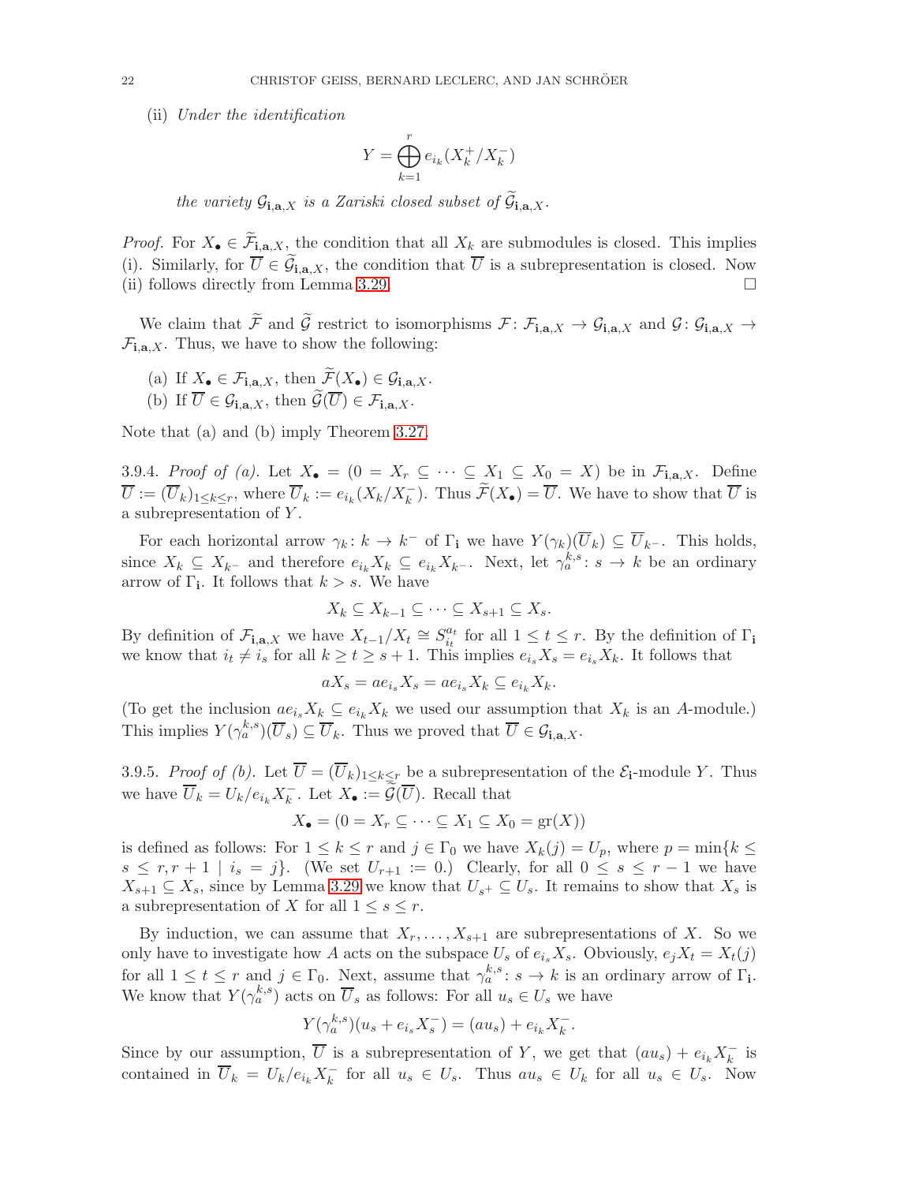(ii) *Under the identification*

$$Y = \bigoplus_{k=1}^{r} e_{i_k}(X_k^+/X_k^-)$$

*the variety* $\mathcal{G}_{\mathbf{i},\mathbf{a},X}$ *is a Zariski closed subset of* $\widetilde{\mathcal{G}}_{\mathbf{i},\mathbf{a},X}$.

*Proof.* For $X_\bullet \in \widetilde{\mathcal{F}}_{\mathbf{i},\mathbf{a},X}$, the condition that all $X_k$ are submodules is closed. This implies (i). Similarly, for $\overline{U} \in \widetilde{\mathcal{G}}_{\mathbf{i},\mathbf{a},X}$, the condition that $\overline{U}$ is a subrepresentation is closed. Now (ii) follows directly from Lemma 3.29. $\square$

We claim that $\widetilde{\mathcal{F}}$ and $\widetilde{\mathcal{G}}$ restrict to isomorphisms $\mathcal{F}\colon \mathcal{F}_{\mathbf{i},\mathbf{a},X} \to \mathcal{G}_{\mathbf{i},\mathbf{a},X}$ and $\mathcal{G}\colon \mathcal{G}_{\mathbf{i},\mathbf{a},X} \to \mathcal{F}_{\mathbf{i},\mathbf{a},X}$. Thus, we have to show the following:

(a) If $X_\bullet \in \mathcal{F}_{\mathbf{i},\mathbf{a},X}$, then $\widetilde{\mathcal{F}}(X_\bullet) \in \mathcal{G}_{\mathbf{i},\mathbf{a},X}$.
(b) If $\overline{U} \in \mathcal{G}_{\mathbf{i},\mathbf{a},X}$, then $\widetilde{\mathcal{G}}(\overline{U}) \in \mathcal{F}_{\mathbf{i},\mathbf{a},X}$.

Note that (a) and (b) imply Theorem 3.27.

3.9.4. *Proof of (a).* Let $X_\bullet = (0 = X_r \subseteq \cdots \subseteq X_1 \subseteq X_0 = X)$ be in $\mathcal{F}_{\mathbf{i},\mathbf{a},X}$. Define $\overline{U} := (\overline{U}_k)_{1 \leq k \leq r}$, where $\overline{U}_k := e_{i_k}(X_k/X_k^-)$. Thus $\widetilde{\mathcal{F}}(X_\bullet) = \overline{U}$. We have to show that $\overline{U}$ is a subrepresentation of $Y$.

For each horizontal arrow $\gamma_k\colon k \to k^-$ of $\Gamma_{\mathbf{i}}$ we have $Y(\gamma_k)(\overline{U}_k) \subseteq \overline{U}_{k^-}$. This holds, since $X_k \subseteq X_{k^-}$ and therefore $e_{i_k}X_k \subseteq e_{i_k}X_{k^-}$. Next, let $\gamma_a^{k,s}\colon s \to k$ be an ordinary arrow of $\Gamma_{\mathbf{i}}$. It follows that $k > s$. We have

$$X_k \subseteq X_{k-1} \subseteq \cdots \subseteq X_{s+1} \subseteq X_s.$$

By definition of $\mathcal{F}_{\mathbf{i},\mathbf{a},X}$ we have $X_{t-1}/X_t \cong S_{i_t}^{a_t}$ for all $1 \leq t \leq r$. By the definition of $\Gamma_{\mathbf{i}}$ we know that $i_t \neq i_s$ for all $k \geq t \geq s+1$. This implies $e_{i_s}X_s = e_{i_s}X_k$. It follows that

$$aX_s = ae_{i_s}X_s = ae_{i_s}X_k \subseteq e_{i_k}X_k.$$

(To get the inclusion $ae_{i_s}X_k \subseteq e_{i_k}X_k$ we used our assumption that $X_k$ is an $A$-module.) This implies $Y(\gamma_a^{k,s})(\overline{U}_s) \subseteq \overline{U}_k$. Thus we proved that $\overline{U} \in \mathcal{G}_{\mathbf{i},\mathbf{a},X}$.

3.9.5. *Proof of (b).* Let $\overline{U} = (\overline{U}_k)_{1 \leq k \leq r}$ be a subrepresentation of the $\mathcal{E}_{\mathbf{i}}$-module $Y$. Thus we have $\overline{U}_k = U_k/e_{i_k}X_k^-$. Let $X_\bullet := \widetilde{\mathcal{G}}(\overline{U})$. Recall that

$$X_\bullet = (0 = X_r \subseteq \cdots \subseteq X_1 \subseteq X_0 = \mathrm{gr}(X))$$

is defined as follows: For $1 \leq k \leq r$ and $j \in \Gamma_0$ we have $X_k(j) = U_p$, where $p = \min\{k \leq s \leq r, r+1 \mid i_s = j\}$. (We set $U_{r+1} := 0$.) Clearly, for all $0 \leq s \leq r-1$ we have $X_{s+1} \subseteq X_s$, since by Lemma 3.29 we know that $U_{s^+} \subseteq U_s$. It remains to show that $X_s$ is a subrepresentation of $X$ for all $1 \leq s \leq r$.

By induction, we can assume that $X_r, \ldots, X_{s+1}$ are subrepresentations of $X$. So we only have to investigate how $A$ acts on the subspace $U_s$ of $e_{i_s}X_s$. Obviously, $e_jX_t = X_t(j)$ for all $1 \leq t \leq r$ and $j \in \Gamma_0$. Next, assume that $\gamma_a^{k,s}\colon s \to k$ is an ordinary arrow of $\Gamma_{\mathbf{i}}$. We know that $Y(\gamma_a^{k,s})$ acts on $\overline{U}_s$ as follows: For all $u_s \in U_s$ we have

$$Y(\gamma_a^{k,s})(u_s + e_{i_s}X_s^-) = (au_s) + e_{i_k}X_k^-.$$

Since by our assumption, $\overline{U}$ is a subrepresentation of $Y$, we get that $(au_s) + e_{i_k}X_k^-$ is contained in $\overline{U}_k = U_k/e_{i_k}X_k^-$ for all $u_s \in U_s$. Thus $au_s \in U_k$ for all $u_s \in U_s$. Now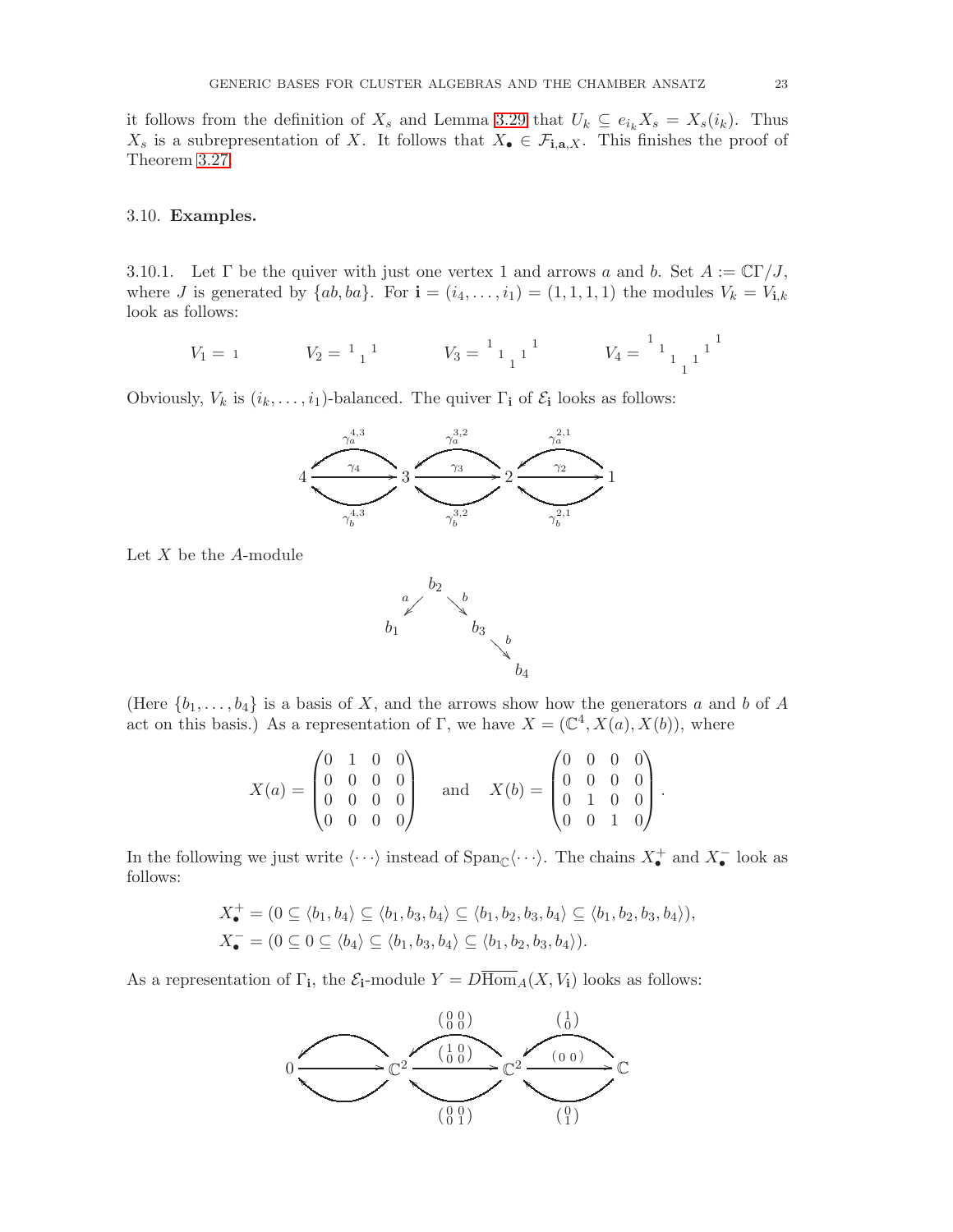it follows from the definition of $X_s$ and Lemma 3.29 that $U_k \subseteq e_{i_k} X_s = X_s(i_k)$. Thus $X_s$ is a subrepresentation of $X$. It follows that $X_\bullet \in \mathcal{F}_{\mathbf{i},\mathbf{a},X}$. This finishes the proof of Theorem 3.27.

### 3.10. Examples.

3.10.1. Let $\Gamma$ be the quiver with just one vertex 1 and arrows $a$ and $b$. Set $A := \mathbb{C}\Gamma/J$, where $J$ is generated by $\{ab, ba\}$. For $\mathbf{i} = (i_4, \ldots, i_1) = (1, 1, 1, 1)$ the modules $V_k = V_{\mathbf{i},k}$ look as follows:

$$V_1 = {\scriptstyle 1} \qquad V_2 = {\scriptstyle 1}\,{}_{1}\,{\scriptstyle 1} \qquad V_3 = {\scriptstyle 1}\,{}_{1}\,{}_{{}_1}\,{}_{1}\,{\scriptstyle 1} \qquad V_4 = {\scriptstyle 1}\,{}_{1}\,{}_{{}_1}\,{}_{{}_{{}_1}}\,{}_{{}_1}\,{}_{1}\,{\scriptstyle 1}$$

Obviously, $V_k$ is $(i_k, \ldots, i_1)$-balanced. The quiver $\Gamma_{\mathbf{i}}$ of $\mathcal{E}_{\mathbf{i}}$ looks as follows:

$$4 \xrightarrow{\gamma_4} 3 \xrightarrow{\gamma_3} 2 \xrightarrow{\gamma_2} 1$$

with arrows $\gamma_a^{4,3}, \gamma_b^{4,3}\colon 3 \to 4$, $\gamma_a^{3,2}, \gamma_b^{3,2}\colon 2 \to 3$, $\gamma_a^{2,1}, \gamma_b^{2,1}\colon 1 \to 2$.

Let $X$ be the $A$-module

$$b_1 \xleftarrow{a} b_2 \xrightarrow{b} b_3 \xrightarrow{b} b_4$$

(Here $\{b_1, \ldots, b_4\}$ is a basis of $X$, and the arrows show how the generators $a$ and $b$ of $A$ act on this basis.) As a representation of $\Gamma$, we have $X = (\mathbb{C}^4, X(a), X(b))$, where

$$X(a) = \begin{pmatrix} 0 & 1 & 0 & 0 \\ 0 & 0 & 0 & 0 \\ 0 & 0 & 0 & 0 \\ 0 & 0 & 0 & 0 \end{pmatrix} \quad \text{and} \quad X(b) = \begin{pmatrix} 0 & 0 & 0 & 0 \\ 0 & 0 & 0 & 0 \\ 0 & 1 & 0 & 0 \\ 0 & 0 & 1 & 0 \end{pmatrix}.$$

In the following we just write $\langle \cdots \rangle$ instead of $\mathrm{Span}_{\mathbb{C}}\langle \cdots \rangle$. The chains $X_\bullet^+$ and $X_\bullet^-$ look as follows:

$$X_\bullet^+ = (0 \subseteq \langle b_1, b_4 \rangle \subseteq \langle b_1, b_3, b_4 \rangle \subseteq \langle b_1, b_2, b_3, b_4 \rangle \subseteq \langle b_1, b_2, b_3, b_4 \rangle),$$
$$X_\bullet^- = (0 \subseteq 0 \subseteq \langle b_4 \rangle \subseteq \langle b_1, b_3, b_4 \rangle \subseteq \langle b_1, b_2, b_3, b_4 \rangle).$$

As a representation of $\Gamma_{\mathbf{i}}$, the $\mathcal{E}_{\mathbf{i}}$-module $Y = D\overline{\mathrm{Hom}}_A(X, V_{\mathbf{i}})$ looks as follows:

$$0 \longrightarrow \mathbb{C}^2 \xrightarrow{\left(\begin{smallmatrix} 1 & 0 \\ 0 & 0 \end{smallmatrix}\right)} \mathbb{C}^2 \xrightarrow{\left(\begin{smallmatrix} 0 & 0 \end{smallmatrix}\right)} \mathbb{C}$$

with the maps $\mathbb{C}^2 \to 0$ (both), $\left(\begin{smallmatrix} 0 & 0 \\ 0 & 0 \end{smallmatrix}\right), \left(\begin{smallmatrix} 0 & 0 \\ 0 & 1 \end{smallmatrix}\right)\colon \mathbb{C}^2 \to \mathbb{C}^2$ (backwards), and $\left(\begin{smallmatrix} 1 \\ 0 \end{smallmatrix}\right), \left(\begin{smallmatrix} 0 \\ 1 \end{smallmatrix}\right)\colon \mathbb{C} \to \mathbb{C}^2$.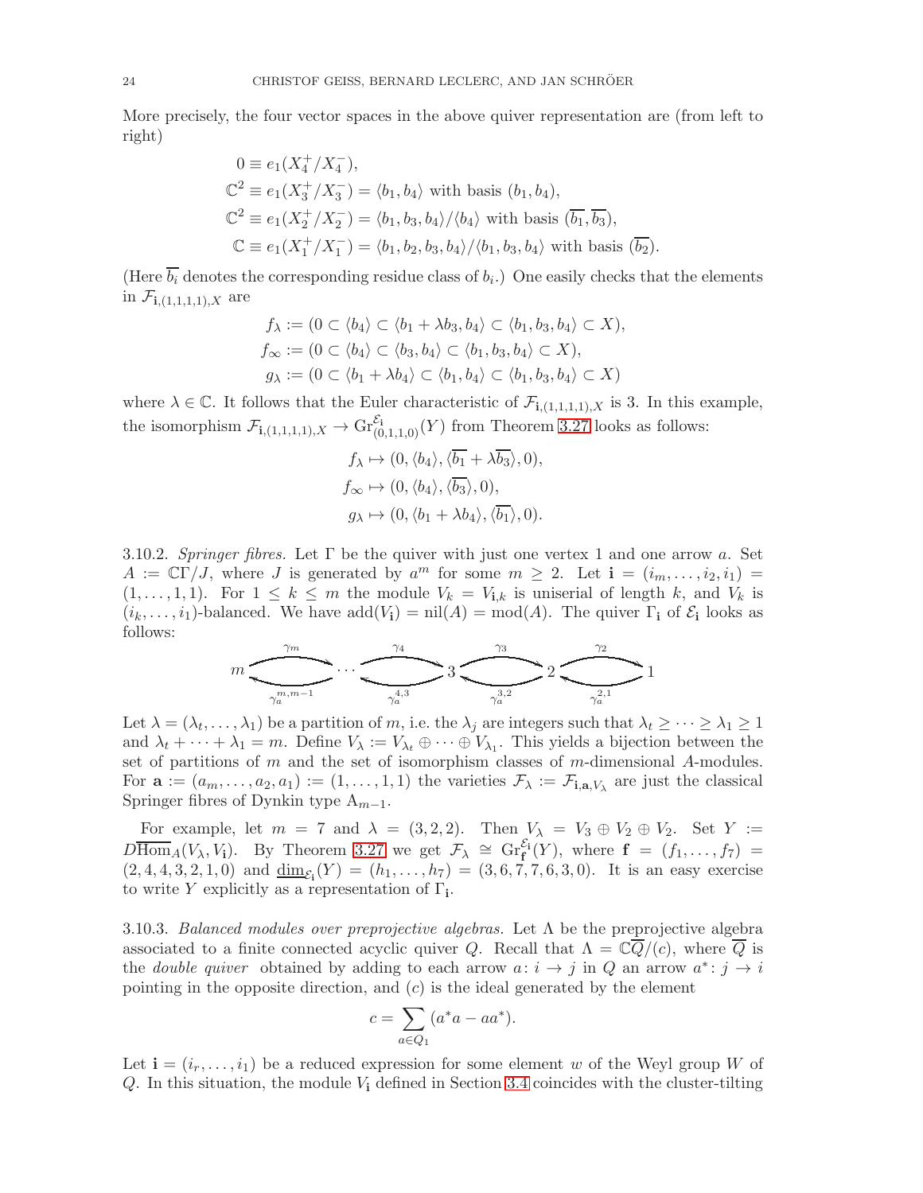More precisely, the four vector spaces in the above quiver representation are (from left to right)

$$
\begin{aligned}
0 &\equiv e_1(X_4^+/X_4^-),\\
\mathbb{C}^2 &\equiv e_1(X_3^+/X_3^-) = \langle b_1, b_4\rangle \text{ with basis } (b_1, b_4),\\
\mathbb{C}^2 &\equiv e_1(X_2^+/X_2^-) = \langle b_1, b_3, b_4\rangle/\langle b_4\rangle \text{ with basis } (\overline{b_1}, \overline{b_3}),\\
\mathbb{C} &\equiv e_1(X_1^+/X_1^-) = \langle b_1, b_2, b_3, b_4\rangle/\langle b_1, b_3, b_4\rangle \text{ with basis } (\overline{b_2}).
\end{aligned}
$$

(Here $\overline{b_i}$ denotes the corresponding residue class of $b_i$.) One easily checks that the elements in $\mathcal{F}_{\mathbf{i},(1,1,1,1),X}$ are

$$
\begin{aligned}
f_\lambda &:= (0 \subset \langle b_4\rangle \subset \langle b_1 + \lambda b_3, b_4\rangle \subset \langle b_1, b_3, b_4\rangle \subset X),\\
f_\infty &:= (0 \subset \langle b_4\rangle \subset \langle b_3, b_4\rangle \subset \langle b_1, b_3, b_4\rangle \subset X),\\
g_\lambda &:= (0 \subset \langle b_1 + \lambda b_4\rangle \subset \langle b_1, b_4\rangle \subset \langle b_1, b_3, b_4\rangle \subset X)
\end{aligned}
$$

where $\lambda \in \mathbb{C}$. It follows that the Euler characteristic of $\mathcal{F}_{\mathbf{i},(1,1,1,1),X}$ is 3. In this example, the isomorphism $\mathcal{F}_{\mathbf{i},(1,1,1,1),X} \to \mathrm{Gr}^{\mathcal{E}_\mathbf{i}}_{(0,1,1,0)}(Y)$ from Theorem 3.27 looks as follows:

$$
\begin{aligned}
f_\lambda &\mapsto (0, \langle b_4\rangle, \langle \overline{b_1} + \lambda\overline{b_3}\rangle, 0),\\
f_\infty &\mapsto (0, \langle b_4\rangle, \langle \overline{b_3}\rangle, 0),\\
g_\lambda &\mapsto (0, \langle b_1 + \lambda b_4\rangle, \langle \overline{b_1}\rangle, 0).
\end{aligned}
$$

3.10.2. *Springer fibres.* Let $\Gamma$ be the quiver with just one vertex 1 and one arrow $a$. Set $A := \mathbb{C}\Gamma/J$, where $J$ is generated by $a^m$ for some $m \geq 2$. Let $\mathbf{i} = (i_m, \ldots, i_2, i_1) = (1, \ldots, 1, 1)$. For $1 \leq k \leq m$ the module $V_k = V_{\mathbf{i},k}$ is uniserial of length $k$, and $V_k$ is $(i_k, \ldots, i_1)$-balanced. We have $\mathrm{add}(V_\mathbf{i}) = \mathrm{nil}(A) = \mathrm{mod}(A)$. The quiver $\Gamma_\mathbf{i}$ of $\mathcal{E}_\mathbf{i}$ looks as follows:

$$
m \underset{\gamma_a^{m,m-1}}{\overset{\gamma_m}{\rightleftarrows}} \cdots \underset{\gamma_a^{4,3}}{\overset{\gamma_4}{\rightleftarrows}} 3 \underset{\gamma_a^{3,2}}{\overset{\gamma_3}{\rightleftarrows}} 2 \underset{\gamma_a^{2,1}}{\overset{\gamma_2}{\rightleftarrows}} 1
$$

Let $\lambda = (\lambda_t, \ldots, \lambda_1)$ be a partition of $m$, i.e. the $\lambda_j$ are integers such that $\lambda_t \geq \cdots \geq \lambda_1 \geq 1$ and $\lambda_t + \cdots + \lambda_1 = m$. Define $V_\lambda := V_{\lambda_t} \oplus \cdots \oplus V_{\lambda_1}$. This yields a bijection between the set of partitions of $m$ and the set of isomorphism classes of $m$-dimensional $A$-modules. For $\mathbf{a} := (a_m, \ldots, a_2, a_1) := (1, \ldots, 1, 1)$ the varieties $\mathcal{F}_\lambda := \mathcal{F}_{\mathbf{i},\mathbf{a},V_\lambda}$ are just the classical Springer fibres of Dynkin type $\mathrm{A}_{m-1}$.

For example, let $m = 7$ and $\lambda = (3, 2, 2)$. Then $V_\lambda = V_3 \oplus V_2 \oplus V_2$. Set $Y := D\overline{\mathrm{Hom}}_A(V_\lambda, V_\mathbf{i})$. By Theorem 3.27 we get $\mathcal{F}_\lambda \cong \mathrm{Gr}^{\mathcal{E}_\mathbf{i}}_\mathbf{f}(Y)$, where $\mathbf{f} = (f_1, \ldots, f_7) = (2, 4, 4, 3, 2, 1, 0)$ and $\underline{\dim}_{\mathcal{E}_\mathbf{i}}(Y) = (h_1, \ldots, h_7) = (3, 6, 7, 7, 6, 3, 0)$. It is an easy exercise to write $Y$ explicitly as a representation of $\Gamma_\mathbf{i}$.

3.10.3. *Balanced modules over preprojective algebras.* Let $\Lambda$ be the preprojective algebra associated to a finite connected acyclic quiver $Q$. Recall that $\Lambda = \mathbb{C}\overline{Q}/(c)$, where $\overline{Q}$ is the *double quiver* obtained by adding to each arrow $a\colon i \to j$ in $Q$ an arrow $a^*\colon j \to i$ pointing in the opposite direction, and $(c)$ is the ideal generated by the element

$$
c = \sum_{a \in Q_1} (a^*a - aa^*).
$$

Let $\mathbf{i} = (i_r, \ldots, i_1)$ be a reduced expression for some element $w$ of the Weyl group $W$ of $Q$. In this situation, the module $V_\mathbf{i}$ defined in Section 3.4 coincides with the cluster-tilting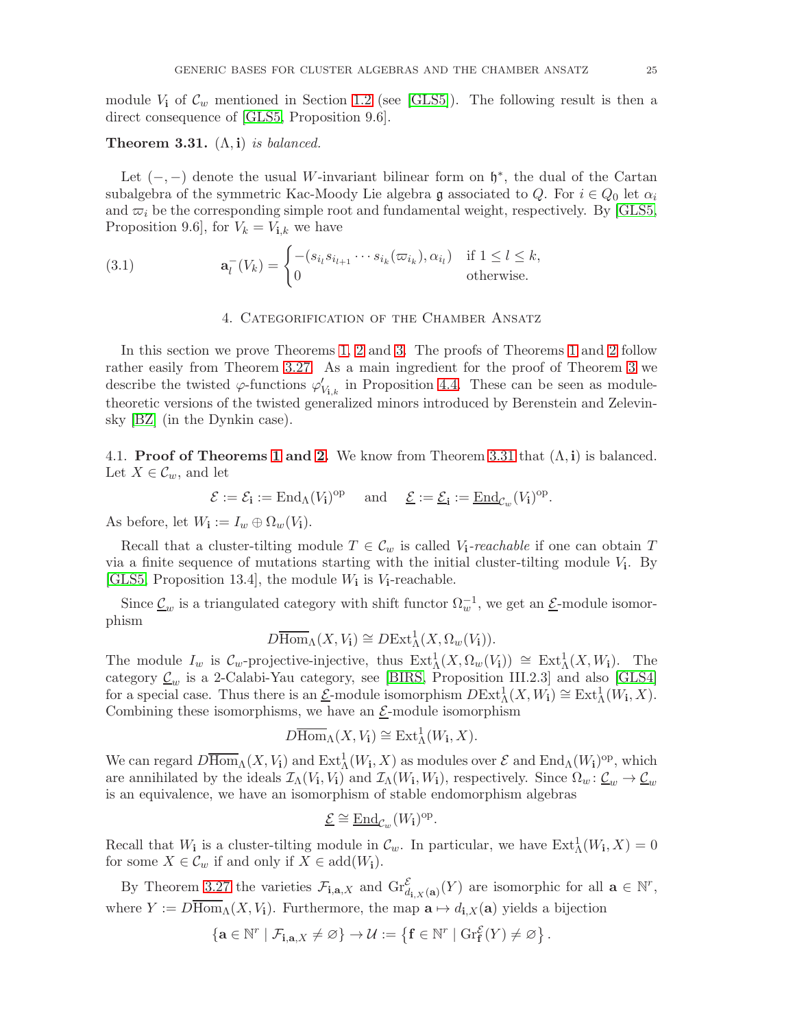module $V_{\mathbf{i}}$ of $\mathcal{C}_w$ mentioned in Section 1.2 (see [GLS5]). The following result is then a direct consequence of [GLS5, Proposition 9.6].

**Theorem 3.31.** *$(\Lambda, \mathbf{i})$ is balanced.*

Let $(-,-)$ denote the usual $W$-invariant bilinear form on $\mathfrak{h}^*$, the dual of the Cartan subalgebra of the symmetric Kac-Moody Lie algebra $\mathfrak{g}$ associated to $Q$. For $i \in Q_0$ let $\alpha_i$ and $\varpi_i$ be the corresponding simple root and fundamental weight, respectively. By [GLS5, Proposition 9.6], for $V_k = V_{\mathbf{i},k}$ we have

$$\mathbf{a}_l^-(V_k) = \begin{cases} -(s_{i_l} s_{i_{l+1}} \cdots s_{i_k}(\varpi_{i_k}), \alpha_{i_l}) & \text{if } 1 \leq l \leq k, \\ 0 & \text{otherwise.} \end{cases} \tag{3.1}$$

## 4. Categorification of the Chamber Ansatz

In this section we prove Theorems 1, 2 and 3. The proofs of Theorems 1 and 2 follow rather easily from Theorem 3.27. As a main ingredient for the proof of Theorem 3 we describe the twisted $\varphi$-functions $\varphi'_{V_{\mathbf{i},k}}$ in Proposition 4.4. These can be seen as module-theoretic versions of the twisted generalized minors introduced by Berenstein and Zelevinsky [BZ] (in the Dynkin case).

### 4.1. Proof of Theorems 1 and 2.

We know from Theorem 3.31 that $(\Lambda, \mathbf{i})$ is balanced. Let $X \in \mathcal{C}_w$, and let

$$\mathcal{E} := \mathcal{E}_{\mathbf{i}} := \mathrm{End}_\Lambda(V_{\mathbf{i}})^{\mathrm{op}} \quad \text{and} \quad \underline{\mathcal{E}} := \underline{\mathcal{E}}_{\mathbf{i}} := \underline{\mathrm{End}}_{\mathcal{C}_w}(V_{\mathbf{i}})^{\mathrm{op}}.$$

As before, let $W_{\mathbf{i}} := I_w \oplus \Omega_w(V_{\mathbf{i}})$.

Recall that a cluster-tilting module $T \in \mathcal{C}_w$ is called *$V_{\mathbf{i}}$-reachable* if one can obtain $T$ via a finite sequence of mutations starting with the initial cluster-tilting module $V_{\mathbf{i}}$. By [GLS5, Proposition 13.4], the module $W_{\mathbf{i}}$ is $V_{\mathbf{i}}$-reachable.

Since $\underline{\mathcal{C}}_w$ is a triangulated category with shift functor $\Omega_w^{-1}$, we get an $\underline{\mathcal{E}}$-module isomorphism

$$D\overline{\mathrm{Hom}}_\Lambda(X, V_{\mathbf{i}}) \cong D\mathrm{Ext}^1_\Lambda(X, \Omega_w(V_{\mathbf{i}})).$$

The module $I_w$ is $\mathcal{C}_w$-projective-injective, thus $\mathrm{Ext}^1_\Lambda(X, \Omega_w(V_{\mathbf{i}})) \cong \mathrm{Ext}^1_\Lambda(X, W_{\mathbf{i}})$. The category $\underline{\mathcal{C}}_w$ is a 2-Calabi-Yau category, see [BIRS, Proposition III.2.3] and also [GLS4] for a special case. Thus there is an $\underline{\mathcal{E}}$-module isomorphism $D\mathrm{Ext}^1_\Lambda(X, W_{\mathbf{i}}) \cong \mathrm{Ext}^1_\Lambda(W_{\mathbf{i}}, X)$. Combining these isomorphisms, we have an $\underline{\mathcal{E}}$-module isomorphism

$$D\overline{\mathrm{Hom}}_\Lambda(X, V_{\mathbf{i}}) \cong \mathrm{Ext}^1_\Lambda(W_{\mathbf{i}}, X).$$

We can regard $D\overline{\mathrm{Hom}}_\Lambda(X, V_{\mathbf{i}})$ and $\mathrm{Ext}^1_\Lambda(W_{\mathbf{i}}, X)$ as modules over $\mathcal{E}$ and $\mathrm{End}_\Lambda(W_{\mathbf{i}})^{\mathrm{op}}$, which are annihilated by the ideals $\mathcal{I}_\Lambda(V_{\mathbf{i}}, V_{\mathbf{i}})$ and $\mathcal{I}_\Lambda(W_{\mathbf{i}}, W_{\mathbf{i}})$, respectively. Since $\Omega_w \colon \underline{\mathcal{C}}_w \to \underline{\mathcal{C}}_w$ is an equivalence, we have an isomorphism of stable endomorphism algebras

$$\underline{\mathcal{E}} \cong \underline{\mathrm{End}}_{\mathcal{C}_w}(W_{\mathbf{i}})^{\mathrm{op}}.$$

Recall that $W_{\mathbf{i}}$ is a cluster-tilting module in $\mathcal{C}_w$. In particular, we have $\mathrm{Ext}^1_\Lambda(W_{\mathbf{i}}, X) = 0$ for some $X \in \mathcal{C}_w$ if and only if $X \in \mathrm{add}(W_{\mathbf{i}})$.

By Theorem 3.27 the varieties $\mathcal{F}_{\mathbf{i},\mathbf{a},X}$ and $\mathrm{Gr}^{\mathcal{E}}_{d_{\mathbf{i},X}(\mathbf{a})}(Y)$ are isomorphic for all $\mathbf{a} \in \mathbb{N}^r$, where $Y := D\overline{\mathrm{Hom}}_\Lambda(X, V_{\mathbf{i}})$. Furthermore, the map $\mathbf{a} \mapsto d_{\mathbf{i},X}(\mathbf{a})$ yields a bijection

$$\{\mathbf{a} \in \mathbb{N}^r \mid \mathcal{F}_{\mathbf{i},\mathbf{a},X} \neq \varnothing\} \to \mathcal{U} := \left\{\mathbf{f} \in \mathbb{N}^r \mid \mathrm{Gr}^{\mathcal{E}}_{\mathbf{f}}(Y) \neq \varnothing\right\}.$$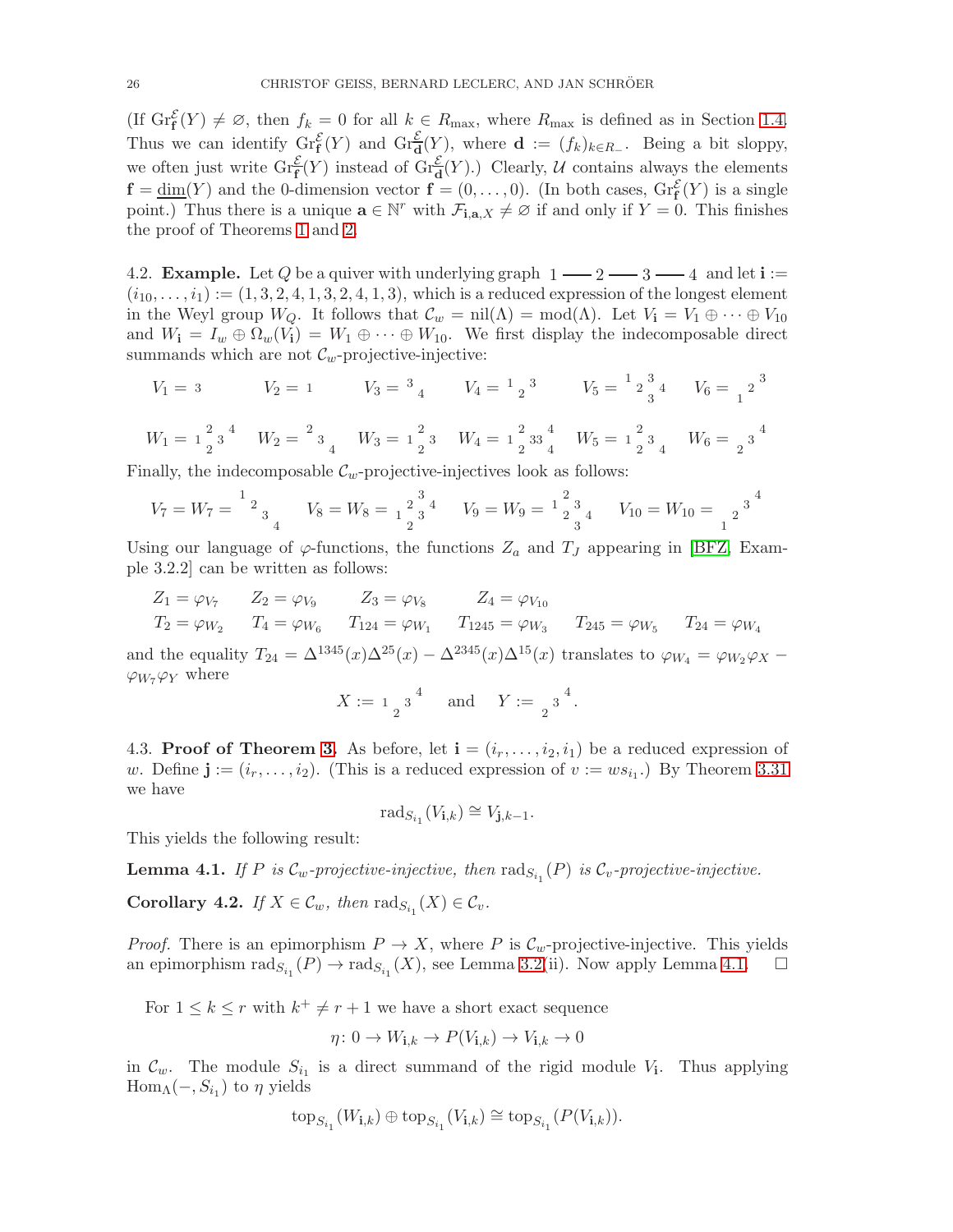(If $\mathrm{Gr}^{\mathcal{E}}_{\mathbf{f}}(Y) \neq \varnothing$, then $f_k = 0$ for all $k \in R_{\max}$, where $R_{\max}$ is defined as in Section 1.4. Thus we can identify $\mathrm{Gr}^{\mathcal{E}}_{\mathbf{f}}(Y)$ and $\mathrm{Gr}^{\mathcal{E}}_{\mathbf{d}}(Y)$, where $\mathbf{d} := (f_k)_{k \in R_-}$. Being a bit sloppy, we often just write $\mathrm{Gr}^{\mathcal{E}}_{\mathbf{f}}(Y)$ instead of $\mathrm{Gr}^{\mathcal{E}}_{\mathbf{d}}(Y)$.) Clearly, $\mathcal{U}$ contains always the elements $\mathbf{f} = \underline{\dim}(Y)$ and the 0-dimension vector $\mathbf{f} = (0, \dots, 0)$. (In both cases, $\mathrm{Gr}^{\mathcal{E}}_{\mathbf{f}}(Y)$ is a single point.) Thus there is a unique $\mathbf{a} \in \mathbb{N}^r$ with $\mathcal{F}_{\mathbf{i},\mathbf{a},X} \neq \varnothing$ if and only if $Y = 0$. This finishes the proof of Theorems 1 and 2.

4.2. **Example.** Let $Q$ be a quiver with underlying graph $1 - 2 - 3 - 4$ and let $\mathbf{i} := (i_{10}, \dots, i_1) := (1, 3, 2, 4, 1, 3, 2, 4, 1, 3)$, which is a reduced expression of the longest element in the Weyl group $W_Q$. It follows that $\mathcal{C}_w = \mathrm{nil}(\Lambda) = \mathrm{mod}(\Lambda)$. Let $V_{\mathbf{i}} = V_1 \oplus \cdots \oplus V_{10}$ and $W_{\mathbf{i}} = I_w \oplus \Omega_w(V_{\mathbf{i}}) = W_1 \oplus \cdots \oplus W_{10}$. We first display the indecomposable direct summands which are not $\mathcal{C}_w$-projective-injective:

$$V_1 = 3 \qquad V_2 = 1 \qquad V_3 = \begin{smallmatrix}3&\\&4\end{smallmatrix} \qquad V_4 = \begin{smallmatrix}1&&3\\&2&\end{smallmatrix} \qquad V_5 = \begin{smallmatrix}1&&3&\\&2&&4\\&&3&\end{smallmatrix} \qquad V_6 = \begin{smallmatrix}&&3\\&2&\\1&&\end{smallmatrix}$$

$$W_1 = \begin{smallmatrix}&2&&4\\1&&3&\\&2&&\end{smallmatrix} \quad W_2 = \begin{smallmatrix}2&&\\&3&\\&&4\end{smallmatrix} \quad W_3 = \begin{smallmatrix}&2&\\1&&3\\&2&\end{smallmatrix} \quad W_4 = \begin{smallmatrix}&2&&4\\1&&3\,3&\\&2&&4\end{smallmatrix} \quad W_5 = \begin{smallmatrix}&2&&\\1&&3&\\&2&&4\end{smallmatrix} \quad W_6 = \begin{smallmatrix}&&4\\&3&\\2&&\end{smallmatrix}$$

Finally, the indecomposable $\mathcal{C}_w$-projective-injectives look as follows:

$$V_7 = W_7 = \begin{smallmatrix}1&&&\\&2&&\\&&3&\\&&&4\end{smallmatrix} \qquad V_8 = W_8 = \begin{smallmatrix}&&3&\\&2&&4\\1&&3&\\&2&&\end{smallmatrix} \qquad V_9 = W_9 = \begin{smallmatrix}&2&&\\1&&3&\\&2&&4\\&&3&\end{smallmatrix} \qquad V_{10} = W_{10} = \begin{smallmatrix}&&&4\\&&3&\\&2&&\\1&&&\end{smallmatrix}$$

Using our language of $\varphi$-functions, the functions $Z_a$ and $T_J$ appearing in [BFZ, Example 3.2.2] can be written as follows:

$$\begin{aligned}
&Z_1 = \varphi_{V_7} \qquad Z_2 = \varphi_{V_9} \qquad Z_3 = \varphi_{V_8} \qquad Z_4 = \varphi_{V_{10}} \\
&T_2 = \varphi_{W_2} \qquad T_4 = \varphi_{W_6} \qquad T_{124} = \varphi_{W_1} \qquad T_{1245} = \varphi_{W_3} \qquad T_{245} = \varphi_{W_5} \qquad T_{24} = \varphi_{W_4}
\end{aligned}$$

and the equality $T_{24} = \Delta^{1345}(x)\Delta^{25}(x) - \Delta^{2345}(x)\Delta^{15}(x)$ translates to $\varphi_{W_4} = \varphi_{W_2}\varphi_X - \varphi_{W_7}\varphi_Y$ where

$$X := \begin{smallmatrix}&&&4\\1&&3&\\&2&&\end{smallmatrix} \quad \text{and} \quad Y := \begin{smallmatrix}&&4\\&3&\\2&&\end{smallmatrix}.$$

4.3. **Proof of Theorem 3.** As before, let $\mathbf{i} = (i_r, \dots, i_2, i_1)$ be a reduced expression of $w$. Define $\mathbf{j} := (i_r, \dots, i_2)$. (This is a reduced expression of $v := ws_{i_1}$.) By Theorem 3.31 we have

$$\mathrm{rad}_{S_{i_1}}(V_{\mathbf{i},k}) \cong V_{\mathbf{j},k-1}.$$

This yields the following result:

**Lemma 4.1.** *If $P$ is $\mathcal{C}_w$-projective-injective, then $\mathrm{rad}_{S_{i_1}}(P)$ is $\mathcal{C}_v$-projective-injective.*

**Corollary 4.2.** *If $X \in \mathcal{C}_w$, then $\mathrm{rad}_{S_{i_1}}(X) \in \mathcal{C}_v$.*

*Proof.* There is an epimorphism $P \to X$, where $P$ is $\mathcal{C}_w$-projective-injective. This yields an epimorphism $\mathrm{rad}_{S_{i_1}}(P) \to \mathrm{rad}_{S_{i_1}}(X)$, see Lemma 3.2(ii). Now apply Lemma 4.1. $\square$

For $1 \leq k \leq r$ with $k^+ \neq r+1$ we have a short exact sequence

$$\eta \colon 0 \to W_{\mathbf{i},k} \to P(V_{\mathbf{i},k}) \to V_{\mathbf{i},k} \to 0$$

in $\mathcal{C}_w$. The module $S_{i_1}$ is a direct summand of the rigid module $V_{\mathbf{i}}$. Thus applying $\mathrm{Hom}_\Lambda(-, S_{i_1})$ to $\eta$ yields

$$\mathrm{top}_{S_{i_1}}(W_{\mathbf{i},k}) \oplus \mathrm{top}_{S_{i_1}}(V_{\mathbf{i},k}) \cong \mathrm{top}_{S_{i_1}}(P(V_{\mathbf{i},k})).$$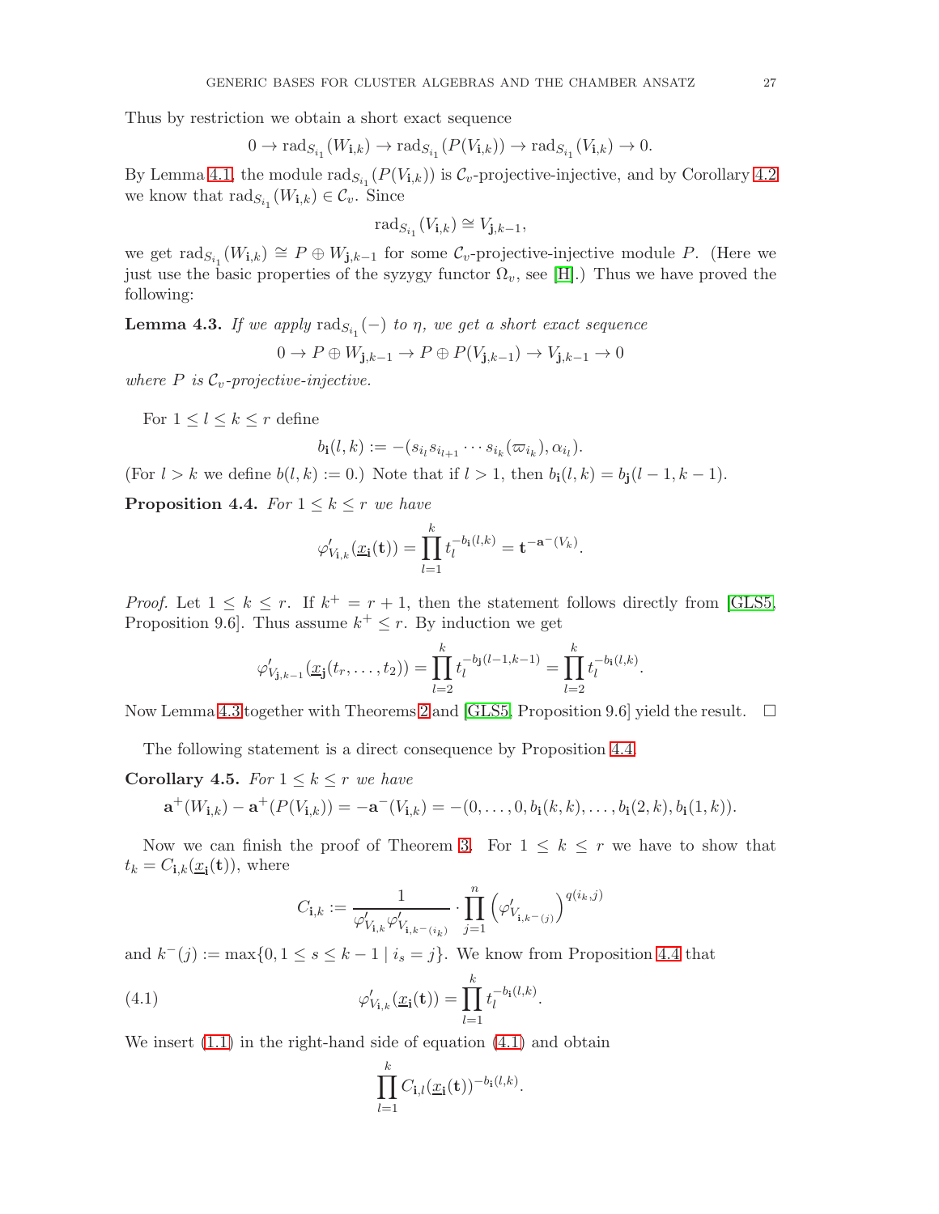Thus by restriction we obtain a short exact sequence

$$0 \to \mathrm{rad}_{S_{i_1}}(W_{\mathbf{i},k}) \to \mathrm{rad}_{S_{i_1}}(P(V_{\mathbf{i},k})) \to \mathrm{rad}_{S_{i_1}}(V_{\mathbf{i},k}) \to 0.$$

By Lemma 4.1, the module $\mathrm{rad}_{S_{i_1}}(P(V_{\mathbf{i},k}))$ is $\mathcal{C}_v$-projective-injective, and by Corollary 4.2 we know that $\mathrm{rad}_{S_{i_1}}(W_{\mathbf{i},k}) \in \mathcal{C}_v$. Since

$$\mathrm{rad}_{S_{i_1}}(V_{\mathbf{i},k}) \cong V_{\mathbf{j},k-1},$$

we get $\mathrm{rad}_{S_{i_1}}(W_{\mathbf{i},k}) \cong P \oplus W_{\mathbf{j},k-1}$ for some $\mathcal{C}_v$-projective-injective module $P$. (Here we just use the basic properties of the syzygy functor $\Omega_v$, see [H].) Thus we have proved the following:

**Lemma 4.3.** *If we apply* $\mathrm{rad}_{S_{i_1}}(-)$ *to* $\eta$*, we get a short exact sequence*

$$0 \to P \oplus W_{\mathbf{j},k-1} \to P \oplus P(V_{\mathbf{j},k-1}) \to V_{\mathbf{j},k-1} \to 0$$

*where* $P$ *is* $\mathcal{C}_v$*-projective-injective.*

For $1 \le l \le k \le r$ define

$$b_{\mathbf{i}}(l,k) := -(s_{i_l}s_{i_{l+1}}\cdots s_{i_k}(\varpi_{i_k}), \alpha_{i_l}).$$

(For $l > k$ we define $b(l,k) := 0$.) Note that if $l > 1$, then $b_{\mathbf{i}}(l,k) = b_{\mathbf{j}}(l-1,k-1)$.

**Proposition 4.4.** *For* $1 \le k \le r$ *we have*

$$\varphi'_{V_{\mathbf{i},k}}(\underline{x}_{\mathbf{i}}(\mathbf{t})) = \prod_{l=1}^{k} t_l^{-b_{\mathbf{i}}(l,k)} = \mathbf{t}^{-\mathbf{a}^-(V_k)}.$$

*Proof.* Let $1 \le k \le r$. If $k^+ = r+1$, then the statement follows directly from [GLS5, Proposition 9.6]. Thus assume $k^+ \le r$. By induction we get

$$\varphi'_{V_{\mathbf{j},k-1}}(\underline{x}_{\mathbf{j}}(t_r,\dots,t_2)) = \prod_{l=2}^{k} t_l^{-b_{\mathbf{j}}(l-1,k-1)} = \prod_{l=2}^{k} t_l^{-b_{\mathbf{i}}(l,k)}.$$

Now Lemma 4.3 together with Theorems 2 and [GLS5, Proposition 9.6] yield the result. $\square$

The following statement is a direct consequence by Proposition 4.4.

**Corollary 4.5.** *For* $1 \le k \le r$ *we have*

$$\mathbf{a}^+(W_{\mathbf{i},k}) - \mathbf{a}^+(P(V_{\mathbf{i},k})) = -\mathbf{a}^-(V_{\mathbf{i},k}) = -(0,\dots,0,b_{\mathbf{i}}(k,k),\dots,b_{\mathbf{i}}(2,k),b_{\mathbf{i}}(1,k)).$$

Now we can finish the proof of Theorem 3. For $1 \le k \le r$ we have to show that $t_k = C_{\mathbf{i},k}(\underline{x}_{\mathbf{i}}(\mathbf{t}))$, where

$$C_{\mathbf{i},k} := \frac{1}{\varphi'_{V_{\mathbf{i},k}}\varphi'_{V_{\mathbf{i},k^-(i_k)}}} \cdot \prod_{j=1}^{n} \left(\varphi'_{V_{\mathbf{i},k^-(j)}}\right)^{q(i_k,j)}$$

and $k^-(j) := \max\{0, 1 \le s \le k-1 \mid i_s = j\}$. We know from Proposition 4.4 that

$$\varphi'_{V_{\mathbf{i},k}}(\underline{x}_{\mathbf{i}}(\mathbf{t})) = \prod_{l=1}^{k} t_l^{-b_{\mathbf{i}}(l,k)}. \tag{4.1}$$

We insert (1.1) in the right-hand side of equation (4.1) and obtain

$$\prod_{l=1}^{k} C_{\mathbf{i},l}(\underline{x}_{\mathbf{i}}(\mathbf{t}))^{-b_{\mathbf{i}}(l,k)}.$$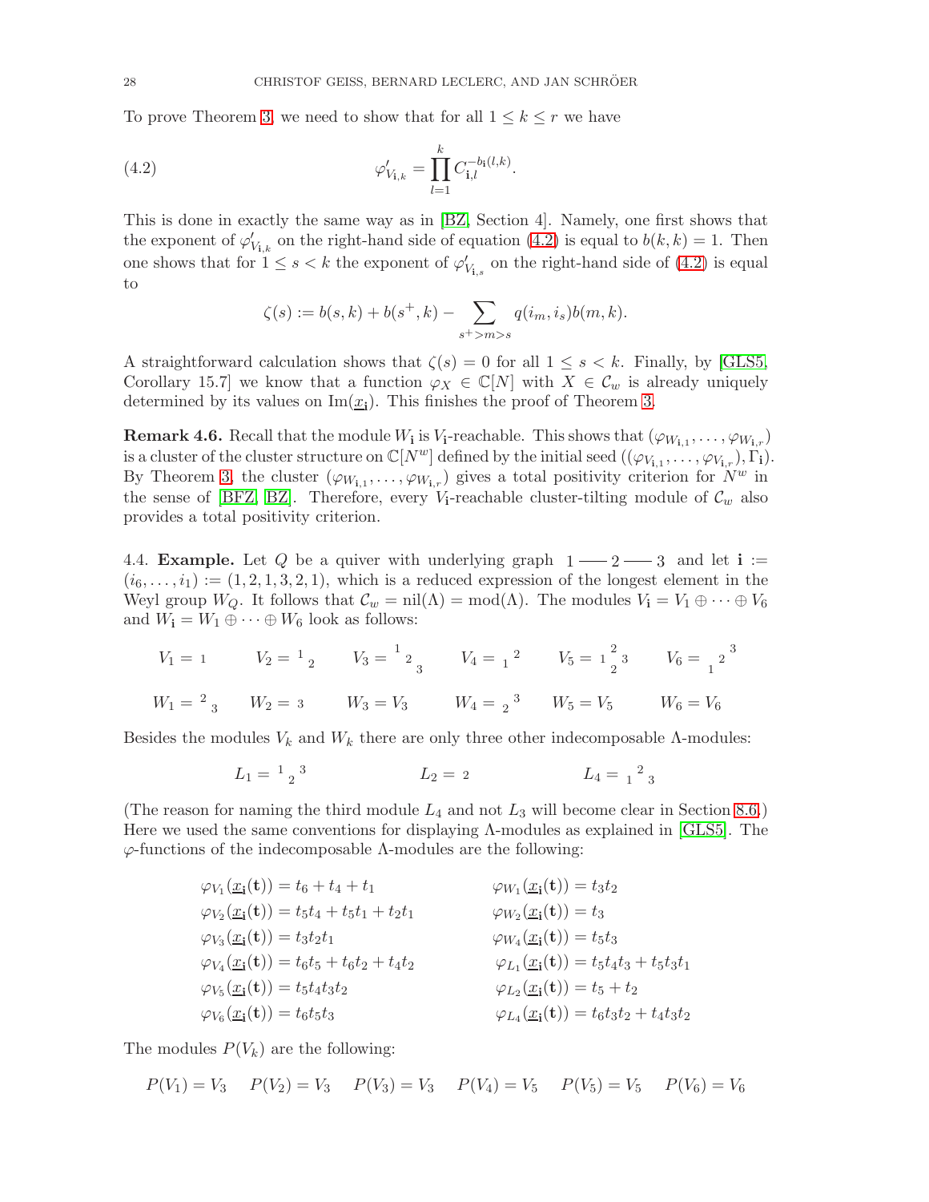To prove Theorem 3, we need to show that for all $1 \le k \le r$ we have

$$\varphi'_{V_{\mathbf{i},k}} = \prod_{l=1}^{k} C_{\mathbf{i},l}^{-b_{\mathbf{i}}(l,k)}. \tag{4.2}$$

This is done in exactly the same way as in [BZ, Section 4]. Namely, one first shows that the exponent of $\varphi'_{V_{\mathbf{i},k}}$ on the right-hand side of equation (4.2) is equal to $b(k,k) = 1$. Then one shows that for $1 \le s < k$ the exponent of $\varphi'_{V_{\mathbf{i},s}}$ on the right-hand side of (4.2) is equal to

$$\zeta(s) := b(s,k) + b(s^+,k) - \sum_{s^+ > m > s} q(i_m, i_s) b(m,k).$$

A straightforward calculation shows that $\zeta(s) = 0$ for all $1 \le s < k$. Finally, by [GLS5, Corollary 15.7] we know that a function $\varphi_X \in \mathbb{C}[N]$ with $X \in \mathcal{C}_w$ is already uniquely determined by its values on $\mathrm{Im}(\underline{x}_{\mathbf{i}})$. This finishes the proof of Theorem 3.

**Remark 4.6.** Recall that the module $W_{\mathbf{i}}$ is $V_{\mathbf{i}}$-reachable. This shows that $(\varphi_{W_{\mathbf{i},1}}, \dots, \varphi_{W_{\mathbf{i},r}})$ is a cluster of the cluster structure on $\mathbb{C}[N^w]$ defined by the initial seed $((\varphi_{V_{\mathbf{i},1}}, \dots, \varphi_{V_{\mathbf{i},r}}), \Gamma_{\mathbf{i}})$. By Theorem 3, the cluster $(\varphi_{W_{\mathbf{i},1}}, \dots, \varphi_{W_{\mathbf{i},r}})$ gives a total positivity criterion for $N^w$ in the sense of [BFZ, BZ]. Therefore, every $V_{\mathbf{i}}$-reachable cluster-tilting module of $\mathcal{C}_w$ also provides a total positivity criterion.

4.4. **Example.** Let $Q$ be a quiver with underlying graph $1 — 2 — 3$ and let $\mathbf{i} := (i_6, \dots, i_1) := (1,2,1,3,2,1)$, which is a reduced expression of the longest element in the Weyl group $W_Q$. It follows that $\mathcal{C}_w = \mathrm{nil}(\Lambda) = \mathrm{mod}(\Lambda)$. The modules $V_{\mathbf{i}} = V_1 \oplus \cdots \oplus V_6$ and $W_{\mathbf{i}} = W_1 \oplus \cdots \oplus W_6$ look as follows:

$$V_1 = {\scriptstyle 1} \qquad V_2 = {\scriptstyle {}^{1}{}_{2}} \qquad V_3 = {\scriptstyle {}^{1}{}_{2}{}_{3}} \qquad V_4 = {\scriptstyle {}_{1}{}^{2}} \qquad V_5 = {\scriptstyle {}_{1}{}^{2}{}_{2}{}^{3}} \qquad V_6 = {\scriptstyle {}_{1}{}^{2}{}^{3}}$$

$$W_1 = {\scriptstyle {}^{2}{}_{3}} \qquad W_2 = {\scriptstyle 3} \qquad W_3 = V_3 \qquad W_4 = {\scriptstyle {}_{2}{}^{3}} \qquad W_5 = V_5 \qquad W_6 = V_6$$

Besides the modules $V_k$ and $W_k$ there are only three other indecomposable $\Lambda$-modules:

$$L_1 = {\scriptstyle {}^{1}{}_{2}{}^{3}} \qquad L_2 = {\scriptstyle 2} \qquad L_4 = {\scriptstyle {}_{1}{}^{2}{}_{3}}$$

(The reason for naming the third module $L_4$ and not $L_3$ will become clear in Section 8.6.) Here we used the same conventions for displaying $\Lambda$-modules as explained in [GLS5]. The $\varphi$-functions of the indecomposable $\Lambda$-modules are the following:

$$\begin{aligned}
\varphi_{V_1}(\underline{x}_{\mathbf{i}}(\mathbf{t})) &= t_6 + t_4 + t_1 & \varphi_{W_1}(\underline{x}_{\mathbf{i}}(\mathbf{t})) &= t_3 t_2 \\
\varphi_{V_2}(\underline{x}_{\mathbf{i}}(\mathbf{t})) &= t_5 t_4 + t_5 t_1 + t_2 t_1 & \varphi_{W_2}(\underline{x}_{\mathbf{i}}(\mathbf{t})) &= t_3 \\
\varphi_{V_3}(\underline{x}_{\mathbf{i}}(\mathbf{t})) &= t_3 t_2 t_1 & \varphi_{W_4}(\underline{x}_{\mathbf{i}}(\mathbf{t})) &= t_5 t_3 \\
\varphi_{V_4}(\underline{x}_{\mathbf{i}}(\mathbf{t})) &= t_6 t_5 + t_6 t_2 + t_4 t_2 & \varphi_{L_1}(\underline{x}_{\mathbf{i}}(\mathbf{t})) &= t_5 t_4 t_3 + t_5 t_3 t_1 \\
\varphi_{V_5}(\underline{x}_{\mathbf{i}}(\mathbf{t})) &= t_5 t_4 t_3 t_2 & \varphi_{L_2}(\underline{x}_{\mathbf{i}}(\mathbf{t})) &= t_5 + t_2 \\
\varphi_{V_6}(\underline{x}_{\mathbf{i}}(\mathbf{t})) &= t_6 t_5 t_3 & \varphi_{L_4}(\underline{x}_{\mathbf{i}}(\mathbf{t})) &= t_6 t_3 t_2 + t_4 t_3 t_2
\end{aligned}$$

The modules $P(V_k)$ are the following:

$$P(V_1) = V_3 \quad P(V_2) = V_3 \quad P(V_3) = V_3 \quad P(V_4) = V_5 \quad P(V_5) = V_5 \quad P(V_6) = V_6$$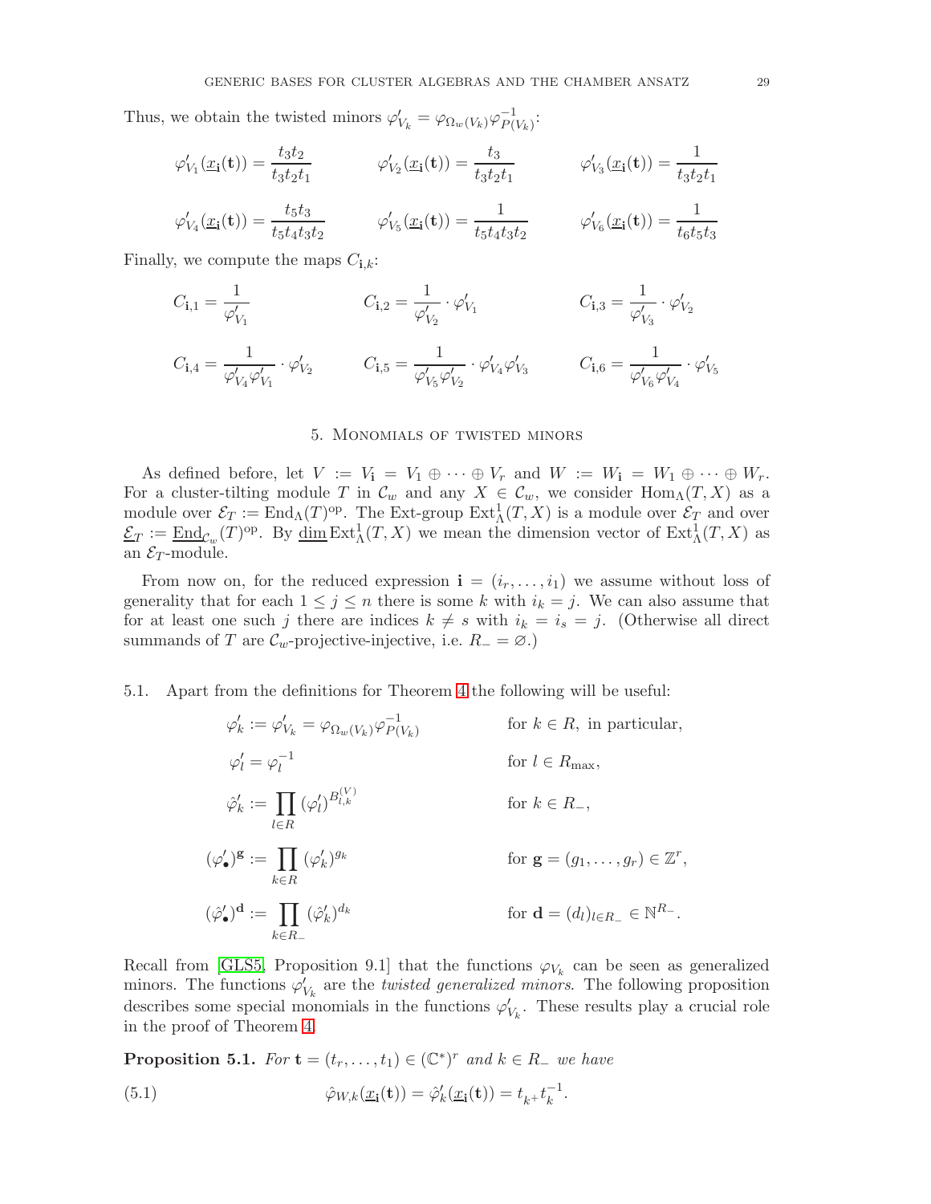Thus, we obtain the twisted minors $\varphi'_{V_k} = \varphi_{\Omega_w(V_k)}\varphi^{-1}_{P(V_k)}$:

$$\varphi'_{V_1}(\underline{x}_{\mathbf{i}}(\mathbf{t})) = \frac{t_3 t_2}{t_3 t_2 t_1} \qquad \varphi'_{V_2}(\underline{x}_{\mathbf{i}}(\mathbf{t})) = \frac{t_3}{t_3 t_2 t_1} \qquad \varphi'_{V_3}(\underline{x}_{\mathbf{i}}(\mathbf{t})) = \frac{1}{t_3 t_2 t_1}$$

$$\varphi'_{V_4}(\underline{x}_{\mathbf{i}}(\mathbf{t})) = \frac{t_5 t_3}{t_5 t_4 t_3 t_2} \qquad \varphi'_{V_5}(\underline{x}_{\mathbf{i}}(\mathbf{t})) = \frac{1}{t_5 t_4 t_3 t_2} \qquad \varphi'_{V_6}(\underline{x}_{\mathbf{i}}(\mathbf{t})) = \frac{1}{t_6 t_5 t_3}$$

Finally, we compute the maps $C_{\mathbf{i},k}$:

$$C_{\mathbf{i},1} = \frac{1}{\varphi'_{V_1}} \qquad C_{\mathbf{i},2} = \frac{1}{\varphi'_{V_2}} \cdot \varphi'_{V_1} \qquad C_{\mathbf{i},3} = \frac{1}{\varphi'_{V_3}} \cdot \varphi'_{V_2}$$

$$C_{\mathbf{i},4} = \frac{1}{\varphi'_{V_4}\varphi'_{V_1}} \cdot \varphi'_{V_2} \qquad C_{\mathbf{i},5} = \frac{1}{\varphi'_{V_5}\varphi'_{V_2}} \cdot \varphi'_{V_4}\varphi'_{V_3} \qquad C_{\mathbf{i},6} = \frac{1}{\varphi'_{V_6}\varphi'_{V_4}} \cdot \varphi'_{V_5}$$

## 5. Monomials of twisted minors

As defined before, let $V := V_{\mathbf{i}} = V_1 \oplus \cdots \oplus V_r$ and $W := W_{\mathbf{i}} = W_1 \oplus \cdots \oplus W_r$. For a cluster-tilting module $T$ in $\mathcal{C}_w$ and any $X \in \mathcal{C}_w$, we consider $\mathrm{Hom}_\Lambda(T, X)$ as a module over $\mathcal{E}_T := \mathrm{End}_\Lambda(T)^{\mathrm{op}}$. The Ext-group $\mathrm{Ext}^1_\Lambda(T, X)$ is a module over $\mathcal{E}_T$ and over $\underline{\mathcal{E}}_T := \underline{\mathrm{End}}_{\mathcal{C}_w}(T)^{\mathrm{op}}$. By $\underline{\dim}\,\mathrm{Ext}^1_\Lambda(T, X)$ we mean the dimension vector of $\mathrm{Ext}^1_\Lambda(T, X)$ as an $\mathcal{E}_T$-module.

From now on, for the reduced expression $\mathbf{i} = (i_r, \ldots, i_1)$ we assume without loss of generality that for each $1 \le j \le n$ there is some $k$ with $i_k = j$. We can also assume that for at least one such $j$ there are indices $k \ne s$ with $i_k = i_s = j$. (Otherwise all direct summands of $T$ are $\mathcal{C}_w$-projective-injective, i.e. $R_- = \varnothing$.)

5.1. Apart from the definitions for Theorem 4 the following will be useful:

$$\begin{aligned}
\varphi'_k &:= \varphi'_{V_k} = \varphi_{\Omega_w(V_k)}\varphi^{-1}_{P(V_k)} && \text{for } k \in R, \text{ in particular,}\\
\varphi'_l &= \varphi_l^{-1} && \text{for } l \in R_{\max},\\
\hat{\varphi}'_k &:= \prod_{l \in R} (\varphi'_l)^{B^{(V)}_{l,k}} && \text{for } k \in R_-,\\
(\varphi'_\bullet)^{\mathbf{g}} &:= \prod_{k \in R} (\varphi'_k)^{g_k} && \text{for } \mathbf{g} = (g_1, \ldots, g_r) \in \mathbb{Z}^r,\\
(\hat{\varphi}'_\bullet)^{\mathbf{d}} &:= \prod_{k \in R_-} (\hat{\varphi}'_k)^{d_k} && \text{for } \mathbf{d} = (d_l)_{l \in R_-} \in \mathbb{N}^{R_-}.
\end{aligned}$$

Recall from [GLS5, Proposition 9.1] that the functions $\varphi_{V_k}$ can be seen as generalized minors. The functions $\varphi'_{V_k}$ are the *twisted generalized minors*. The following proposition describes some special monomials in the functions $\varphi'_{V_k}$. These results play a crucial role in the proof of Theorem 4.

**Proposition 5.1.** *For $\mathbf{t} = (t_r, \ldots, t_1) \in (\mathbb{C}^*)^r$ and $k \in R_-$ we have*

$$\hat{\varphi}_{W,k}(\underline{x}_{\mathbf{i}}(\mathbf{t})) = \hat{\varphi}'_k(\underline{x}_{\mathbf{i}}(\mathbf{t})) = t_{k^+} t_k^{-1}. \tag{5.1}$$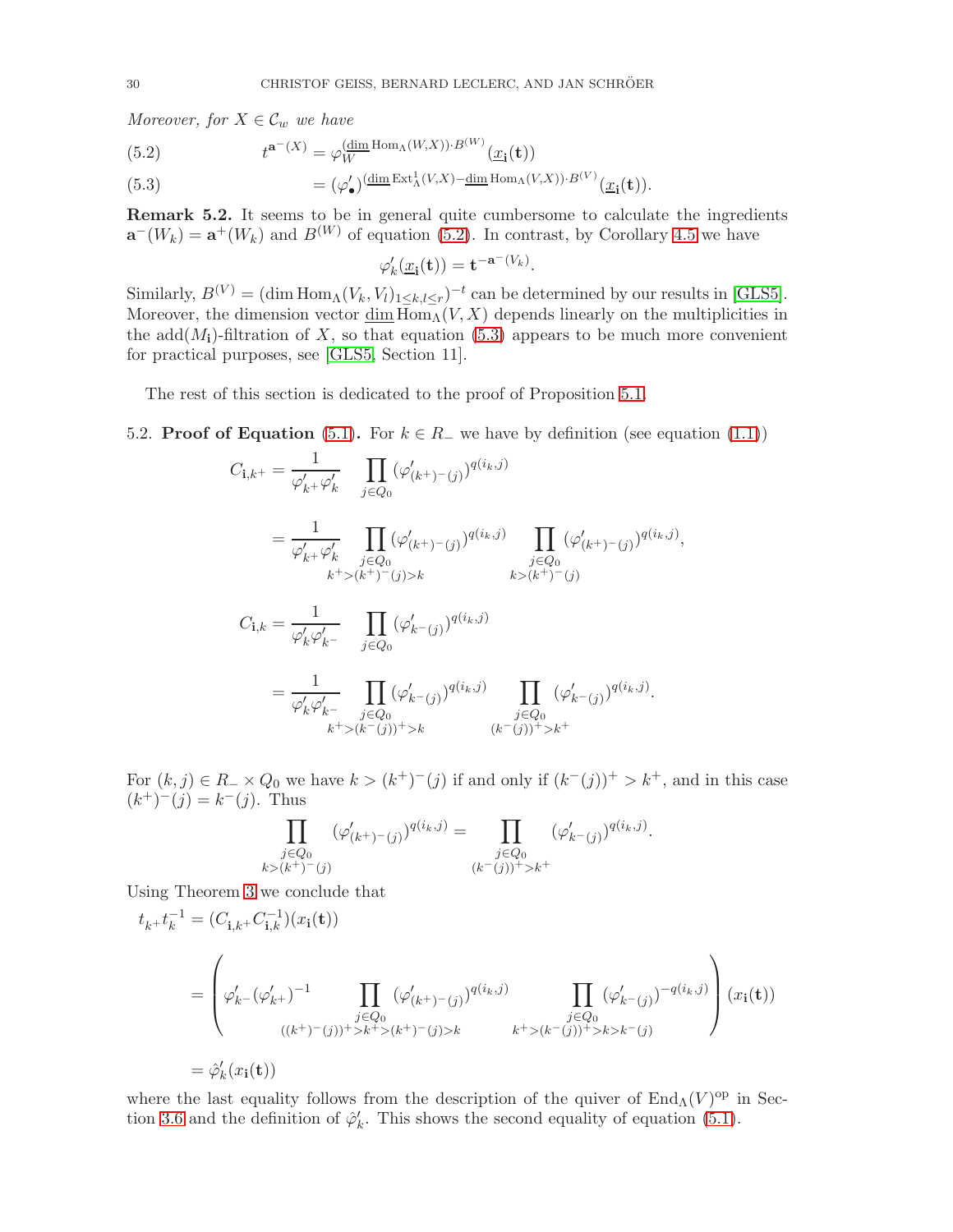*Moreover, for $X \in \mathcal{C}_w$ we have*

$$t^{\mathbf{a}^-(X)} = \varphi_W^{(\underline{\dim}\operatorname{Hom}_\Lambda(W,X))\cdot B^{(W)}}(\underline{x}_{\mathbf{i}}(\mathbf{t})) \tag{5.2}$$

$$= (\varphi'_\bullet)^{(\underline{\dim}\operatorname{Ext}^1_\Lambda(V,X)-\underline{\dim}\operatorname{Hom}_\Lambda(V,X))\cdot B^{(V)}}(\underline{x}_{\mathbf{i}}(\mathbf{t})). \tag{5.3}$$

**Remark 5.2.** It seems to be in general quite cumbersome to calculate the ingredients $\mathbf{a}^-(W_k) = \mathbf{a}^+(W_k)$ and $B^{(W)}$ of equation (5.2). In contrast, by Corollary 4.5 we have

$$\varphi'_k(\underline{x}_{\mathbf{i}}(\mathbf{t})) = \mathbf{t}^{-\mathbf{a}^-(V_k)}.$$

Similarly, $B^{(V)} = (\dim \operatorname{Hom}_\Lambda(V_k, V_l)_{1\le k,l\le r})^{-t}$ can be determined by our results in [GLS5]. Moreover, the dimension vector $\underline{\dim}\operatorname{Hom}_\Lambda(V, X)$ depends linearly on the multiplicities in the $\operatorname{add}(M_{\mathbf{i}})$-filtration of $X$, so that equation (5.3) appears to be much more convenient for practical purposes, see [GLS5, Section 11].

The rest of this section is dedicated to the proof of Proposition 5.1.

5.2. **Proof of Equation (5.1).** For $k \in R_-$ we have by definition (see equation (1.1))

$$C_{\mathbf{i},k^+} = \frac{1}{\varphi'_{k^+}\varphi'_k}\prod_{j\in Q_0}(\varphi'_{(k^+)^-(j)})^{q(i_k,j)}$$

$$= \frac{1}{\varphi'_{k^+}\varphi'_k}\prod_{\substack{j\in Q_0\\ k^+>(k^+)^-(j)>k}}(\varphi'_{(k^+)^-(j)})^{q(i_k,j)}\prod_{\substack{j\in Q_0\\ k>(k^+)^-(j)}}(\varphi'_{(k^+)^-(j)})^{q(i_k,j)},$$

$$C_{\mathbf{i},k} = \frac{1}{\varphi'_k\varphi'_{k^-}}\prod_{j\in Q_0}(\varphi'_{k^-(j)})^{q(i_k,j)}$$

$$= \frac{1}{\varphi'_k\varphi'_{k^-}}\prod_{\substack{j\in Q_0\\ k^+>(k^-(j))^+>k}}(\varphi'_{k^-(j)})^{q(i_k,j)}\prod_{\substack{j\in Q_0\\ (k^-(j))^+>k^+}}(\varphi'_{k^-(j)})^{q(i_k,j)}.$$

For $(k,j) \in R_- \times Q_0$ we have $k > (k^+)^-(j)$ if and only if $(k^-(j))^+ > k^+$, and in this case $(k^+)^-(j) = k^-(j)$. Thus

$$\prod_{\substack{j\in Q_0\\ k>(k^+)^-(j)}}(\varphi'_{(k^+)^-(j)})^{q(i_k,j)} = \prod_{\substack{j\in Q_0\\ (k^-(j))^+>k^+}}(\varphi'_{k^-(j)})^{q(i_k,j)}.$$

Using Theorem 3 we conclude that

$$t_{k^+}t_k^{-1} = (C_{\mathbf{i},k^+}C_{\mathbf{i},k}^{-1})(x_{\mathbf{i}}(\mathbf{t}))$$

$$= \left(\varphi'_{k^-}(\varphi'_{k^+})^{-1}\prod_{\substack{j\in Q_0\\ ((k^+)^-(j))^+>k^+>(k^+)^-(j)>k}}(\varphi'_{(k^+)^-(j)})^{q(i_k,j)}\prod_{\substack{j\in Q_0\\ k^+>(k^-(j))^+>k>k^-(j)}}(\varphi'_{k^-(j)})^{-q(i_k,j)}\right)(x_{\mathbf{i}}(\mathbf{t}))$$

$$= \hat{\varphi}'_k(x_{\mathbf{i}}(\mathbf{t}))$$

where the last equality follows from the description of the quiver of $\operatorname{End}_\Lambda(V)^{\mathrm{op}}$ in Section 3.6 and the definition of $\hat{\varphi}'_k$. This shows the second equality of equation (5.1).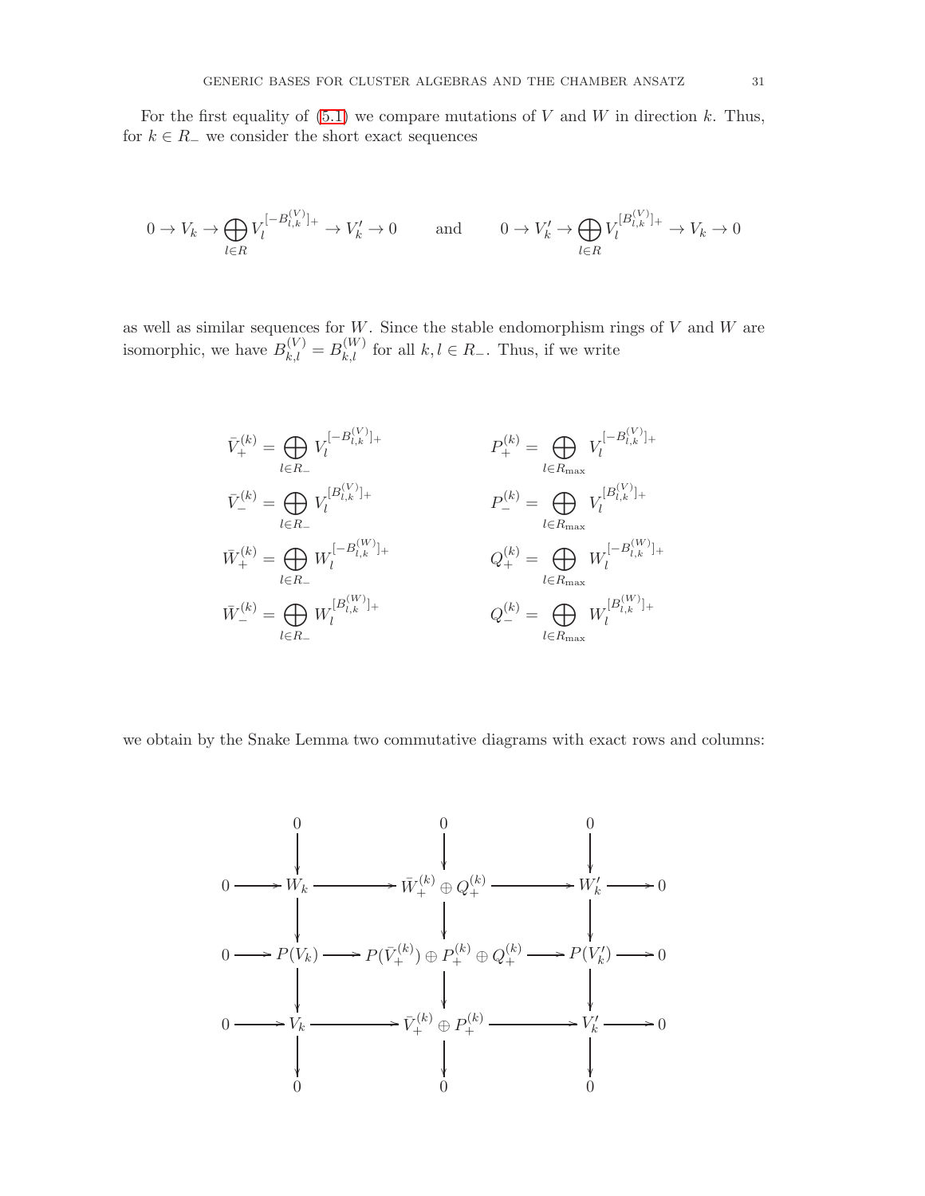For the first equality of (5.1) we compare mutations of $V$ and $W$ in direction $k$. Thus, for $k \in R_-$ we consider the short exact sequences

$$0 \to V_k \to \bigoplus_{l \in R} V_l^{[-B_{l,k}^{(V)}]_+} \to V_k' \to 0 \qquad \text{and} \qquad 0 \to V_k' \to \bigoplus_{l \in R} V_l^{[B_{l,k}^{(V)}]_+} \to V_k \to 0$$

as well as similar sequences for $W$. Since the stable endomorphism rings of $V$ and $W$ are isomorphic, we have $B_{k,l}^{(V)} = B_{k,l}^{(W)}$ for all $k, l \in R_-$. Thus, if we write

$$\begin{aligned}
\bar{V}_+^{(k)} &= \bigoplus_{l \in R_-} V_l^{[-B_{l,k}^{(V)}]_+} & \qquad P_+^{(k)} &= \bigoplus_{l \in R_{\max}} V_l^{[-B_{l,k}^{(V)}]_+} \\
\bar{V}_-^{(k)} &= \bigoplus_{l \in R_-} V_l^{[B_{l,k}^{(V)}]_+} & \qquad P_-^{(k)} &= \bigoplus_{l \in R_{\max}} V_l^{[B_{l,k}^{(V)}]_+} \\
\bar{W}_+^{(k)} &= \bigoplus_{l \in R_-} W_l^{[-B_{l,k}^{(W)}]_+} & \qquad Q_+^{(k)} &= \bigoplus_{l \in R_{\max}} W_l^{[-B_{l,k}^{(W)}]_+} \\
\bar{W}_-^{(k)} &= \bigoplus_{l \in R_-} W_l^{[B_{l,k}^{(W)}]_+} & \qquad Q_-^{(k)} &= \bigoplus_{l \in R_{\max}} W_l^{[B_{l,k}^{(W)}]_+}
\end{aligned}$$

we obtain by the Snake Lemma two commutative diagrams with exact rows and columns:

$$\begin{array}{ccccccccc}
 & & 0 & & 0 & & 0 & & \\
 & & \downarrow & & \downarrow & & \downarrow & & \\
0 & \to & W_k & \to & \bar{W}_+^{(k)} \oplus Q_+^{(k)} & \to & W_k' & \to & 0 \\
 & & \downarrow & & \downarrow & & \downarrow & & \\
0 & \to & P(V_k) & \to & P(\bar{V}_+^{(k)}) \oplus P_+^{(k)} \oplus Q_+^{(k)} & \to & P(V_k') & \to & 0 \\
 & & \downarrow & & \downarrow & & \downarrow & & \\
0 & \to & V_k & \to & \bar{V}_+^{(k)} \oplus P_+^{(k)} & \to & V_k' & \to & 0 \\
 & & \downarrow & & \downarrow & & \downarrow & & \\
 & & 0 & & 0 & & 0 & &
\end{array}$$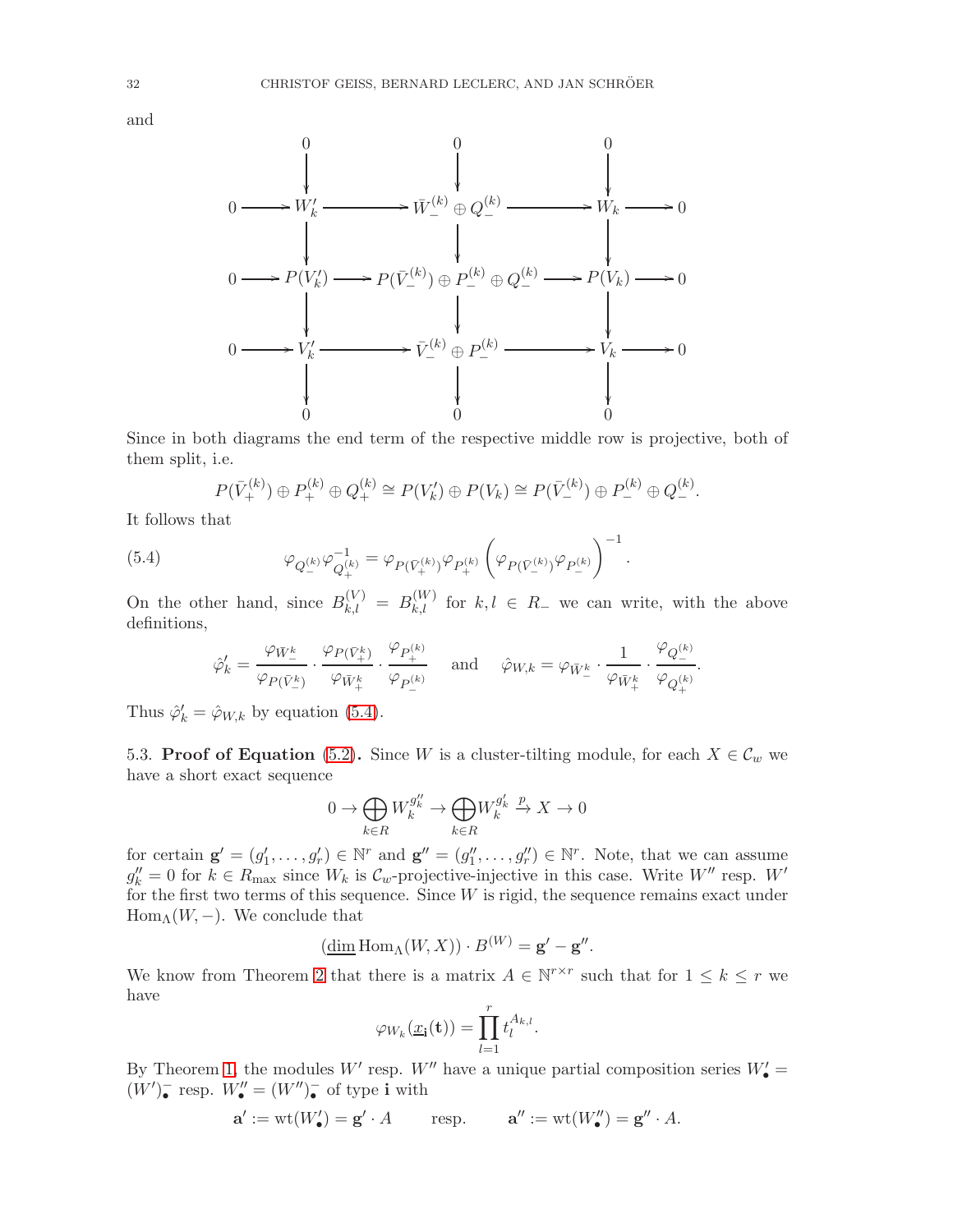and

$$
\begin{array}{ccccccccc}
 & & 0 & & 0 & & 0 & & \\
 & & \downarrow & & \downarrow & & \downarrow & & \\
0 & \longrightarrow & W_k' & \longrightarrow & \bar{W}_-^{(k)} \oplus Q_-^{(k)} & \longrightarrow & W_k & \longrightarrow & 0 \\
 & & \downarrow & & \downarrow & & \downarrow & & \\
0 & \longrightarrow & P(V_k') & \longrightarrow & P(\bar{V}_-^{(k)}) \oplus P_-^{(k)} \oplus Q_-^{(k)} & \longrightarrow & P(V_k) & \longrightarrow & 0 \\
 & & \downarrow & & \downarrow & & \downarrow & & \\
0 & \longrightarrow & V_k' & \longrightarrow & \bar{V}_-^{(k)} \oplus P_-^{(k)} & \longrightarrow & V_k & \longrightarrow & 0 \\
 & & \downarrow & & \downarrow & & \downarrow & & \\
 & & 0 & & 0 & & 0 & &
\end{array}
$$

Since in both diagrams the end term of the respective middle row is projective, both of them split, i.e.

$$P(\bar{V}_+^{(k)}) \oplus P_+^{(k)} \oplus Q_+^{(k)} \cong P(V_k') \oplus P(V_k) \cong P(\bar{V}_-^{(k)}) \oplus P_-^{(k)} \oplus Q_-^{(k)}.$$

It follows that

$$\varphi_{Q_-^{(k)}} \varphi_{Q_+^{(k)}}^{-1} = \varphi_{P(\bar{V}_+^{(k)})} \varphi_{P_+^{(k)}} \left( \varphi_{P(\bar{V}_-^{(k)})} \varphi_{P_-^{(k)}} \right)^{-1}. \tag{5.4}$$

On the other hand, since $B_{k,l}^{(V)} = B_{k,l}^{(W)}$ for $k, l \in R_-$ we can write, with the above definitions,

$$\hat{\varphi}_k' = \frac{\varphi_{\bar{W}_-^k}}{\varphi_{P(\bar{V}_-^k)}} \cdot \frac{\varphi_{P(\bar{V}_+^k)}}{\varphi_{\bar{W}_+^k}} \cdot \frac{\varphi_{P_+^{(k)}}}{\varphi_{P_-^{(k)}}} \quad \text{and} \quad \hat{\varphi}_{W,k} = \varphi_{\bar{W}_-^k} \cdot \frac{1}{\varphi_{\bar{W}_+^k}} \cdot \frac{\varphi_{Q_-^{(k)}}}{\varphi_{Q_+^{(k)}}}.$$

Thus $\hat{\varphi}_k' = \hat{\varphi}_{W,k}$ by equation (5.4).

5.3. **Proof of Equation** (5.2)**.** Since $W$ is a cluster-tilting module, for each $X \in \mathcal{C}_w$ we have a short exact sequence

$$0 \to \bigoplus_{k \in R} W_k^{g_k''} \to \bigoplus_{k \in R} W_k^{g_k'} \xrightarrow{p} X \to 0$$

for certain $\mathbf{g}' = (g_1', \dots, g_r') \in \mathbb{N}^r$ and $\mathbf{g}'' = (g_1'', \dots, g_r'') \in \mathbb{N}^r$. Note, that we can assume $g_k'' = 0$ for $k \in R_{\max}$ since $W_k$ is $\mathcal{C}_w$-projective-injective in this case. Write $W''$ resp. $W'$ for the first two terms of this sequence. Since $W$ is rigid, the sequence remains exact under $\operatorname{Hom}_\Lambda(W, -)$. We conclude that

$$(\underline{\dim} \operatorname{Hom}_\Lambda(W, X)) \cdot B^{(W)} = \mathbf{g}' - \mathbf{g}''.$$

We know from Theorem 2 that there is a matrix $A \in \mathbb{N}^{r \times r}$ such that for $1 \le k \le r$ we have

$$\varphi_{W_k}(\underline{x}_{\mathbf{i}}(\mathbf{t})) = \prod_{l=1}^{r} t_l^{A_{k,l}}.$$

By Theorem 1, the modules $W'$ resp. $W''$ have a unique partial composition series $W_\bullet' = (W')_\bullet^-$ resp. $W_\bullet'' = (W'')_\bullet^-$ of type $\mathbf{i}$ with

$$\mathbf{a}' := \operatorname{wt}(W_\bullet') = \mathbf{g}' \cdot A \qquad \text{resp.} \qquad \mathbf{a}'' := \operatorname{wt}(W_\bullet'') = \mathbf{g}'' \cdot A.$$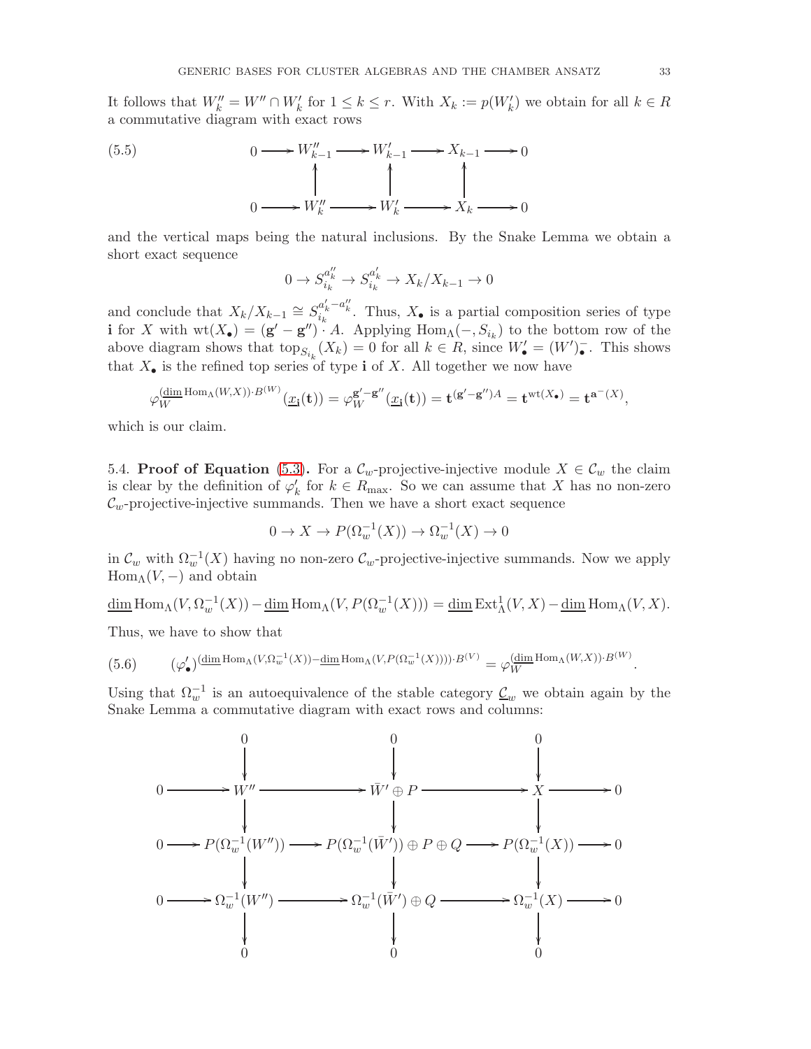It follows that $W''_k = W'' \cap W'_k$ for $1 \leq k \leq r$. With $X_k := p(W'_k)$ we obtain for all $k \in R$ a commutative diagram with exact rows

$$\begin{array}{ccccccccc} 0 & \longrightarrow & W''_{k-1} & \longrightarrow & W'_{k-1} & \longrightarrow & X_{k-1} & \longrightarrow & 0 \\ & & \uparrow & & \uparrow & & \uparrow & & \\ 0 & \longrightarrow & W''_k & \longrightarrow & W'_k & \longrightarrow & X_k & \longrightarrow & 0 \end{array} \tag{5.5}$$

and the vertical maps being the natural inclusions. By the Snake Lemma we obtain a short exact sequence

$$0 \to S_{i_k}^{a''_k} \to S_{i_k}^{a'_k} \to X_k/X_{k-1} \to 0$$

and conclude that $X_k/X_{k-1} \cong S_{i_k}^{a'_k - a''_k}$. Thus, $X_\bullet$ is a partial composition series of type $\mathbf{i}$ for $X$ with $\mathrm{wt}(X_\bullet) = (\mathbf{g}' - \mathbf{g}'') \cdot A$. Applying $\mathrm{Hom}_\Lambda(-, S_{i_k})$ to the bottom row of the above diagram shows that $\mathrm{top}_{S_{i_k}}(X_k) = 0$ for all $k \in R$, since $W'_\bullet = (W')^-_\bullet$. This shows that $X_\bullet$ is the refined top series of type $\mathbf{i}$ of $X$. All together we now have

$$\varphi_W^{(\underline{\dim}\,\mathrm{Hom}_\Lambda(W,X))\cdot B^{(W)}}(\underline{x}_{\mathbf{i}}(\mathbf{t})) = \varphi_W^{\mathbf{g}'-\mathbf{g}''}(\underline{x}_{\mathbf{i}}(\mathbf{t})) = \mathbf{t}^{(\mathbf{g}'-\mathbf{g}'')A} = \mathbf{t}^{\mathrm{wt}(X_\bullet)} = \mathbf{t}^{\mathbf{a}^-(X)},$$

which is our claim.

5.4. **Proof of Equation (5.3).** For a $\mathcal{C}_w$-projective-injective module $X \in \mathcal{C}_w$ the claim is clear by the definition of $\varphi'_k$ for $k \in R_{\max}$. So we can assume that $X$ has no non-zero $\mathcal{C}_w$-projective-injective summands. Then we have a short exact sequence

$$0 \to X \to P(\Omega_w^{-1}(X)) \to \Omega_w^{-1}(X) \to 0$$

in $\mathcal{C}_w$ with $\Omega_w^{-1}(X)$ having no non-zero $\mathcal{C}_w$-projective-injective summands. Now we apply $\mathrm{Hom}_\Lambda(V, -)$ and obtain

$$\underline{\dim}\,\mathrm{Hom}_\Lambda(V, \Omega_w^{-1}(X)) - \underline{\dim}\,\mathrm{Hom}_\Lambda(V, P(\Omega_w^{-1}(X))) = \underline{\dim}\,\mathrm{Ext}^1_\Lambda(V, X) - \underline{\dim}\,\mathrm{Hom}_\Lambda(V, X).$$

Thus, we have to show that

$$(\varphi'_\bullet)^{(\underline{\dim}\,\mathrm{Hom}_\Lambda(V,\Omega_w^{-1}(X)) - \underline{\dim}\,\mathrm{Hom}_\Lambda(V,P(\Omega_w^{-1}(X))))\cdot B^{(V)}} = \varphi_W^{(\underline{\dim}\,\mathrm{Hom}_\Lambda(W,X))\cdot B^{(W)}}. \tag{5.6}$$

Using that $\Omega_w^{-1}$ is an autoequivalence of the stable category $\underline{\mathcal{C}}_w$ we obtain again by the Snake Lemma a commutative diagram with exact rows and columns:

$$\begin{array}{ccccccccc} & & 0 & & 0 & & 0 & & \\ & & \downarrow & & \downarrow & & \downarrow & & \\ 0 & \longrightarrow & W'' & \longrightarrow & \bar{W}' \oplus P & \longrightarrow & X & \longrightarrow & 0 \\ & & \downarrow & & \downarrow & & \downarrow & & \\ 0 & \longrightarrow & P(\Omega_w^{-1}(W'')) & \longrightarrow & P(\Omega_w^{-1}(\bar{W}')) \oplus P \oplus Q & \longrightarrow & P(\Omega_w^{-1}(X)) & \longrightarrow & 0 \\ & & \downarrow & & \downarrow & & \downarrow & & \\ 0 & \longrightarrow & \Omega_w^{-1}(W'') & \longrightarrow & \Omega_w^{-1}(\bar{W}') \oplus Q & \longrightarrow & \Omega_w^{-1}(X) & \longrightarrow & 0 \\ & & \downarrow & & \downarrow & & \downarrow & & \\ & & 0 & & 0 & & 0 & & \end{array}$$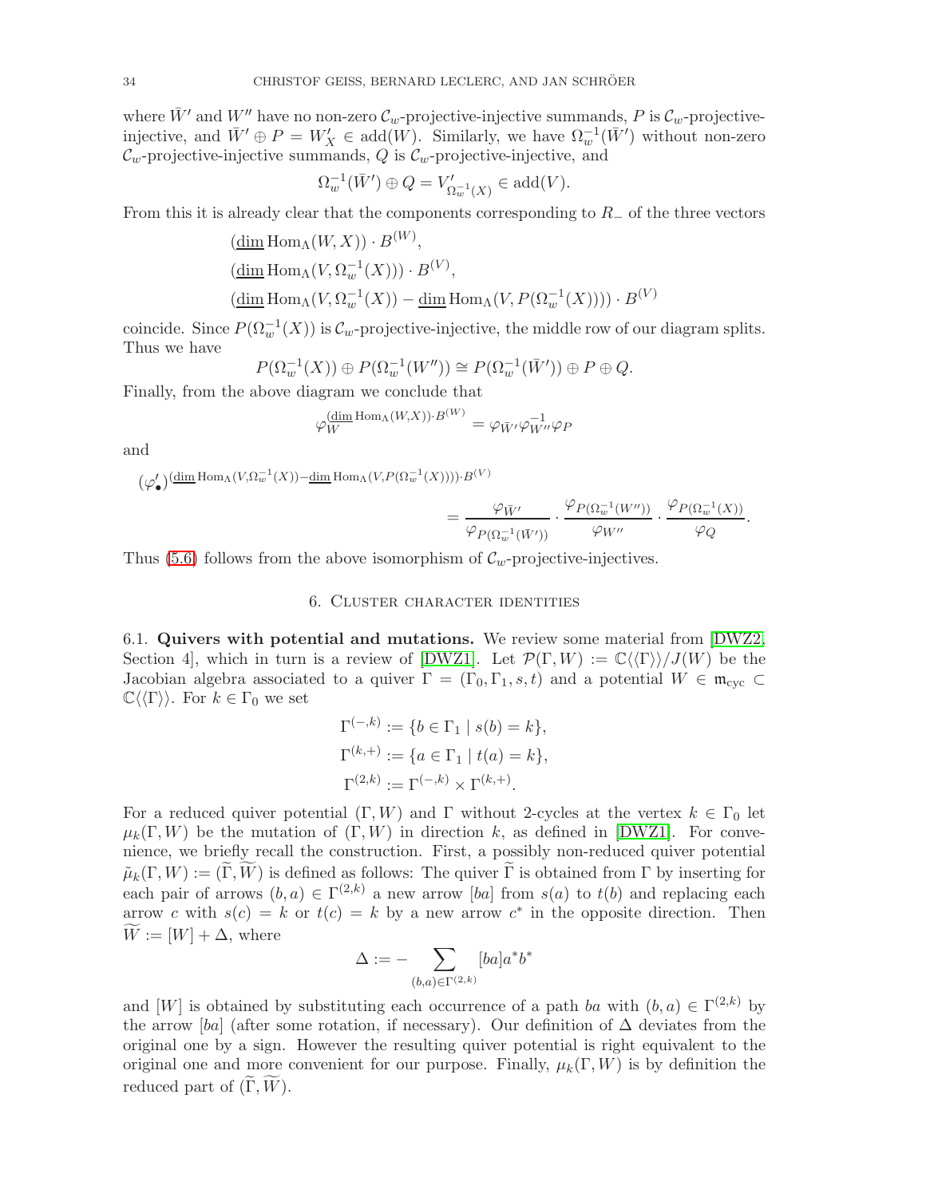where $\bar{W}'$ and $W''$ have no non-zero $\mathcal{C}_w$-projective-injective summands, $P$ is $\mathcal{C}_w$-projective-injective, and $\bar{W}' \oplus P = W'_X \in \operatorname{add}(W)$. Similarly, we have $\Omega_w^{-1}(\bar{W}')$ without non-zero $\mathcal{C}_w$-projective-injective summands, $Q$ is $\mathcal{C}_w$-projective-injective, and

$$\Omega_w^{-1}(\bar{W}') \oplus Q = V'_{\Omega_w^{-1}(X)} \in \operatorname{add}(V).$$

From this it is already clear that the components corresponding to $R_-$ of the three vectors

$$\begin{aligned}
&(\underline{\dim}\operatorname{Hom}_\Lambda(W, X)) \cdot B^{(W)},\\
&(\underline{\dim}\operatorname{Hom}_\Lambda(V, \Omega_w^{-1}(X))) \cdot B^{(V)},\\
&(\underline{\dim}\operatorname{Hom}_\Lambda(V, \Omega_w^{-1}(X)) - \underline{\dim}\operatorname{Hom}_\Lambda(V, P(\Omega_w^{-1}(X)))) \cdot B^{(V)}
\end{aligned}$$

coincide. Since $P(\Omega_w^{-1}(X))$ is $\mathcal{C}_w$-projective-injective, the middle row of our diagram splits. Thus we have

$$P(\Omega_w^{-1}(X)) \oplus P(\Omega_w^{-1}(W'')) \cong P(\Omega_w^{-1}(\bar{W}')) \oplus P \oplus Q.$$

Finally, from the above diagram we conclude that

$$\varphi_W^{(\underline{\dim}\operatorname{Hom}_\Lambda(W,X))\cdot B^{(W)}} = \varphi_{\bar{W}'}\varphi_{W''}^{-1}\varphi_P$$

and

$$(\varphi'_\bullet)^{(\underline{\dim}\operatorname{Hom}_\Lambda(V,\Omega_w^{-1}(X)) - \underline{\dim}\operatorname{Hom}_\Lambda(V,P(\Omega_w^{-1}(X))))\cdot B^{(V)}} = \frac{\varphi_{\bar{W}'}}{\varphi_{P(\Omega_w^{-1}(\bar{W}'))}} \cdot \frac{\varphi_{P(\Omega_w^{-1}(W''))}}{\varphi_{W''}} \cdot \frac{\varphi_{P(\Omega_w^{-1}(X))}}{\varphi_Q}.$$

Thus (5.6) follows from the above isomorphism of $\mathcal{C}_w$-projective-injectives.

## 6. Cluster character identities

**6.1. Quivers with potential and mutations.** We review some material from [DWZ2, Section 4], which in turn is a review of [DWZ1]. Let $\mathcal{P}(\Gamma, W) := \mathbb{C}\langle\langle\Gamma\rangle\rangle/J(W)$ be the Jacobian algebra associated to a quiver $\Gamma = (\Gamma_0, \Gamma_1, s, t)$ and a potential $W \in \mathfrak{m}_{\rm cyc} \subset \mathbb{C}\langle\langle\Gamma\rangle\rangle$. For $k \in \Gamma_0$ we set

$$\begin{aligned}
\Gamma^{(-,k)} &:= \{b \in \Gamma_1 \mid s(b) = k\},\\
\Gamma^{(k,+)} &:= \{a \in \Gamma_1 \mid t(a) = k\},\\
\Gamma^{(2,k)} &:= \Gamma^{(-,k)} \times \Gamma^{(k,+)}.
\end{aligned}$$

For a reduced quiver potential $(\Gamma, W)$ and $\Gamma$ without 2-cycles at the vertex $k \in \Gamma_0$ let $\mu_k(\Gamma, W)$ be the mutation of $(\Gamma, W)$ in direction $k$, as defined in [DWZ1]. For convenience, we briefly recall the construction. First, a possibly non-reduced quiver potential $\tilde{\mu}_k(\Gamma, W) := (\widetilde{\Gamma}, \widetilde{W})$ is defined as follows: The quiver $\widetilde{\Gamma}$ is obtained from $\Gamma$ by inserting for each pair of arrows $(b, a) \in \Gamma^{(2,k)}$ a new arrow $[ba]$ from $s(a)$ to $t(b)$ and replacing each arrow $c$ with $s(c) = k$ or $t(c) = k$ by a new arrow $c^*$ in the opposite direction. Then $\widetilde{W} := [W] + \Delta$, where

$$\Delta := -\sum_{(b,a)\in\Gamma^{(2,k)}} [ba]a^*b^*$$

and $[W]$ is obtained by substituting each occurrence of a path $ba$ with $(b, a) \in \Gamma^{(2,k)}$ by the arrow $[ba]$ (after some rotation, if necessary). Our definition of $\Delta$ deviates from the original one by a sign. However the resulting quiver potential is right equivalent to the original one and more convenient for our purpose. Finally, $\mu_k(\Gamma, W)$ is by definition the reduced part of $(\widetilde{\Gamma}, \widetilde{W})$.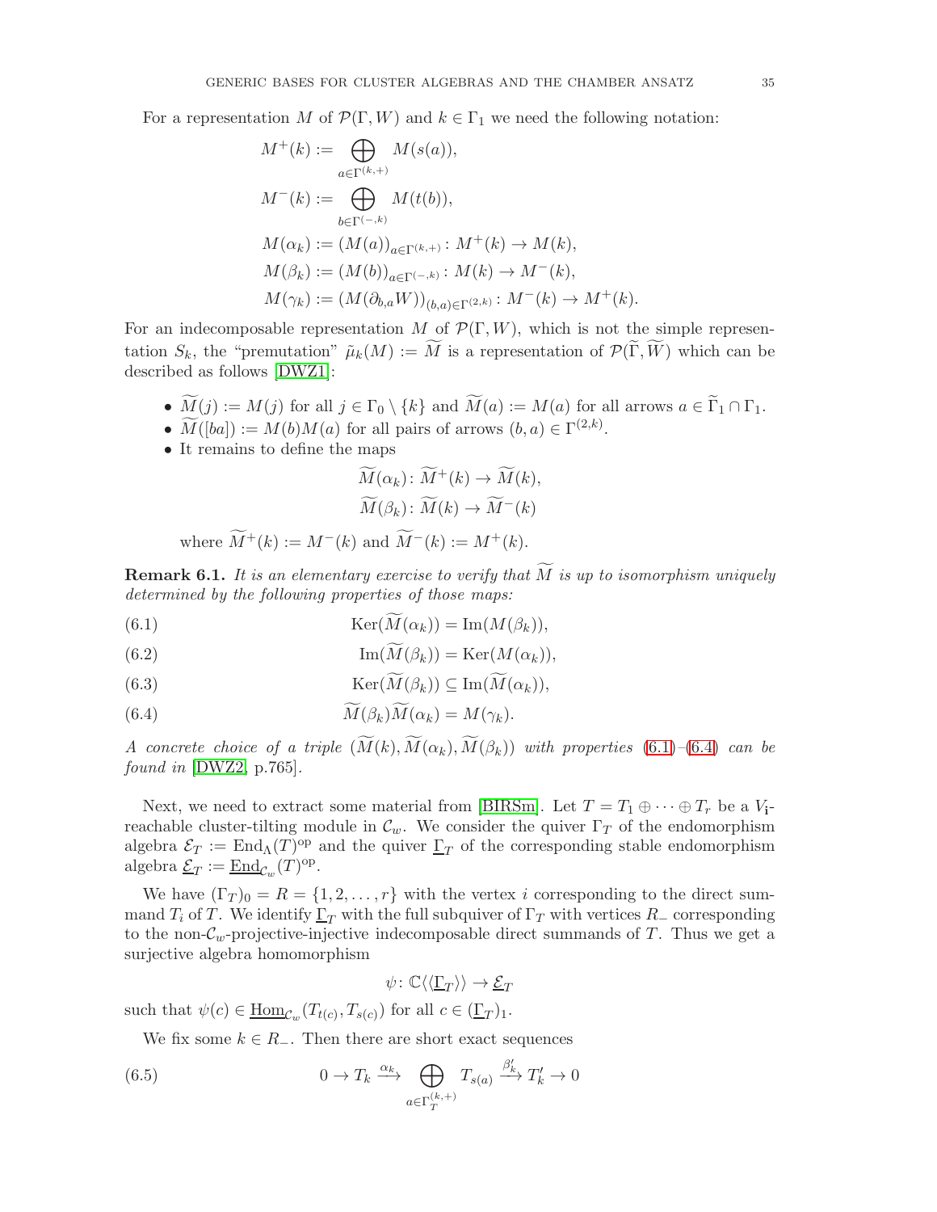For a representation $M$ of $\mathcal{P}(\Gamma, W)$ and $k \in \Gamma_1$ we need the following notation:

$$
\begin{aligned}
M^+(k) &:= \bigoplus_{a \in \Gamma^{(k,+)}} M(s(a)),\\
M^-(k) &:= \bigoplus_{b \in \Gamma^{(-,k)}} M(t(b)),\\
M(\alpha_k) &:= (M(a))_{a \in \Gamma^{(k,+)}} \colon M^+(k) \to M(k),\\
M(\beta_k) &:= (M(b))_{a \in \Gamma^{(-,k)}} \colon M(k) \to M^-(k),\\
M(\gamma_k) &:= (M(\partial_{b,a} W))_{(b,a) \in \Gamma^{(2,k)}} \colon M^-(k) \to M^+(k).
\end{aligned}
$$

For an indecomposable representation $M$ of $\mathcal{P}(\Gamma, W)$, which is not the simple representation $S_k$, the "premutation" $\tilde{\mu}_k(M) := \widetilde{M}$ is a representation of $\mathcal{P}(\widetilde{\Gamma}, \widetilde{W})$ which can be described as follows [DWZ1]:

- $\widetilde{M}(j) := M(j)$ for all $j \in \Gamma_0 \setminus \{k\}$ and $\widetilde{M}(a) := M(a)$ for all arrows $a \in \widetilde{\Gamma}_1 \cap \Gamma_1$.
- $\widetilde{M}([ba]) := M(b)M(a)$ for all pairs of arrows $(b,a) \in \Gamma^{(2,k)}$.
- It remains to define the maps
$$
\begin{aligned}
\widetilde{M}(\alpha_k) &\colon \widetilde{M}^+(k) \to \widetilde{M}(k),\\
\widetilde{M}(\beta_k) &\colon \widetilde{M}(k) \to \widetilde{M}^-(k)
\end{aligned}
$$
where $\widetilde{M}^+(k) := M^-(k)$ and $\widetilde{M}^-(k) := M^+(k)$.

**Remark 6.1.** *It is an elementary exercise to verify that $\widetilde{M}$ is up to isomorphism uniquely determined by the following properties of those maps:*

$$\operatorname{Ker}(\widetilde{M}(\alpha_k)) = \operatorname{Im}(M(\beta_k)), \tag{6.1}$$

$$\operatorname{Im}(\widetilde{M}(\beta_k)) = \operatorname{Ker}(M(\alpha_k)), \tag{6.2}$$

$$\operatorname{Ker}(\widetilde{M}(\beta_k)) \subseteq \operatorname{Im}(\widetilde{M}(\alpha_k)), \tag{6.3}$$

$$\widetilde{M}(\beta_k)\widetilde{M}(\alpha_k) = M(\gamma_k). \tag{6.4}$$

*A concrete choice of a triple $(\widetilde{M}(k), \widetilde{M}(\alpha_k), \widetilde{M}(\beta_k))$ with properties (6.1)–(6.4) can be found in* [DWZ2, p.765].

Next, we need to extract some material from [BIRSm]. Let $T = T_1 \oplus \cdots \oplus T_r$ be a $V_{\mathbf{i}}$-reachable cluster-tilting module in $\mathcal{C}_w$. We consider the quiver $\Gamma_T$ of the endomorphism algebra $\mathcal{E}_T := \operatorname{End}_\Lambda(T)^{\rm op}$ and the quiver $\underline{\Gamma}_T$ of the corresponding stable endomorphism algebra $\underline{\mathcal{E}}_T := \underline{\operatorname{End}}_{\mathcal{C}_w}(T)^{\rm op}$.

We have $(\Gamma_T)_0 = R = \{1, 2, \dots, r\}$ with the vertex $i$ corresponding to the direct summand $T_i$ of $T$. We identify $\underline{\Gamma}_T$ with the full subquiver of $\Gamma_T$ with vertices $R_-$ corresponding to the non-$\mathcal{C}_w$-projective-injective indecomposable direct summands of $T$. Thus we get a surjective algebra homomorphism

$$\psi \colon \mathbb{C}\langle\langle \underline{\Gamma}_T \rangle\rangle \to \underline{\mathcal{E}}_T$$

such that $\psi(c) \in \underline{\operatorname{Hom}}_{\mathcal{C}_w}(T_{t(c)}, T_{s(c)})$ for all $c \in (\underline{\Gamma}_T)_1$.

We fix some $k \in R_-$. Then there are short exact sequences

$$0 \to T_k \xrightarrow{\alpha_k} \bigoplus_{a \in \Gamma_T^{(k,+)}} T_{s(a)} \xrightarrow{\beta'_k} T'_k \to 0 \tag{6.5}$$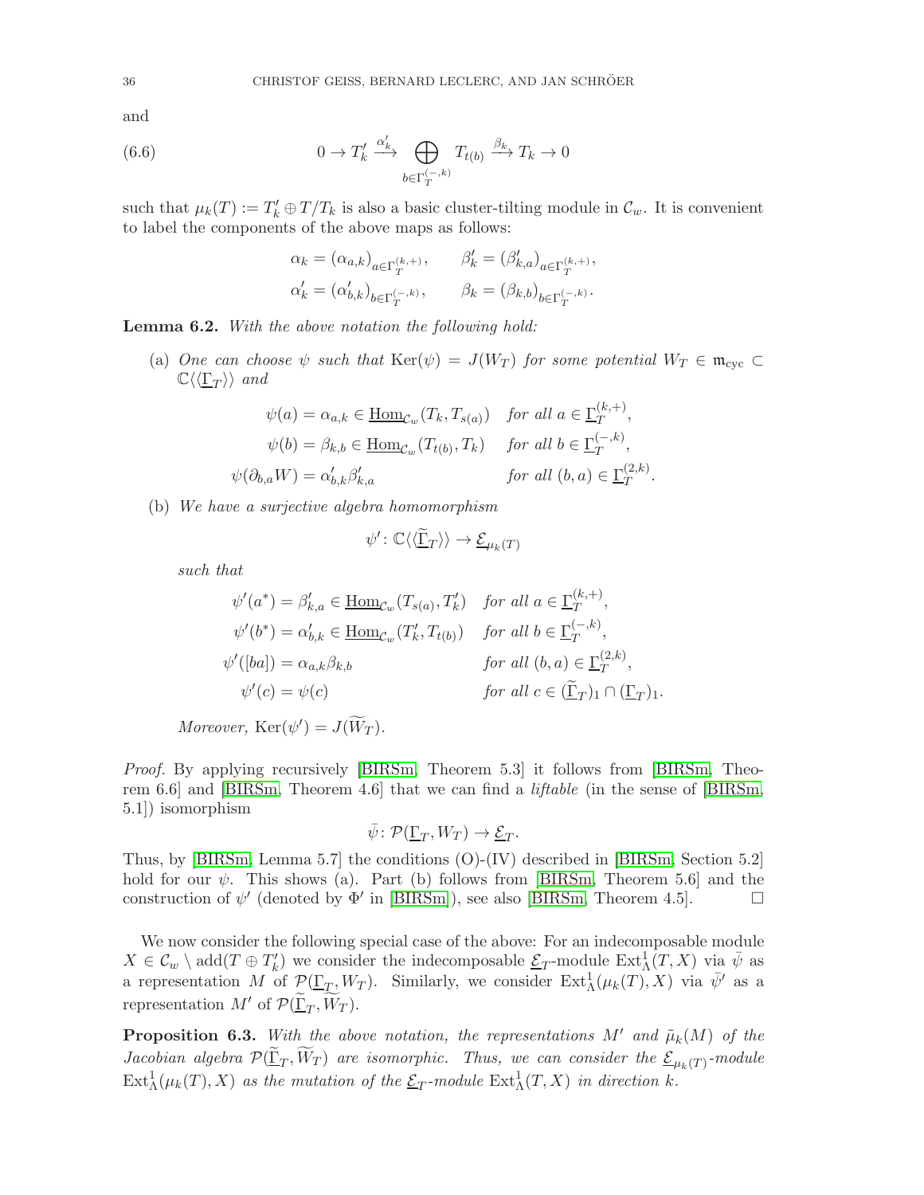and

$$0 \to T_k' \xrightarrow{\alpha_k'} \bigoplus_{b \in \Gamma_T^{(-,k)}} T_{t(b)} \xrightarrow{\beta_k} T_k \to 0 \tag{6.6}$$

such that $\mu_k(T) := T_k' \oplus T/T_k$ is also a basic cluster-tilting module in $\mathcal{C}_w$. It is convenient to label the components of the above maps as follows:

$$\alpha_k = (\alpha_{a,k})_{a \in \Gamma_T^{(k,+)}}, \qquad \beta_k' = (\beta_{k,a}')_{a \in \Gamma_T^{(k,+)}},$$
$$\alpha_k' = (\alpha_{b,k}')_{b \in \Gamma_T^{(-,k)}}, \qquad \beta_k = (\beta_{k,b})_{b \in \Gamma_T^{(-,k)}}.$$

**Lemma 6.2.** *With the above notation the following hold:*

(a) *One can choose $\psi$ such that $\mathrm{Ker}(\psi) = J(W_T)$ for some potential $W_T \in \mathfrak{m}_{\mathrm{cyc}} \subset \mathbb{C}\langle\langle \underline{\Gamma}_T \rangle\rangle$ and*

$$\begin{aligned}
\psi(a) &= \alpha_{a,k} \in \underline{\mathrm{Hom}}_{\mathcal{C}_w}(T_k, T_{s(a)}) && \text{for all } a \in \underline{\Gamma}_T^{(k,+)},\\
\psi(b) &= \beta_{k,b} \in \underline{\mathrm{Hom}}_{\mathcal{C}_w}(T_{t(b)}, T_k) && \text{for all } b \in \underline{\Gamma}_T^{(-,k)},\\
\psi(\partial_{b,a} W) &= \alpha_{b,k}' \beta_{k,a}' && \text{for all } (b,a) \in \underline{\Gamma}_T^{(2,k)}.
\end{aligned}$$

(b) *We have a surjective algebra homomorphism*

$$\psi' \colon \mathbb{C}\langle\langle \widetilde{\underline{\Gamma}}_T \rangle\rangle \to \underline{\mathcal{E}}_{\mu_k(T)}$$

*such that*

$$\begin{aligned}
\psi'(a^*) &= \beta_{k,a}' \in \underline{\mathrm{Hom}}_{\mathcal{C}_w}(T_{s(a)}, T_k') && \text{for all } a \in \underline{\Gamma}_T^{(k,+)},\\
\psi'(b^*) &= \alpha_{b,k}' \in \underline{\mathrm{Hom}}_{\mathcal{C}_w}(T_k', T_{t(b)}) && \text{for all } b \in \underline{\Gamma}_T^{(-,k)},\\
\psi'([ba]) &= \alpha_{a,k}\beta_{k,b} && \text{for all } (b,a) \in \underline{\Gamma}_T^{(2,k)},\\
\psi'(c) &= \psi(c) && \text{for all } c \in (\widetilde{\underline{\Gamma}}_T)_1 \cap (\underline{\Gamma}_T)_1.
\end{aligned}$$

*Moreover,* $\mathrm{Ker}(\psi') = J(\widetilde{W}_T)$.

*Proof.* By applying recursively [BIRSm, Theorem 5.3] it follows from [BIRSm, Theorem 6.6] and [BIRSm, Theorem 4.6] that we can find a *liftable* (in the sense of [BIRSm, 5.1]) isomorphism

$$\bar{\psi} \colon \mathcal{P}(\underline{\Gamma}_T, W_T) \to \underline{\mathcal{E}}_T.$$

Thus, by [BIRSm, Lemma 5.7] the conditions (O)-(IV) described in [BIRSm, Section 5.2] hold for our $\psi$. This shows (a). Part (b) follows from [BIRSm, Theorem 5.6] and the construction of $\psi'$ (denoted by $\Phi'$ in [BIRSm]), see also [BIRSm, Theorem 4.5]. $\square$

We now consider the following special case of the above: For an indecomposable module $X \in \mathcal{C}_w \setminus \mathrm{add}(T \oplus T_k')$ we consider the indecomposable $\underline{\mathcal{E}}_T$-module $\mathrm{Ext}^1_\Lambda(T, X)$ via $\bar{\psi}$ as a representation $M$ of $\mathcal{P}(\underline{\Gamma}_T, W_T)$. Similarly, we consider $\mathrm{Ext}^1_\Lambda(\mu_k(T), X)$ via $\bar{\psi}'$ as a representation $M'$ of $\mathcal{P}(\widetilde{\underline{\Gamma}}_T, \widetilde{W}_T)$.

**Proposition 6.3.** *With the above notation, the representations $M'$ and $\tilde{\mu}_k(M)$ of the Jacobian algebra $\mathcal{P}(\widetilde{\underline{\Gamma}}_T, \widetilde{W}_T)$ are isomorphic. Thus, we can consider the $\underline{\mathcal{E}}_{\mu_k(T)}$-module $\mathrm{Ext}^1_\Lambda(\mu_k(T), X)$ as the mutation of the $\underline{\mathcal{E}}_T$-module $\mathrm{Ext}^1_\Lambda(T, X)$ in direction $k$.*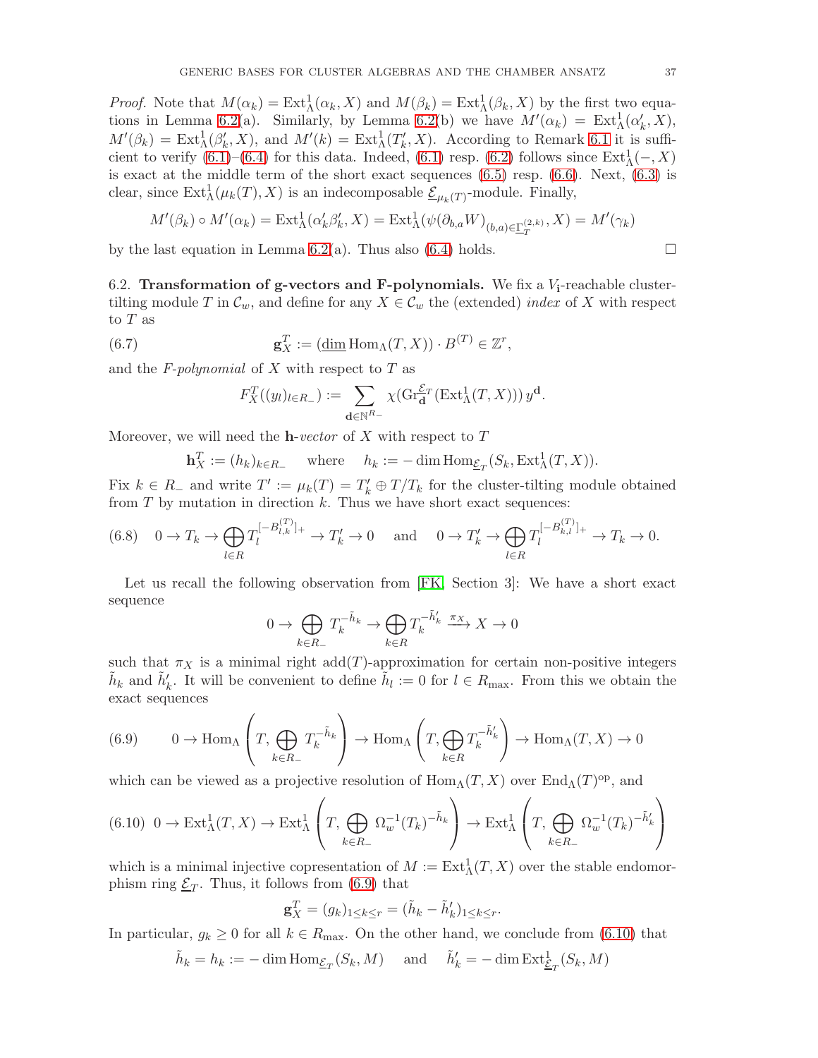*Proof.* Note that $M(\alpha_k) = \operatorname{Ext}^1_\Lambda(\alpha_k, X)$ and $M(\beta_k) = \operatorname{Ext}^1_\Lambda(\beta_k, X)$ by the first two equations in Lemma 6.2(a). Similarly, by Lemma 6.2(b) we have $M'(\alpha_k) = \operatorname{Ext}^1_\Lambda(\alpha'_k, X)$, $M'(\beta_k) = \operatorname{Ext}^1_\Lambda(\beta'_k, X)$, and $M'(k) = \operatorname{Ext}^1_\Lambda(T'_k, X)$. According to Remark 6.1 it is sufficient to verify (6.1)–(6.4) for this data. Indeed, (6.1) resp. (6.2) follows since $\operatorname{Ext}^1_\Lambda(-, X)$ is exact at the middle term of the short exact sequences (6.5) resp. (6.6). Next, (6.3) is clear, since $\operatorname{Ext}^1_\Lambda(\mu_k(T), X)$ is an indecomposable $\underline{\mathcal{E}}_{\mu_k(T)}$-module. Finally,

$$M'(\beta_k) \circ M'(\alpha_k) = \operatorname{Ext}^1_\Lambda(\alpha'_k \beta'_k, X) = \operatorname{Ext}^1_\Lambda(\psi(\partial_{b,a} W)_{(b,a)\in \underline{\Gamma}_T^{(2,k)}}, X) = M'(\gamma_k)$$

by the last equation in Lemma 6.2(a). Thus also (6.4) holds. $\square$

### 6.2. Transformation of g-vectors and F-polynomials.

We fix a $V_{\mathbf{i}}$-reachable cluster-tilting module $T$ in $\mathcal{C}_w$, and define for any $X \in \mathcal{C}_w$ the (extended) *index* of $X$ with respect to $T$ as

$$\mathbf{g}_X^T := (\underline{\dim} \operatorname{Hom}_\Lambda(T, X)) \cdot B^{(T)} \in \mathbb{Z}^r, \tag{6.7}$$

and the *F-polynomial* of $X$ with respect to $T$ as

$$F_X^T((y_l)_{l\in R_-}) := \sum_{\mathbf{d}\in \mathbb{N}^{R_-}} \chi(\operatorname{Gr}^{\underline{\mathcal{E}}_T}_{\mathbf{d}}(\operatorname{Ext}^1_\Lambda(T, X)))\, y^{\mathbf{d}}.$$

Moreover, we will need the $\mathbf{h}$-*vector* of $X$ with respect to $T$

$$\mathbf{h}_X^T := (h_k)_{k\in R_-} \quad \text{where} \quad h_k := -\dim \operatorname{Hom}_{\underline{\mathcal{E}}_T}(S_k, \operatorname{Ext}^1_\Lambda(T, X)).$$

Fix $k \in R_-$ and write $T' := \mu_k(T) = T'_k \oplus T/T_k$ for the cluster-tilting module obtained from $T$ by mutation in direction $k$. Thus we have short exact sequences:

$$0 \to T_k \to \bigoplus_{l\in R} T_l^{[-B^{(T)}_{l,k}]_+} \to T'_k \to 0 \quad \text{and} \quad 0 \to T'_k \to \bigoplus_{l\in R} T_l^{[-B^{(T)}_{k,l}]_+} \to T_k \to 0. \tag{6.8}$$

Let us recall the following observation from [FK, Section 3]: We have a short exact sequence

$$0 \to \bigoplus_{k\in R_-} T_k^{-\tilde{h}_k} \to \bigoplus_{k\in R} T_k^{-\tilde{h}'_k} \xrightarrow{\pi_X} X \to 0$$

such that $\pi_X$ is a minimal right $\operatorname{add}(T)$-approximation for certain non-positive integers $\tilde{h}_k$ and $\tilde{h}'_k$. It will be convenient to define $\tilde{h}_l := 0$ for $l \in R_{\max}$. From this we obtain the exact sequences

$$0 \to \operatorname{Hom}_\Lambda\left(T, \bigoplus_{k\in R_-} T_k^{-\tilde{h}_k}\right) \to \operatorname{Hom}_\Lambda\left(T, \bigoplus_{k\in R} T_k^{-\tilde{h}'_k}\right) \to \operatorname{Hom}_\Lambda(T, X) \to 0 \tag{6.9}$$

which can be viewed as a projective resolution of $\operatorname{Hom}_\Lambda(T, X)$ over $\operatorname{End}_\Lambda(T)^{\mathrm{op}}$, and

$$0 \to \operatorname{Ext}^1_\Lambda(T, X) \to \operatorname{Ext}^1_\Lambda\left(T, \bigoplus_{k\in R_-} \Omega_w^{-1}(T_k)^{-\tilde{h}_k}\right) \to \operatorname{Ext}^1_\Lambda\left(T, \bigoplus_{k\in R_-} \Omega_w^{-1}(T_k)^{-\tilde{h}'_k}\right) \tag{6.10}$$

which is a minimal injective copresentation of $M := \operatorname{Ext}^1_\Lambda(T, X)$ over the stable endomorphism ring $\underline{\mathcal{E}}_T$. Thus, it follows from (6.9) that

$$\mathbf{g}_X^T = (g_k)_{1\le k\le r} = (\tilde{h}_k - \tilde{h}'_k)_{1\le k\le r}.$$

In particular, $g_k \geq 0$ for all $k \in R_{\max}$. On the other hand, we conclude from (6.10) that

$$\tilde{h}_k = h_k := -\dim \operatorname{Hom}_{\underline{\mathcal{E}}_T}(S_k, M) \quad \text{and} \quad \tilde{h}'_k = -\dim \operatorname{Ext}^1_{\underline{\mathcal{E}}_T}(S_k, M)$$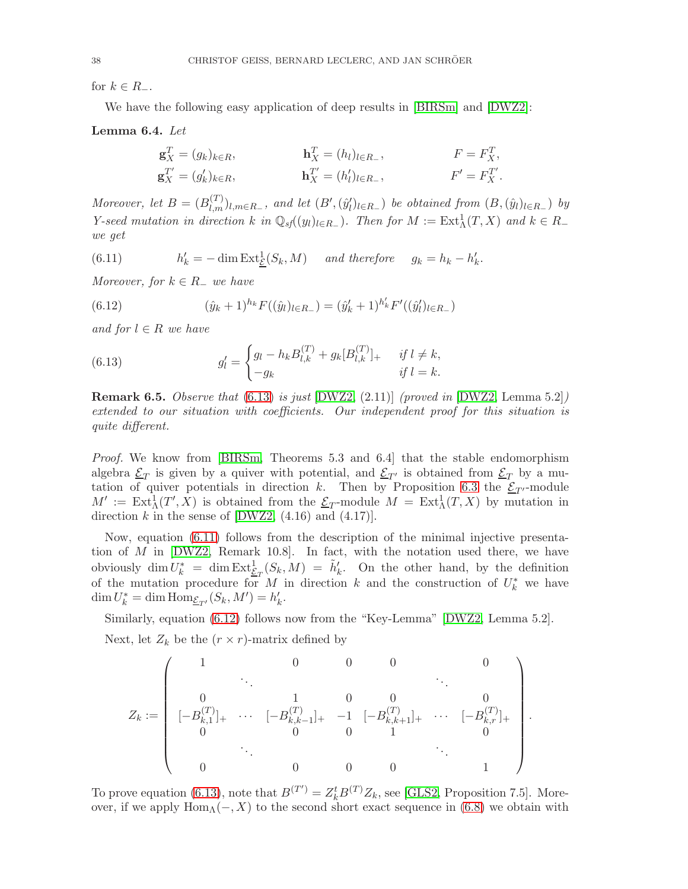for $k \in R_-$.

We have the following easy application of deep results in [BIRSm] and [DWZ2]:

**Lemma 6.4.** *Let*

$$\mathbf{g}_X^T = (g_k)_{k\in R}, \qquad \mathbf{h}_X^T = (h_l)_{l\in R_-}, \qquad F = F_X^T,$$
$$\mathbf{g}_X^{T'} = (g'_k)_{k\in R}, \qquad \mathbf{h}_X^{T'} = (h'_l)_{l\in R_-}, \qquad F' = F_X^{T'}.$$

*Moreover, let $B = (B_{l,m}^{(T)})_{l,m\in R_-}$, and let $(B', (\hat{y}'_l)_{l\in R_-})$ be obtained from $(B, (\hat{y}_l)_{l\in R_-})$ by Y-seed mutation in direction $k$ in $\mathbb{Q}_{sf}((y_l)_{l\in R_-})$. Then for $M := \operatorname{Ext}^1_\Lambda(T,X)$ and $k \in R_-$ we get*

$$h'_k = -\dim \operatorname{Ext}^1_{\underline{\mathcal{E}}}(S_k, M) \quad \text{and therefore} \quad g_k = h_k - h'_k. \tag{6.11}$$

*Moreover, for $k \in R_-$ we have*

$$(\hat{y}_k + 1)^{h_k} F((\hat{y}_l)_{l\in R_-}) = (\hat{y}'_k + 1)^{h'_k} F'((\hat{y}'_l)_{l\in R_-}) \tag{6.12}$$

*and for $l \in R$ we have*

$$g'_l = \begin{cases} g_l - h_k B_{l,k}^{(T)} + g_k [B_{l,k}^{(T)}]_+ & \text{if } l \neq k, \\ -g_k & \text{if } l = k. \end{cases} \tag{6.13}$$

**Remark 6.5.** *Observe that (6.13) is just [DWZ2, (2.11)] (proved in [DWZ2, Lemma 5.2]) extended to our situation with coefficients. Our independent proof for this situation is quite different.*

*Proof.* We know from [BIRSm, Theorems 5.3 and 6.4] that the stable endomorphism algebra $\underline{\mathcal{E}}_T$ is given by a quiver with potential, and $\underline{\mathcal{E}}_{T'}$ is obtained from $\underline{\mathcal{E}}_T$ by a mutation of quiver potentials in direction $k$. Then by Proposition 6.3 the $\underline{\mathcal{E}}_{T'}$-module $M' := \operatorname{Ext}^1_\Lambda(T', X)$ is obtained from the $\underline{\mathcal{E}}_T$-module $M = \operatorname{Ext}^1_\Lambda(T,X)$ by mutation in direction $k$ in the sense of [DWZ2, (4.16) and (4.17)].

Now, equation (6.11) follows from the description of the minimal injective presentation of $M$ in [DWZ2, Remark 10.8]. In fact, with the notation used there, we have obviously $\dim U_k^* = \dim \operatorname{Ext}^1_{\underline{\mathcal{E}}_T}(S_k, M) = \tilde{h}'_k$. On the other hand, by the definition of the mutation procedure for $M$ in direction $k$ and the construction of $U_k^*$ we have $\dim U_k^* = \dim \operatorname{Hom}_{\underline{\mathcal{E}}_{T'}}(S_k, M') = h'_k$.

Similarly, equation (6.12) follows now from the "Key-Lemma" [DWZ2, Lemma 5.2].

Next, let $Z_k$ be the $(r \times r)$-matrix defined by

$$Z_k := \begin{pmatrix} 1 & & 0 & 0 & 0 & & 0 \\ & \ddots & & & & \ddots & \\ 0 & & 1 & 0 & 0 & & 0 \\ [-B_{k,1}^{(T)}]_+ & \cdots & [-B_{k,k-1}^{(T)}]_+ & -1 & [-B_{k,k+1}^{(T)}]_+ & \cdots & [-B_{k,r}^{(T)}]_+ \\ 0 & & 0 & 0 & 1 & & 0 \\ & \ddots & & & & \ddots & \\ 0 & & 0 & 0 & 0 & & 1 \end{pmatrix}.$$

To prove equation (6.13), note that $B^{(T')} = Z_k^t B^{(T)} Z_k$, see [GLS2, Proposition 7.5]. Moreover, if we apply $\operatorname{Hom}_\Lambda(-,X)$ to the second short exact sequence in (6.8) we obtain with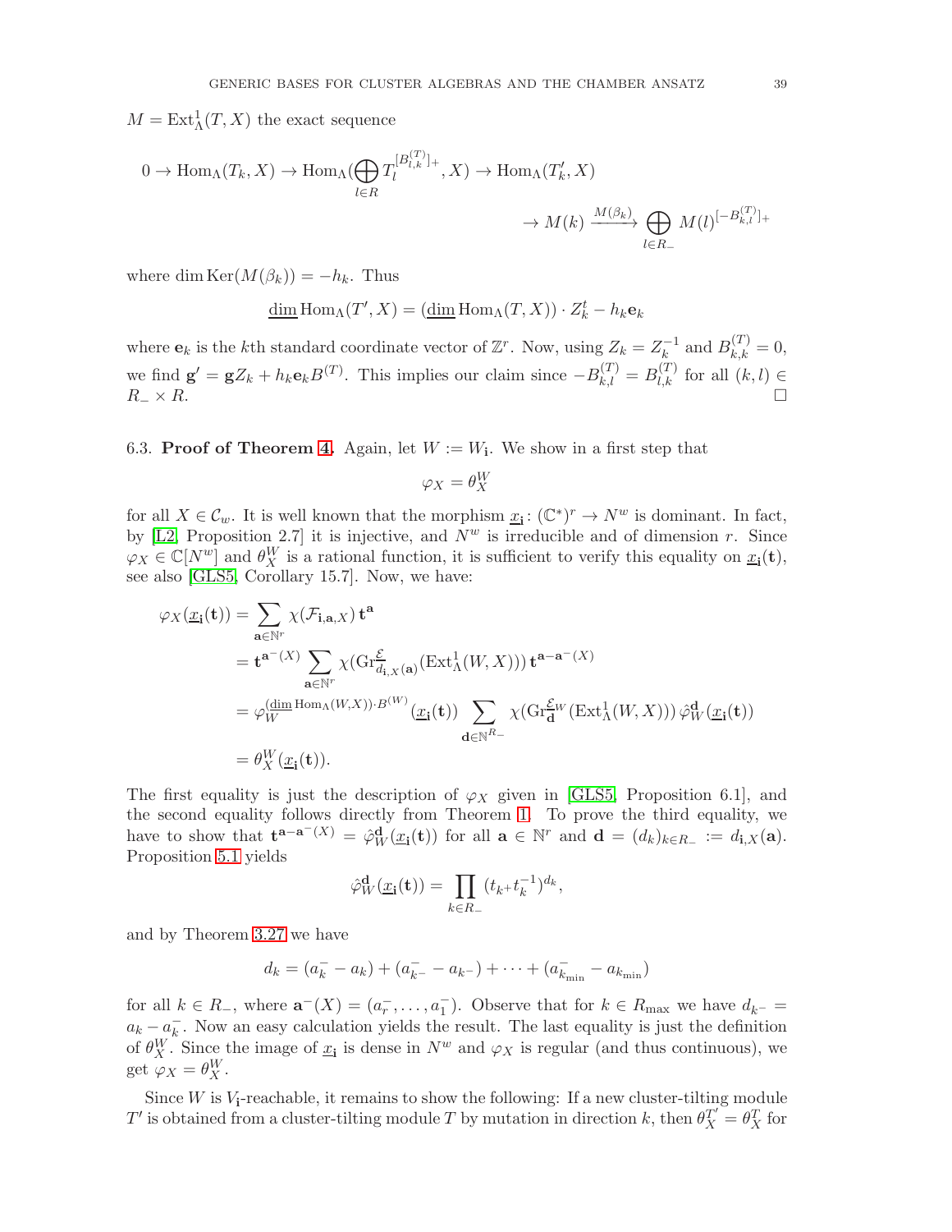$M = \mathrm{Ext}^1_\Lambda(T, X)$ the exact sequence

$$0 \to \mathrm{Hom}_\Lambda(T_k, X) \to \mathrm{Hom}_\Lambda(\bigoplus_{l\in R} T_l^{[B^{(T)}_{l,k}]_+}, X) \to \mathrm{Hom}_\Lambda(T'_k, X)$$
$$\to M(k) \xrightarrow{M(\beta_k)} \bigoplus_{l\in R_-} M(l)^{[-B^{(T)}_{k,l}]_+}$$

where $\dim \mathrm{Ker}(M(\beta_k)) = -h_k$. Thus

$$\underline{\dim}\, \mathrm{Hom}_\Lambda(T', X) = (\underline{\dim}\, \mathrm{Hom}_\Lambda(T, X)) \cdot Z_k^t - h_k \mathbf{e}_k$$

where $\mathbf{e}_k$ is the $k$th standard coordinate vector of $\mathbb{Z}^r$. Now, using $Z_k = Z_k^{-1}$ and $B^{(T)}_{k,k} = 0$, we find $\mathbf{g}' = \mathbf{g}Z_k + h_k\mathbf{e}_k B^{(T)}$. This implies our claim since $-B^{(T)}_{k,l} = B^{(T)}_{l,k}$ for all $(k, l) \in R_- \times R$. □

6.3. **Proof of Theorem 4.** Again, let $W := W_{\mathbf{i}}$. We show in a first step that

$$\varphi_X = \theta^W_X$$

for all $X \in \mathcal{C}_w$. It is well known that the morphism $\underline{x}_{\mathbf{i}} \colon (\mathbb{C}^*)^r \to N^w$ is dominant. In fact, by [L2, Proposition 2.7] it is injective, and $N^w$ is irreducible and of dimension $r$. Since $\varphi_X \in \mathbb{C}[N^w]$ and $\theta^W_X$ is a rational function, it is sufficient to verify this equality on $\underline{x}_{\mathbf{i}}(\mathbf{t})$, see also [GLS5, Corollary 15.7]. Now, we have:

$$\begin{aligned}
\varphi_X(\underline{x}_{\mathbf{i}}(\mathbf{t})) &= \sum_{\mathbf{a}\in\mathbb{N}^r} \chi(\mathcal{F}_{\mathbf{i},\mathbf{a},X})\, \mathbf{t}^{\mathbf{a}} \\
&= \mathbf{t}^{\mathbf{a}^-(X)} \sum_{\mathbf{a}\in\mathbb{N}^r} \chi(\mathrm{Gr}^{\mathcal{E}}_{d_{\mathbf{i},X}(\mathbf{a})}(\mathrm{Ext}^1_\Lambda(W, X)))\, \mathbf{t}^{\mathbf{a}-\mathbf{a}^-(X)} \\
&= \varphi_W^{(\underline{\dim}\, \mathrm{Hom}_\Lambda(W,X))\cdot B^{(W)}}(\underline{x}_{\mathbf{i}}(\mathbf{t})) \sum_{\mathbf{d}\in\mathbb{N}^{R_-}} \chi(\mathrm{Gr}^{\mathcal{E}_W}_{\mathbf{d}}(\mathrm{Ext}^1_\Lambda(W, X)))\, \hat{\varphi}^{\mathbf{d}}_W(\underline{x}_{\mathbf{i}}(\mathbf{t})) \\
&= \theta^W_X(\underline{x}_{\mathbf{i}}(\mathbf{t})).
\end{aligned}$$

The first equality is just the description of $\varphi_X$ given in [GLS5, Proposition 6.1], and the second equality follows directly from Theorem 1. To prove the third equality, we have to show that $\mathbf{t}^{\mathbf{a}-\mathbf{a}^-(X)} = \hat{\varphi}^{\mathbf{d}}_W(\underline{x}_{\mathbf{i}}(\mathbf{t}))$ for all $\mathbf{a} \in \mathbb{N}^r$ and $\mathbf{d} = (d_k)_{k\in R_-} := d_{\mathbf{i},X}(\mathbf{a})$. Proposition 5.1 yields

$$\hat{\varphi}^{\mathbf{d}}_W(\underline{x}_{\mathbf{i}}(\mathbf{t})) = \prod_{k\in R_-} (t_{k^+} t_k^{-1})^{d_k},$$

and by Theorem 3.27 we have

$$d_k = (a^-_k - a_k) + (a^-_{k^-} - a_{k^-}) + \cdots + (a^-_{k_{\min}} - a_{k_{\min}})$$

for all $k \in R_-$, where $\mathbf{a}^-(X) = (a^-_r, \dots, a^-_1)$. Observe that for $k \in R_{\max}$ we have $d_{k^-} = a_k - a^-_k$. Now an easy calculation yields the result. The last equality is just the definition of $\theta^W_X$. Since the image of $\underline{x}_{\mathbf{i}}$ is dense in $N^w$ and $\varphi_X$ is regular (and thus continuous), we get $\varphi_X = \theta^W_X$.

Since $W$ is $V_{\mathbf{i}}$-reachable, it remains to show the following: If a new cluster-tilting module $T'$ is obtained from a cluster-tilting module $T$ by mutation in direction $k$, then $\theta^{T'}_X = \theta^T_X$ for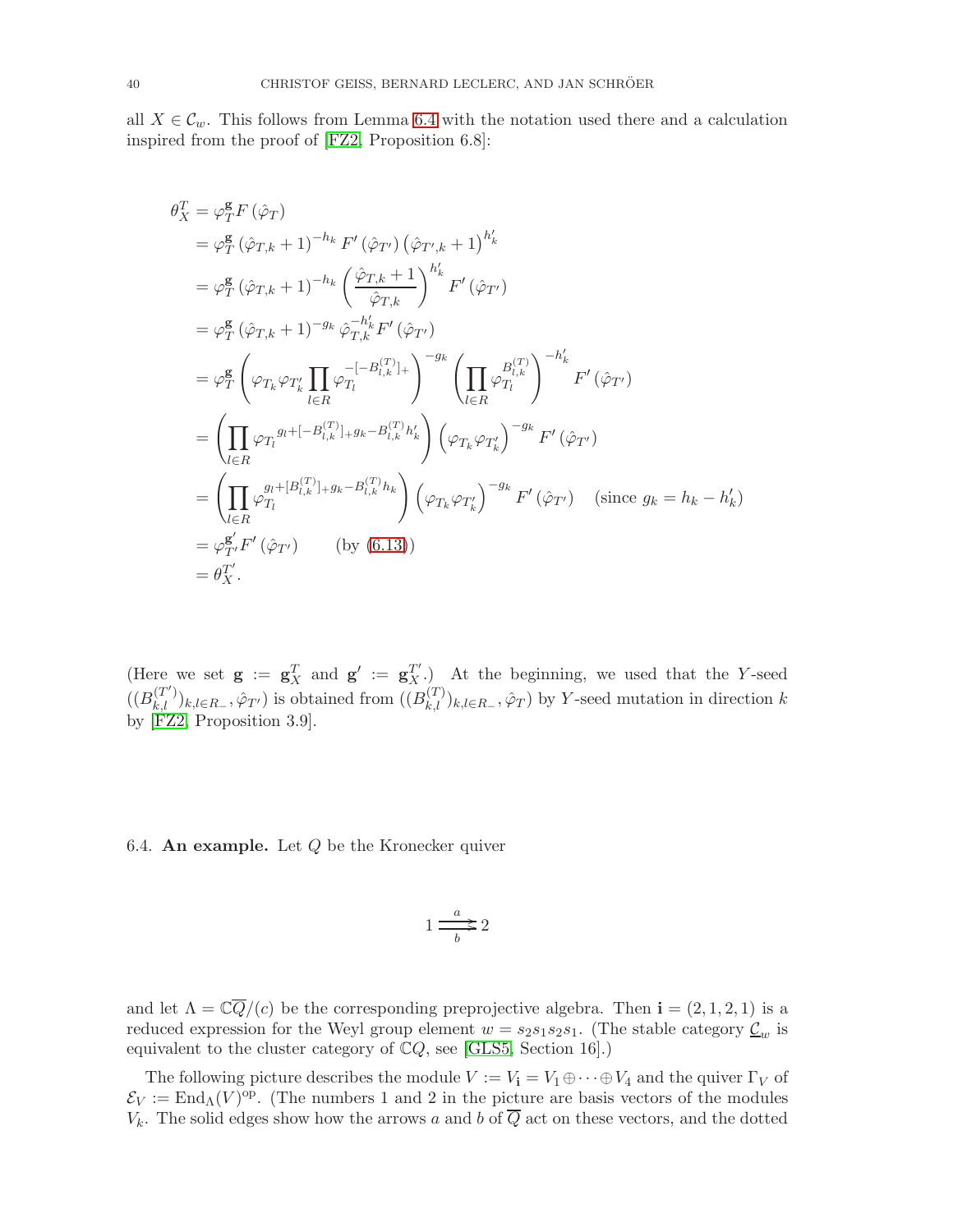all $X \in \mathcal{C}_w$. This follows from Lemma 6.4 with the notation used there and a calculation inspired from the proof of [FZ2, Proposition 6.8]:

$$
\begin{aligned}
\theta_X^T &= \varphi_T^{\mathbf{g}} F\left(\hat{\varphi}_T\right) \\
&= \varphi_T^{\mathbf{g}} \left(\hat{\varphi}_{T,k}+1\right)^{-h_k} F'\left(\hat{\varphi}_{T'}\right)\left(\hat{\varphi}_{T',k}+1\right)^{h'_k} \\
&= \varphi_T^{\mathbf{g}} \left(\hat{\varphi}_{T,k}+1\right)^{-h_k} \left(\frac{\hat{\varphi}_{T,k}+1}{\hat{\varphi}_{T,k}}\right)^{h'_k} F'\left(\hat{\varphi}_{T'}\right) \\
&= \varphi_T^{\mathbf{g}} \left(\hat{\varphi}_{T,k}+1\right)^{-g_k} \hat{\varphi}_{T,k}^{-h'_k} F'\left(\hat{\varphi}_{T'}\right) \\
&= \varphi_T^{\mathbf{g}} \left(\varphi_{T_k}\varphi_{T'_k}\prod_{l\in R}\varphi_{T_l}^{-[-B_{l,k}^{(T)}]_+}\right)^{-g_k}\left(\prod_{l\in R}\varphi_{T_l}^{B_{l,k}^{(T)}}\right)^{-h'_k} F'\left(\hat{\varphi}_{T'}\right) \\
&= \left(\prod_{l\in R}\varphi_{T_l}{}^{g_l+[-B_{l,k}^{(T)}]_+g_k-B_{l,k}^{(T)}h'_k}\right)\left(\varphi_{T_k}\varphi_{T'_k}\right)^{-g_k} F'\left(\hat{\varphi}_{T'}\right) \\
&= \left(\prod_{l\in R}\varphi_{T_l}^{g_l+[B_{l,k}^{(T)}]_+g_k-B_{l,k}^{(T)}h_k}\right)\left(\varphi_{T_k}\varphi_{T'_k}\right)^{-g_k} F'\left(\hat{\varphi}_{T'}\right) \quad (\text{since } g_k = h_k - h'_k) \\
&= \varphi_{T'}^{\mathbf{g}'} F'\left(\hat{\varphi}_{T'}\right) \qquad (\text{by } (6.13)) \\
&= \theta_X^{T'}.
\end{aligned}
$$

(Here we set $\mathbf{g} := \mathbf{g}_X^T$ and $\mathbf{g}' := \mathbf{g}_X^{T'}$.) At the beginning, we used that the $Y$-seed $((B_{k,l}^{(T')})_{k,l\in R_-}, \hat{\varphi}_{T'})$ is obtained from $((B_{k,l}^{(T)})_{k,l\in R_-}, \hat{\varphi}_T)$ by $Y$-seed mutation in direction $k$ by [FZ2, Proposition 3.9].

### 6.4. An example.

**6.4. An example.** Let $Q$ be the Kronecker quiver

$$1 \underset{b}{\overset{a}{\rightrightarrows}} 2$$

and let $\Lambda = \mathbb{C}\overline{Q}/(c)$ be the corresponding preprojective algebra. Then $\mathbf{i} = (2,1,2,1)$ is a reduced expression for the Weyl group element $w = s_2s_1s_2s_1$. (The stable category $\underline{\mathcal{C}}_w$ is equivalent to the cluster category of $\mathbb{C}Q$, see [GLS5, Section 16].)

The following picture describes the module $V := V_{\mathbf{i}} = V_1 \oplus \cdots \oplus V_4$ and the quiver $\Gamma_V$ of $\mathcal{E}_V := \mathrm{End}_\Lambda(V)^{\mathrm{op}}$. (The numbers 1 and 2 in the picture are basis vectors of the modules $V_k$. The solid edges show how the arrows $a$ and $b$ of $\overline{Q}$ act on these vectors, and the dotted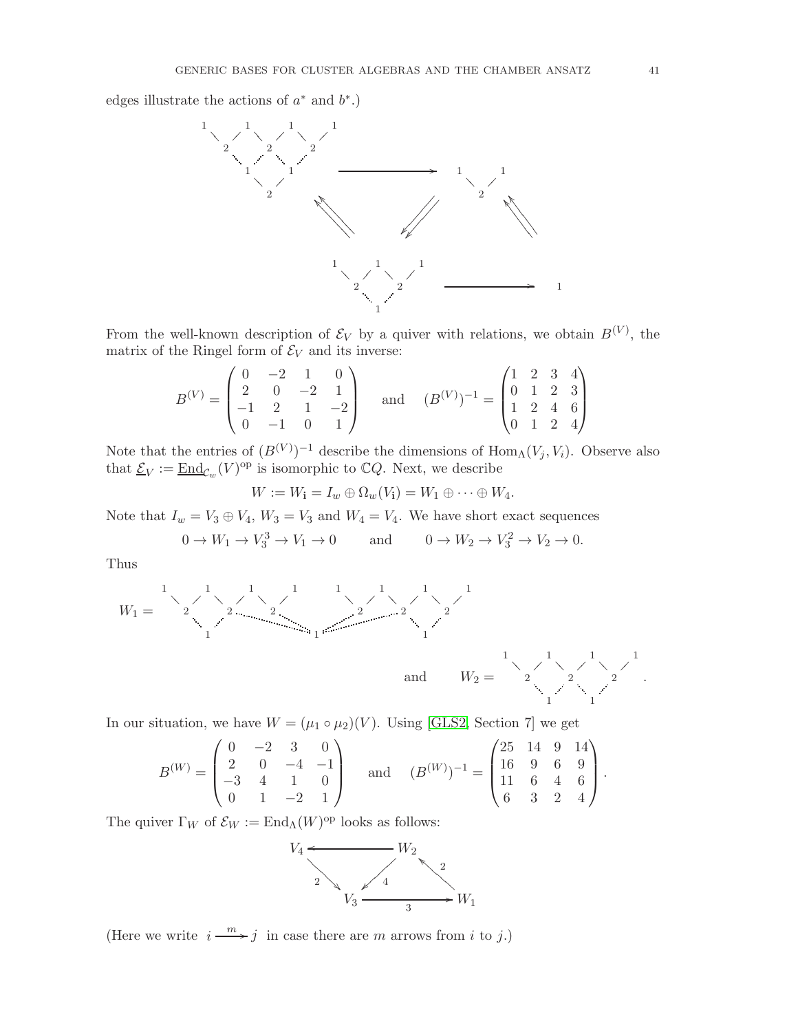edges illustrate the actions of $a^*$ and $b^*$.)

From the well-known description of $\mathcal{E}_V$ by a quiver with relations, we obtain $B^{(V)}$, the matrix of the Ringel form of $\mathcal{E}_V$ and its inverse:

$$B^{(V)} = \begin{pmatrix} 0 & -2 & 1 & 0 \\ 2 & 0 & -2 & 1 \\ -1 & 2 & 1 & -2 \\ 0 & -1 & 0 & 1 \end{pmatrix} \quad \text{and} \quad (B^{(V)})^{-1} = \begin{pmatrix} 1 & 2 & 3 & 4 \\ 0 & 1 & 2 & 3 \\ 1 & 2 & 4 & 6 \\ 0 & 1 & 2 & 4 \end{pmatrix}$$

Note that the entries of $(B^{(V)})^{-1}$ describe the dimensions of $\mathrm{Hom}_\Lambda(V_j, V_i)$. Observe also that $\underline{\mathcal{E}}_V := \underline{\mathrm{End}}_{\mathcal{C}_w}(V)^{\mathrm{op}}$ is isomorphic to $\mathbb{C}Q$. Next, we describe

$$W := W_{\mathbf{i}} = I_w \oplus \Omega_w(V_{\mathbf{i}}) = W_1 \oplus \cdots \oplus W_4.$$

Note that $I_w = V_3 \oplus V_4$, $W_3 = V_3$ and $W_4 = V_4$. We have short exact sequences

$$0 \to W_1 \to V_3^3 \to V_1 \to 0 \qquad \text{and} \qquad 0 \to W_2 \to V_3^2 \to V_2 \to 0.$$

Thus

In our situation, we have $W = (\mu_1 \circ \mu_2)(V)$. Using [GLS2, Section 7] we get

$$B^{(W)} = \begin{pmatrix} 0 & -2 & 3 & 0 \\ 2 & 0 & -4 & -1 \\ -3 & 4 & 1 & 0 \\ 0 & 1 & -2 & 1 \end{pmatrix} \quad \text{and} \quad (B^{(W)})^{-1} = \begin{pmatrix} 25 & 14 & 9 & 14 \\ 16 & 9 & 6 & 9 \\ 11 & 6 & 4 & 6 \\ 6 & 3 & 2 & 4 \end{pmatrix}.$$

The quiver $\Gamma_W$ of $\mathcal{E}_W := \mathrm{End}_\Lambda(W)^{\mathrm{op}}$ looks as follows:

(Here we write $i \xrightarrow{m} j$ in case there are $m$ arrows from $i$ to $j$.)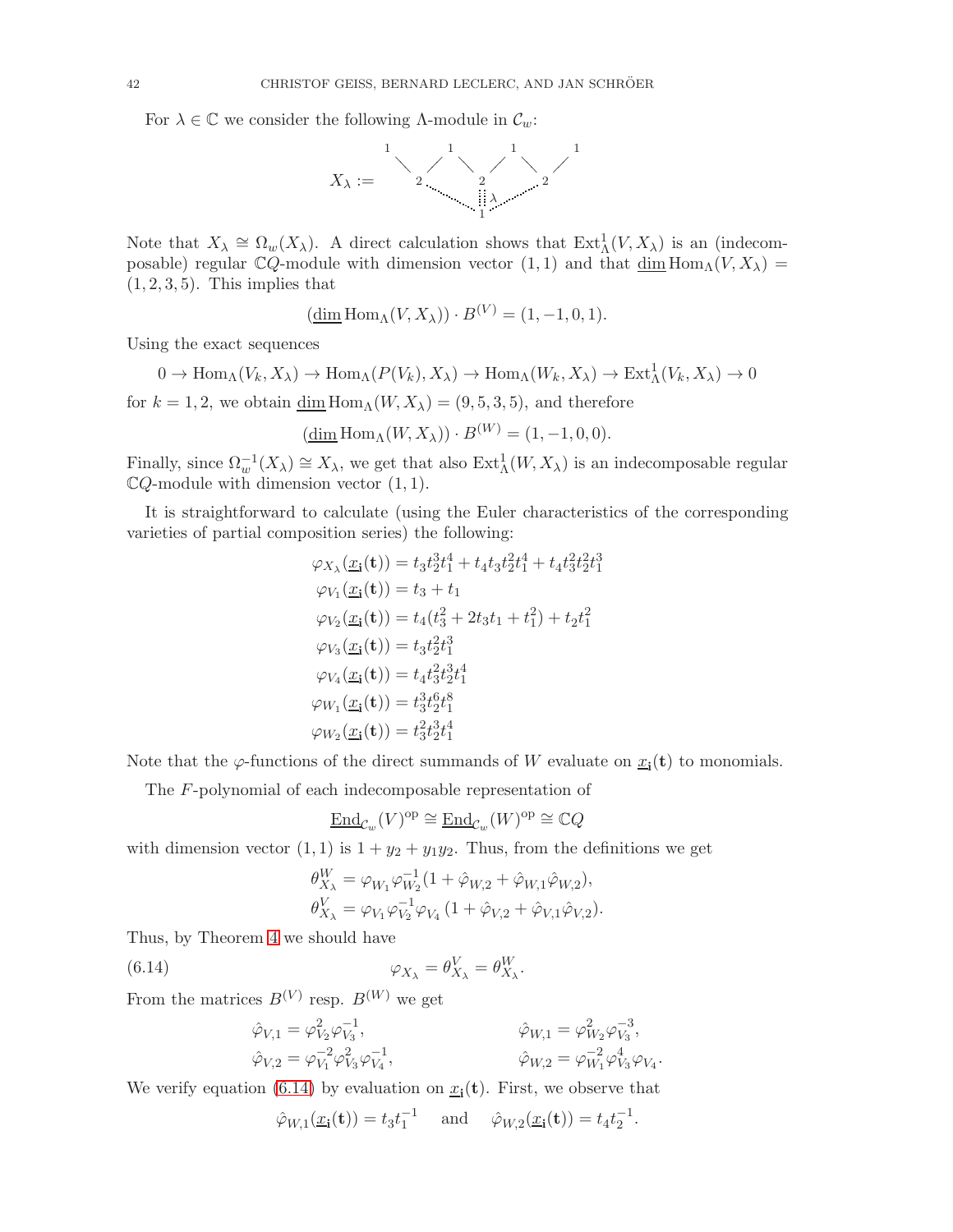For $\lambda \in \mathbb{C}$ we consider the following $\Lambda$-module in $\mathcal{C}_w$:

$$X_\lambda := \begin{matrix} 1 & & 1 & & 1 & & 1 \\ & \searrow\swarrow & & \searrow\swarrow & & \searrow\swarrow & \\ & 2 & & 2 & & 2 & \\ & & \ddots & \vdots\lambda & \cdots & & \\ & & & 1 & & & \end{matrix}$$

Note that $X_\lambda \cong \Omega_w(X_\lambda)$. A direct calculation shows that $\operatorname{Ext}^1_\Lambda(V, X_\lambda)$ is an (indecomposable) regular $\mathbb{C}Q$-module with dimension vector $(1,1)$ and that $\underline{\dim}\operatorname{Hom}_\Lambda(V, X_\lambda) = (1,2,3,5)$. This implies that

$$(\underline{\dim}\operatorname{Hom}_\Lambda(V, X_\lambda)) \cdot B^{(V)} = (1,-1,0,1).$$

Using the exact sequences

$$0 \to \operatorname{Hom}_\Lambda(V_k, X_\lambda) \to \operatorname{Hom}_\Lambda(P(V_k), X_\lambda) \to \operatorname{Hom}_\Lambda(W_k, X_\lambda) \to \operatorname{Ext}^1_\Lambda(V_k, X_\lambda) \to 0$$

for $k = 1,2$, we obtain $\underline{\dim}\operatorname{Hom}_\Lambda(W, X_\lambda) = (9,5,3,5)$, and therefore

$$(\underline{\dim}\operatorname{Hom}_\Lambda(W, X_\lambda)) \cdot B^{(W)} = (1,-1,0,0).$$

Finally, since $\Omega_w^{-1}(X_\lambda) \cong X_\lambda$, we get that also $\operatorname{Ext}^1_\Lambda(W, X_\lambda)$ is an indecomposable regular $\mathbb{C}Q$-module with dimension vector $(1,1)$.

It is straightforward to calculate (using the Euler characteristics of the corresponding varieties of partial composition series) the following:

$$\begin{aligned}
\varphi_{X_\lambda}(\underline{x}_{\mathbf{i}}(\mathbf{t})) &= t_3t_2^3t_1^4 + t_4t_3t_2^2t_1^4 + t_4t_3^2t_2^2t_1^3 \\
\varphi_{V_1}(\underline{x}_{\mathbf{i}}(\mathbf{t})) &= t_3 + t_1 \\
\varphi_{V_2}(\underline{x}_{\mathbf{i}}(\mathbf{t})) &= t_4(t_3^2 + 2t_3t_1 + t_1^2) + t_2t_1^2 \\
\varphi_{V_3}(\underline{x}_{\mathbf{i}}(\mathbf{t})) &= t_3t_2^2t_1^3 \\
\varphi_{V_4}(\underline{x}_{\mathbf{i}}(\mathbf{t})) &= t_4t_3^2t_2^3t_1^4 \\
\varphi_{W_1}(\underline{x}_{\mathbf{i}}(\mathbf{t})) &= t_3^3t_2^6t_1^8 \\
\varphi_{W_2}(\underline{x}_{\mathbf{i}}(\mathbf{t})) &= t_3^2t_2^3t_1^4
\end{aligned}$$

Note that the $\varphi$-functions of the direct summands of $W$ evaluate on $\underline{x}_{\mathbf{i}}(\mathbf{t})$ to monomials.

The $F$-polynomial of each indecomposable representation of

$$\underline{\operatorname{End}}_{\mathcal{C}_w}(V)^{\rm op} \cong \underline{\operatorname{End}}_{\mathcal{C}_w}(W)^{\rm op} \cong \mathbb{C}Q$$

with dimension vector $(1,1)$ is $1 + y_2 + y_1y_2$. Thus, from the definitions we get

$$\begin{aligned}
\theta^W_{X_\lambda} &= \varphi_{W_1}\varphi_{W_2}^{-1}(1 + \hat{\varphi}_{W,2} + \hat{\varphi}_{W,1}\hat{\varphi}_{W,2}), \\
\theta^V_{X_\lambda} &= \varphi_{V_1}\varphi_{V_2}^{-1}\varphi_{V_4}\,(1 + \hat{\varphi}_{V,2} + \hat{\varphi}_{V,1}\hat{\varphi}_{V,2}).
\end{aligned}$$

Thus, by Theorem 4 we should have

$$\varphi_{X_\lambda} = \theta^V_{X_\lambda} = \theta^W_{X_\lambda}. \tag{6.14}$$

From the matrices $B^{(V)}$ resp. $B^{(W)}$ we get

$$\begin{aligned}
\hat{\varphi}_{V,1} &= \varphi_{V_2}^2\varphi_{V_3}^{-1}, & \hat{\varphi}_{W,1} &= \varphi_{W_2}^2\varphi_{V_3}^{-3}, \\
\hat{\varphi}_{V,2} &= \varphi_{V_1}^{-2}\varphi_{V_3}^2\varphi_{V_4}^{-1}, & \hat{\varphi}_{W,2} &= \varphi_{W_1}^{-2}\varphi_{V_3}^4\varphi_{V_4}.
\end{aligned}$$

We verify equation (6.14) by evaluation on $\underline{x}_{\mathbf{i}}(\mathbf{t})$. First, we observe that

$$\hat{\varphi}_{W,1}(\underline{x}_{\mathbf{i}}(\mathbf{t})) = t_3t_1^{-1} \quad \text{and} \quad \hat{\varphi}_{W,2}(\underline{x}_{\mathbf{i}}(\mathbf{t})) = t_4t_2^{-1}.$$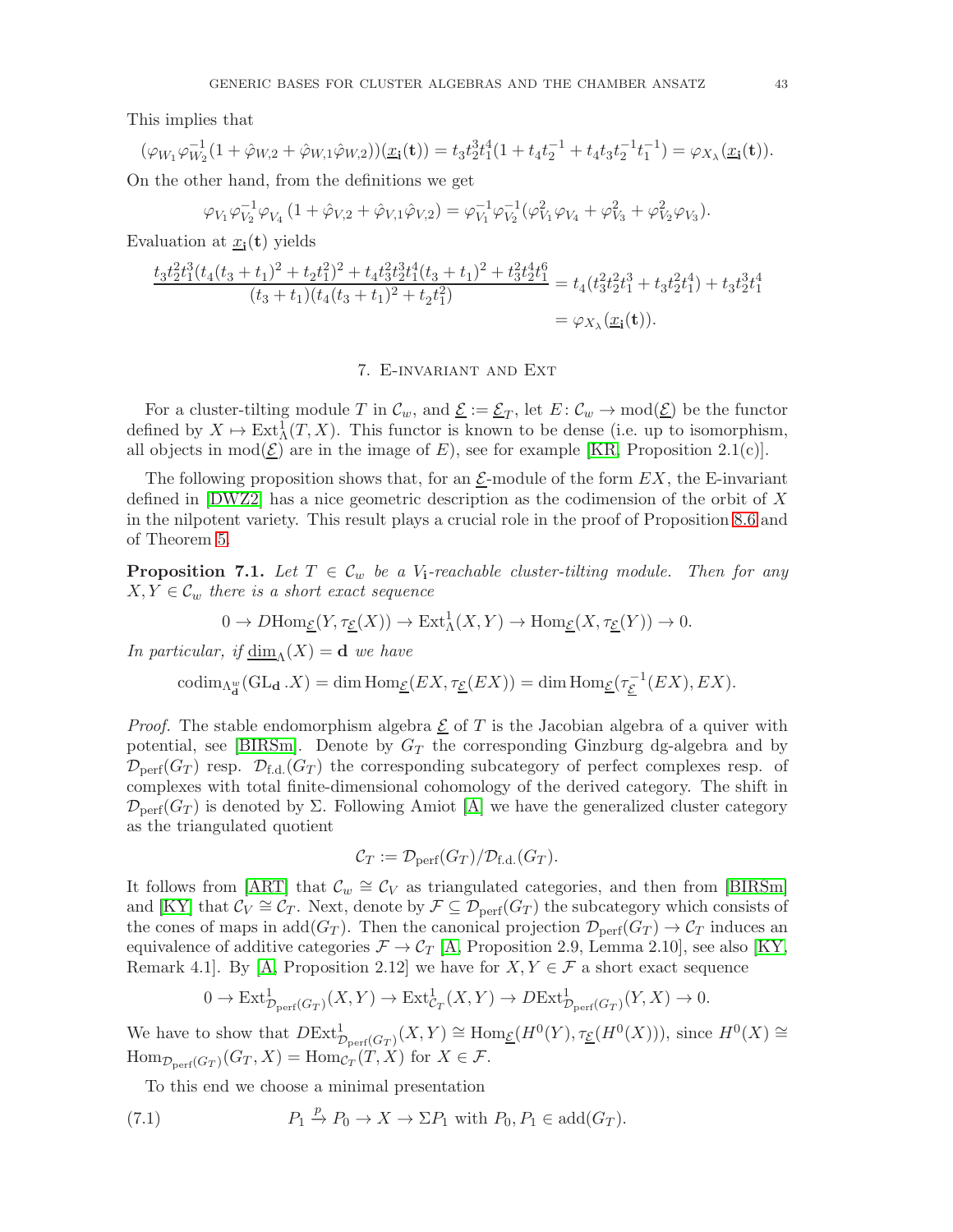This implies that

$$(\varphi_{W_1}\varphi_{W_2}^{-1}(1+\hat{\varphi}_{W,2}+\hat{\varphi}_{W,1}\hat{\varphi}_{W,2}))(\underline{x}_{\mathbf{i}}(\mathbf{t})) = t_3t_2^3t_1^4(1+t_4t_2^{-1}+t_4t_3t_2^{-1}t_1^{-1}) = \varphi_{X_\lambda}(\underline{x}_{\mathbf{i}}(\mathbf{t})).$$

On the other hand, from the definitions we get

$$\varphi_{V_1}\varphi_{V_2}^{-1}\varphi_{V_4}\,(1+\hat{\varphi}_{V,2}+\hat{\varphi}_{V,1}\hat{\varphi}_{V,2}) = \varphi_{V_1}^{-1}\varphi_{V_2}^{-1}(\varphi_{V_1}^2\varphi_{V_4}+\varphi_{V_3}^2+\varphi_{V_2}^2\varphi_{V_3}).$$

Evaluation at $\underline{x}_{\mathbf{i}}(\mathbf{t})$ yields

$$\begin{aligned}\frac{t_3t_2^2t_1^3(t_4(t_3+t_1)^2+t_2t_1^2)^2+t_4t_3^2t_2^3t_1^4(t_3+t_1)^2+t_3^2t_2^4t_1^6}{(t_3+t_1)(t_4(t_3+t_1)^2+t_2t_1^2)} &= t_4(t_3^2t_2^2t_1^3+t_3t_2^2t_1^4)+t_3t_2^3t_1^4\\ &= \varphi_{X_\lambda}(\underline{x}_{\mathbf{i}}(\mathbf{t})).\end{aligned}$$

## 7. E-invariant and Ext

For a cluster-tilting module $T$ in $\mathcal{C}_w$, and $\underline{\mathcal{E}} := \underline{\mathcal{E}}_T$, let $E\colon \mathcal{C}_w \to \mathrm{mod}(\underline{\mathcal{E}})$ be the functor defined by $X \mapsto \mathrm{Ext}^1_\Lambda(T,X)$. This functor is known to be dense (i.e. up to isomorphism, all objects in $\mathrm{mod}(\underline{\mathcal{E}})$ are in the image of $E$), see for example [KR, Proposition 2.1(c)].

The following proposition shows that, for an $\underline{\mathcal{E}}$-module of the form $EX$, the E-invariant defined in [DWZ2] has a nice geometric description as the codimension of the orbit of $X$ in the nilpotent variety. This result plays a crucial role in the proof of Proposition 8.6 and of Theorem 5.

**Proposition 7.1.** *Let $T \in \mathcal{C}_w$ be a $V_{\mathbf{i}}$-reachable cluster-tilting module. Then for any $X, Y \in \mathcal{C}_w$ there is a short exact sequence*

$$0 \to D\mathrm{Hom}_{\underline{\mathcal{E}}}(Y, \tau_{\underline{\mathcal{E}}}(X)) \to \mathrm{Ext}^1_\Lambda(X,Y) \to \mathrm{Hom}_{\underline{\mathcal{E}}}(X, \tau_{\underline{\mathcal{E}}}(Y)) \to 0.$$

*In particular, if $\underline{\dim}_\Lambda(X) = \mathbf{d}$ we have*

$$\mathrm{codim}_{\Lambda^w_{\mathbf{d}}}(\mathrm{GL}_{\mathbf{d}}.X) = \dim \mathrm{Hom}_{\underline{\mathcal{E}}}(EX, \tau_{\underline{\mathcal{E}}}(EX)) = \dim \mathrm{Hom}_{\underline{\mathcal{E}}}(\tau_{\underline{\mathcal{E}}}^{-1}(EX), EX).$$

*Proof.* The stable endomorphism algebra $\underline{\mathcal{E}}$ of $T$ is the Jacobian algebra of a quiver with potential, see [BIRSm]. Denote by $G_T$ the corresponding Ginzburg dg-algebra and by $\mathcal{D}_{\mathrm{perf}}(G_T)$ resp. $\mathcal{D}_{\mathrm{f.d.}}(G_T)$ the corresponding subcategory of perfect complexes resp. of complexes with total finite-dimensional cohomology of the derived category. The shift in $\mathcal{D}_{\mathrm{perf}}(G_T)$ is denoted by $\Sigma$. Following Amiot [A] we have the generalized cluster category as the triangulated quotient

$$\mathcal{C}_T := \mathcal{D}_{\mathrm{perf}}(G_T)/\mathcal{D}_{\mathrm{f.d.}}(G_T).$$

It follows from [ART] that $\mathcal{C}_w \cong \mathcal{C}_V$ as triangulated categories, and then from [BIRSm] and [KY] that $\mathcal{C}_V \cong \mathcal{C}_T$. Next, denote by $\mathcal{F} \subseteq \mathcal{D}_{\mathrm{perf}}(G_T)$ the subcategory which consists of the cones of maps in $\mathrm{add}(G_T)$. Then the canonical projection $\mathcal{D}_{\mathrm{perf}}(G_T) \to \mathcal{C}_T$ induces an equivalence of additive categories $\mathcal{F} \to \mathcal{C}_T$ [A, Proposition 2.9, Lemma 2.10], see also [KY, Remark 4.1]. By [A, Proposition 2.12] we have for $X, Y \in \mathcal{F}$ a short exact sequence

$$0 \to \mathrm{Ext}^1_{\mathcal{D}_{\mathrm{perf}}(G_T)}(X,Y) \to \mathrm{Ext}^1_{\mathcal{C}_T}(X,Y) \to D\mathrm{Ext}^1_{\mathcal{D}_{\mathrm{perf}}(G_T)}(Y,X) \to 0.$$

We have to show that $D\mathrm{Ext}^1_{\mathcal{D}_{\mathrm{perf}}(G_T)}(X,Y) \cong \mathrm{Hom}_{\underline{\mathcal{E}}}(H^0(Y), \tau_{\underline{\mathcal{E}}}(H^0(X)))$, since $H^0(X) \cong \mathrm{Hom}_{\mathcal{D}_{\mathrm{perf}}(G_T)}(G_T, X) = \mathrm{Hom}_{\mathcal{C}_T}(T,X)$ for $X \in \mathcal{F}$.

To this end we choose a minimal presentation

$$P_1 \xrightarrow{p} P_0 \to X \to \Sigma P_1 \text{ with } P_0, P_1 \in \mathrm{add}(G_T). \tag{7.1}$$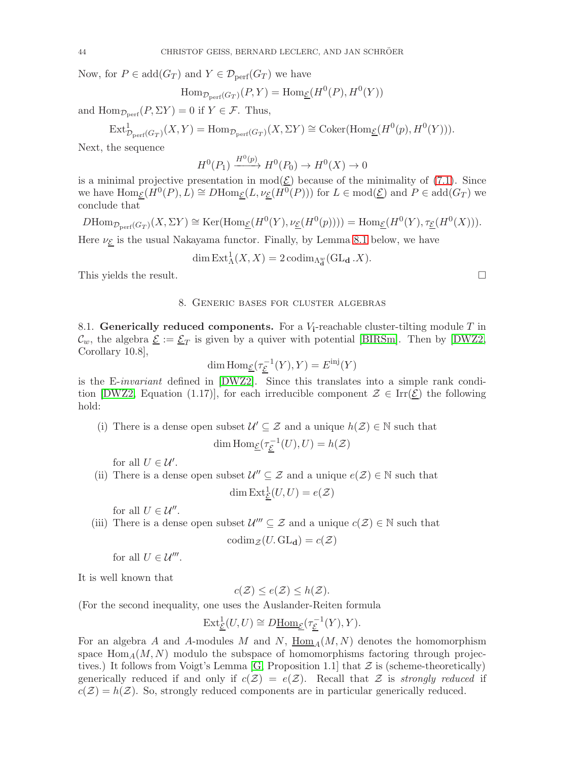Now, for $P \in \mathrm{add}(G_T)$ and $Y \in \mathcal{D}_{\mathrm{perf}}(G_T)$ we have

$$\mathrm{Hom}_{\mathcal{D}_{\mathrm{perf}}(G_T)}(P, Y) = \mathrm{Hom}_{\underline{\mathcal{E}}}(H^0(P), H^0(Y))$$

and $\mathrm{Hom}_{\mathcal{D}_{\mathrm{perf}}}(P, \Sigma Y) = 0$ if $Y \in \mathcal{F}$. Thus,

$$\mathrm{Ext}^1_{\mathcal{D}_{\mathrm{perf}}(G_T)}(X, Y) = \mathrm{Hom}_{\mathcal{D}_{\mathrm{perf}}(G_T)}(X, \Sigma Y) \cong \mathrm{Coker}(\mathrm{Hom}_{\underline{\mathcal{E}}}(H^0(p), H^0(Y))).$$

Next, the sequence

$$H^0(P_1) \xrightarrow{H^0(p)} H^0(P_0) \to H^0(X) \to 0$$

is a minimal projective presentation in $\mathrm{mod}(\underline{\mathcal{E}})$ because of the minimality of (7.1). Since we have $\mathrm{Hom}_{\underline{\mathcal{E}}}(H^0(P), L) \cong D\mathrm{Hom}_{\underline{\mathcal{E}}}(L, \nu_{\underline{\mathcal{E}}}(H^0(P)))$ for $L \in \mathrm{mod}(\underline{\mathcal{E}})$ and $P \in \mathrm{add}(G_T)$ we conclude that

$$D\mathrm{Hom}_{\mathcal{D}_{\mathrm{perf}}(G_T)}(X, \Sigma Y) \cong \mathrm{Ker}(\mathrm{Hom}_{\underline{\mathcal{E}}}(H^0(Y), \nu_{\underline{\mathcal{E}}}(H^0(p)))) = \mathrm{Hom}_{\underline{\mathcal{E}}}(H^0(Y), \tau_{\underline{\mathcal{E}}}(H^0(X))).$$

Here $\nu_{\underline{\mathcal{E}}}$ is the usual Nakayama functor. Finally, by Lemma 8.1 below, we have

$$\dim \mathrm{Ext}^1_\Lambda(X, X) = 2\,\mathrm{codim}_{\Lambda^w_{\mathbf{d}}}(\mathrm{GL}_{\mathbf{d}}.X).$$

This yields the result. □

## 8. Generic bases for cluster algebras

**8.1. Generically reduced components.** For a $V_{\mathbf{i}}$-reachable cluster-tilting module $T$ in $\mathcal{C}_w$, the algebra $\underline{\mathcal{E}} := \underline{\mathcal{E}}_T$ is given by a quiver with potential [BIRSm]. Then by [DWZ2, Corollary 10.8],

$$\dim \mathrm{Hom}_{\underline{\mathcal{E}}}(\tau_{\underline{\mathcal{E}}}^{-1}(Y), Y) = E^{\mathrm{inj}}(Y)$$

is the E-*invariant* defined in [DWZ2]. Since this translates into a simple rank condition [DWZ2, Equation (1.17)], for each irreducible component $\mathcal{Z} \in \mathrm{Irr}(\underline{\mathcal{E}})$ the following hold:

(i) There is a dense open subset $\mathcal{U}' \subseteq \mathcal{Z}$ and a unique $h(\mathcal{Z}) \in \mathbb{N}$ such that

$$\dim \mathrm{Hom}_{\underline{\mathcal{E}}}(\tau_{\underline{\mathcal{E}}}^{-1}(U), U) = h(\mathcal{Z})$$

for all $U \in \mathcal{U}'$.

(ii) There is a dense open subset $\mathcal{U}'' \subseteq \mathcal{Z}$ and a unique $e(\mathcal{Z}) \in \mathbb{N}$ such that

$$\dim \mathrm{Ext}^1_{\underline{\mathcal{E}}}(U, U) = e(\mathcal{Z})$$

for all $U \in \mathcal{U}''$.

(iii) There is a dense open subset $\mathcal{U}''' \subseteq \mathcal{Z}$ and a unique $c(\mathcal{Z}) \in \mathbb{N}$ such that

$$\mathrm{codim}_{\mathcal{Z}}(U.\mathrm{GL}_{\mathbf{d}}) = c(\mathcal{Z})$$

for all $U \in \mathcal{U}'''$.

It is well known that

$$c(\mathcal{Z}) \le e(\mathcal{Z}) \le h(\mathcal{Z}).$$

(For the second inequality, one uses the Auslander-Reiten formula

$$\mathrm{Ext}^1_{\underline{\mathcal{E}}}(U, U) \cong D\underline{\mathrm{Hom}}_{\underline{\mathcal{E}}}(\tau_{\underline{\mathcal{E}}}^{-1}(Y), Y).$$

For an algebra $A$ and $A$-modules $M$ and $N$, $\underline{\mathrm{Hom}}_A(M, N)$ denotes the homomorphism space $\mathrm{Hom}_A(M, N)$ modulo the subspace of homomorphisms factoring through projectives.) It follows from Voigt's Lemma [G, Proposition 1.1] that $\mathcal{Z}$ is (scheme-theoretically) generically reduced if and only if $c(\mathcal{Z}) = e(\mathcal{Z})$. Recall that $\mathcal{Z}$ is *strongly reduced* if $c(\mathcal{Z}) = h(\mathcal{Z})$. So, strongly reduced components are in particular generically reduced.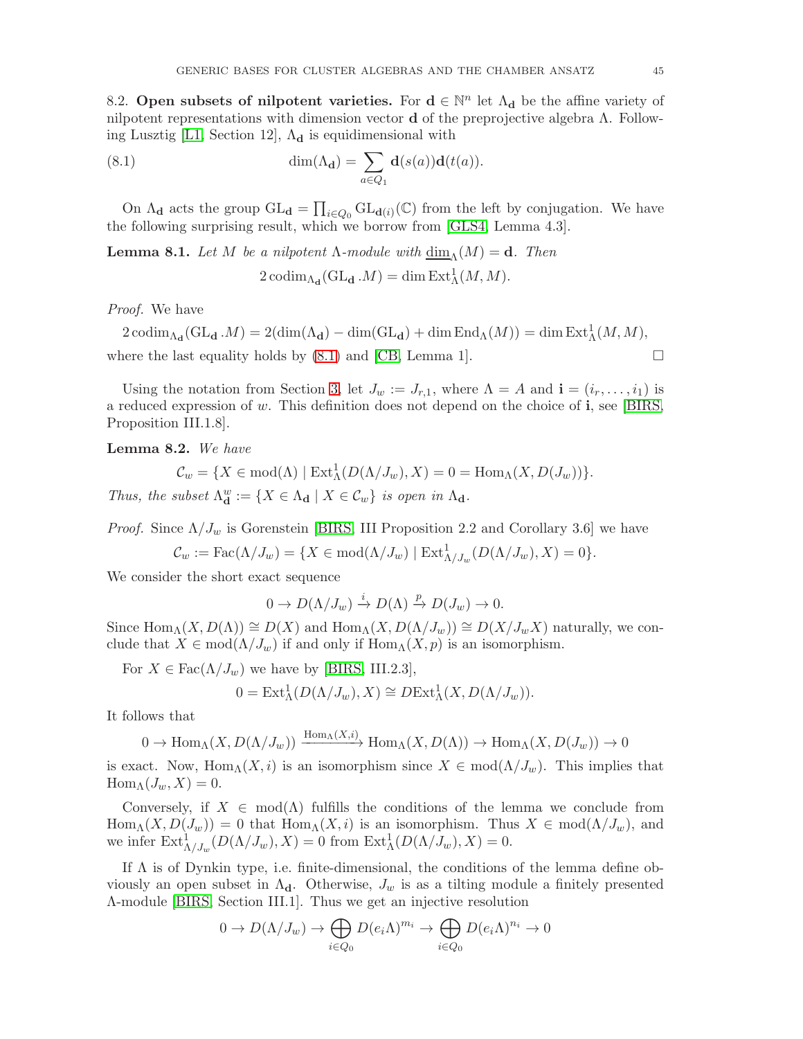8.2. **Open subsets of nilpotent varieties.** For $\mathbf{d} \in \mathbb{N}^n$ let $\Lambda_{\mathbf{d}}$ be the affine variety of nilpotent representations with dimension vector $\mathbf{d}$ of the preprojective algebra $\Lambda$. Following Lusztig [L1, Section 12], $\Lambda_{\mathbf{d}}$ is equidimensional with

$$\dim(\Lambda_{\mathbf{d}}) = \sum_{a \in Q_1} \mathbf{d}(s(a))\mathbf{d}(t(a)). \tag{8.1}$$

On $\Lambda_{\mathbf{d}}$ acts the group $\mathrm{GL}_{\mathbf{d}} = \prod_{i \in Q_0} \mathrm{GL}_{\mathbf{d}(i)}(\mathbb{C})$ from the left by conjugation. We have the following surprising result, which we borrow from [GLS4, Lemma 4.3].

**Lemma 8.1.** *Let $M$ be a nilpotent $\Lambda$-module with $\underline{\dim}_\Lambda(M) = \mathbf{d}$. Then*

$$2\,\mathrm{codim}_{\Lambda_{\mathbf{d}}}(\mathrm{GL}_{\mathbf{d}}.M) = \dim \mathrm{Ext}^1_\Lambda(M, M).$$

*Proof.* We have

$$2\,\mathrm{codim}_{\Lambda_{\mathbf{d}}}(\mathrm{GL}_{\mathbf{d}}.M) = 2(\dim(\Lambda_{\mathbf{d}}) - \dim(\mathrm{GL}_{\mathbf{d}}) + \dim \mathrm{End}_\Lambda(M)) = \dim \mathrm{Ext}^1_\Lambda(M, M),$$

where the last equality holds by (8.1) and [CB, Lemma 1]. $\square$

Using the notation from Section 3, let $J_w := J_{r,1}$, where $\Lambda = A$ and $\mathbf{i} = (i_r, \ldots, i_1)$ is a reduced expression of $w$. This definition does not depend on the choice of $\mathbf{i}$, see [BIRS, Proposition III.1.8].

**Lemma 8.2.** *We have*

$$\mathcal{C}_w = \{X \in \mathrm{mod}(\Lambda) \mid \mathrm{Ext}^1_\Lambda(D(\Lambda/J_w), X) = 0 = \mathrm{Hom}_\Lambda(X, D(J_w))\}.$$

*Thus, the subset $\Lambda^w_{\mathbf{d}} := \{X \in \Lambda_{\mathbf{d}} \mid X \in \mathcal{C}_w\}$ is open in $\Lambda_{\mathbf{d}}$.*

*Proof.* Since $\Lambda/J_w$ is Gorenstein [BIRS, III Proposition 2.2 and Corollary 3.6] we have

$$\mathcal{C}_w := \mathrm{Fac}(\Lambda/J_w) = \{X \in \mathrm{mod}(\Lambda/J_w) \mid \mathrm{Ext}^1_{\Lambda/J_w}(D(\Lambda/J_w), X) = 0\}.$$

We consider the short exact sequence

$$0 \to D(\Lambda/J_w) \xrightarrow{i} D(\Lambda) \xrightarrow{p} D(J_w) \to 0.$$

Since $\mathrm{Hom}_\Lambda(X, D(\Lambda)) \cong D(X)$ and $\mathrm{Hom}_\Lambda(X, D(\Lambda/J_w)) \cong D(X/J_wX)$ naturally, we conclude that $X \in \mathrm{mod}(\Lambda/J_w)$ if and only if $\mathrm{Hom}_\Lambda(X, p)$ is an isomorphism.

For $X \in \mathrm{Fac}(\Lambda/J_w)$ we have by [BIRS, III.2.3],

$$0 = \mathrm{Ext}^1_\Lambda(D(\Lambda/J_w), X) \cong D\mathrm{Ext}^1_\Lambda(X, D(\Lambda/J_w)).$$

It follows that

$$0 \to \mathrm{Hom}_\Lambda(X, D(\Lambda/J_w)) \xrightarrow{\mathrm{Hom}_\Lambda(X,i)} \mathrm{Hom}_\Lambda(X, D(\Lambda)) \to \mathrm{Hom}_\Lambda(X, D(J_w)) \to 0$$

is exact. Now, $\mathrm{Hom}_\Lambda(X, i)$ is an isomorphism since $X \in \mathrm{mod}(\Lambda/J_w)$. This implies that $\mathrm{Hom}_\Lambda(J_w, X) = 0$.

Conversely, if $X \in \mathrm{mod}(\Lambda)$ fulfills the conditions of the lemma we conclude from $\mathrm{Hom}_\Lambda(X, D(J_w)) = 0$ that $\mathrm{Hom}_\Lambda(X, i)$ is an isomorphism. Thus $X \in \mathrm{mod}(\Lambda/J_w)$, and we infer $\mathrm{Ext}^1_{\Lambda/J_w}(D(\Lambda/J_w), X) = 0$ from $\mathrm{Ext}^1_\Lambda(D(\Lambda/J_w), X) = 0$.

If $\Lambda$ is of Dynkin type, i.e. finite-dimensional, the conditions of the lemma define obviously an open subset in $\Lambda_{\mathbf{d}}$. Otherwise, $J_w$ is as a tilting module a finitely presented $\Lambda$-module [BIRS, Section III.1]. Thus we get an injective resolution

$$0 \to D(\Lambda/J_w) \to \bigoplus_{i \in Q_0} D(e_i\Lambda)^{m_i} \to \bigoplus_{i \in Q_0} D(e_i\Lambda)^{n_i} \to 0$$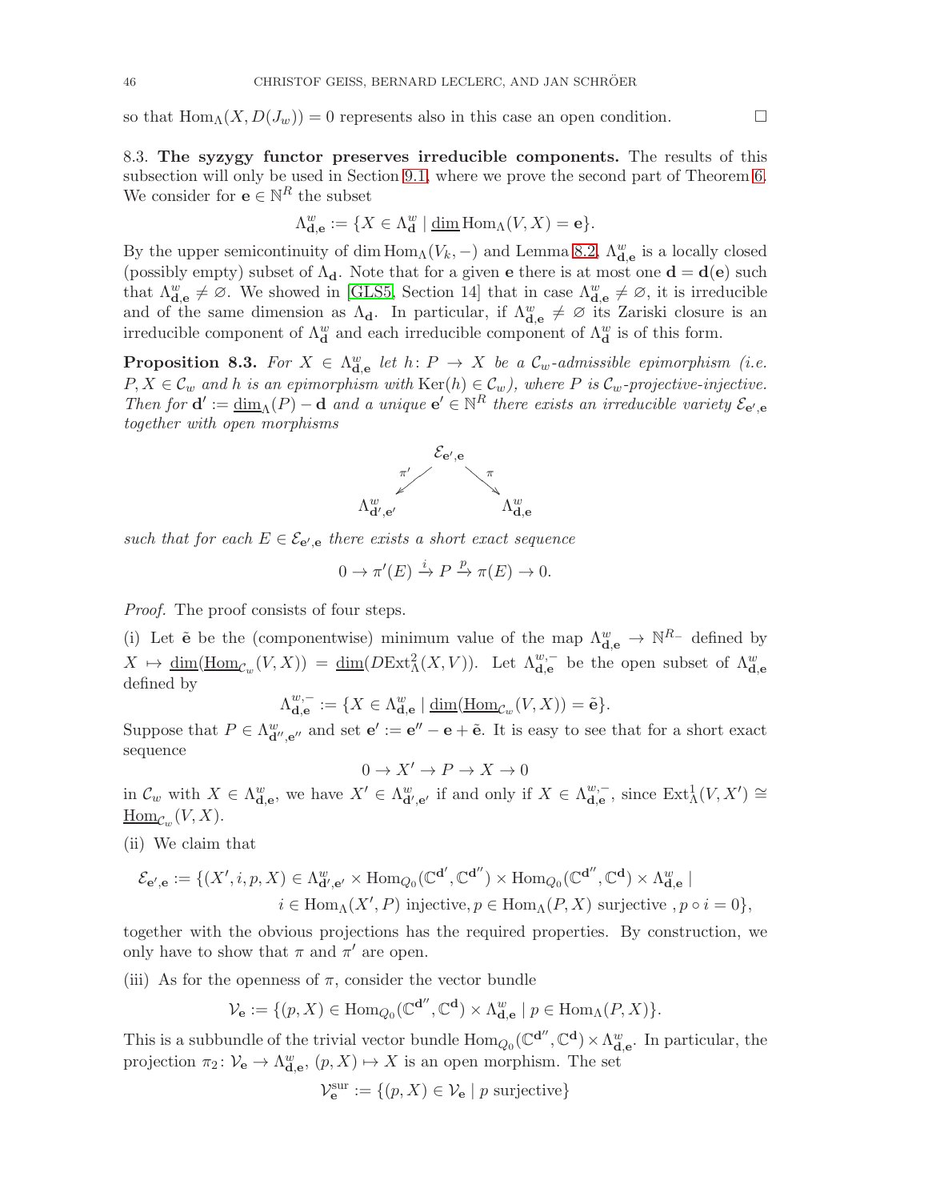so that $\mathrm{Hom}_\Lambda(X, D(J_w)) = 0$ represents also in this case an open condition. $\square$

**8.3. The syzygy functor preserves irreducible components.** The results of this subsection will only be used in Section 9.1, where we prove the second part of Theorem 6. We consider for $\mathbf{e} \in \mathbb{N}^R$ the subset

$$\Lambda^w_{\mathbf{d},\mathbf{e}} := \{X \in \Lambda^w_{\mathbf{d}} \mid \underline{\dim}\,\mathrm{Hom}_\Lambda(V, X) = \mathbf{e}\}.$$

By the upper semicontinuity of $\dim \mathrm{Hom}_\Lambda(V_k, -)$ and Lemma 8.2, $\Lambda^w_{\mathbf{d},\mathbf{e}}$ is a locally closed (possibly empty) subset of $\Lambda_{\mathbf{d}}$. Note that for a given $\mathbf{e}$ there is at most one $\mathbf{d} = \mathbf{d}(\mathbf{e})$ such that $\Lambda^w_{\mathbf{d},\mathbf{e}} \neq \varnothing$. We showed in [GLS5, Section 14] that in case $\Lambda^w_{\mathbf{d},\mathbf{e}} \neq \varnothing$, it is irreducible and of the same dimension as $\Lambda_{\mathbf{d}}$. In particular, if $\Lambda^w_{\mathbf{d},\mathbf{e}} \neq \varnothing$ its Zariski closure is an irreducible component of $\Lambda^w_{\mathbf{d}}$ and each irreducible component of $\Lambda^w_{\mathbf{d}}$ is of this form.

**Proposition 8.3.** *For $X \in \Lambda^w_{\mathbf{d},\mathbf{e}}$ let $h\colon P \to X$ be a $\mathcal{C}_w$-admissible epimorphism (i.e. $P, X \in \mathcal{C}_w$ and $h$ is an epimorphism with $\mathrm{Ker}(h) \in \mathcal{C}_w$), where $P$ is $\mathcal{C}_w$-projective-injective. Then for $\mathbf{d}' := \underline{\dim}_\Lambda(P) - \mathbf{d}$ and a unique $\mathbf{e}' \in \mathbb{N}^R$ there exists an irreducible variety $\mathcal{E}_{\mathbf{e}',\mathbf{e}}$ together with open morphisms*

$$\Lambda^w_{\mathbf{d}',\mathbf{e}'} \xleftarrow{\ \pi'\ } \mathcal{E}_{\mathbf{e}',\mathbf{e}} \xrightarrow{\ \pi\ } \Lambda^w_{\mathbf{d},\mathbf{e}}$$

*such that for each $E \in \mathcal{E}_{\mathbf{e}',\mathbf{e}}$ there exists a short exact sequence*

$$0 \to \pi'(E) \xrightarrow{i} P \xrightarrow{p} \pi(E) \to 0.$$

*Proof.* The proof consists of four steps.

(i) Let $\tilde{\mathbf{e}}$ be the (componentwise) minimum value of the map $\Lambda^w_{\mathbf{d},\mathbf{e}} \to \mathbb{N}^{R_-}$ defined by $X \mapsto \underline{\dim}(\underline{\mathrm{Hom}}_{\mathcal{C}_w}(V, X)) = \underline{\dim}(D\mathrm{Ext}^2_\Lambda(X, V))$. Let $\Lambda^{w,-}_{\mathbf{d},\mathbf{e}}$ be the open subset of $\Lambda^w_{\mathbf{d},\mathbf{e}}$ defined by

$$\Lambda^{w,-}_{\mathbf{d},\mathbf{e}} := \{X \in \Lambda^w_{\mathbf{d},\mathbf{e}} \mid \underline{\dim}(\underline{\mathrm{Hom}}_{\mathcal{C}_w}(V, X)) = \tilde{\mathbf{e}}\}.$$

Suppose that $P \in \Lambda^w_{\mathbf{d}'',\mathbf{e}''}$ and set $\mathbf{e}' := \mathbf{e}'' - \mathbf{e} + \tilde{\mathbf{e}}$. It is easy to see that for a short exact sequence

$$0 \to X' \to P \to X \to 0$$

in $\mathcal{C}_w$ with $X \in \Lambda^w_{\mathbf{d},\mathbf{e}}$, we have $X' \in \Lambda^w_{\mathbf{d}',\mathbf{e}'}$ if and only if $X \in \Lambda^{w,-}_{\mathbf{d},\mathbf{e}}$, since $\mathrm{Ext}^1_\Lambda(V, X') \cong \underline{\mathrm{Hom}}_{\mathcal{C}_w}(V, X)$.

(ii) We claim that

$$\begin{aligned}\mathcal{E}_{\mathbf{e}',\mathbf{e}} := \{(X', i, p, X) \in \Lambda^w_{\mathbf{d}',\mathbf{e}'} \times \mathrm{Hom}_{Q_0}(\mathbb{C}^{\mathbf{d}'}, \mathbb{C}^{\mathbf{d}''}) \times \mathrm{Hom}_{Q_0}(\mathbb{C}^{\mathbf{d}''}, \mathbb{C}^{\mathbf{d}}) \times \Lambda^w_{\mathbf{d},\mathbf{e}} \mid \\ i \in \mathrm{Hom}_\Lambda(X', P) \text{ injective}, p \in \mathrm{Hom}_\Lambda(P, X) \text{ surjective}, p \circ i = 0\},\end{aligned}$$

together with the obvious projections has the required properties. By construction, we only have to show that $\pi$ and $\pi'$ are open.

(iii) As for the openness of $\pi$, consider the vector bundle

$$\mathcal{V}_{\mathbf{e}} := \{(p, X) \in \mathrm{Hom}_{Q_0}(\mathbb{C}^{\mathbf{d}''}, \mathbb{C}^{\mathbf{d}}) \times \Lambda^w_{\mathbf{d},\mathbf{e}} \mid p \in \mathrm{Hom}_\Lambda(P, X)\}.$$

This is a subbundle of the trivial vector bundle $\mathrm{Hom}_{Q_0}(\mathbb{C}^{\mathbf{d}''}, \mathbb{C}^{\mathbf{d}}) \times \Lambda^w_{\mathbf{d},\mathbf{e}}$. In particular, the projection $\pi_2\colon \mathcal{V}_{\mathbf{e}} \to \Lambda^w_{\mathbf{d},\mathbf{e}}$, $(p, X) \mapsto X$ is an open morphism. The set

$$\mathcal{V}^{\mathrm{sur}}_{\mathbf{e}} := \{(p, X) \in \mathcal{V}_{\mathbf{e}} \mid p \text{ surjective}\}$$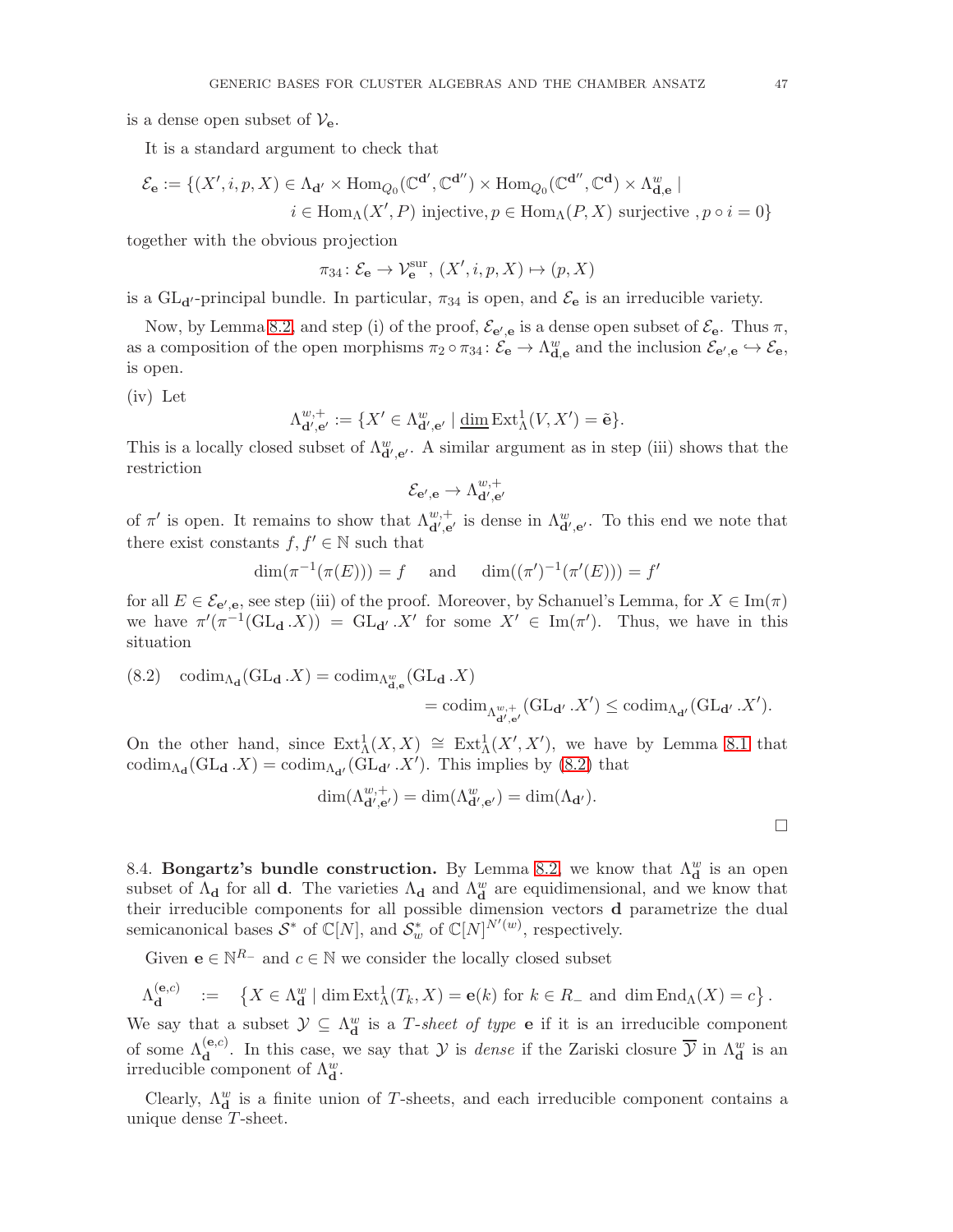is a dense open subset of $\mathcal{V}_{\mathbf{e}}$.

It is a standard argument to check that

$$\begin{aligned}\mathcal{E}_{\mathbf{e}} := \{(X', i, p, X) \in \Lambda_{\mathbf{d}'} \times \operatorname{Hom}_{Q_0}(\mathbb{C}^{\mathbf{d}'}, \mathbb{C}^{\mathbf{d}''}) \times \operatorname{Hom}_{Q_0}(\mathbb{C}^{\mathbf{d}''}, \mathbb{C}^{\mathbf{d}}) \times \Lambda^w_{\mathbf{d},\mathbf{e}} \mid \\ i \in \operatorname{Hom}_\Lambda(X', P) \text{ injective}, p \in \operatorname{Hom}_\Lambda(P, X) \text{ surjective }, p \circ i = 0\}\end{aligned}$$

together with the obvious projection

$$\pi_{34} \colon \mathcal{E}_{\mathbf{e}} \to \mathcal{V}^{\mathrm{sur}}_{\mathbf{e}},\ (X', i, p, X) \mapsto (p, X)$$

is a $\mathrm{GL}_{\mathbf{d}'}$-principal bundle. In particular, $\pi_{34}$ is open, and $\mathcal{E}_{\mathbf{e}}$ is an irreducible variety.

Now, by Lemma 8.2, and step (i) of the proof, $\mathcal{E}_{\mathbf{e}',\mathbf{e}}$ is a dense open subset of $\mathcal{E}_{\mathbf{e}}$. Thus $\pi$, as a composition of the open morphisms $\pi_2 \circ \pi_{34} \colon \mathcal{E}_{\mathbf{e}} \to \Lambda^w_{\mathbf{d},\mathbf{e}}$ and the inclusion $\mathcal{E}_{\mathbf{e}',\mathbf{e}} \hookrightarrow \mathcal{E}_{\mathbf{e}}$, is open.

(iv) Let

$$\Lambda^{w,+}_{\mathbf{d}',\mathbf{e}'} := \{X' \in \Lambda^w_{\mathbf{d}',\mathbf{e}'} \mid \underline{\dim}\operatorname{Ext}^1_\Lambda(V, X') = \tilde{\mathbf{e}}\}.$$

This is a locally closed subset of $\Lambda^w_{\mathbf{d}',\mathbf{e}'}$. A similar argument as in step (iii) shows that the restriction

$$\mathcal{E}_{\mathbf{e}',\mathbf{e}} \to \Lambda^{w,+}_{\mathbf{d}',\mathbf{e}'}$$

of $\pi'$ is open. It remains to show that $\Lambda^{w,+}_{\mathbf{d}',\mathbf{e}'}$ is dense in $\Lambda^w_{\mathbf{d}',\mathbf{e}'}$. To this end we note that there exist constants $f, f' \in \mathbb{N}$ such that

$$\dim(\pi^{-1}(\pi(E))) = f \quad \text{ and } \quad \dim((\pi')^{-1}(\pi'(E))) = f'$$

for all $E \in \mathcal{E}_{\mathbf{e}',\mathbf{e}}$, see step (iii) of the proof. Moreover, by Schanuel's Lemma, for $X \in \operatorname{Im}(\pi)$ we have $\pi'(\pi^{-1}(\mathrm{GL}_{\mathbf{d}} .X)) = \mathrm{GL}_{\mathbf{d}'} .X'$ for some $X' \in \operatorname{Im}(\pi')$. Thus, we have in this situation

$$\begin{aligned}(8.2)\quad \operatorname{codim}_{\Lambda_{\mathbf{d}}}(\mathrm{GL}_{\mathbf{d}} .X) &= \operatorname{codim}_{\Lambda^w_{\mathbf{d},\mathbf{e}}}(\mathrm{GL}_{\mathbf{d}} .X) \\ &= \operatorname{codim}_{\Lambda^{w,+}_{\mathbf{d}',\mathbf{e}'}}(\mathrm{GL}_{\mathbf{d}'} .X') \leq \operatorname{codim}_{\Lambda_{\mathbf{d}'}}(\mathrm{GL}_{\mathbf{d}'} .X').\end{aligned}$$

On the other hand, since $\operatorname{Ext}^1_\Lambda(X, X) \cong \operatorname{Ext}^1_\Lambda(X', X')$, we have by Lemma 8.1 that $\operatorname{codim}_{\Lambda_{\mathbf{d}}}(\mathrm{GL}_{\mathbf{d}} .X) = \operatorname{codim}_{\Lambda_{\mathbf{d}'}}(\mathrm{GL}_{\mathbf{d}'} .X')$. This implies by (8.2) that

$$\dim(\Lambda^{w,+}_{\mathbf{d}',\mathbf{e}'}) = \dim(\Lambda^w_{\mathbf{d}',\mathbf{e}'}) = \dim(\Lambda_{\mathbf{d}'}).$$

□

8.4. **Bongartz's bundle construction.** By Lemma 8.2, we know that $\Lambda^w_{\mathbf{d}}$ is an open subset of $\Lambda_{\mathbf{d}}$ for all $\mathbf{d}$. The varieties $\Lambda_{\mathbf{d}}$ and $\Lambda^w_{\mathbf{d}}$ are equidimensional, and we know that their irreducible components for all possible dimension vectors $\mathbf{d}$ parametrize the dual semicanonical bases $\mathcal{S}^*$ of $\mathbb{C}[N]$, and $\mathcal{S}^*_w$ of $\mathbb{C}[N]^{N'(w)}$, respectively.

Given $\mathbf{e} \in \mathbb{N}^{R_-}$ and $c \in \mathbb{N}$ we consider the locally closed subset

$$\Lambda^{(\mathbf{e},c)}_{\mathbf{d}} \quad := \quad \left\{X \in \Lambda^w_{\mathbf{d}} \mid \dim\operatorname{Ext}^1_\Lambda(T_k, X) = \mathbf{e}(k) \text{ for } k \in R_- \text{ and } \dim\operatorname{End}_\Lambda(X) = c\right\}.$$

We say that a subset $\mathcal{Y} \subseteq \Lambda^w_{\mathbf{d}}$ is a *$T$-sheet of type* $\mathbf{e}$ if it is an irreducible component of some $\Lambda^{(\mathbf{e},c)}_{\mathbf{d}}$. In this case, we say that $\mathcal{Y}$ is *dense* if the Zariski closure $\overline{\mathcal{Y}}$ in $\Lambda^w_{\mathbf{d}}$ is an irreducible component of $\Lambda^w_{\mathbf{d}}$.

Clearly, $\Lambda^w_{\mathbf{d}}$ is a finite union of $T$-sheets, and each irreducible component contains a unique dense $T$-sheet.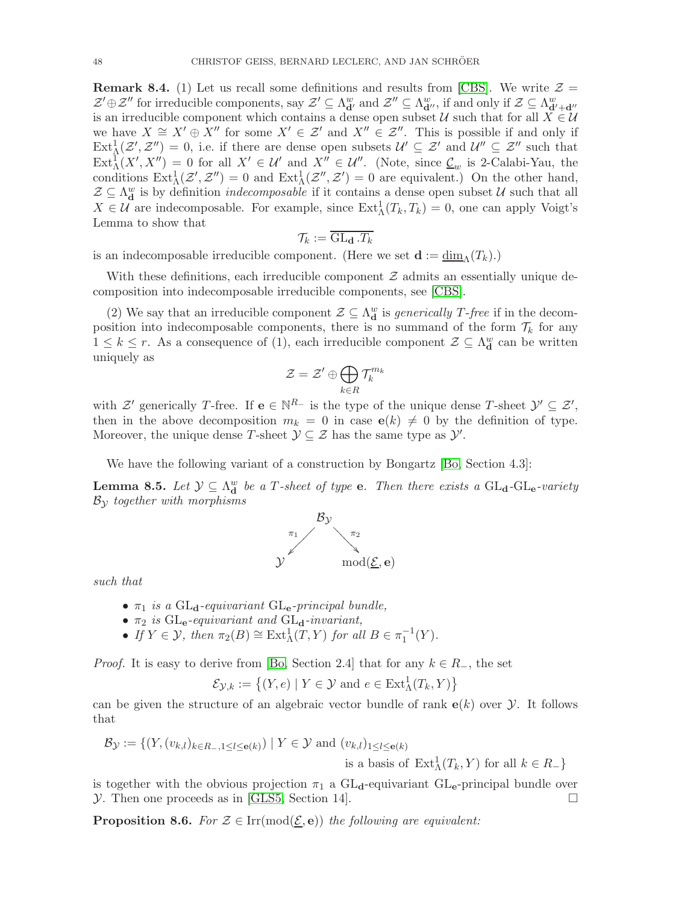**Remark 8.4.** (1) Let us recall some definitions and results from [CBS]. We write $\mathcal{Z} = \mathcal{Z}' \oplus \mathcal{Z}''$ for irreducible components, say $\mathcal{Z}' \subseteq \Lambda^w_{\mathbf{d}'}$ and $\mathcal{Z}'' \subseteq \Lambda^w_{\mathbf{d}''}$, if and only if $\mathcal{Z} \subseteq \Lambda^w_{\mathbf{d}'+\mathbf{d}''}$ is an irreducible component which contains a dense open subset $\mathcal{U}$ such that for all $X \in \mathcal{U}$ we have $X \cong X' \oplus X''$ for some $X' \in \mathcal{Z}'$ and $X'' \in \mathcal{Z}''$. This is possible if and only if $\operatorname{Ext}^1_\Lambda(\mathcal{Z}', \mathcal{Z}'') = 0$, i.e. if there are dense open subsets $\mathcal{U}' \subseteq \mathcal{Z}'$ and $\mathcal{U}'' \subseteq \mathcal{Z}''$ such that $\operatorname{Ext}^1_\Lambda(X', X'') = 0$ for all $X' \in \mathcal{U}'$ and $X'' \in \mathcal{U}''$. (Note, since $\underline{\mathcal{C}}_w$ is 2-Calabi-Yau, the conditions $\operatorname{Ext}^1_\Lambda(\mathcal{Z}', \mathcal{Z}'') = 0$ and $\operatorname{Ext}^1_\Lambda(\mathcal{Z}'', \mathcal{Z}') = 0$ are equivalent.) On the other hand, $\mathcal{Z} \subseteq \Lambda^w_{\mathbf{d}}$ is by definition *indecomposable* if it contains a dense open subset $\mathcal{U}$ such that all $X \in \mathcal{U}$ are indecomposable. For example, since $\operatorname{Ext}^1_\Lambda(T_k, T_k) = 0$, one can apply Voigt's Lemma to show that

$$\mathcal{T}_k := \overline{\mathrm{GL}_{\mathbf{d}} . T_k}$$

is an indecomposable irreducible component. (Here we set $\mathbf{d} := \underline{\dim}_\Lambda(T_k)$.)

With these definitions, each irreducible component $\mathcal{Z}$ admits an essentially unique decomposition into indecomposable irreducible components, see [CBS].

(2) We say that an irreducible component $\mathcal{Z} \subseteq \Lambda^w_{\mathbf{d}}$ is *generically T-free* if in the decomposition into indecomposable components, there is no summand of the form $\mathcal{T}_k$ for any $1 \le k \le r$. As a consequence of (1), each irreducible component $\mathcal{Z} \subseteq \Lambda^w_{\mathbf{d}}$ can be written uniquely as

$$\mathcal{Z} = \mathcal{Z}' \oplus \bigoplus_{k \in R} \mathcal{T}_k^{m_k}$$

with $\mathcal{Z}'$ generically $T$-free. If $\mathbf{e} \in \mathbb{N}^{R_-}$ is the type of the unique dense $T$-sheet $\mathcal{Y}' \subseteq \mathcal{Z}'$, then in the above decomposition $m_k = 0$ in case $\mathbf{e}(k) \neq 0$ by the definition of type. Moreover, the unique dense $T$-sheet $\mathcal{Y} \subseteq \mathcal{Z}$ has the same type as $\mathcal{Y}'$.

We have the following variant of a construction by Bongartz [Bo, Section 4.3]:

**Lemma 8.5.** *Let $\mathcal{Y} \subseteq \Lambda^w_{\mathbf{d}}$ be a $T$-sheet of type $\mathbf{e}$. Then there exists a $\mathrm{GL}_{\mathbf{d}}$-$\mathrm{GL}_{\mathbf{e}}$-variety $\mathcal{B}_{\mathcal{Y}}$ together with morphisms*

$$\mathcal{Y} \xleftarrow{\ \pi_1\ } \mathcal{B}_{\mathcal{Y}} \xrightarrow{\ \pi_2\ } \operatorname{mod}(\underline{\mathcal{E}}, \mathbf{e})$$

*such that*

- *$\pi_1$ is a $\mathrm{GL}_{\mathbf{d}}$-equivariant $\mathrm{GL}_{\mathbf{e}}$-principal bundle,*
- *$\pi_2$ is $\mathrm{GL}_{\mathbf{e}}$-equivariant and $\mathrm{GL}_{\mathbf{d}}$-invariant,*
- *If $Y \in \mathcal{Y}$, then $\pi_2(B) \cong \operatorname{Ext}^1_\Lambda(T, Y)$ for all $B \in \pi_1^{-1}(Y)$.*

*Proof.* It is easy to derive from [Bo, Section 2.4] that for any $k \in R_-$, the set

$$\mathcal{E}_{\mathcal{Y},k} := \left\{(Y, e) \mid Y \in \mathcal{Y} \text{ and } e \in \operatorname{Ext}^1_\Lambda(T_k, Y)\right\}$$

can be given the structure of an algebraic vector bundle of rank $\mathbf{e}(k)$ over $\mathcal{Y}$. It follows that

$$\mathcal{B}_{\mathcal{Y}} := \{(Y, (v_{k,l})_{k \in R_-, 1 \le l \le \mathbf{e}(k)}) \mid Y \in \mathcal{Y} \text{ and } (v_{k,l})_{1 \le l \le \mathbf{e}(k)} \text{ is a basis of } \operatorname{Ext}^1_\Lambda(T_k, Y) \text{ for all } k \in R_-\}$$

is together with the obvious projection $\pi_1$ a $\mathrm{GL}_{\mathbf{d}}$-equivariant $\mathrm{GL}_{\mathbf{e}}$-principal bundle over $\mathcal{Y}$. Then one proceeds as in [GLS5, Section 14]. □

**Proposition 8.6.** *For $\mathcal{Z} \in \operatorname{Irr}(\operatorname{mod}(\underline{\mathcal{E}}, \mathbf{e}))$ the following are equivalent:*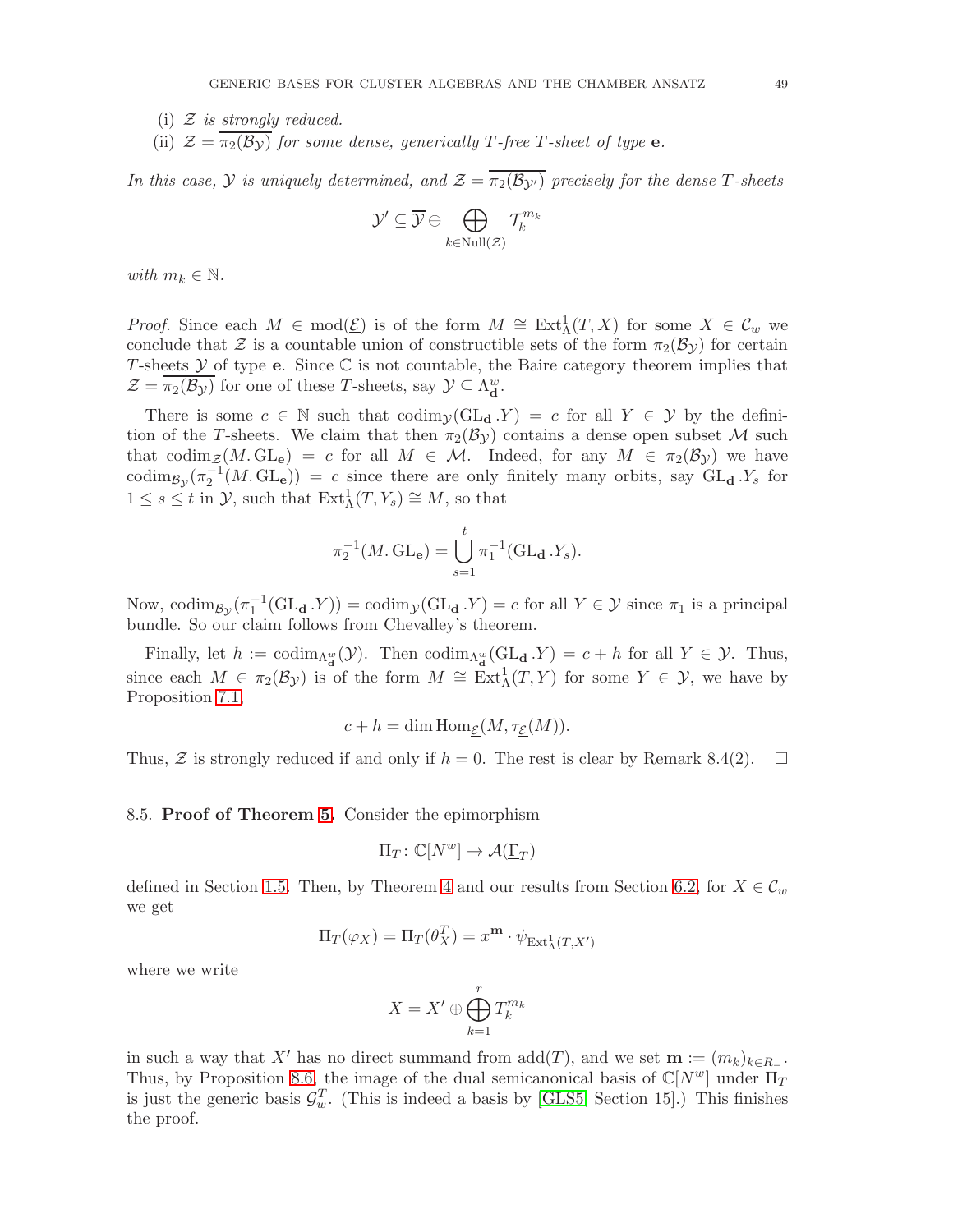(i) $\mathcal{Z}$ *is strongly reduced.*

(ii) $\mathcal{Z} = \overline{\pi_2(\mathcal{B}_\mathcal{Y})}$ *for some dense, generically $T$-free $T$-sheet of type* $\mathbf{e}$.

*In this case, $\mathcal{Y}$ is uniquely determined, and $\mathcal{Z} = \overline{\pi_2(\mathcal{B}_{\mathcal{Y}'})}$ precisely for the dense $T$-sheets*

$$\mathcal{Y}' \subseteq \overline{\mathcal{Y}} \oplus \bigoplus_{k \in \mathrm{Null}(\mathcal{Z})} \mathcal{T}_k^{m_k}$$

*with $m_k \in \mathbb{N}$.*

*Proof.* Since each $M \in \mathrm{mod}(\underline{\mathcal{E}})$ is of the form $M \cong \mathrm{Ext}^1_\Lambda(T, X)$ for some $X \in \mathcal{C}_w$ we conclude that $\mathcal{Z}$ is a countable union of constructible sets of the form $\pi_2(\mathcal{B}_\mathcal{Y})$ for certain $T$-sheets $\mathcal{Y}$ of type $\mathbf{e}$. Since $\mathbb{C}$ is not countable, the Baire category theorem implies that $\mathcal{Z} = \overline{\pi_2(\mathcal{B}_\mathcal{Y})}$ for one of these $T$-sheets, say $\mathcal{Y} \subseteq \Lambda^w_\mathbf{d}$.

There is some $c \in \mathbb{N}$ such that $\mathrm{codim}_\mathcal{Y}(\mathrm{GL}_\mathbf{d}.Y) = c$ for all $Y \in \mathcal{Y}$ by the definition of the $T$-sheets. We claim that then $\pi_2(\mathcal{B}_\mathcal{Y})$ contains a dense open subset $\mathcal{M}$ such that $\mathrm{codim}_\mathcal{Z}(M.\mathrm{GL}_\mathbf{e}) = c$ for all $M \in \mathcal{M}$. Indeed, for any $M \in \pi_2(\mathcal{B}_\mathcal{Y})$ we have $\mathrm{codim}_{\mathcal{B}_\mathcal{Y}}(\pi_2^{-1}(M.\mathrm{GL}_\mathbf{e})) = c$ since there are only finitely many orbits, say $\mathrm{GL}_\mathbf{d}.Y_s$ for $1 \le s \le t$ in $\mathcal{Y}$, such that $\mathrm{Ext}^1_\Lambda(T, Y_s) \cong M$, so that

$$\pi_2^{-1}(M.\mathrm{GL}_\mathbf{e}) = \bigcup_{s=1}^{t} \pi_1^{-1}(\mathrm{GL}_\mathbf{d}.Y_s).$$

Now, $\mathrm{codim}_{\mathcal{B}_\mathcal{Y}}(\pi_1^{-1}(\mathrm{GL}_\mathbf{d}.Y)) = \mathrm{codim}_\mathcal{Y}(\mathrm{GL}_\mathbf{d}.Y) = c$ for all $Y \in \mathcal{Y}$ since $\pi_1$ is a principal bundle. So our claim follows from Chevalley's theorem.

Finally, let $h := \mathrm{codim}_{\Lambda^w_\mathbf{d}}(\mathcal{Y})$. Then $\mathrm{codim}_{\Lambda^w_\mathbf{d}}(\mathrm{GL}_\mathbf{d}.Y) = c + h$ for all $Y \in \mathcal{Y}$. Thus, since each $M \in \pi_2(\mathcal{B}_\mathcal{Y})$ is of the form $M \cong \mathrm{Ext}^1_\Lambda(T, Y)$ for some $Y \in \mathcal{Y}$, we have by Proposition 7.1,

$$c + h = \dim \mathrm{Hom}_{\underline{\mathcal{E}}}(M, \tau_{\underline{\mathcal{E}}}(M)).$$

Thus, $\mathcal{Z}$ is strongly reduced if and only if $h = 0$. The rest is clear by Remark 8.4(2). $\square$

### 8.5. Proof of Theorem 5.

Consider the epimorphism

$$\Pi_T \colon \mathbb{C}[N^w] \to \mathcal{A}(\underline{\Gamma}_T)$$

defined in Section 1.5. Then, by Theorem 4 and our results from Section 6.2, for $X \in \mathcal{C}_w$ we get

$$\Pi_T(\varphi_X) = \Pi_T(\theta^T_X) = x^\mathbf{m} \cdot \psi_{\mathrm{Ext}^1_\Lambda(T, X')}$$

where we write

$$X = X' \oplus \bigoplus_{k=1}^{r} T_k^{m_k}$$

in such a way that $X'$ has no direct summand from $\mathrm{add}(T)$, and we set $\mathbf{m} := (m_k)_{k \in R_-}$. Thus, by Proposition 8.6, the image of the dual semicanonical basis of $\mathbb{C}[N^w]$ under $\Pi_T$ is just the generic basis $\mathcal{G}^T_w$. (This is indeed a basis by [GLS5, Section 15].) This finishes the proof.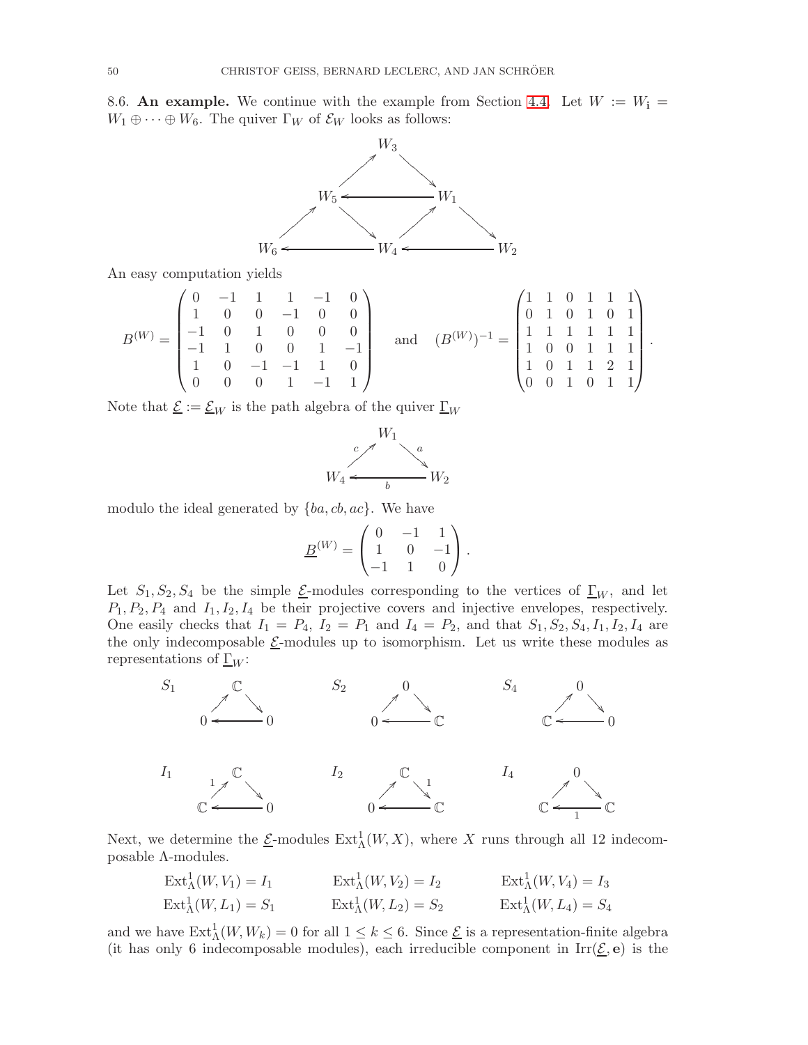8.6. **An example.** We continue with the example from Section 4.4. Let $W := W_{\mathbf{i}} = W_1 \oplus \cdots \oplus W_6$. The quiver $\Gamma_W$ of $\mathcal{E}_W$ looks as follows:

$$
\begin{array}{ccccc}
 & & W_3 & & \\
 & \nearrow & & \searrow & \\
 & W_5 & \longleftarrow & W_1 & \\
 \nearrow & & \searrow \quad \nearrow & & \searrow \\
W_6 & \longleftarrow & W_4 & \longleftarrow & W_2
\end{array}
$$

An easy computation yields

$$
B^{(W)} = \begin{pmatrix} 0 & -1 & 1 & 1 & -1 & 0 \\ 1 & 0 & 0 & -1 & 0 & 0 \\ -1 & 0 & 1 & 0 & 0 & 0 \\ -1 & 1 & 0 & 0 & 1 & -1 \\ 1 & 0 & -1 & -1 & 1 & 0 \\ 0 & 0 & 0 & 1 & -1 & 1 \end{pmatrix} \quad \text{and} \quad (B^{(W)})^{-1} = \begin{pmatrix} 1 & 1 & 0 & 1 & 1 & 1 \\ 0 & 1 & 0 & 1 & 0 & 1 \\ 1 & 1 & 1 & 1 & 1 & 1 \\ 1 & 0 & 0 & 1 & 1 & 1 \\ 1 & 0 & 1 & 1 & 2 & 1 \\ 0 & 0 & 1 & 0 & 1 & 1 \end{pmatrix}.
$$

Note that $\underline{\mathcal{E}} := \underline{\mathcal{E}}_W$ is the path algebra of the quiver $\underline{\Gamma}_W$

$$
\begin{array}{ccc}
 & W_1 & \\
{\scriptstyle c}\nearrow & & \searrow{\scriptstyle a} \\
W_4 & \xleftarrow[b]{} & W_2
\end{array}
$$

modulo the ideal generated by $\{ba, cb, ac\}$. We have

$$
\underline{B}^{(W)} = \begin{pmatrix} 0 & -1 & 1 \\ 1 & 0 & -1 \\ -1 & 1 & 0 \end{pmatrix}.
$$

Let $S_1, S_2, S_4$ be the simple $\underline{\mathcal{E}}$-modules corresponding to the vertices of $\underline{\Gamma}_W$, and let $P_1, P_2, P_4$ and $I_1, I_2, I_4$ be their projective covers and injective envelopes, respectively. One easily checks that $I_1 = P_4$, $I_2 = P_1$ and $I_4 = P_2$, and that $S_1, S_2, S_4, I_1, I_2, I_4$ are the only indecomposable $\underline{\mathcal{E}}$-modules up to isomorphism. Let us write these modules as representations of $\underline{\Gamma}_W$:

$$
S_1:\ \begin{array}{ccc} & \mathbb{C} & \\ \nearrow & & \searrow \\ 0 & \longleftarrow & 0 \end{array}
\qquad
S_2:\ \begin{array}{ccc} & 0 & \\ \nearrow & & \searrow \\ 0 & \longleftarrow & \mathbb{C} \end{array}
\qquad
S_4:\ \begin{array}{ccc} & 0 & \\ \nearrow & & \searrow \\ \mathbb{C} & \longleftarrow & 0 \end{array}
$$

$$
I_1:\ \begin{array}{ccc} & \mathbb{C} & \\ {\scriptstyle 1}\nearrow & & \searrow \\ \mathbb{C} & \longleftarrow & 0 \end{array}
\qquad
I_2:\ \begin{array}{ccc} & \mathbb{C} & \\ \nearrow & & \searrow{\scriptstyle 1} \\ 0 & \longleftarrow & \mathbb{C} \end{array}
\qquad
I_4:\ \begin{array}{ccc} & 0 & \\ \nearrow & & \searrow \\ \mathbb{C} & \xleftarrow[1]{} & \mathbb{C} \end{array}
$$

Next, we determine the $\underline{\mathcal{E}}$-modules $\operatorname{Ext}^1_\Lambda(W, X)$, where $X$ runs through all 12 indecomposable $\Lambda$-modules.

$$
\begin{array}{lll}
\operatorname{Ext}^1_\Lambda(W, V_1) = I_1 & \operatorname{Ext}^1_\Lambda(W, V_2) = I_2 & \operatorname{Ext}^1_\Lambda(W, V_4) = I_3 \\
\operatorname{Ext}^1_\Lambda(W, L_1) = S_1 & \operatorname{Ext}^1_\Lambda(W, L_2) = S_2 & \operatorname{Ext}^1_\Lambda(W, L_4) = S_4
\end{array}
$$

and we have $\operatorname{Ext}^1_\Lambda(W, W_k) = 0$ for all $1 \leq k \leq 6$. Since $\underline{\mathcal{E}}$ is a representation-finite algebra (it has only 6 indecomposable modules), each irreducible component in $\operatorname{Irr}(\underline{\mathcal{E}}, \mathbf{e})$ is the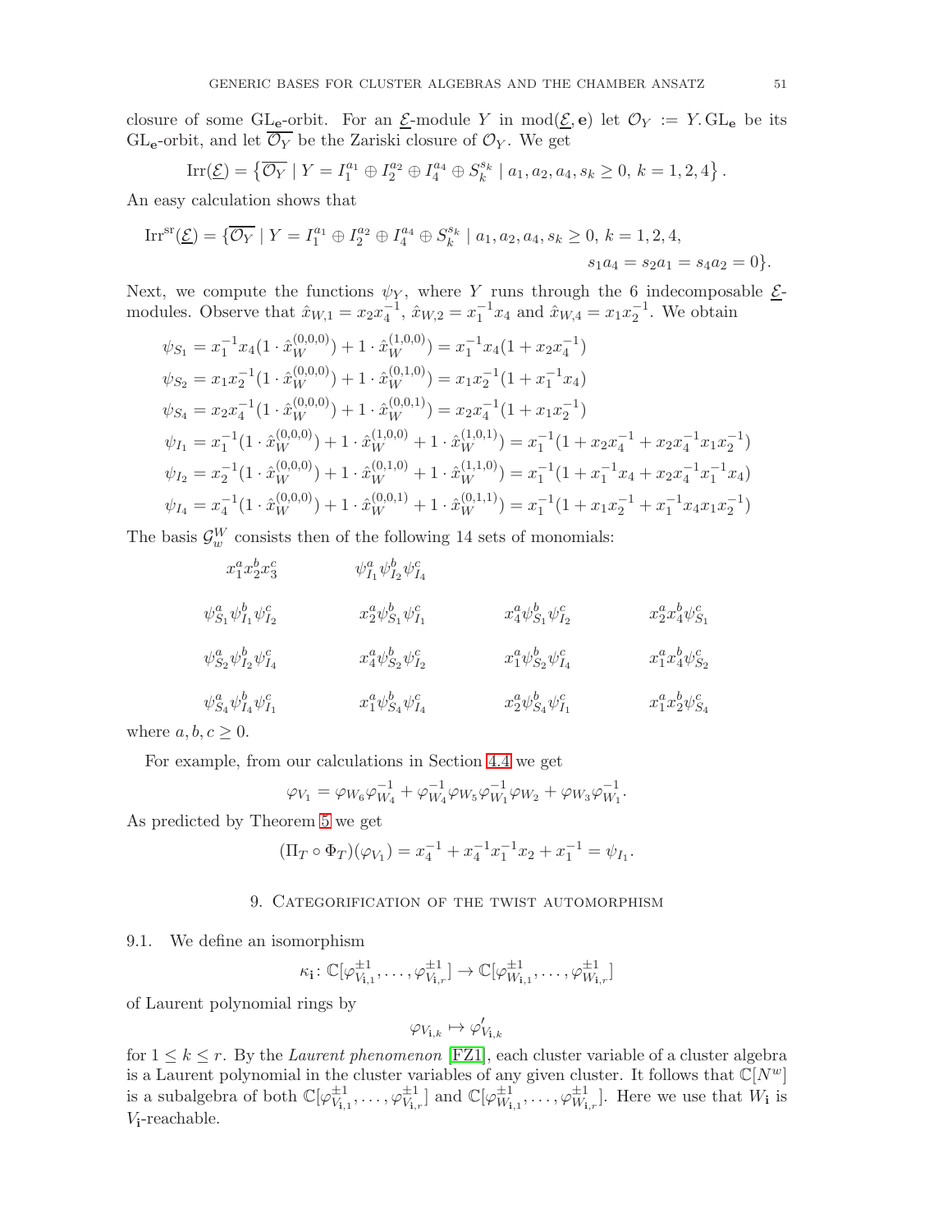closure of some $\mathrm{GL}_{\mathbf{e}}$-orbit. For an $\underline{\mathcal{E}}$-module $Y$ in $\mathrm{mod}(\underline{\mathcal{E}}, \mathbf{e})$ let $\mathcal{O}_Y := Y.\mathrm{GL}_{\mathbf{e}}$ be its $\mathrm{GL}_{\mathbf{e}}$-orbit, and let $\overline{\mathcal{O}_Y}$ be the Zariski closure of $\mathcal{O}_Y$. We get

$$\mathrm{Irr}(\underline{\mathcal{E}}) = \left\{ \overline{\mathcal{O}_Y} \mid Y = I_1^{a_1} \oplus I_2^{a_2} \oplus I_4^{a_4} \oplus S_k^{s_k} \mid a_1, a_2, a_4, s_k \geq 0,\ k = 1, 2, 4 \right\}.$$

An easy calculation shows that

$$\mathrm{Irr}^{\mathrm{sr}}(\underline{\mathcal{E}}) = \{ \overline{\mathcal{O}_Y} \mid Y = I_1^{a_1} \oplus I_2^{a_2} \oplus I_4^{a_4} \oplus S_k^{s_k} \mid a_1, a_2, a_4, s_k \geq 0,\ k = 1, 2, 4, \\ s_1 a_4 = s_2 a_1 = s_4 a_2 = 0\}.$$

Next, we compute the functions $\psi_Y$, where $Y$ runs through the 6 indecomposable $\underline{\mathcal{E}}$-modules. Observe that $\hat{x}_{W,1} = x_2 x_4^{-1}$, $\hat{x}_{W,2} = x_1^{-1} x_4$ and $\hat{x}_{W,4} = x_1 x_2^{-1}$. We obtain

$$\begin{aligned}
\psi_{S_1} &= x_1^{-1} x_4 (1 \cdot \hat{x}_W^{(0,0,0)}) + 1 \cdot \hat{x}_W^{(1,0,0)}) = x_1^{-1} x_4 (1 + x_2 x_4^{-1}) \\
\psi_{S_2} &= x_1 x_2^{-1} (1 \cdot \hat{x}_W^{(0,0,0)}) + 1 \cdot \hat{x}_W^{(0,1,0)}) = x_1 x_2^{-1} (1 + x_1^{-1} x_4) \\
\psi_{S_4} &= x_2 x_4^{-1} (1 \cdot \hat{x}_W^{(0,0,0)}) + 1 \cdot \hat{x}_W^{(0,0,1)}) = x_2 x_4^{-1} (1 + x_1 x_2^{-1}) \\
\psi_{I_1} &= x_1^{-1} (1 \cdot \hat{x}_W^{(0,0,0)}) + 1 \cdot \hat{x}_W^{(1,0,0)} + 1 \cdot \hat{x}_W^{(1,0,1)}) = x_1^{-1} (1 + x_2 x_4^{-1} + x_2 x_4^{-1} x_1 x_2^{-1}) \\
\psi_{I_2} &= x_2^{-1} (1 \cdot \hat{x}_W^{(0,0,0)}) + 1 \cdot \hat{x}_W^{(0,1,0)} + 1 \cdot \hat{x}_W^{(1,1,0)}) = x_1^{-1} (1 + x_1^{-1} x_4 + x_2 x_4^{-1} x_1^{-1} x_4) \\
\psi_{I_4} &= x_4^{-1} (1 \cdot \hat{x}_W^{(0,0,0)}) + 1 \cdot \hat{x}_W^{(0,0,1)} + 1 \cdot \hat{x}_W^{(0,1,1)}) = x_1^{-1} (1 + x_1 x_2^{-1} + x_1^{-1} x_4 x_1 x_2^{-1})
\end{aligned}$$

The basis $\mathcal{G}_w^W$ consists then of the following 14 sets of monomials:

| | | | |
|---|---|---|---|
| $x_1^a x_2^b x_3^c$ | $\psi_{I_1}^a \psi_{I_2}^b \psi_{I_4}^c$ | | |
| $\psi_{S_1}^a \psi_{I_1}^b \psi_{I_2}^c$ | $x_2^a \psi_{S_1}^b \psi_{I_1}^c$ | $x_4^a \psi_{S_1}^b \psi_{I_2}^c$ | $x_2^a x_4^b \psi_{S_1}^c$ |
| $\psi_{S_2}^a \psi_{I_2}^b \psi_{I_4}^c$ | $x_4^a \psi_{S_2}^b \psi_{I_2}^c$ | $x_1^a \psi_{S_2}^b \psi_{I_4}^c$ | $x_1^a x_4^b \psi_{S_2}^c$ |
| $\psi_{S_4}^a \psi_{I_4}^b \psi_{I_1}^c$ | $x_1^a \psi_{S_4}^b \psi_{I_4}^c$ | $x_2^a \psi_{S_4}^b \psi_{I_1}^c$ | $x_1^a x_2^b \psi_{S_4}^c$ |

where $a, b, c \geq 0$.

For example, from our calculations in Section 4.4 we get

$$\varphi_{V_1} = \varphi_{W_6} \varphi_{W_4}^{-1} + \varphi_{W_4}^{-1} \varphi_{W_5} \varphi_{W_1}^{-1} \varphi_{W_2} + \varphi_{W_3} \varphi_{W_1}^{-1}.$$

As predicted by Theorem 5 we get

$$(\Pi_T \circ \Phi_T)(\varphi_{V_1}) = x_4^{-1} + x_4^{-1} x_1^{-1} x_2 + x_1^{-1} = \psi_{I_1}.$$

## 9. Categorification of the twist automorphism

9.1. We define an isomorphism

$$\kappa_{\mathbf{i}} \colon \mathbb{C}[\varphi_{V_{\mathbf{i},1}}^{\pm 1}, \ldots, \varphi_{V_{\mathbf{i},r}}^{\pm 1}] \to \mathbb{C}[\varphi_{W_{\mathbf{i},1}}^{\pm 1}, \ldots, \varphi_{W_{\mathbf{i},r}}^{\pm 1}]$$

of Laurent polynomial rings by

$$\varphi_{V_{\mathbf{i},k}} \mapsto \varphi'_{V_{\mathbf{i},k}}$$

for $1 \leq k \leq r$. By the *Laurent phenomenon* [FZ1], each cluster variable of a cluster algebra is a Laurent polynomial in the cluster variables of any given cluster. It follows that $\mathbb{C}[N^w]$ is a subalgebra of both $\mathbb{C}[\varphi_{V_{\mathbf{i},1}}^{\pm 1}, \ldots, \varphi_{V_{\mathbf{i},r}}^{\pm 1}]$ and $\mathbb{C}[\varphi_{W_{\mathbf{i},1}}^{\pm 1}, \ldots, \varphi_{W_{\mathbf{i},r}}^{\pm 1}]$. Here we use that $W_{\mathbf{i}}$ is $V_{\mathbf{i}}$-reachable.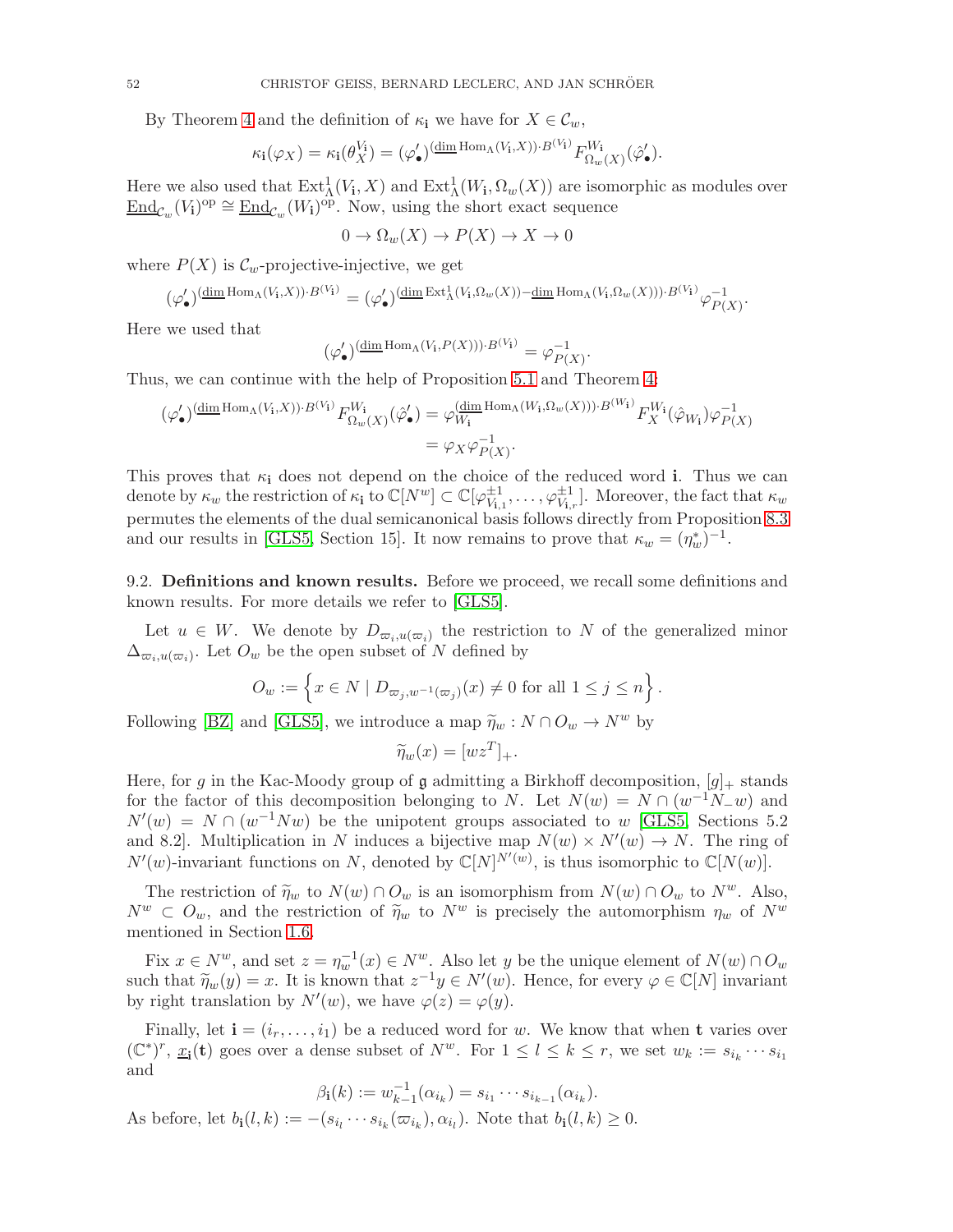By Theorem 4 and the definition of $\kappa_{\mathbf{i}}$ we have for $X \in \mathcal{C}_w$,

$$\kappa_{\mathbf{i}}(\varphi_X) = \kappa_{\mathbf{i}}(\theta_X^{V_{\mathbf{i}}}) = (\varphi'_\bullet)^{(\underline{\dim}\,\mathrm{Hom}_\Lambda(V_{\mathbf{i}},X))\cdot B^{(V_{\mathbf{i}})}} F^{W_{\mathbf{i}}}_{\Omega_w(X)}(\hat{\varphi}'_\bullet).$$

Here we also used that $\mathrm{Ext}^1_\Lambda(V_{\mathbf{i}}, X)$ and $\mathrm{Ext}^1_\Lambda(W_{\mathbf{i}}, \Omega_w(X))$ are isomorphic as modules over $\underline{\mathrm{End}}_{\mathcal{C}_w}(V_{\mathbf{i}})^{\mathrm{op}} \cong \underline{\mathrm{End}}_{\mathcal{C}_w}(W_{\mathbf{i}})^{\mathrm{op}}$. Now, using the short exact sequence

$$0 \to \Omega_w(X) \to P(X) \to X \to 0$$

where $P(X)$ is $\mathcal{C}_w$-projective-injective, we get

$$(\varphi'_\bullet)^{(\underline{\dim}\,\mathrm{Hom}_\Lambda(V_{\mathbf{i}},X))\cdot B^{(V_{\mathbf{i}})}} = (\varphi'_\bullet)^{(\underline{\dim}\,\mathrm{Ext}^1_\Lambda(V_{\mathbf{i}},\Omega_w(X)) - \underline{\dim}\,\mathrm{Hom}_\Lambda(V_{\mathbf{i}},\Omega_w(X)))\cdot B^{(V_{\mathbf{i}})}} \varphi^{-1}_{P(X)}.$$

Here we used that

$$(\varphi'_\bullet)^{(\underline{\dim}\,\mathrm{Hom}_\Lambda(V_{\mathbf{i}},P(X)))\cdot B^{(V_{\mathbf{i}})}} = \varphi^{-1}_{P(X)}.$$

Thus, we can continue with the help of Proposition 5.1 and Theorem 4:

$$\begin{aligned}(\varphi'_\bullet)^{(\underline{\dim}\,\mathrm{Hom}_\Lambda(V_{\mathbf{i}},X))\cdot B^{(V_{\mathbf{i}})}} F^{W_{\mathbf{i}}}_{\Omega_w(X)}(\hat{\varphi}'_\bullet) &= \varphi_{W_{\mathbf{i}}}^{(\underline{\dim}\,\mathrm{Hom}_\Lambda(W_{\mathbf{i}},\Omega_w(X)))\cdot B^{(W_{\mathbf{i}})}} F^{W_{\mathbf{i}}}_X(\hat{\varphi}_{W_{\mathbf{i}}})\varphi^{-1}_{P(X)} \\ &= \varphi_X \varphi^{-1}_{P(X)}.\end{aligned}$$

This proves that $\kappa_{\mathbf{i}}$ does not depend on the choice of the reduced word $\mathbf{i}$. Thus we can denote by $\kappa_w$ the restriction of $\kappa_{\mathbf{i}}$ to $\mathbb{C}[N^w] \subset \mathbb{C}[\varphi^{\pm 1}_{V_{\mathbf{i},1}}, \dots, \varphi^{\pm 1}_{V_{\mathbf{i},r}}]$. Moreover, the fact that $\kappa_w$ permutes the elements of the dual semicanonical basis follows directly from Proposition 8.3 and our results in [GLS5, Section 15]. It now remains to prove that $\kappa_w = (\eta_w^*)^{-1}$.

**9.2. Definitions and known results.** Before we proceed, we recall some definitions and known results. For more details we refer to [GLS5].

Let $u \in W$. We denote by $D_{\varpi_i, u(\varpi_i)}$ the restriction to $N$ of the generalized minor $\Delta_{\varpi_i, u(\varpi_i)}$. Let $O_w$ be the open subset of $N$ defined by

$$O_w := \left\{ x \in N \mid D_{\varpi_j, w^{-1}(\varpi_j)}(x) \neq 0 \text{ for all } 1 \leq j \leq n \right\}.$$

Following [BZ] and [GLS5], we introduce a map $\widetilde{\eta}_w : N \cap O_w \to N^w$ by

$$\widetilde{\eta}_w(x) = [wz^T]_+.$$

Here, for $g$ in the Kac-Moody group of $\mathfrak{g}$ admitting a Birkhoff decomposition, $[g]_+$ stands for the factor of this decomposition belonging to $N$. Let $N(w) = N \cap (w^{-1}N_-w)$ and $N'(w) = N \cap (w^{-1}Nw)$ be the unipotent groups associated to $w$ [GLS5, Sections 5.2 and 8.2]. Multiplication in $N$ induces a bijective map $N(w) \times N'(w) \to N$. The ring of $N'(w)$-invariant functions on $N$, denoted by $\mathbb{C}[N]^{N'(w)}$, is thus isomorphic to $\mathbb{C}[N(w)]$.

The restriction of $\widetilde{\eta}_w$ to $N(w) \cap O_w$ is an isomorphism from $N(w) \cap O_w$ to $N^w$. Also, $N^w \subset O_w$, and the restriction of $\widetilde{\eta}_w$ to $N^w$ is precisely the automorphism $\eta_w$ of $N^w$ mentioned in Section 1.6.

Fix $x \in N^w$, and set $z = \eta_w^{-1}(x) \in N^w$. Also let $y$ be the unique element of $N(w) \cap O_w$ such that $\widetilde{\eta}_w(y) = x$. It is known that $z^{-1}y \in N'(w)$. Hence, for every $\varphi \in \mathbb{C}[N]$ invariant by right translation by $N'(w)$, we have $\varphi(z) = \varphi(y)$.

Finally, let $\mathbf{i} = (i_r, \dots, i_1)$ be a reduced word for $w$. We know that when $\mathbf{t}$ varies over $(\mathbb{C}^*)^r$, $\underline{x}_{\mathbf{i}}(\mathbf{t})$ goes over a dense subset of $N^w$. For $1 \leq l \leq k \leq r$, we set $w_k := s_{i_k} \cdots s_{i_1}$ and

$$\beta_{\mathbf{i}}(k) := w_{k-1}^{-1}(\alpha_{i_k}) = s_{i_1} \cdots s_{i_{k-1}}(\alpha_{i_k}).$$

As before, let $b_{\mathbf{i}}(l,k) := -(s_{i_l} \cdots s_{i_k}(\varpi_{i_k}), \alpha_{i_l})$. Note that $b_{\mathbf{i}}(l,k) \geq 0$.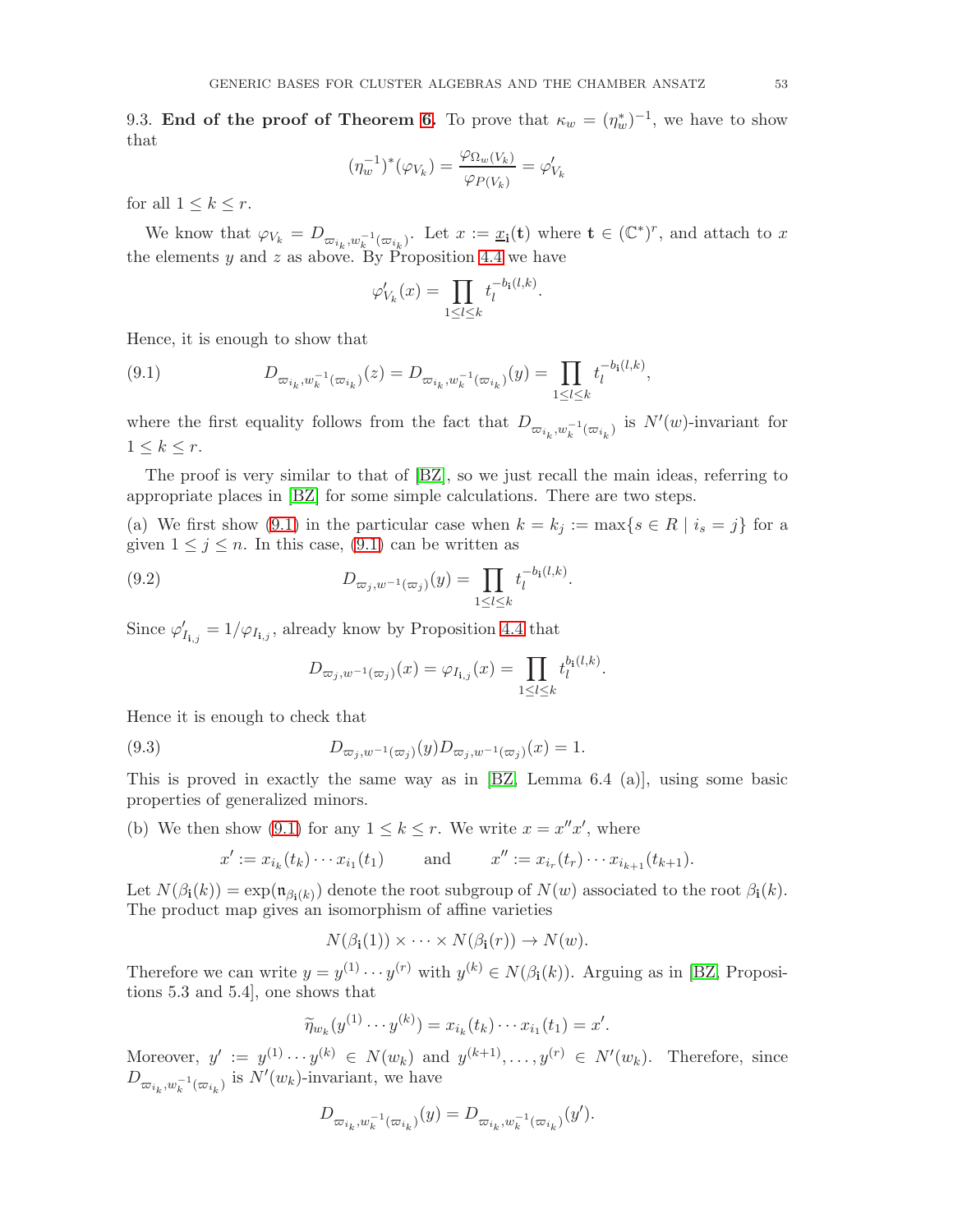9.3. **End of the proof of Theorem 6.** To prove that $\kappa_w = (\eta_w^*)^{-1}$, we have to show that

$$(\eta_w^{-1})^*(\varphi_{V_k}) = \frac{\varphi_{\Omega_w(V_k)}}{\varphi_{P(V_k)}} = \varphi'_{V_k}$$

for all $1 \le k \le r$.

We know that $\varphi_{V_k} = D_{\varpi_{i_k}, w_k^{-1}(\varpi_{i_k})}$. Let $x := \underline{x}_{\mathbf{i}}(\mathbf{t})$ where $\mathbf{t} \in (\mathbb{C}^*)^r$, and attach to $x$ the elements $y$ and $z$ as above. By Proposition 4.4 we have

$$\varphi'_{V_k}(x) = \prod_{1 \le l \le k} t_l^{-b_{\mathbf{i}}(l,k)}.$$

Hence, it is enough to show that

$$D_{\varpi_{i_k}, w_k^{-1}(\varpi_{i_k})}(z) = D_{\varpi_{i_k}, w_k^{-1}(\varpi_{i_k})}(y) = \prod_{1 \le l \le k} t_l^{-b_{\mathbf{i}}(l,k)}, \tag{9.1}$$

where the first equality follows from the fact that $D_{\varpi_{i_k}, w_k^{-1}(\varpi_{i_k})}$ is $N'(w)$-invariant for $1 \le k \le r$.

The proof is very similar to that of [BZ], so we just recall the main ideas, referring to appropriate places in [BZ] for some simple calculations. There are two steps.

(a) We first show (9.1) in the particular case when $k = k_j := \max\{s \in R \mid i_s = j\}$ for a given $1 \le j \le n$. In this case, (9.1) can be written as

$$D_{\varpi_j, w^{-1}(\varpi_j)}(y) = \prod_{1 \le l \le k} t_l^{-b_{\mathbf{i}}(l,k)}. \tag{9.2}$$

Since $\varphi'_{I_{\mathbf{i},j}} = 1/\varphi_{I_{\mathbf{i},j}}$, already know by Proposition 4.4 that

$$D_{\varpi_j, w^{-1}(\varpi_j)}(x) = \varphi_{I_{\mathbf{i},j}}(x) = \prod_{1 \le l \le k} t_l^{b_{\mathbf{i}}(l,k)}.$$

Hence it is enough to check that

$$D_{\varpi_j, w^{-1}(\varpi_j)}(y) D_{\varpi_j, w^{-1}(\varpi_j)}(x) = 1. \tag{9.3}$$

This is proved in exactly the same way as in [BZ, Lemma 6.4 (a)], using some basic properties of generalized minors.

(b) We then show (9.1) for any $1 \le k \le r$. We write $x = x''x'$, where

$$x' := x_{i_k}(t_k) \cdots x_{i_1}(t_1) \qquad \text{and} \qquad x'' := x_{i_r}(t_r) \cdots x_{i_{k+1}}(t_{k+1}).$$

Let $N(\beta_{\mathbf{i}}(k)) = \exp(\mathfrak{n}_{\beta_{\mathbf{i}}(k)})$ denote the root subgroup of $N(w)$ associated to the root $\beta_{\mathbf{i}}(k)$. The product map gives an isomorphism of affine varieties

$$N(\beta_{\mathbf{i}}(1)) \times \cdots \times N(\beta_{\mathbf{i}}(r)) \to N(w).$$

Therefore we can write $y = y^{(1)} \cdots y^{(r)}$ with $y^{(k)} \in N(\beta_{\mathbf{i}}(k))$. Arguing as in [BZ, Propositions 5.3 and 5.4], one shows that

$$\widetilde{\eta}_{w_k}(y^{(1)} \cdots y^{(k)}) = x_{i_k}(t_k) \cdots x_{i_1}(t_1) = x'.$$

Moreover, $y' := y^{(1)} \cdots y^{(k)} \in N(w_k)$ and $y^{(k+1)}, \dots, y^{(r)} \in N'(w_k)$. Therefore, since $D_{\varpi_{i_k}, w_k^{-1}(\varpi_{i_k})}$ is $N'(w_k)$-invariant, we have

$$D_{\varpi_{i_k}, w_k^{-1}(\varpi_{i_k})}(y) = D_{\varpi_{i_k}, w_k^{-1}(\varpi_{i_k})}(y').$$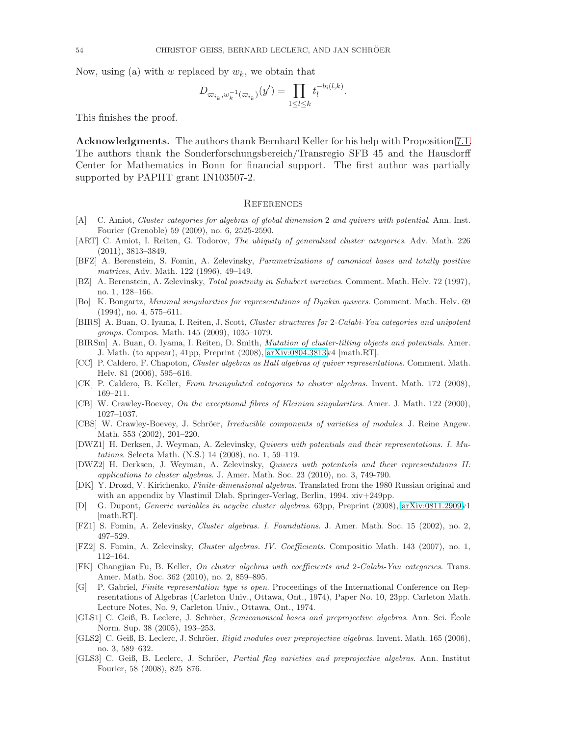Now, using (a) with $w$ replaced by $w_k$, we obtain that

$$D_{\varpi_{i_k}, w_k^{-1}(\varpi_{i_k})}(y') = \prod_{1 \le l \le k} t_l^{-b_{\mathbf{i}}(l,k)}.$$

This finishes the proof.

**Acknowledgments.** The authors thank Bernhard Keller for his help with Proposition 7.1. The authors thank the Sonderforschungsbereich/Transregio SFB 45 and the Hausdorff Center for Mathematics in Bonn for financial support. The first author was partially supported by PAPIIT grant IN103507-2.

## References

- [A] C. Amiot, *Cluster categories for algebras of global dimension 2 and quivers with potential*. Ann. Inst. Fourier (Grenoble) 59 (2009), no. 6, 2525-2590.
- [ART] C. Amiot, I. Reiten, G. Todorov, *The ubiquity of generalized cluster categories*. Adv. Math. 226 (2011), 3813–3849.
- [BFZ] A. Berenstein, S. Fomin, A. Zelevinsky, *Parametrizations of canonical bases and totally positive matrices*, Adv. Math. 122 (1996), 49–149.
- [BZ] A. Berenstein, A. Zelevinsky, *Total positivity in Schubert varieties*. Comment. Math. Helv. 72 (1997), no. 1, 128–166.
- [Bo] K. Bongartz, *Minimal singularities for representations of Dynkin quivers*. Comment. Math. Helv. 69 (1994), no. 4, 575–611.
- [BIRS] A. Buan, O. Iyama, I. Reiten, J. Scott, *Cluster structures for 2-Calabi-Yau categories and unipotent groups*. Compos. Math. 145 (2009), 1035–1079.
- [BIRSm] A. Buan, O. Iyama, I. Reiten, D. Smith, *Mutation of cluster-tilting objects and potentials*. Amer. J. Math. (to appear), 41pp, Preprint (2008), arXiv:0804.3813v4 [math.RT].
- [CC] P. Caldero, F. Chapoton, *Cluster algebras as Hall algebras of quiver representations*. Comment. Math. Helv. 81 (2006), 595–616.
- [CK] P. Caldero, B. Keller, *From triangulated categories to cluster algebras*. Invent. Math. 172 (2008), 169–211.
- [CB] W. Crawley-Boevey, *On the exceptional fibres of Kleinian singularities*. Amer. J. Math. 122 (2000), 1027–1037.
- [CBS] W. Crawley-Boevey, J. Schröer, *Irreducible components of varieties of modules*. J. Reine Angew. Math. 553 (2002), 201–220.
- [DWZ1] H. Derksen, J. Weyman, A. Zelevinsky, *Quivers with potentials and their representations. I. Mutations*. Selecta Math. (N.S.) 14 (2008), no. 1, 59–119.
- [DWZ2] H. Derksen, J. Weyman, A. Zelevinsky, *Quivers with potentials and their representations II: applications to cluster algebras*. J. Amer. Math. Soc. 23 (2010), no. 3, 749-790.
- [DK] Y. Drozd, V. Kirichenko, *Finite-dimensional algebras*. Translated from the 1980 Russian original and with an appendix by Vlastimil Dlab. Springer-Verlag, Berlin, 1994. xiv+249pp.
- [D] G. Dupont, *Generic variables in acyclic cluster algebras*. 63pp, Preprint (2008), arXiv:0811.2909v1 [math.RT].
- [FZ1] S. Fomin, A. Zelevinsky, *Cluster algebras. I. Foundations*. J. Amer. Math. Soc. 15 (2002), no. 2, 497–529.
- [FZ2] S. Fomin, A. Zelevinsky, *Cluster algebras. IV. Coefficients*. Compositio Math. 143 (2007), no. 1, 112–164.
- [FK] Changjian Fu, B. Keller, *On cluster algebras with coefficients and 2-Calabi-Yau categories*. Trans. Amer. Math. Soc. 362 (2010), no. 2, 859–895.
- [G] P. Gabriel, *Finite representation type is open*. Proceedings of the International Conference on Representations of Algebras (Carleton Univ., Ottawa, Ont., 1974), Paper No. 10, 23pp. Carleton Math. Lecture Notes, No. 9, Carleton Univ., Ottawa, Ont., 1974.
- [GLS1] C. Geiß, B. Leclerc, J. Schröer, *Semicanonical bases and preprojective algebras*. Ann. Sci. École Norm. Sup. 38 (2005), 193–253.
- [GLS2] C. Geiß, B. Leclerc, J. Schröer, *Rigid modules over preprojective algebras*. Invent. Math. 165 (2006), no. 3, 589–632.
- [GLS3] C. Geiß, B. Leclerc, J. Schröer, *Partial flag varieties and preprojective algebras*. Ann. Institut Fourier, 58 (2008), 825–876.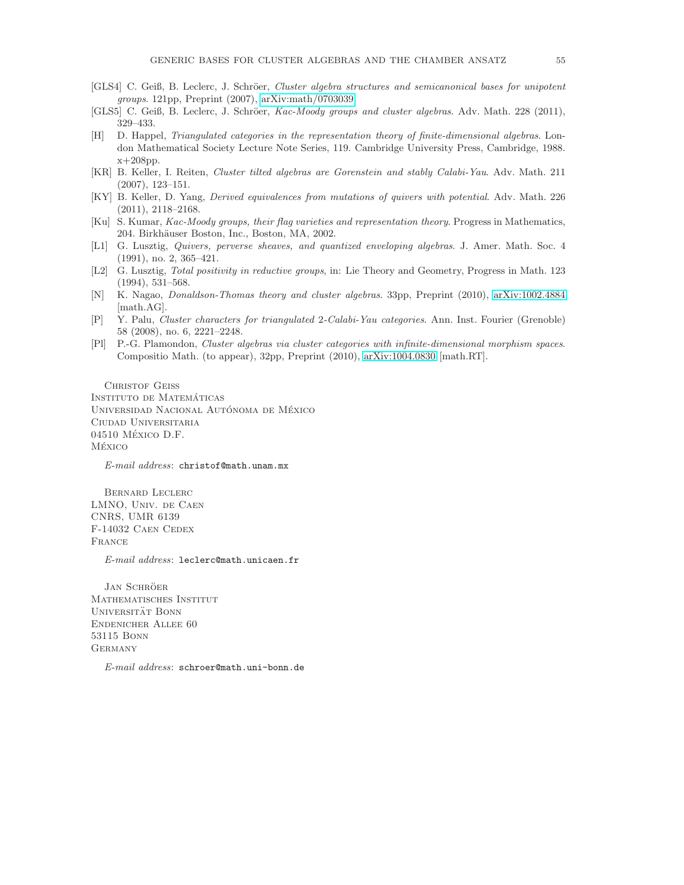- [GLS4] C. Geiß, B. Leclerc, J. Schröer, *Cluster algebra structures and semicanonical bases for unipotent groups*. 121pp, Preprint (2007), arXiv:math/0703039
- [GLS5] C. Geiß, B. Leclerc, J. Schröer, *Kac-Moody groups and cluster algebras*. Adv. Math. 228 (2011), 329–433.
- [H] D. Happel, *Triangulated categories in the representation theory of finite-dimensional algebras*. London Mathematical Society Lecture Note Series, 119. Cambridge University Press, Cambridge, 1988. x+208pp.
- [KR] B. Keller, I. Reiten, *Cluster tilted algebras are Gorenstein and stably Calabi-Yau*. Adv. Math. 211 (2007), 123–151.
- [KY] B. Keller, D. Yang, *Derived equivalences from mutations of quivers with potential*. Adv. Math. 226 (2011), 2118–2168.
- [Ku] S. Kumar, *Kac-Moody groups, their flag varieties and representation theory*. Progress in Mathematics, 204. Birkhäuser Boston, Inc., Boston, MA, 2002.
- [L1] G. Lusztig, *Quivers, perverse sheaves, and quantized enveloping algebras*. J. Amer. Math. Soc. 4 (1991), no. 2, 365–421.
- [L2] G. Lusztig, *Total positivity in reductive groups*, in: Lie Theory and Geometry, Progress in Math. 123 (1994), 531–568.
- [N] K. Nagao, *Donaldson-Thomas theory and cluster algebras*. 33pp, Preprint (2010), arXiv:1002.4884 [math.AG].
- [P] Y. Palu, *Cluster characters for triangulated 2-Calabi-Yau categories*. Ann. Inst. Fourier (Grenoble) 58 (2008), no. 6, 2221–2248.
- [Pl] P.-G. Plamondon, *Cluster algebras via cluster categories with infinite-dimensional morphism spaces*. Compositio Math. (to appear), 32pp, Preprint (2010), arXiv:1004.0830 [math.RT].

Christof Geiss
Instituto de Matemáticas
Universidad Nacional Autónoma de México
Ciudad Universitaria
04510 México D.F.
México

*E-mail address*: christof@math.unam.mx

Bernard Leclerc
LMNO, Univ. de Caen
CNRS, UMR 6139
F-14032 Caen Cedex
France

*E-mail address*: leclerc@math.unicaen.fr

Jan Schröer
Mathematisches Institut
Universität Bonn
Endenicher Allee 60
53115 Bonn
Germany

*E-mail address*: schroer@math.uni-bonn.de